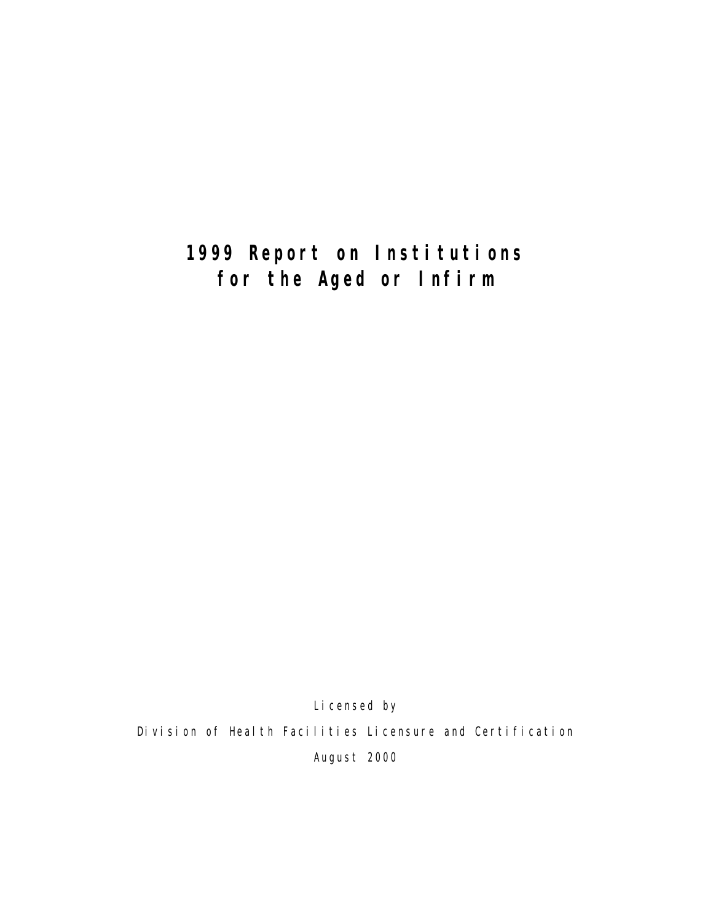# 1999 Report on Institutions for the Aged or Infirm

Licensed by

Division of Health Facilities Licensure and Certification

August 2000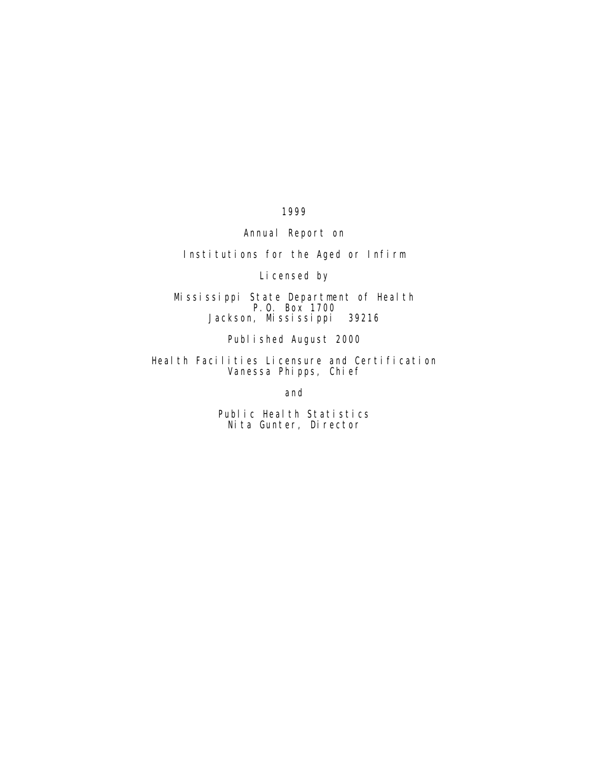# 1999

## Annual Report on

## Institutions for the Aged or Infirm

Licensed by

Mississippi State Department of Health
P.O. Box 1700
Jackson, Mississippi 39216

Published August 2000

Health Facilities Licensure and Certification
Vanessa Phipps, Chief

and

Public Health Statistics
Nita Gunter, Director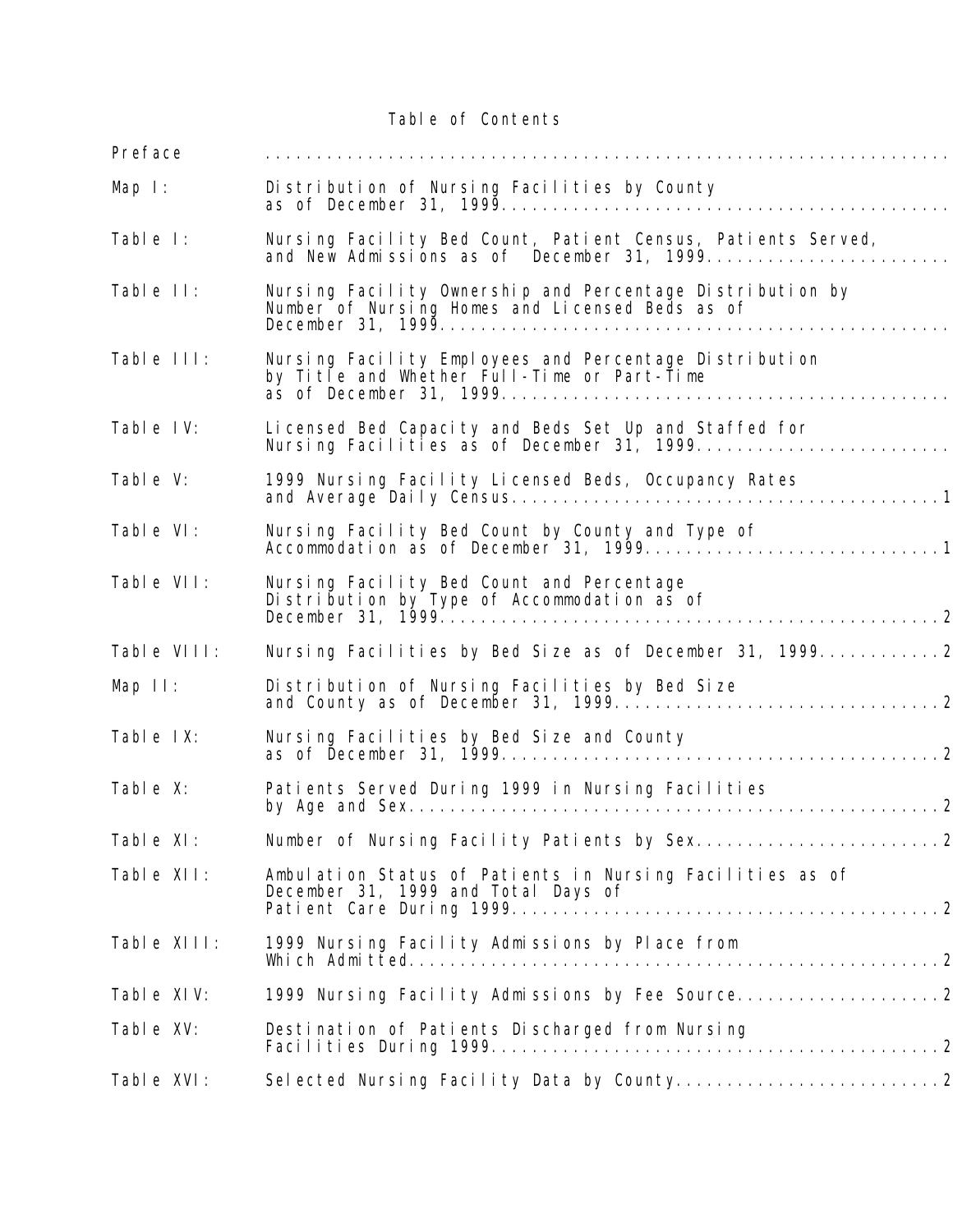# Table of Contents

| | |
|---|---|
| Preface | ................................................................ |
| Map I: | Distribution of Nursing Facilities by County as of December 31, 1999.............................................. |
| Table I: | Nursing Facility Bed Count, Patient Census, Patients Served, and New Admissions as of December 31, 1999........................ |
| Table II: | Nursing Facility Ownership and Percentage Distribution by Number of Nursing Homes and Licensed Beds as of December 31, 1999.................................................. |
| Table III: | Nursing Facility Employees and Percentage Distribution by Title and Whether Full-Time or Part-Time as of December 31, 1999............................................ |
| Table IV: | Licensed Bed Capacity and Beds Set Up and Staffed for Nursing Facilities as of December 31, 1999......................... |
| Table V: | 1999 Nursing Facility Licensed Beds, Occupancy Rates and Average Daily Census..........................................1 |
| Table VI: | Nursing Facility Bed Count by County and Type of Accommodation as of December 31, 1999.............................1 |
| Table VII: | Nursing Facility Bed Count and Percentage Distribution by Type of Accommodation as of December 31, 1999..................................................2 |
| Table VIII: | Nursing Facilities by Bed Size as of December 31, 1999............2 |
| Map II: | Distribution of Nursing Facilities by Bed Size and County as of December 31, 1999................................2 |
| Table IX: | Nursing Facilities by Bed Size and County as of December 31, 1999...........................................2 |
| Table X: | Patients Served During 1999 in Nursing Facilities by Age and Sex....................................................2 |
| Table XI: | Number of Nursing Facility Patients by Sex........................2 |
| Table XII: | Ambulation Status of Patients in Nursing Facilities as of December 31, 1999 and Total Days of Patient Care During 1999..........................................2 |
| Table XIII: | 1999 Nursing Facility Admissions by Place from Which Admitted....................................................2 |
| Table XIV: | 1999 Nursing Facility Admissions by Fee Source....................2 |
| Table XV: | Destination of Patients Discharged from Nursing Facilities During 1999............................................2 |
| Table XVI: | Selected Nursing Facility Data by County..........................2 |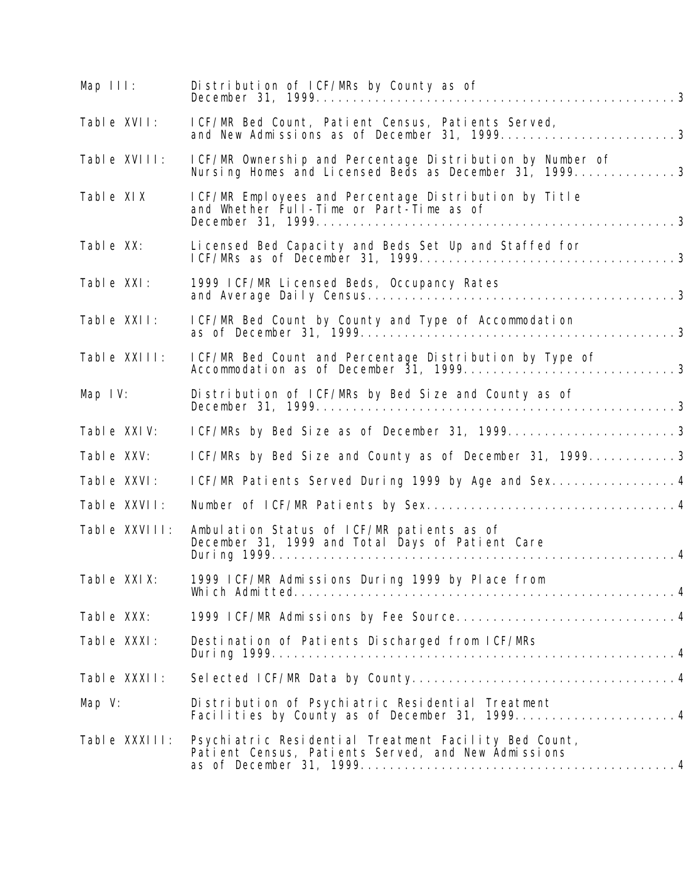| | |
|---|---|
| Map III: | Distribution of ICF/MRs by County as of December 31, 1999....................................................3 |
| Table XVII: | ICF/MR Bed Count, Patient Census, Patients Served, and New Admissions as of December 31, 1999.........................3 |
| Table XVIII: | ICF/MR Ownership and Percentage Distribution by Number of Nursing Homes and Licensed Beds as December 31, 1999..............3 |
| Table XIX | ICF/MR Employees and Percentage Distribution by Title and Whether Full-Time or Part-Time as of December 31, 1999....................................................3 |
| Table XX: | Licensed Bed Capacity and Beds Set Up and Staffed for ICF/MRs as of December 31, 1999....................................3 |
| Table XXI: | 1999 ICF/MR Licensed Beds, Occupancy Rates and Average Daily Census............................................3 |
| Table XXII: | ICF/MR Bed Count by County and Type of Accommodation as of December 31, 1999.............................................3 |
| Table XXIII: | ICF/MR Bed Count and Percentage Distribution by Type of Accommodation as of December 31, 1999..............................3 |
| Map IV: | Distribution of ICF/MRs by Bed Size and County as of December 31, 1999....................................................3 |
| Table XXIV: | ICF/MRs by Bed Size as of December 31, 1999........................3 |
| Table XXV: | ICF/MRs by Bed Size and County as of December 31, 1999............3 |
| Table XXVI: | ICF/MR Patients Served During 1999 by Age and Sex.................4 |
| Table XXVII: | Number of ICF/MR Patients by Sex..................................4 |
| Table XXVIII: | Ambulation Status of ICF/MR patients as of December 31, 1999 and Total Days of Patient Care During 1999.......................................................4 |
| Table XXIX: | 1999 ICF/MR Admissions During 1999 by Place from Which Admitted.....................................................4 |
| Table XXX: | 1999 ICF/MR Admissions by Fee Source..............................4 |
| Table XXXI: | Destination of Patients Discharged from ICF/MRs During 1999.......................................................4 |
| Table XXXII: | Selected ICF/MR Data by County....................................4 |
| Map V: | Distribution of Psychiatric Residential Treatment Facilities by County as of December 31, 1999......................4 |
| Table XXXIII: | Psychiatric Residential Treatment Facility Bed Count, Patient Census, Patients Served, and New Admissions as of December 31, 1999............................................4 |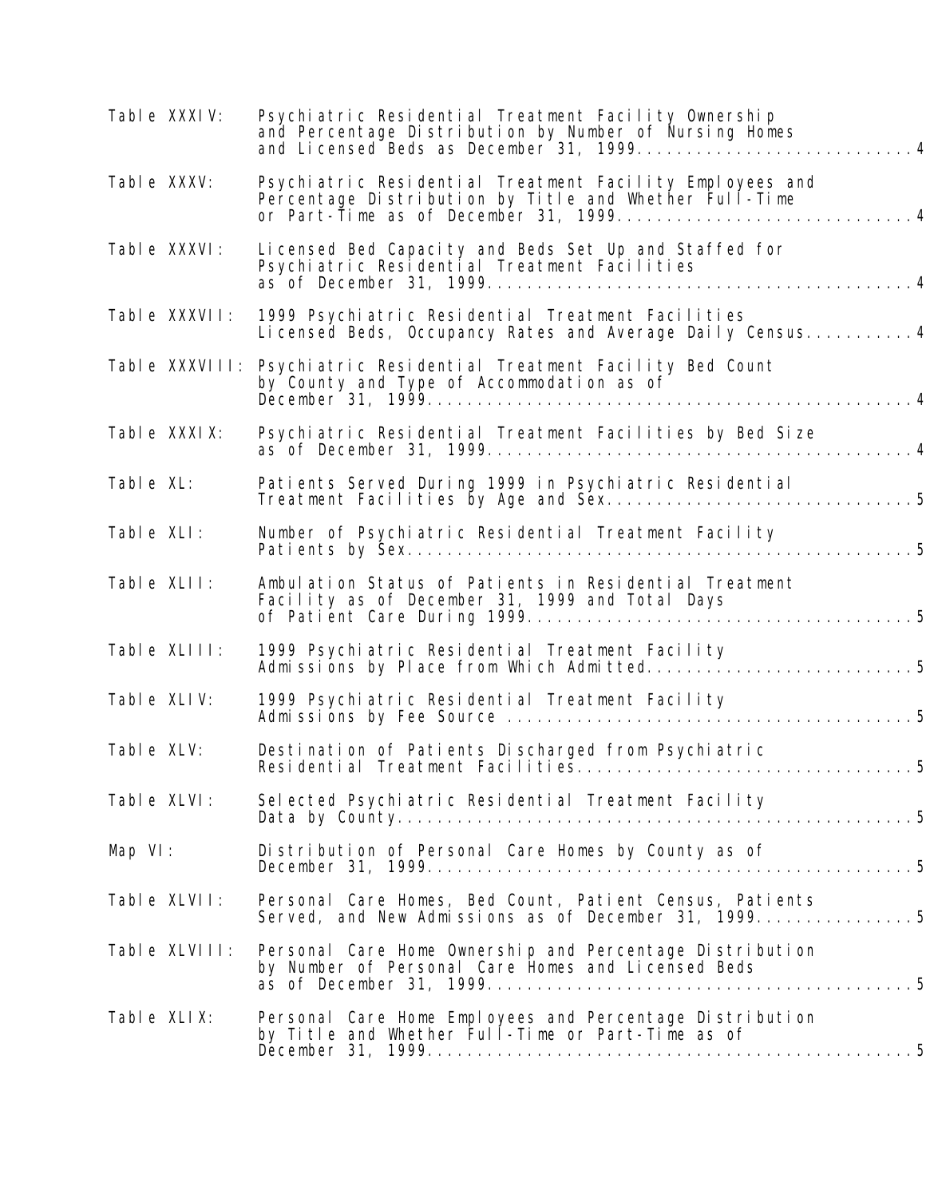| | | |
|---|---|---|
| Table XXXIV: | Psychiatric Residential Treatment Facility Ownership and Percentage Distribution by Number of Nursing Homes and Licensed Beds as December 31, 1999 | 4 |
| Table XXXV: | Psychiatric Residential Treatment Facility Employees and Percentage Distribution by Title and Whether Full-Time or Part-Time as of December 31, 1999 | 4 |
| Table XXXVI: | Licensed Bed Capacity and Beds Set Up and Staffed for Psychiatric Residential Treatment Facilities as of December 31, 1999 | 4 |
| Table XXXVII: | 1999 Psychiatric Residential Treatment Facilities Licensed Beds, Occupancy Rates and Average Daily Census | 4 |
| Table XXXVIII: | Psychiatric Residential Treatment Facility Bed Count by County and Type of Accommodation as of December 31, 1999 | 4 |
| Table XXXIX: | Psychiatric Residential Treatment Facilities by Bed Size as of December 31, 1999 | 4 |
| Table XL: | Patients Served During 1999 in Psychiatric Residential Treatment Facilities by Age and Sex | 5 |
| Table XLI: | Number of Psychiatric Residential Treatment Facility Patients by Sex | 5 |
| Table XLII: | Ambulation Status of Patients in Residential Treatment Facility as of December 31, 1999 and Total Days of Patient Care During 1999 | 5 |
| Table XLIII: | 1999 Psychiatric Residential Treatment Facility Admissions by Place from Which Admitted | 5 |
| Table XLIV: | 1999 Psychiatric Residential Treatment Facility Admissions by Fee Source | 5 |
| Table XLV: | Destination of Patients Discharged from Psychiatric Residential Treatment Facilities | 5 |
| Table XLVI: | Selected Psychiatric Residential Treatment Facility Data by County | 5 |
| Map VI: | Distribution of Personal Care Homes by County as of December 31, 1999 | 5 |
| Table XLVII: | Personal Care Homes, Bed Count, Patient Census, Patients Served, and New Admissions as of December 31, 1999 | 5 |
| Table XLVIII: | Personal Care Home Ownership and Percentage Distribution by Number of Personal Care Homes and Licensed Beds as of December 31, 1999 | 5 |
| Table XLIX: | Personal Care Home Employees and Percentage Distribution by Title and Whether Full-Time or Part-Time as of December 31, 1999 | 5 |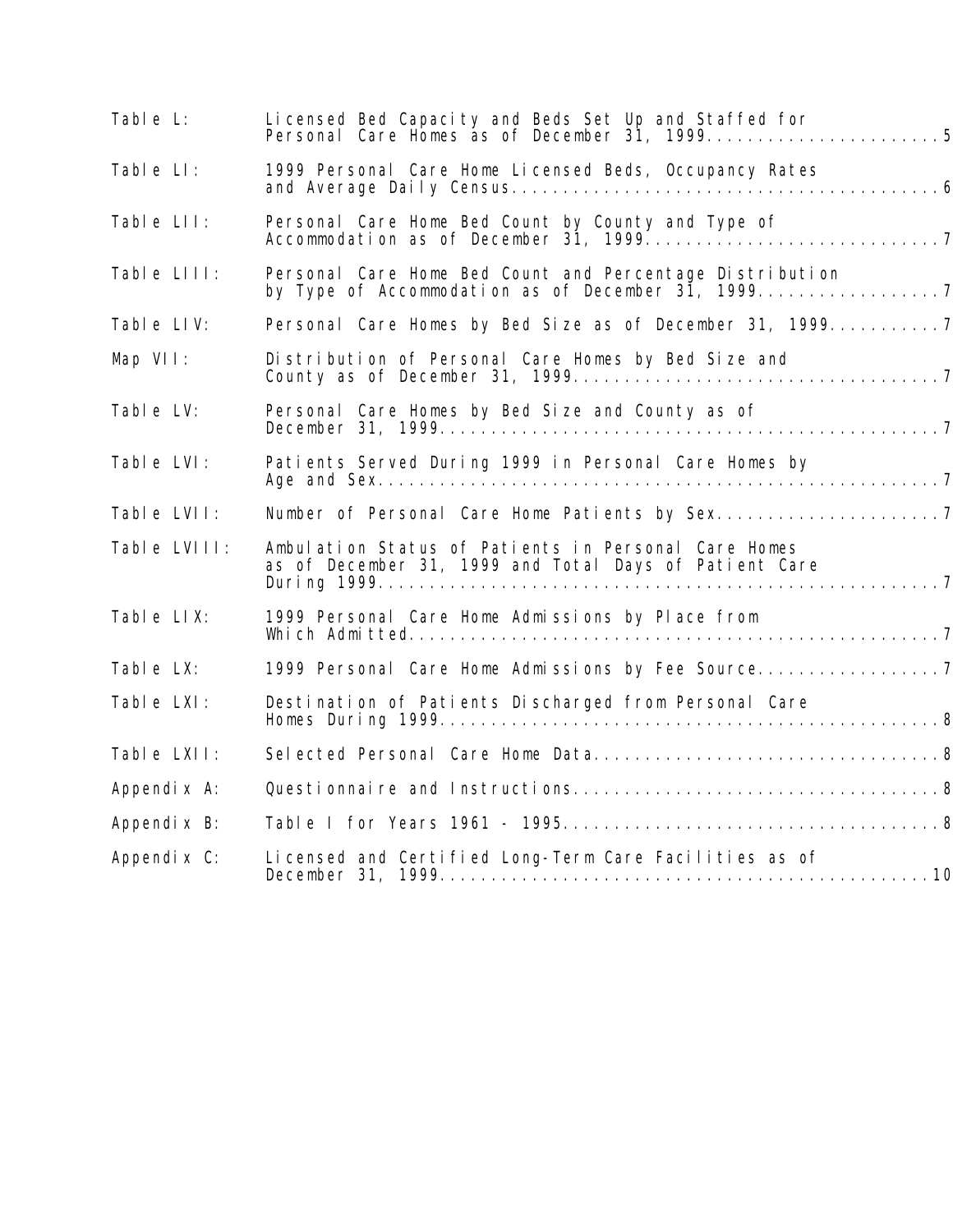| | | |
|---|---|---|
| Table L: | Licensed Bed Capacity and Beds Set Up and Staffed for Personal Care Homes as of December 31, 1999 | 5 |
| Table LI: | 1999 Personal Care Home Licensed Beds, Occupancy Rates and Average Daily Census | 6 |
| Table LII: | Personal Care Home Bed Count by County and Type of Accommodation as of December 31, 1999 | 7 |
| Table LIII: | Personal Care Home Bed Count and Percentage Distribution by Type of Accommodation as of December 31, 1999 | 7 |
| Table LIV: | Personal Care Homes by Bed Size as of December 31, 1999 | 7 |
| Map VII: | Distribution of Personal Care Homes by Bed Size and County as of December 31, 1999 | 7 |
| Table LV: | Personal Care Homes by Bed Size and County as of December 31, 1999 | 7 |
| Table LVI: | Patients Served During 1999 in Personal Care Homes by Age and Sex | 7 |
| Table LVII: | Number of Personal Care Home Patients by Sex | 7 |
| Table LVIII: | Ambulation Status of Patients in Personal Care Homes as of December 31, 1999 and Total Days of Patient Care During 1999 | 7 |
| Table LIX: | 1999 Personal Care Home Admissions by Place from Which Admitted | 7 |
| Table LX: | 1999 Personal Care Home Admissions by Fee Source | 7 |
| Table LXI: | Destination of Patients Discharged from Personal Care Homes During 1999 | 8 |
| Table LXII: | Selected Personal Care Home Data | 8 |
| Appendix A: | Questionnaire and Instructions | 8 |
| Appendix B: | Table I for Years 1961 - 1995 | 8 |
| Appendix C: | Licensed and Certified Long-Term Care Facilities as of December 31, 1999 | 10 |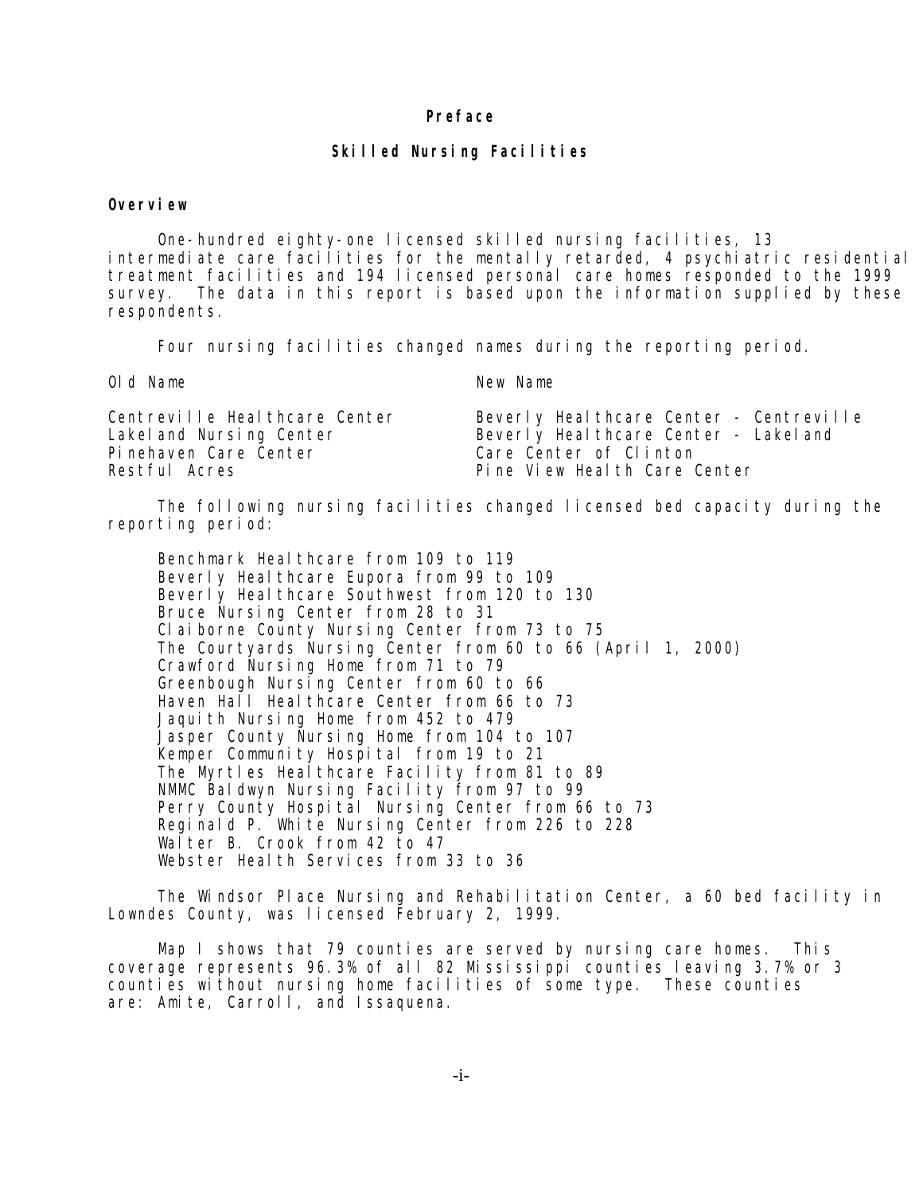# Preface

## Skilled Nursing Facilities

### Overview

One-hundred eighty-one licensed skilled nursing facilities, 13 intermediate care facilities for the mentally retarded, 4 psychiatric residential treatment facilities and 194 licensed personal care homes responded to the 1999 survey. The data in this report is based upon the information supplied by these respondents.

Four nursing facilities changed names during the reporting period.

| Old Name | New Name |
| --- | --- |
| Centreville Healthcare Center | Beverly Healthcare Center - Centreville |
| Lakeland Nursing Center | Beverly Healthcare Center - Lakeland |
| Pinehaven Care Center | Care Center of Clinton |
| Restful Acres | Pine View Health Care Center |

The following nursing facilities changed licensed bed capacity during the reporting period:

- Benchmark Healthcare from 109 to 119
- Beverly Healthcare Eupora from 99 to 109
- Beverly Healthcare Southwest from 120 to 130
- Bruce Nursing Center from 28 to 31
- Claiborne County Nursing Center from 73 to 75
- The Courtyards Nursing Center from 60 to 66 (April 1, 2000)
- Crawford Nursing Home from 71 to 79
- Greenbough Nursing Center from 60 to 66
- Haven Hall Healthcare Center from 66 to 73
- Jaquith Nursing Home from 452 to 479
- Jasper County Nursing Home from 104 to 107
- Kemper Community Hospital from 19 to 21
- The Myrtles Healthcare Facility from 81 to 89
- NMMC Baldwyn Nursing Facility from 97 to 99
- Perry County Hospital Nursing Center from 66 to 73
- Reginald P. White Nursing Center from 226 to 228
- Walter B. Crook from 42 to 47
- Webster Health Services from 33 to 36

The Windsor Place Nursing and Rehabilitation Center, a 60 bed facility in Lowndes County, was licensed February 2, 1999.

Map I shows that 79 counties are served by nursing care homes. This coverage represents 96.3% of all 82 Mississippi counties leaving 3.7% or 3 counties without nursing home facilities of some type. These counties are: Amite, Carroll, and Issaquena.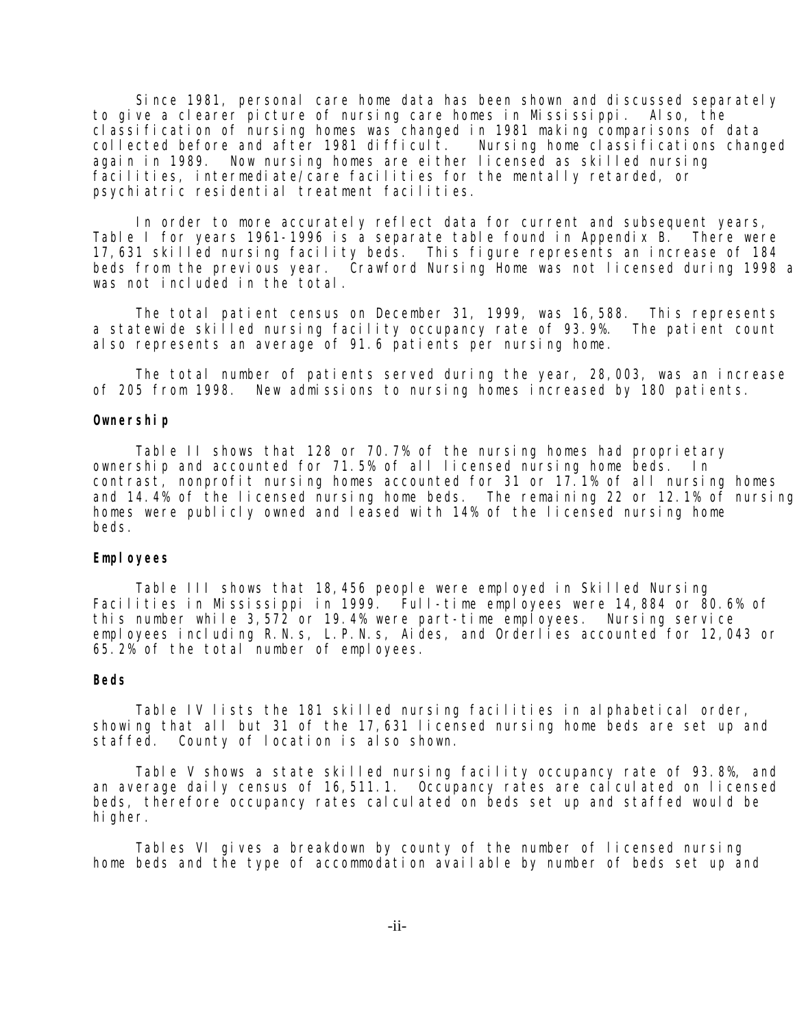Since 1981, personal care home data has been shown and discussed separately to give a clearer picture of nursing care homes in Mississippi. Also, the classification of nursing homes was changed in 1981 making comparisons of data collected before and after 1981 difficult. Nursing home classifications changed again in 1989. Now nursing homes are either licensed as skilled nursing facilities, intermediate/care facilities for the mentally retarded, or psychiatric residential treatment facilities.

In order to more accurately reflect data for current and subsequent years, Table I for years 1961-1996 is a separate table found in Appendix B. There were 17,631 skilled nursing facility beds. This figure represents an increase of 184 beds from the previous year. Crawford Nursing Home was not licensed during 1998 a was not included in the total.

The total patient census on December 31, 1999, was 16,588. This represents a statewide skilled nursing facility occupancy rate of 93.9%. The patient count also represents an average of 91.6 patients per nursing home.

The total number of patients served during the year, 28,003, was an increase of 205 from 1998. New admissions to nursing homes increased by 180 patients.

**Ownership**

Table II shows that 128 or 70.7% of the nursing homes had proprietary ownership and accounted for 71.5% of all licensed nursing home beds. In contrast, nonprofit nursing homes accounted for 31 or 17.1% of all nursing homes and 14.4% of the licensed nursing home beds. The remaining 22 or 12.1% of nursing homes were publicly owned and leased with 14% of the licensed nursing home beds.

**Employees**

Table III shows that 18,456 people were employed in Skilled Nursing Facilities in Mississippi in 1999. Full-time employees were 14,884 or 80.6% of this number while 3,572 or 19.4% were part-time employees. Nursing service employees including R.N.s, L.P.N.s, Aides, and Orderlies accounted for 12,043 or 65.2% of the total number of employees.

**Beds**

Table IV lists the 181 skilled nursing facilities in alphabetical order, showing that all but 31 of the 17,631 licensed nursing home beds are set up and staffed. County of location is also shown.

Table V shows a state skilled nursing facility occupancy rate of 93.8%, and an average daily census of 16,511.1. Occupancy rates are calculated on licensed beds, therefore occupancy rates calculated on beds set up and staffed would be higher.

Tables VI gives a breakdown by county of the number of licensed nursing home beds and the type of accommodation available by number of beds set up and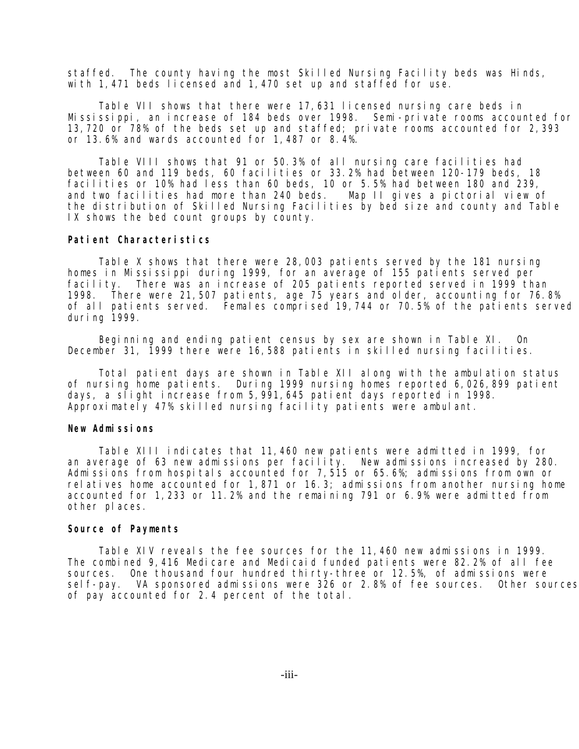staffed. The county having the most Skilled Nursing Facility beds was Hinds, with 1,471 beds licensed and 1,470 set up and staffed for use.

Table VII shows that there were 17,631 licensed nursing care beds in Mississippi, an increase of 184 beds over 1998. Semi-private rooms accounted for 13,720 or 78% of the beds set up and staffed; private rooms accounted for 2,393 or 13.6% and wards accounted for 1,487 or 8.4%.

Table VIII shows that 91 or 50.3% of all nursing care facilities had between 60 and 119 beds, 60 facilities or 33.2% had between 120-179 beds, 18 facilities or 10% had less than 60 beds, 10 or 5.5% had between 180 and 239, and two facilities had more than 240 beds. Map II gives a pictorial view of the distribution of Skilled Nursing Facilities by bed size and county and Table IX shows the bed count groups by county.

**Patient Characteristics**

Table X shows that there were 28,003 patients served by the 181 nursing homes in Mississippi during 1999, for an average of 155 patients served per facility. There was an increase of 205 patients reported served in 1999 than 1998. There were 21,507 patients, age 75 years and older, accounting for 76.8% of all patients served. Females comprised 19,744 or 70.5% of the patients served during 1999.

Beginning and ending patient census by sex are shown in Table XI. On December 31, 1999 there were 16,588 patients in skilled nursing facilities.

Total patient days are shown in Table XII along with the ambulation status of nursing home patients. During 1999 nursing homes reported 6,026,899 patient days, a slight increase from 5,991,645 patient days reported in 1998. Approximately 47% skilled nursing facility patients were ambulant.

**New Admissions**

Table XIII indicates that 11,460 new patients were admitted in 1999, for an average of 63 new admissions per facility. New admissions increased by 280. Admissions from hospitals accounted for 7,515 or 65.6%; admissions from own or relatives home accounted for 1,871 or 16.3; admissions from another nursing home accounted for 1,233 or 11.2% and the remaining 791 or 6.9% were admitted from other places.

**Source of Payments**

Table XIV reveals the fee sources for the 11,460 new admissions in 1999. The combined 9,416 Medicare and Medicaid funded patients were 82.2% of all fee sources. One thousand four hundred thirty-three or 12.5%, of admissions were self-pay. VA sponsored admissions were 326 or 2.8% of fee sources. Other sources of pay accounted for 2.4 percent of the total.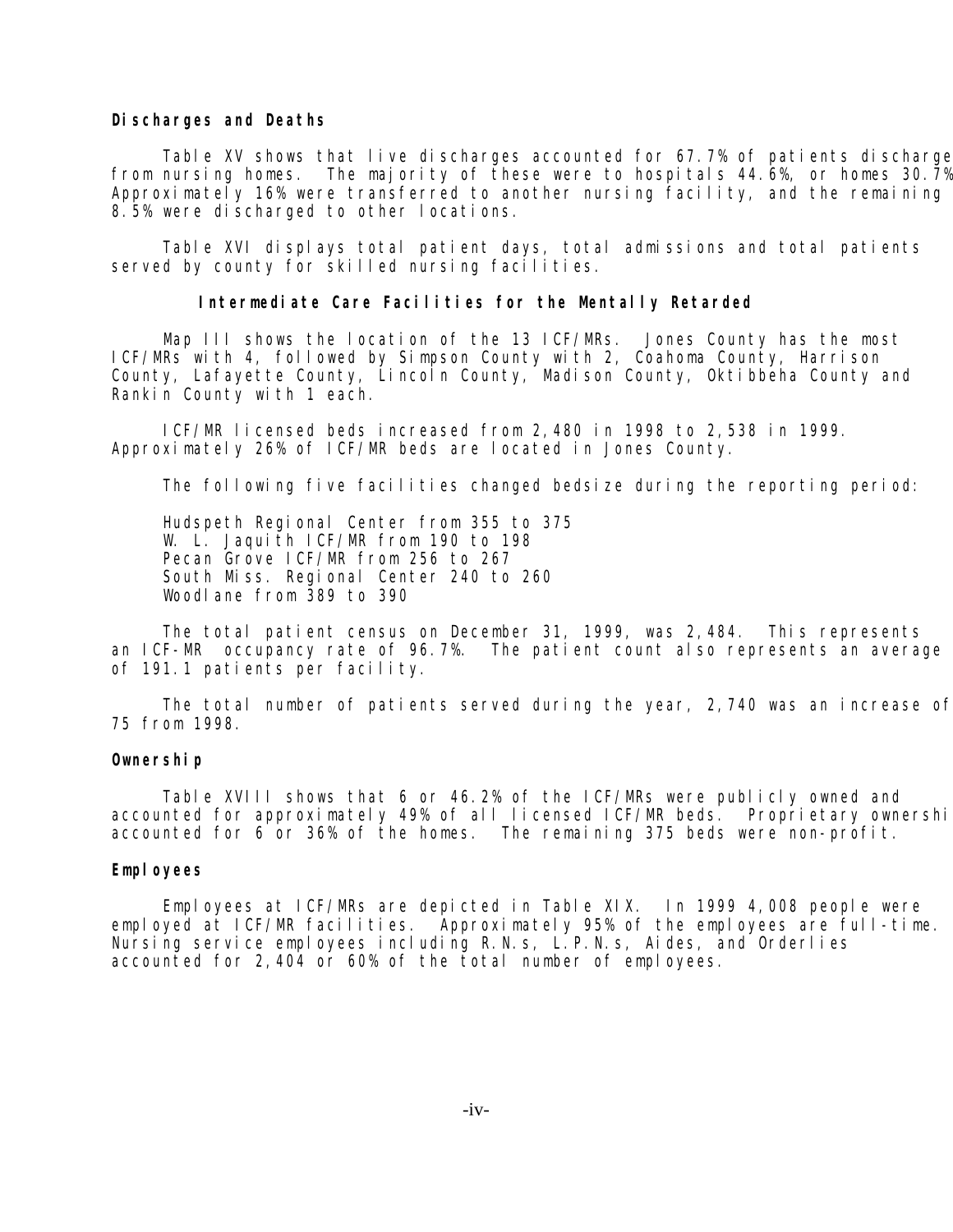**Discharges and Deaths**

Table XV shows that live discharges accounted for 67.7% of patients discharge from nursing homes. The majority of these were to hospitals 44.6%, or homes 30.7% Approximately 16% were transferred to another nursing facility, and the remaining 8.5% were discharged to other locations.

Table XVI displays total patient days, total admissions and total patients served by county for skilled nursing facilities.

## Intermediate Care Facilities for the Mentally Retarded

Map III shows the location of the 13 ICF/MRs. Jones County has the most ICF/MRs with 4, followed by Simpson County with 2, Coahoma County, Harrison County, Lafayette County, Lincoln County, Madison County, Oktibbeha County and Rankin County with 1 each.

ICF/MR licensed beds increased from 2,480 in 1998 to 2,538 in 1999. Approximately 26% of ICF/MR beds are located in Jones County.

The following five facilities changed bedsize during the reporting period:

Hudspeth Regional Center from 355 to 375
W. L. Jaquith ICF/MR from 190 to 198
Pecan Grove ICF/MR from 256 to 267
South Miss. Regional Center 240 to 260
Woodlane from 389 to 390

The total patient census on December 31, 1999, was 2,484. This represents an ICF-MR occupancy rate of 96.7%. The patient count also represents an average of 191.1 patients per facility.

The total number of patients served during the year, 2,740 was an increase of 75 from 1998.

**Ownership**

Table XVIII shows that 6 or 46.2% of the ICF/MRs were publicly owned and accounted for approximately 49% of all licensed ICF/MR beds. Proprietary ownershi accounted for 6 or 36% of the homes. The remaining 375 beds were non-profit.

**Employees**

Employees at ICF/MRs are depicted in Table XIX. In 1999 4,008 people were employed at ICF/MR facilities. Approximately 95% of the employees are full-time. Nursing service employees including R.N.s, L.P.N.s, Aides, and Orderlies accounted for 2,404 or 60% of the total number of employees.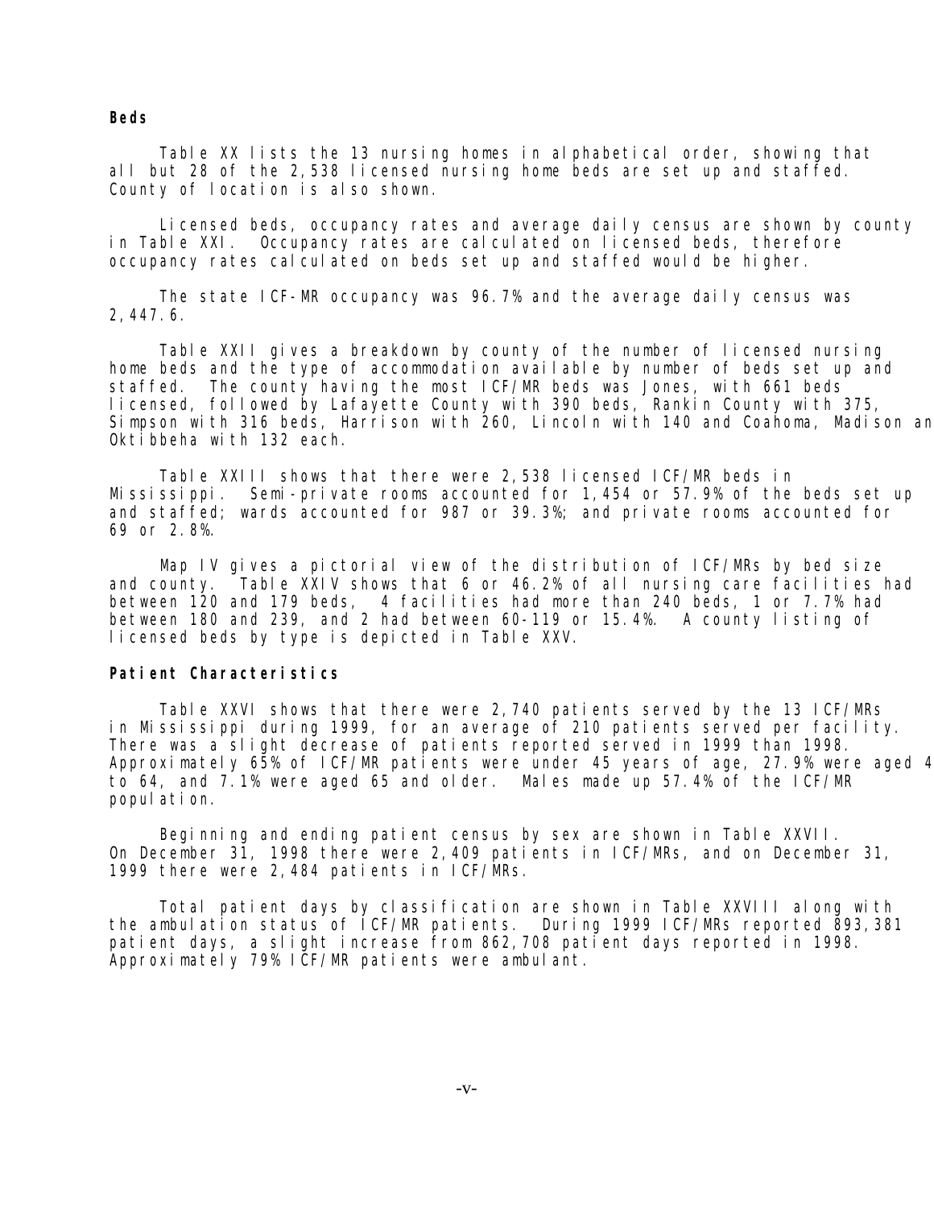**Beds**

Table XX lists the 13 nursing homes in alphabetical order, showing that all but 28 of the 2,538 licensed nursing home beds are set up and staffed. County of location is also shown.

Licensed beds, occupancy rates and average daily census are shown by county in Table XXI. Occupancy rates are calculated on licensed beds, therefore occupancy rates calculated on beds set up and staffed would be higher.

The state ICF-MR occupancy was 96.7% and the average daily census was 2,447.6.

Table XXII gives a breakdown by county of the number of licensed nursing home beds and the type of accommodation available by number of beds set up and staffed. The county having the most ICF/MR beds was Jones, with 661 beds licensed, followed by Lafayette County with 390 beds, Rankin County with 375, Simpson with 316 beds, Harrison with 260, Lincoln with 140 and Coahoma, Madison an Oktibbeha with 132 each.

Table XXIII shows that there were 2,538 licensed ICF/MR beds in Mississippi. Semi-private rooms accounted for 1,454 or 57.9% of the beds set up and staffed; wards accounted for 987 or 39.3%; and private rooms accounted for 69 or 2.8%.

Map IV gives a pictorial view of the distribution of ICF/MRs by bed size and county. Table XXIV shows that 6 or 46.2% of all nursing care facilities had between 120 and 179 beds, 4 facilities had more than 240 beds, 1 or 7.7% had between 180 and 239, and 2 had between 60-119 or 15.4%. A county listing of licensed beds by type is depicted in Table XXV.

**Patient Characteristics**

Table XXVI shows that there were 2,740 patients served by the 13 ICF/MRs in Mississippi during 1999, for an average of 210 patients served per facility. There was a slight decrease of patients reported served in 1999 than 1998. Approximately 65% of ICF/MR patients were under 45 years of age, 27.9% were aged 4 to 64, and 7.1% were aged 65 and older. Males made up 57.4% of the ICF/MR population.

Beginning and ending patient census by sex are shown in Table XXVII. On December 31, 1998 there were 2,409 patients in ICF/MRs, and on December 31, 1999 there were 2,484 patients in ICF/MRs.

Total patient days by classification are shown in Table XXVIII along with the ambulation status of ICF/MR patients. During 1999 ICF/MRs reported 893,381 patient days, a slight increase from 862,708 patient days reported in 1998. Approximately 79% ICF/MR patients were ambulant.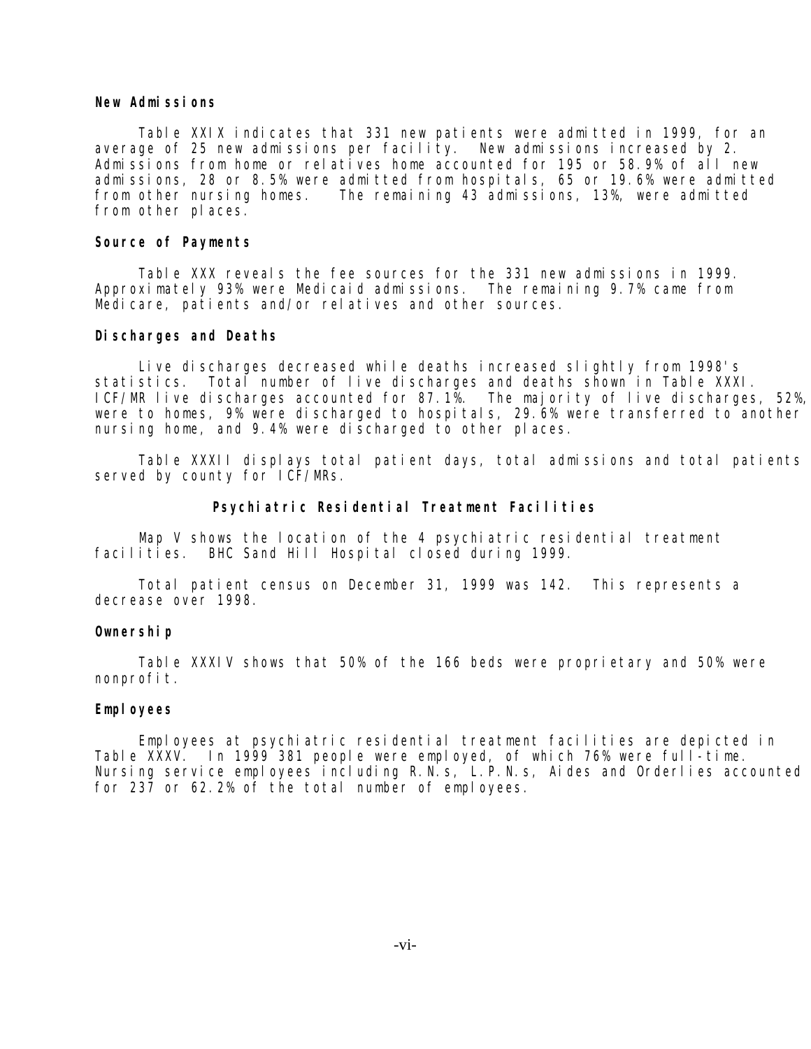**New Admissions**

Table XXIX indicates that 331 new patients were admitted in 1999, for an average of 25 new admissions per facility. New admissions increased by 2. Admissions from home or relatives home accounted for 195 or 58.9% of all new admissions, 28 or 8.5% were admitted from hospitals, 65 or 19.6% were admitted from other nursing homes. The remaining 43 admissions, 13%, were admitted from other places.

**Source of Payments**

Table XXX reveals the fee sources for the 331 new admissions in 1999. Approximately 93% were Medicaid admissions. The remaining 9.7% came from Medicare, patients and/or relatives and other sources.

**Discharges and Deaths**

Live discharges decreased while deaths increased slightly from 1998's statistics. Total number of live discharges and deaths shown in Table XXXI. ICF/MR live discharges accounted for 87.1%. The majority of live discharges, 52%, were to homes, 9% were discharged to hospitals, 29.6% were transferred to another nursing home, and 9.4% were discharged to other places.

Table XXXII displays total patient days, total admissions and total patients served by county for ICF/MRs.

## Psychiatric Residential Treatment Facilities

Map V shows the location of the 4 psychiatric residential treatment facilities. BHC Sand Hill Hospital closed during 1999.

Total patient census on December 31, 1999 was 142. This represents a decrease over 1998.

**Ownership**

Table XXXIV shows that 50% of the 166 beds were proprietary and 50% were nonprofit.

**Employees**

Employees at psychiatric residential treatment facilities are depicted in Table XXXV. In 1999 381 people were employed, of which 76% were full-time. Nursing service employees including R.N.s, L.P.N.s, Aides and Orderlies accounted for 237 or 62.2% of the total number of employees.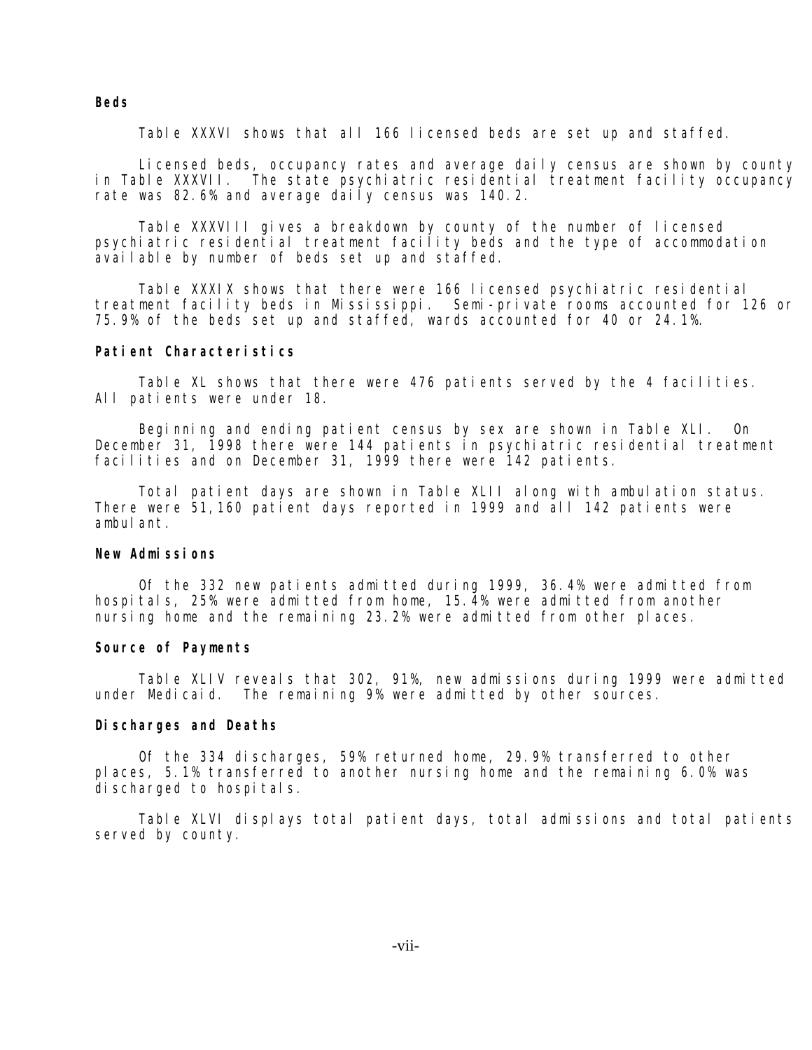**Beds**

Table XXXVI shows that all 166 licensed beds are set up and staffed.

Licensed beds, occupancy rates and average daily census are shown by county in Table XXXVII. The state psychiatric residential treatment facility occupancy rate was 82.6% and average daily census was 140.2.

Table XXXVIII gives a breakdown by county of the number of licensed psychiatric residential treatment facility beds and the type of accommodation available by number of beds set up and staffed.

Table XXXIX shows that there were 166 licensed psychiatric residential treatment facility beds in Mississippi. Semi-private rooms accounted for 126 or 75.9% of the beds set up and staffed, wards accounted for 40 or 24.1%.

**Patient Characteristics**

Table XL shows that there were 476 patients served by the 4 facilities. All patients were under 18.

Beginning and ending patient census by sex are shown in Table XLI. On December 31, 1998 there were 144 patients in psychiatric residential treatment facilities and on December 31, 1999 there were 142 patients.

Total patient days are shown in Table XLII along with ambulation status. There were 51,160 patient days reported in 1999 and all 142 patients were ambulant.

**New Admissions**

Of the 332 new patients admitted during 1999, 36.4% were admitted from hospitals, 25% were admitted from home, 15.4% were admitted from another nursing home and the remaining 23.2% were admitted from other places.

**Source of Payments**

Table XLIV reveals that 302, 91%, new admissions during 1999 were admitted under Medicaid. The remaining 9% were admitted by other sources.

**Discharges and Deaths**

Of the 334 discharges, 59% returned home, 29.9% transferred to other places, 5.1% transferred to another nursing home and the remaining 6.0% was discharged to hospitals.

Table XLVI displays total patient days, total admissions and total patients served by county.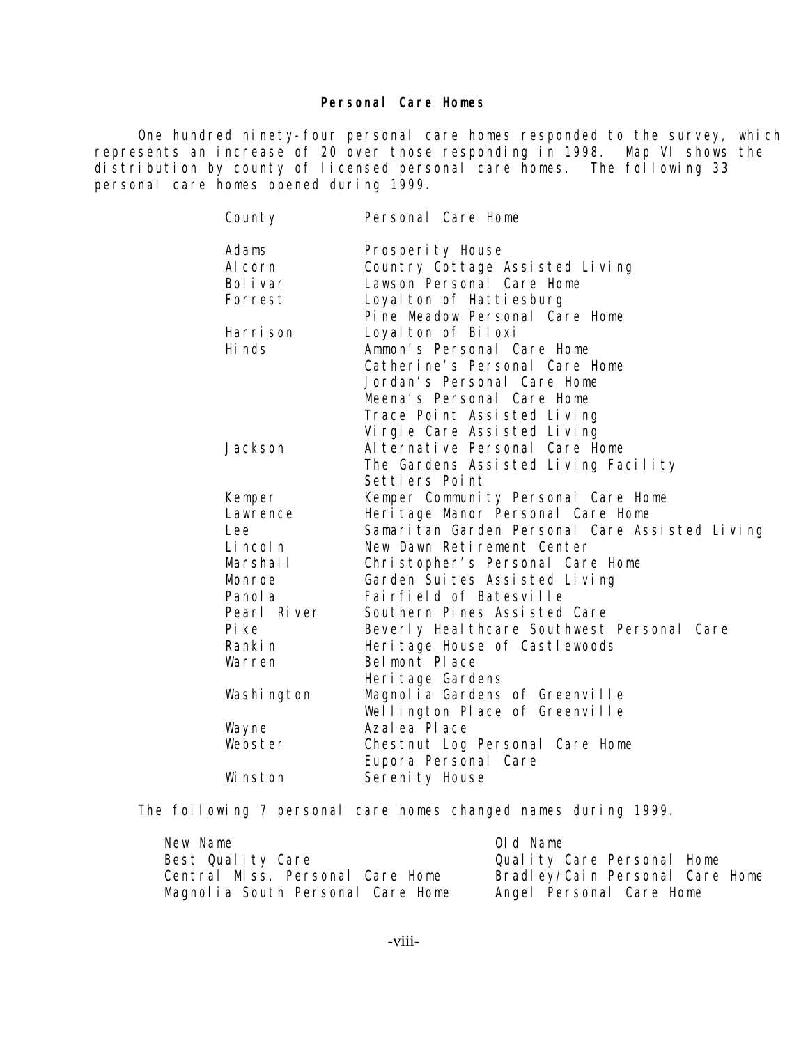## Personal Care Homes

One hundred ninety-four personal care homes responded to the survey, which represents an increase of 20 over those responding in 1998. Map VI shows the distribution by county of licensed personal care homes. The following 33 personal care homes opened during 1999.

| County | Personal Care Home |
|---|---|
| Adams | Prosperity House |
| Alcorn | Country Cottage Assisted Living |
| Bolivar | Lawson Personal Care Home |
| Forrest | Loyalton of Hattiesburg |
| | Pine Meadow Personal Care Home |
| Harrison | Loyalton of Biloxi |
| Hinds | Ammon's Personal Care Home |
| | Catherine's Personal Care Home |
| | Jordan's Personal Care Home |
| | Meena's Personal Care Home |
| | Trace Point Assisted Living |
| | Virgie Care Assisted Living |
| Jackson | Alternative Personal Care Home |
| | The Gardens Assisted Living Facility |
| | Settlers Point |
| Kemper | Kemper Community Personal Care Home |
| Lawrence | Heritage Manor Personal Care Home |
| Lee | Samaritan Garden Personal Care Assisted Living |
| Lincoln | New Dawn Retirement Center |
| Marshall | Christopher's Personal Care Home |
| Monroe | Garden Suites Assisted Living |
| Panola | Fairfield of Batesville |
| Pearl River | Southern Pines Assisted Care |
| Pike | Beverly Healthcare Southwest Personal Care |
| Rankin | Heritage House of Castlewoods |
| Warren | Belmont Place |
| | Heritage Gardens |
| Washington | Magnolia Gardens of Greenville |
| | Wellington Place of Greenville |
| Wayne | Azalea Place |
| Webster | Chestnut Log Personal Care Home |
| | Eupora Personal Care |
| Winston | Serenity House |

The following 7 personal care homes changed names during 1999.

| New Name | Old Name |
|---|---|
| Best Quality Care | Quality Care Personal Home |
| Central Miss. Personal Care Home | Bradley/Cain Personal Care Home |
| Magnolia South Personal Care Home | Angel Personal Care Home |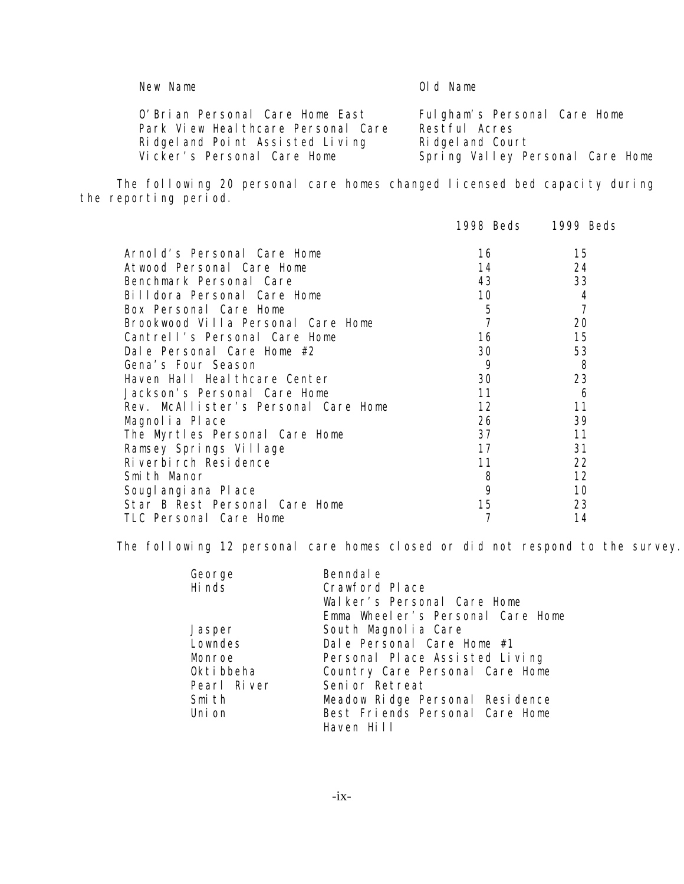| New Name | Old Name |
|---|---|
| O'Brian Personal Care Home East | Fulgham's Personal Care Home |
| Park View Healthcare Personal Care | Restful Acres |
| Ridgeland Point Assisted Living | Ridgeland Court |
| Vicker's Personal Care Home | Spring Valley Personal Care Home |

The following 20 personal care homes changed licensed bed capacity during the reporting period.

| | 1998 Beds | 1999 Beds |
|---|---|---|
| Arnold's Personal Care Home | 16 | 15 |
| Atwood Personal Care Home | 14 | 24 |
| Benchmark Personal Care | 43 | 33 |
| Billdora Personal Care Home | 10 | 4 |
| Box Personal Care Home | 5 | 7 |
| Brookwood Villa Personal Care Home | 7 | 20 |
| Cantrell's Personal Care Home | 16 | 15 |
| Dale Personal Care Home #2 | 30 | 53 |
| Gena's Four Season | 9 | 8 |
| Haven Hall Healthcare Center | 30 | 23 |
| Jackson's Personal Care Home | 11 | 6 |
| Rev. McAllister's Personal Care Home | 12 | 11 |
| Magnolia Place | 26 | 39 |
| The Myrtles Personal Care Home | 37 | 11 |
| Ramsey Springs Village | 17 | 31 |
| Riverbirch Residence | 11 | 22 |
| Smith Manor | 8 | 12 |
| Souglangiana Place | 9 | 10 |
| Star B Rest Personal Care Home | 15 | 23 |
| TLC Personal Care Home | 7 | 14 |

The following 12 personal care homes closed or did not respond to the survey.

| | |
|---|---|
| George | Benndale |
| Hinds | Crawford Place |
| | Walker's Personal Care Home |
| | Emma Wheeler's Personal Care Home |
| Jasper | South Magnolia Care |
| Lowndes | Dale Personal Care Home #1 |
| Monroe | Personal Place Assisted Living |
| Oktibbeha | Country Care Personal Care Home |
| Pearl River | Senior Retreat |
| Smith | Meadow Ridge Personal Residence |
| Union | Best Friends Personal Care Home |
| | Haven Hill |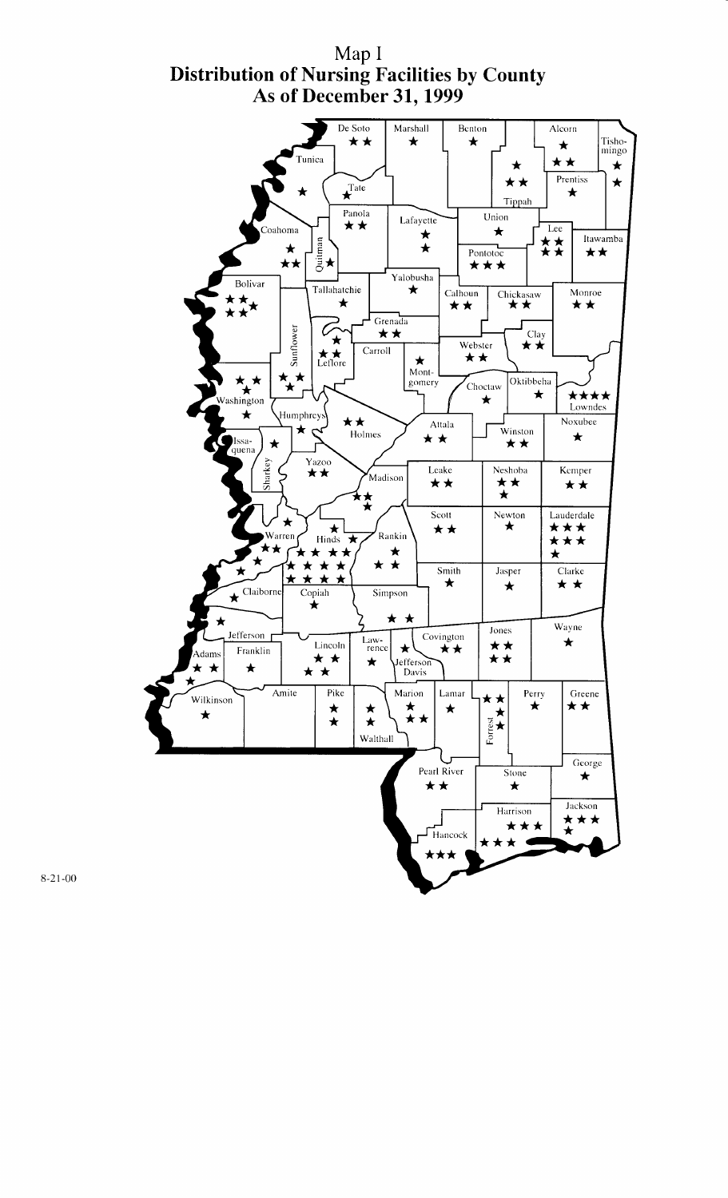# Map I
## Distribution of Nursing Facilities by County
## As of December 31, 1999

8-21-00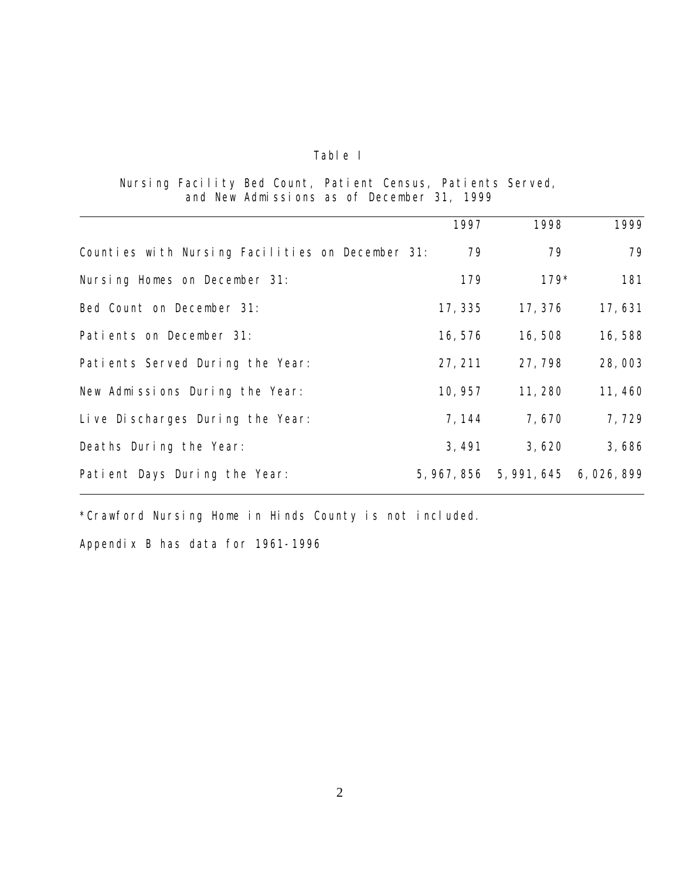Table I

Nursing Facility Bed Count, Patient Census, Patients Served, and New Admissions as of December 31, 1999

| | 1997 | 1998 | 1999 |
|---|---|---|---|
| Counties with Nursing Facilities on December 31: | 79 | 79 | 79 |
| Nursing Homes on December 31: | 179 | 179* | 181 |
| Bed Count on December 31: | 17,335 | 17,376 | 17,631 |
| Patients on December 31: | 16,576 | 16,508 | 16,588 |
| Patients Served During the Year: | 27,211 | 27,798 | 28,003 |
| New Admissions During the Year: | 10,957 | 11,280 | 11,460 |
| Live Discharges During the Year: | 7,144 | 7,670 | 7,729 |
| Deaths During the Year: | 3,491 | 3,620 | 3,686 |
| Patient Days During the Year: | 5,967,856 | 5,991,645 | 6,026,899 |

*Crawford Nursing Home in Hinds County is not included.

Appendix B has data for 1961-1996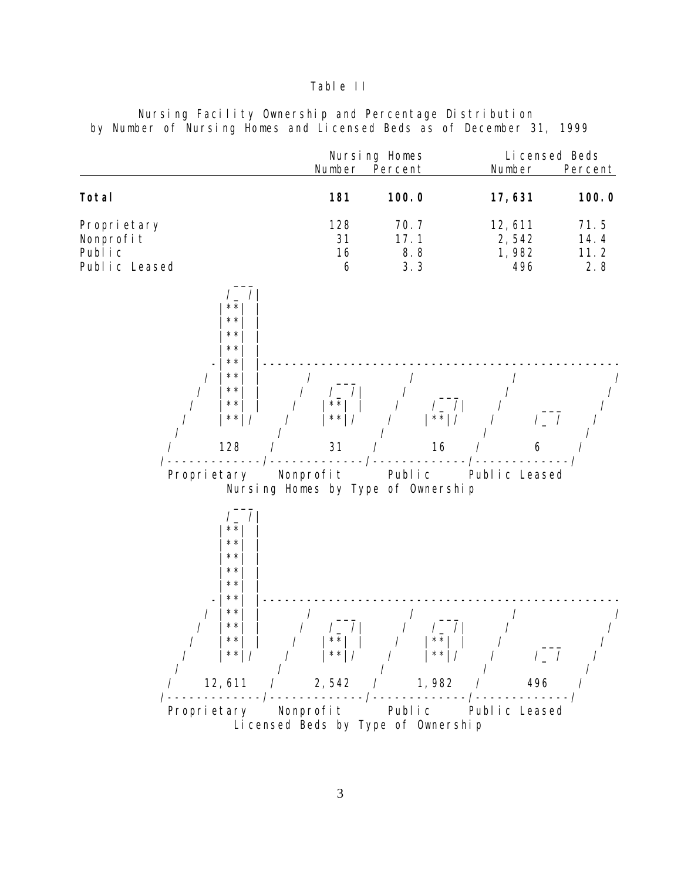Table II

Nursing Facility Ownership and Percentage Distribution
by Number of Nursing Homes and Licensed Beds as of December 31, 1999

| | Nursing Homes | | Licensed Beds | |
|---|---|---|---|---|
| | Number | Percent | Number | Percent |
| **Total** | **181** | **100.0** | **17,631** | **100.0** |
| Proprietary | 128 | 70.7 | 12,611 | 71.5 |
| Nonprofit | 31 | 17.1 | 2,542 | 14.4 |
| Public | 16 | 8.8 | 1,982 | 11.2 |
| Public Leased | 6 | 3.3 | 496 | 2.8 |

```
            ___
           /_ /|
          |**| |
          |**| |
          |**| |
          |**| |
         -|**| |-----------------------------------------------------
        / |**| |     /            /            /            /
       /  |**| |    /   ___      /            /            /
      /   |**| |   /   /_ /|    /    ___     /            /
     /    |**|/   /   |**| |   /    /_ /|   /     ___    /
    /            /    |**|/   /    |**|/   /     /_ /   /
   /    128     /    31      /     16     /      6     /
  /------------/------------/------------/------------/
   Proprietary   Nonprofit     Public    Public Leased
         Nursing Homes by Type of Ownership
```

```
            ___
           /_ /|
          |**| |
          |**| |
          |**| |
          |**| |
          |**| |
         -|**| |-----------------------------------------------------
        / |**| |     /            /            /            /
       /  |**| |    /   ___      /   ___      /            /
      /   |**| |   /   /_ /|    /   /_ /|    /            /
     /    |**|/   /   |**| |   /   |**| |   /     ___    /
    /            /    |**|/   /    |**|/   /     /_ /   /
   /  12,611    /   2,542    /   1,982    /     496    /
  /------------/------------/------------/------------/
   Proprietary   Nonprofit     Public    Public Leased
         Licensed Beds by Type of Ownership
```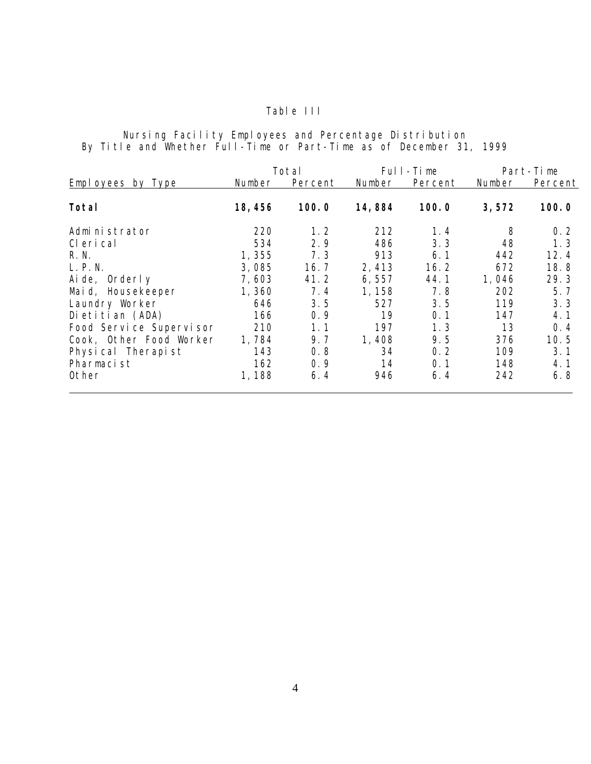Table III

Nursing Facility Employees and Percentage Distribution
By Title and Whether Full-Time or Part-Time as of December 31, 1999

| Employees by Type | Total | | Full-Time | | Part-Time | |
|---|---|---|---|---|---|---|
| | Number | Percent | Number | Percent | Number | Percent |
| **Total** | **18,456** | **100.0** | **14,884** | **100.0** | **3,572** | **100.0** |
| Administrator | 220 | 1.2 | 212 | 1.4 | 8 | 0.2 |
| Clerical | 534 | 2.9 | 486 | 3.3 | 48 | 1.3 |
| R.N. | 1,355 | 7.3 | 913 | 6.1 | 442 | 12.4 |
| L.P.N. | 3,085 | 16.7 | 2,413 | 16.2 | 672 | 18.8 |
| Aide, Orderly | 7,603 | 41.2 | 6,557 | 44.1 | 1,046 | 29.3 |
| Maid, Housekeeper | 1,360 | 7.4 | 1,158 | 7.8 | 202 | 5.7 |
| Laundry Worker | 646 | 3.5 | 527 | 3.5 | 119 | 3.3 |
| Dietitian (ADA) | 166 | 0.9 | 19 | 0.1 | 147 | 4.1 |
| Food Service Supervisor | 210 | 1.1 | 197 | 1.3 | 13 | 0.4 |
| Cook, Other Food Worker | 1,784 | 9.7 | 1,408 | 9.5 | 376 | 10.5 |
| Physical Therapist | 143 | 0.8 | 34 | 0.2 | 109 | 3.1 |
| Pharmacist | 162 | 0.9 | 14 | 0.1 | 148 | 4.1 |
| Other | 1,188 | 6.4 | 946 | 6.4 | 242 | 6.8 |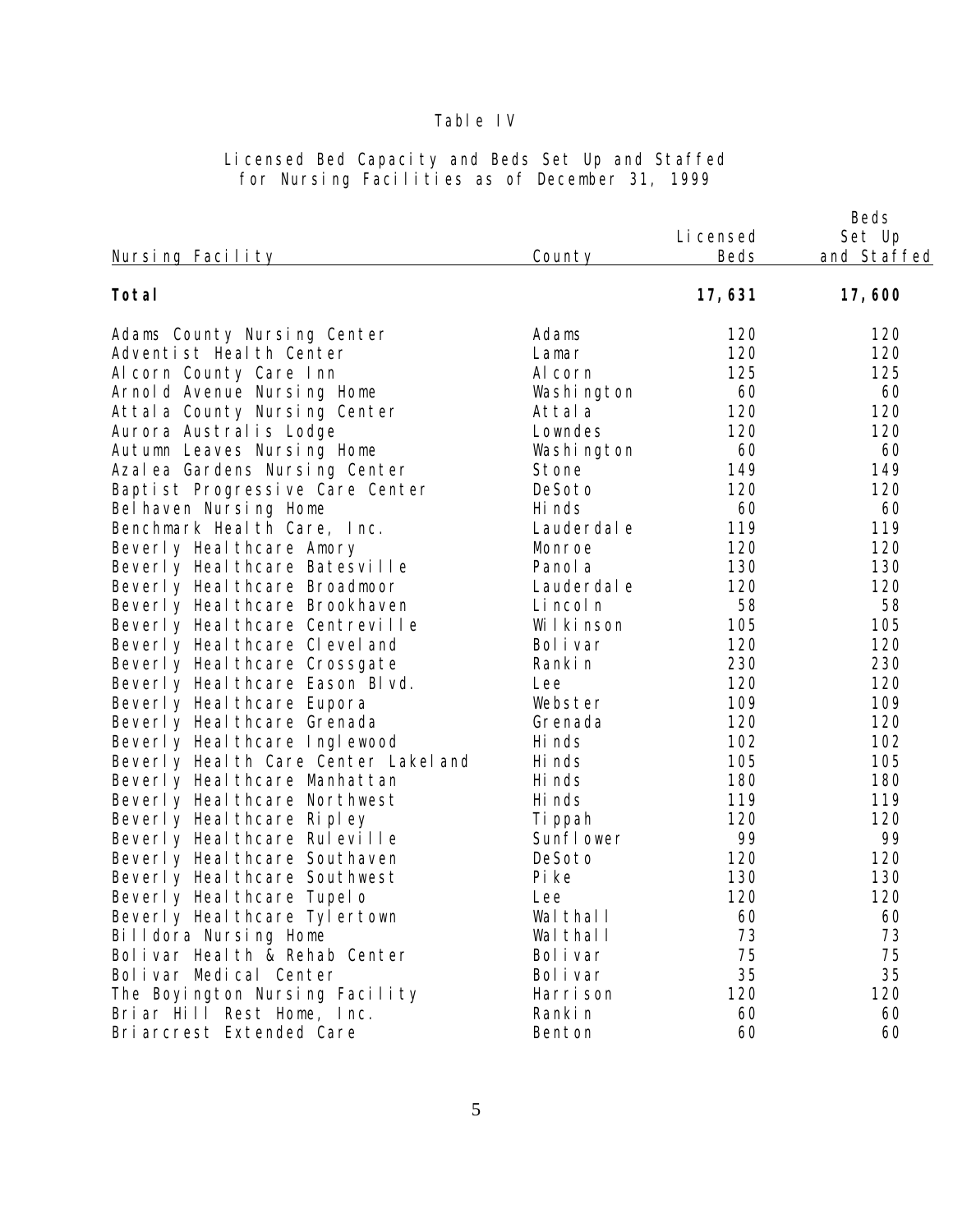## Table IV

### Licensed Bed Capacity and Beds Set Up and Staffed for Nursing Facilities as of December 31, 1999

| Nursing Facility | County | Licensed Beds | Beds Set Up and Staffed |
|---|---|---|---|
| **Total** | | **17,631** | **17,600** |
| Adams County Nursing Center | Adams | 120 | 120 |
| Adventist Health Center | Lamar | 120 | 120 |
| Alcorn County Care Inn | Alcorn | 125 | 125 |
| Arnold Avenue Nursing Home | Washington | 60 | 60 |
| Attala County Nursing Center | Attala | 120 | 120 |
| Aurora Australis Lodge | Lowndes | 120 | 120 |
| Autumn Leaves Nursing Home | Washington | 60 | 60 |
| Azalea Gardens Nursing Center | Stone | 149 | 149 |
| Baptist Progressive Care Center | DeSoto | 120 | 120 |
| Belhaven Nursing Home | Hinds | 60 | 60 |
| Benchmark Health Care, Inc. | Lauderdale | 119 | 119 |
| Beverly Healthcare Amory | Monroe | 120 | 120 |
| Beverly Healthcare Batesville | Panola | 130 | 130 |
| Beverly Healthcare Broadmoor | Lauderdale | 120 | 120 |
| Beverly Healthcare Brookhaven | Lincoln | 58 | 58 |
| Beverly Healthcare Centreville | Wilkinson | 105 | 105 |
| Beverly Healthcare Cleveland | Bolivar | 120 | 120 |
| Beverly Healthcare Crossgate | Rankin | 230 | 230 |
| Beverly Healthcare Eason Blvd. | Lee | 120 | 120 |
| Beverly Healthcare Eupora | Webster | 109 | 109 |
| Beverly Healthcare Grenada | Grenada | 120 | 120 |
| Beverly Healthcare Inglewood | Hinds | 102 | 102 |
| Beverly Health Care Center Lakeland | Hinds | 105 | 105 |
| Beverly Healthcare Manhattan | Hinds | 180 | 180 |
| Beverly Healthcare Northwest | Hinds | 119 | 119 |
| Beverly Healthcare Ripley | Tippah | 120 | 120 |
| Beverly Healthcare Ruleville | Sunflower | 99 | 99 |
| Beverly Healthcare Southaven | DeSoto | 120 | 120 |
| Beverly Healthcare Southwest | Pike | 130 | 130 |
| Beverly Healthcare Tupelo | Lee | 120 | 120 |
| Beverly Healthcare Tylertown | Walthall | 60 | 60 |
| Billdora Nursing Home | Walthall | 73 | 73 |
| Bolivar Health & Rehab Center | Bolivar | 75 | 75 |
| Bolivar Medical Center | Bolivar | 35 | 35 |
| The Boyington Nursing Facility | Harrison | 120 | 120 |
| Briar Hill Rest Home, Inc. | Rankin | 60 | 60 |
| Briarcrest Extended Care | Benton | 60 | 60 |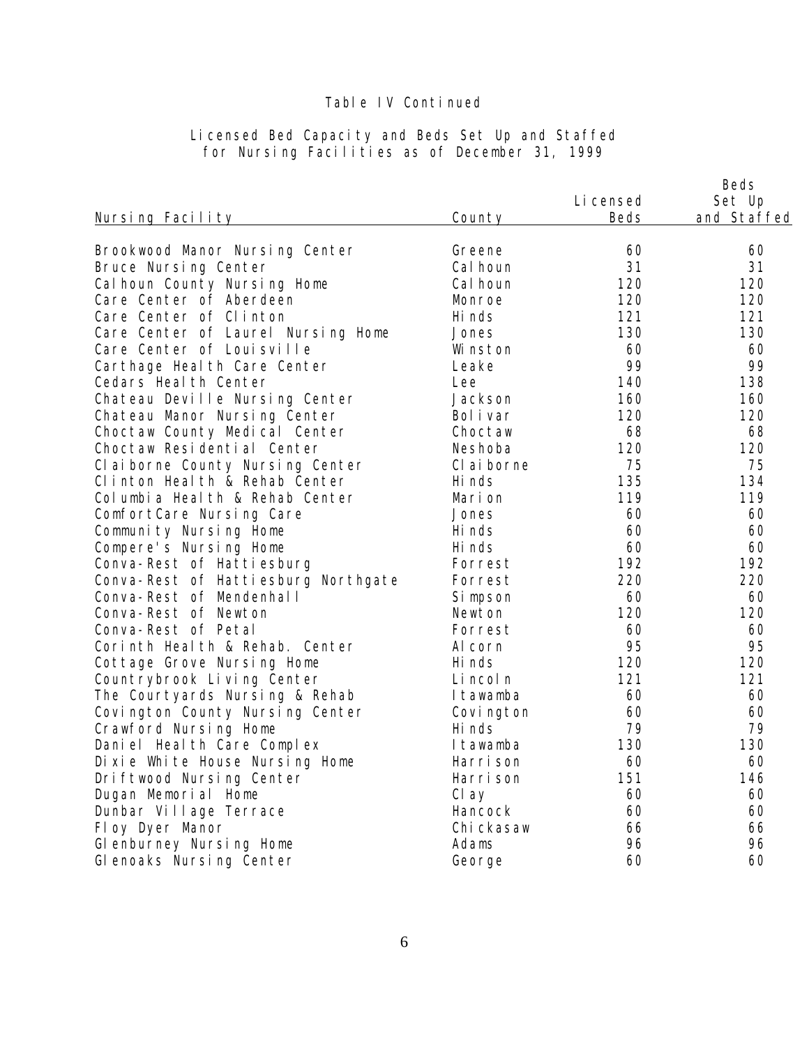Table IV Continued

Licensed Bed Capacity and Beds Set Up and Staffed for Nursing Facilities as of December 31, 1999

| Nursing Facility | County | Licensed Beds | Beds Set Up and Staffed |
|---|---|---|---|
| Brookwood Manor Nursing Center | Greene | 60 | 60 |
| Bruce Nursing Center | Calhoun | 31 | 31 |
| Calhoun County Nursing Home | Calhoun | 120 | 120 |
| Care Center of Aberdeen | Monroe | 120 | 120 |
| Care Center of Clinton | Hinds | 121 | 121 |
| Care Center of Laurel Nursing Home | Jones | 130 | 130 |
| Care Center of Louisville | Winston | 60 | 60 |
| Carthage Health Care Center | Leake | 99 | 99 |
| Cedars Health Center | Lee | 140 | 138 |
| Chateau Deville Nursing Center | Jackson | 160 | 160 |
| Chateau Manor Nursing Center | Bolivar | 120 | 120 |
| Choctaw County Medical Center | Choctaw | 68 | 68 |
| Choctaw Residential Center | Neshoba | 120 | 120 |
| Claiborne County Nursing Center | Claiborne | 75 | 75 |
| Clinton Health & Rehab Center | Hinds | 135 | 134 |
| Columbia Health & Rehab Center | Marion | 119 | 119 |
| ComfortCare Nursing Care | Jones | 60 | 60 |
| Community Nursing Home | Hinds | 60 | 60 |
| Compere's Nursing Home | Hinds | 60 | 60 |
| Conva-Rest of Hattiesburg | Forrest | 192 | 192 |
| Conva-Rest of Hattiesburg Northgate | Forrest | 220 | 220 |
| Conva-Rest of Mendenhall | Simpson | 60 | 60 |
| Conva-Rest of Newton | Newton | 120 | 120 |
| Conva-Rest of Petal | Forrest | 60 | 60 |
| Corinth Health & Rehab. Center | Alcorn | 95 | 95 |
| Cottage Grove Nursing Home | Hinds | 120 | 120 |
| Countrybrook Living Center | Lincoln | 121 | 121 |
| The Courtyards Nursing & Rehab | Itawamba | 60 | 60 |
| Covington County Nursing Center | Covington | 60 | 60 |
| Crawford Nursing Home | Hinds | 79 | 79 |
| Daniel Health Care Complex | Itawamba | 130 | 130 |
| Dixie White House Nursing Home | Harrison | 60 | 60 |
| Driftwood Nursing Center | Harrison | 151 | 146 |
| Dugan Memorial Home | Clay | 60 | 60 |
| Dunbar Village Terrace | Hancock | 60 | 60 |
| Floy Dyer Manor | Chickasaw | 66 | 66 |
| Glenburney Nursing Home | Adams | 96 | 96 |
| Glenoaks Nursing Center | George | 60 | 60 |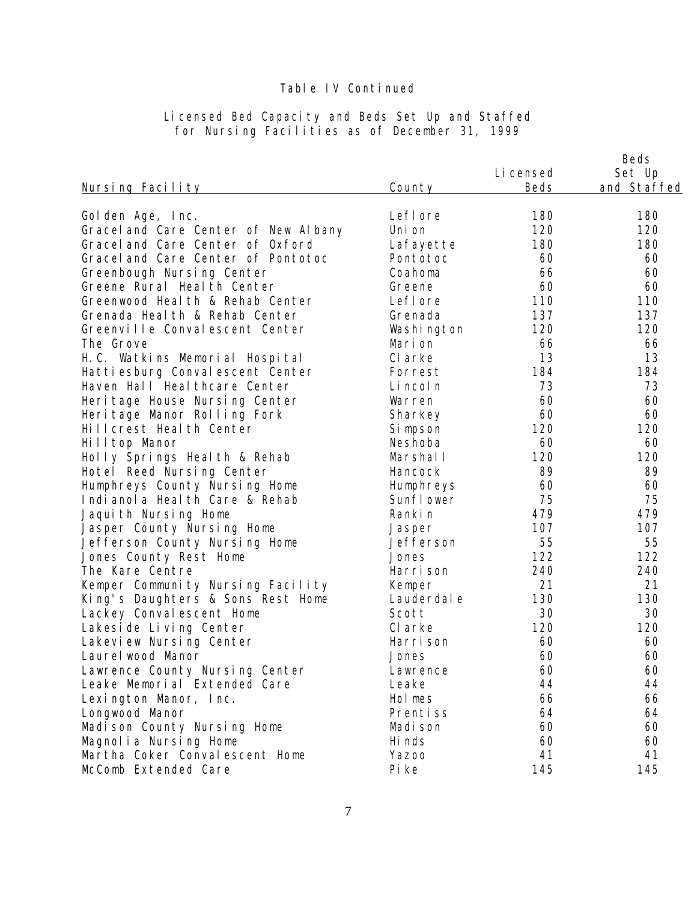Table IV Continued

Licensed Bed Capacity and Beds Set Up and Staffed for Nursing Facilities as of December 31, 1999

| Nursing Facility | County | Licensed Beds | Beds Set Up and Staffed |
|---|---|---|---|
| Golden Age, Inc. | Leflore | 180 | 180 |
| Graceland Care Center of New Albany | Union | 120 | 120 |
| Graceland Care Center of Oxford | Lafayette | 180 | 180 |
| Graceland Care Center of Pontotoc | Pontotoc | 60 | 60 |
| Greenbough Nursing Center | Coahoma | 66 | 60 |
| Greene Rural Health Center | Greene | 60 | 60 |
| Greenwood Health & Rehab Center | Leflore | 110 | 110 |
| Grenada Health & Rehab Center | Grenada | 137 | 137 |
| Greenville Convalescent Center | Washington | 120 | 120 |
| The Grove | Marion | 66 | 66 |
| H.C. Watkins Memorial Hospital | Clarke | 13 | 13 |
| Hattiesburg Convalescent Center | Forrest | 184 | 184 |
| Haven Hall Healthcare Center | Lincoln | 73 | 73 |
| Heritage House Nursing Center | Warren | 60 | 60 |
| Heritage Manor Rolling Fork | Sharkey | 60 | 60 |
| Hillcrest Health Center | Simpson | 120 | 120 |
| Hilltop Manor | Neshoba | 60 | 60 |
| Holly Springs Health & Rehab | Marshall | 120 | 120 |
| Hotel Reed Nursing Center | Hancock | 89 | 89 |
| Humphreys County Nursing Home | Humphreys | 60 | 60 |
| Indianola Health Care & Rehab | Sunflower | 75 | 75 |
| Jaquith Nursing Home | Rankin | 479 | 479 |
| Jasper County Nursing Home | Jasper | 107 | 107 |
| Jefferson County Nursing Home | Jefferson | 55 | 55 |
| Jones County Rest Home | Jones | 122 | 122 |
| The Kare Centre | Harrison | 240 | 240 |
| Kemper Community Nursing Facility | Kemper | 21 | 21 |
| King's Daughters & Sons Rest Home | Lauderdale | 130 | 130 |
| Lackey Convalescent Home | Scott | 30 | 30 |
| Lakeside Living Center | Clarke | 120 | 120 |
| Lakeview Nursing Center | Harrison | 60 | 60 |
| Laurelwood Manor | Jones | 60 | 60 |
| Lawrence County Nursing Center | Lawrence | 60 | 60 |
| Leake Memorial Extended Care | Leake | 44 | 44 |
| Lexington Manor, Inc. | Holmes | 66 | 66 |
| Longwood Manor | Prentiss | 64 | 64 |
| Madison County Nursing Home | Madison | 60 | 60 |
| Magnolia Nursing Home | Hinds | 60 | 60 |
| Martha Coker Convalescent Home | Yazoo | 41 | 41 |
| McComb Extended Care | Pike | 145 | 145 |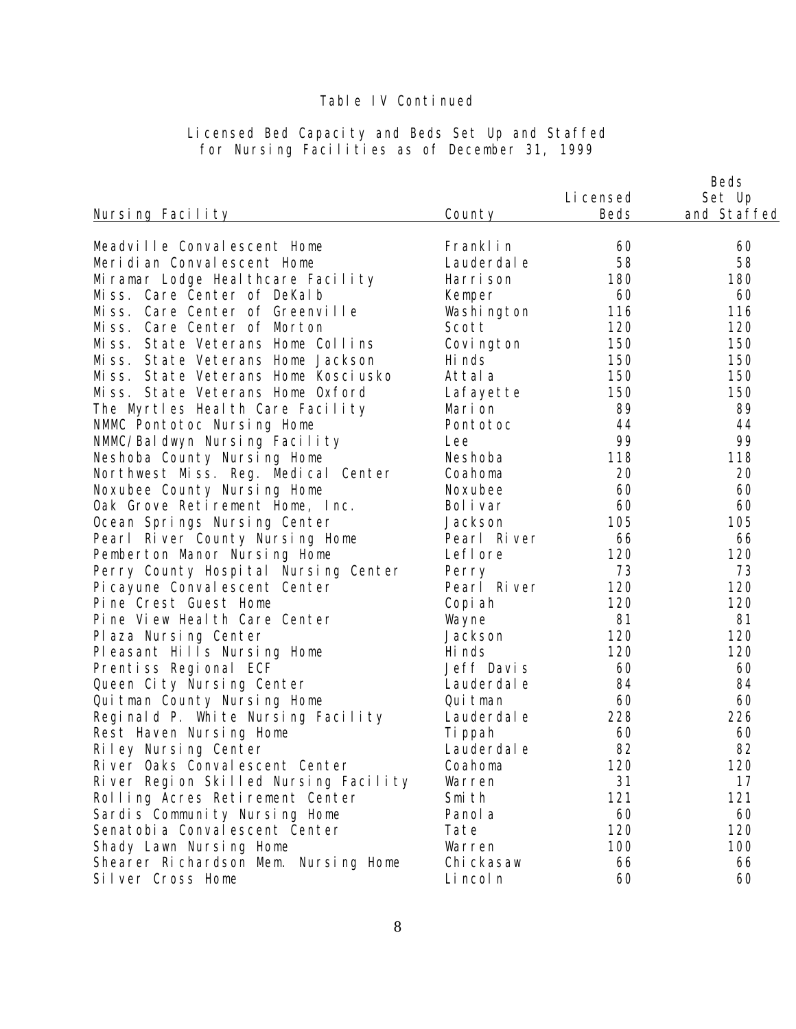Table IV Continued

Licensed Bed Capacity and Beds Set Up and Staffed for Nursing Facilities as of December 31, 1999

| Nursing Facility | County | Licensed Beds | Beds Set Up and Staffed |
|---|---|---|---|
| Meadville Convalescent Home | Franklin | 60 | 60 |
| Meridian Convalescent Home | Lauderdale | 58 | 58 |
| Miramar Lodge Healthcare Facility | Harrison | 180 | 180 |
| Miss. Care Center of DeKalb | Kemper | 60 | 60 |
| Miss. Care Center of Greenville | Washington | 116 | 116 |
| Miss. Care Center of Morton | Scott | 120 | 120 |
| Miss. State Veterans Home Collins | Covington | 150 | 150 |
| Miss. State Veterans Home Jackson | Hinds | 150 | 150 |
| Miss. State Veterans Home Kosciusko | Attala | 150 | 150 |
| Miss. State Veterans Home Oxford | Lafayette | 150 | 150 |
| The Myrtles Health Care Facility | Marion | 89 | 89 |
| NMMC Pontotoc Nursing Home | Pontotoc | 44 | 44 |
| NMMC/Baldwyn Nursing Facility | Lee | 99 | 99 |
| Neshoba County Nursing Home | Neshoba | 118 | 118 |
| Northwest Miss. Reg. Medical Center | Coahoma | 20 | 20 |
| Noxubee County Nursing Home | Noxubee | 60 | 60 |
| Oak Grove Retirement Home, Inc. | Bolivar | 60 | 60 |
| Ocean Springs Nursing Center | Jackson | 105 | 105 |
| Pearl River County Nursing Home | Pearl River | 66 | 66 |
| Pemberton Manor Nursing Home | Leflore | 120 | 120 |
| Perry County Hospital Nursing Center | Perry | 73 | 73 |
| Picayune Convalescent Center | Pearl River | 120 | 120 |
| Pine Crest Guest Home | Copiah | 120 | 120 |
| Pine View Health Care Center | Wayne | 81 | 81 |
| Plaza Nursing Center | Jackson | 120 | 120 |
| Pleasant Hills Nursing Home | Hinds | 120 | 120 |
| Prentiss Regional ECF | Jeff Davis | 60 | 60 |
| Queen City Nursing Center | Lauderdale | 84 | 84 |
| Quitman County Nursing Home | Quitman | 60 | 60 |
| Reginald P. White Nursing Facility | Lauderdale | 228 | 226 |
| Rest Haven Nursing Home | Tippah | 60 | 60 |
| Riley Nursing Center | Lauderdale | 82 | 82 |
| River Oaks Convalescent Center | Coahoma | 120 | 120 |
| River Region Skilled Nursing Facility | Warren | 31 | 17 |
| Rolling Acres Retirement Center | Smith | 121 | 121 |
| Sardis Community Nursing Home | Panola | 60 | 60 |
| Senatobia Convalescent Center | Tate | 120 | 120 |
| Shady Lawn Nursing Home | Warren | 100 | 100 |
| Shearer Richardson Mem. Nursing Home | Chickasaw | 66 | 66 |
| Silver Cross Home | Lincoln | 60 | 60 |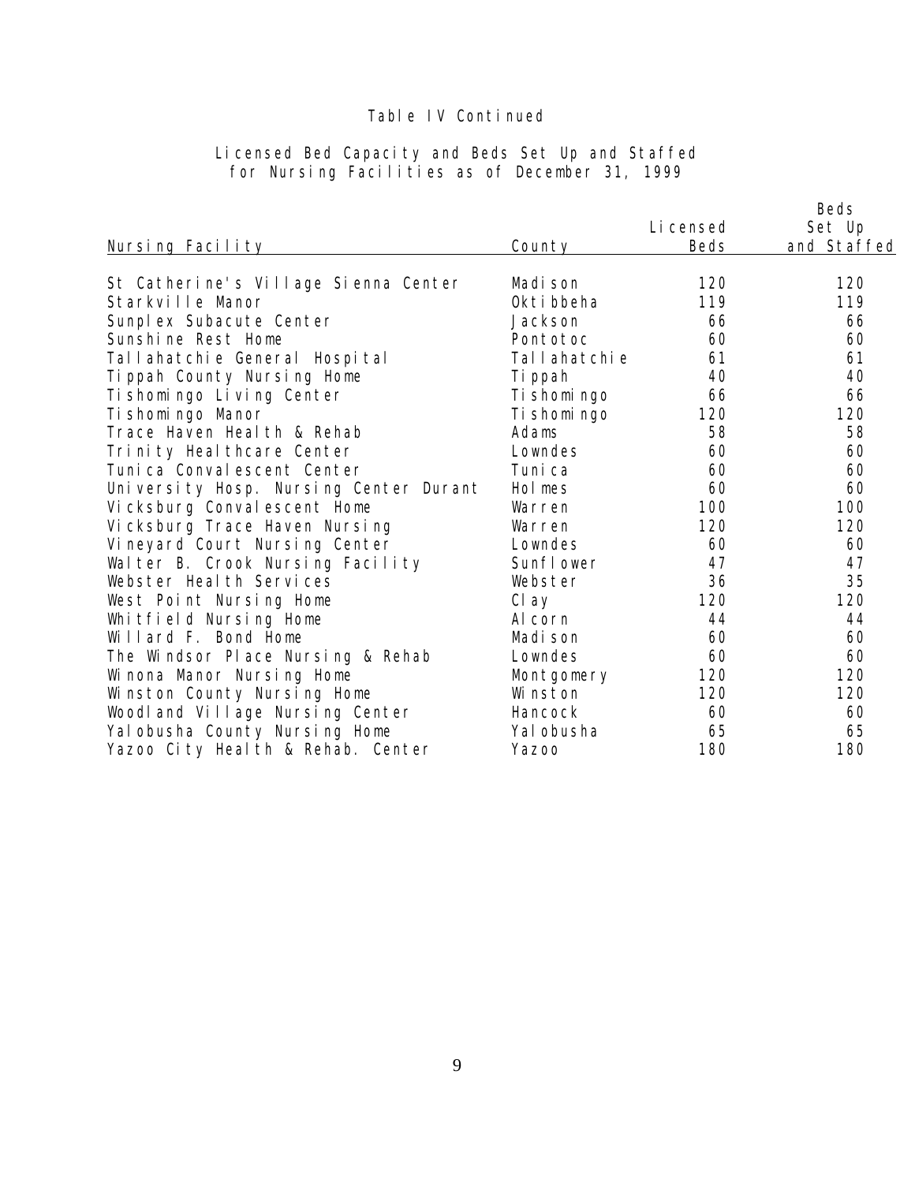Table IV Continued

Licensed Bed Capacity and Beds Set Up and Staffed for Nursing Facilities as of December 31, 1999

| Nursing Facility | County | Licensed Beds | Beds Set Up and Staffed |
|---|---|---|---|
| St Catherine's Village Sienna Center | Madison | 120 | 120 |
| Starkville Manor | Oktibbeha | 119 | 119 |
| Sunplex Subacute Center | Jackson | 66 | 66 |
| Sunshine Rest Home | Pontotoc | 60 | 60 |
| Tallahatchie General Hospital | Tallahatchie | 61 | 61 |
| Tippah County Nursing Home | Tippah | 40 | 40 |
| Tishomingo Living Center | Tishomingo | 66 | 66 |
| Tishomingo Manor | Tishomingo | 120 | 120 |
| Trace Haven Health & Rehab | Adams | 58 | 58 |
| Trinity Healthcare Center | Lowndes | 60 | 60 |
| Tunica Convalescent Center | Tunica | 60 | 60 |
| University Hosp. Nursing Center Durant | Holmes | 60 | 60 |
| Vicksburg Convalescent Home | Warren | 100 | 100 |
| Vicksburg Trace Haven Nursing | Warren | 120 | 120 |
| Vineyard Court Nursing Center | Lowndes | 60 | 60 |
| Walter B. Crook Nursing Facility | Sunflower | 47 | 47 |
| Webster Health Services | Webster | 36 | 35 |
| West Point Nursing Home | Clay | 120 | 120 |
| Whitfield Nursing Home | Alcorn | 44 | 44 |
| Willard F. Bond Home | Madison | 60 | 60 |
| The Windsor Place Nursing & Rehab | Lowndes | 60 | 60 |
| Winona Manor Nursing Home | Montgomery | 120 | 120 |
| Winston County Nursing Home | Winston | 120 | 120 |
| Woodland Village Nursing Center | Hancock | 60 | 60 |
| Yalobusha County Nursing Home | Yalobusha | 65 | 65 |
| Yazoo City Health & Rehab. Center | Yazoo | 180 | 180 |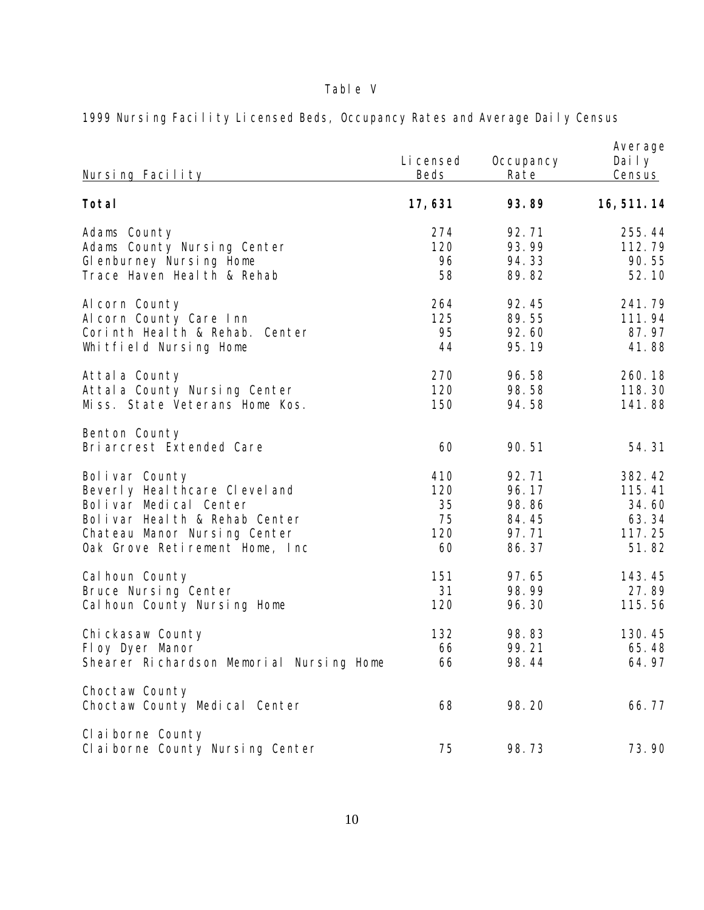Table V

1999 Nursing Facility Licensed Beds, Occupancy Rates and Average Daily Census

| Nursing Facility | Licensed Beds | Occupancy Rate | Average Daily Census |
|---|---|---|---|
| **Total** | **17,631** | **93.89** | **16,511.14** |
| Adams County | 274 | 92.71 | 255.44 |
| Adams County Nursing Center | 120 | 93.99 | 112.79 |
| Glenburney Nursing Home | 96 | 94.33 | 90.55 |
| Trace Haven Health & Rehab | 58 | 89.82 | 52.10 |
| Alcorn County | 264 | 92.45 | 241.79 |
| Alcorn County Care Inn | 125 | 89.55 | 111.94 |
| Corinth Health & Rehab. Center | 95 | 92.60 | 87.97 |
| Whitfield Nursing Home | 44 | 95.19 | 41.88 |
| Attala County | 270 | 96.58 | 260.18 |
| Attala County Nursing Center | 120 | 98.58 | 118.30 |
| Miss. State Veterans Home Kos. | 150 | 94.58 | 141.88 |
| Benton County | | | |
| Briarcrest Extended Care | 60 | 90.51 | 54.31 |
| Bolivar County | 410 | 92.71 | 382.42 |
| Beverly Healthcare Cleveland | 120 | 96.17 | 115.41 |
| Bolivar Medical Center | 35 | 98.86 | 34.60 |
| Bolivar Health & Rehab Center | 75 | 84.45 | 63.34 |
| Chateau Manor Nursing Center | 120 | 97.71 | 117.25 |
| Oak Grove Retirement Home, Inc | 60 | 86.37 | 51.82 |
| Calhoun County | 151 | 97.65 | 143.45 |
| Bruce Nursing Center | 31 | 98.99 | 27.89 |
| Calhoun County Nursing Home | 120 | 96.30 | 115.56 |
| Chickasaw County | 132 | 98.83 | 130.45 |
| Floy Dyer Manor | 66 | 99.21 | 65.48 |
| Shearer Richardson Memorial Nursing Home | 66 | 98.44 | 64.97 |
| Choctaw County | | | |
| Choctaw County Medical Center | 68 | 98.20 | 66.77 |
| Claiborne County | | | |
| Claiborne County Nursing Center | 75 | 98.73 | 73.90 |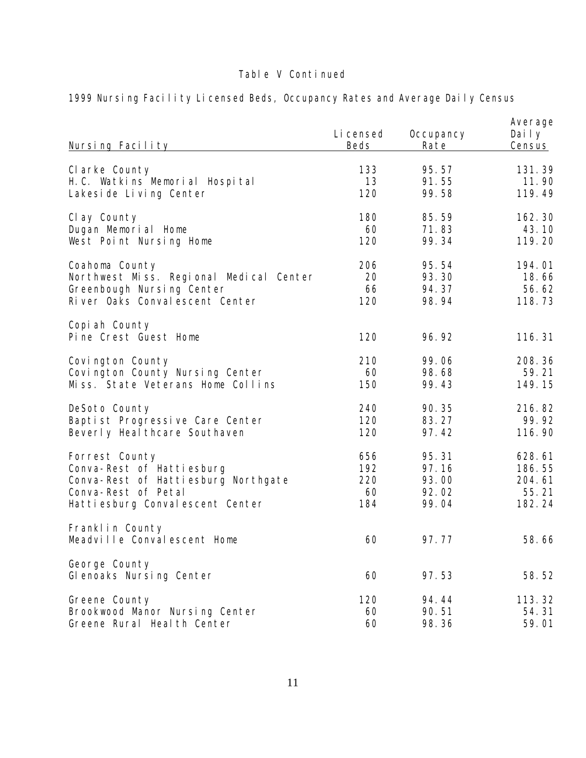Table V Continued

1999 Nursing Facility Licensed Beds, Occupancy Rates and Average Daily Census

| Nursing Facility | Licensed Beds | Occupancy Rate | Average Daily Census |
|---|---|---|---|
| Clarke County | 133 | 95.57 | 131.39 |
| H.C. Watkins Memorial Hospital | 13 | 91.55 | 11.90 |
| Lakeside Living Center | 120 | 99.58 | 119.49 |
| | | | |
| Clay County | 180 | 85.59 | 162.30 |
| Dugan Memorial Home | 60 | 71.83 | 43.10 |
| West Point Nursing Home | 120 | 99.34 | 119.20 |
| | | | |
| Coahoma County | 206 | 95.54 | 194.01 |
| Northwest Miss. Regional Medical Center | 20 | 93.30 | 18.66 |
| Greenbough Nursing Center | 66 | 94.37 | 56.62 |
| River Oaks Convalescent Center | 120 | 98.94 | 118.73 |
| | | | |
| Copiah County | | | |
| Pine Crest Guest Home | 120 | 96.92 | 116.31 |
| | | | |
| Covington County | 210 | 99.06 | 208.36 |
| Covington County Nursing Center | 60 | 98.68 | 59.21 |
| Miss. State Veterans Home Collins | 150 | 99.43 | 149.15 |
| | | | |
| DeSoto County | 240 | 90.35 | 216.82 |
| Baptist Progressive Care Center | 120 | 83.27 | 99.92 |
| Beverly Healthcare Southaven | 120 | 97.42 | 116.90 |
| | | | |
| Forrest County | 656 | 95.31 | 628.61 |
| Conva-Rest of Hattiesburg | 192 | 97.16 | 186.55 |
| Conva-Rest of Hattiesburg Northgate | 220 | 93.00 | 204.61 |
| Conva-Rest of Petal | 60 | 92.02 | 55.21 |
| Hattiesburg Convalescent Center | 184 | 99.04 | 182.24 |
| | | | |
| Franklin County | | | |
| Meadville Convalescent Home | 60 | 97.77 | 58.66 |
| | | | |
| George County | | | |
| Glenoaks Nursing Center | 60 | 97.53 | 58.52 |
| | | | |
| Greene County | 120 | 94.44 | 113.32 |
| Brookwood Manor Nursing Center | 60 | 90.51 | 54.31 |
| Greene Rural Health Center | 60 | 98.36 | 59.01 |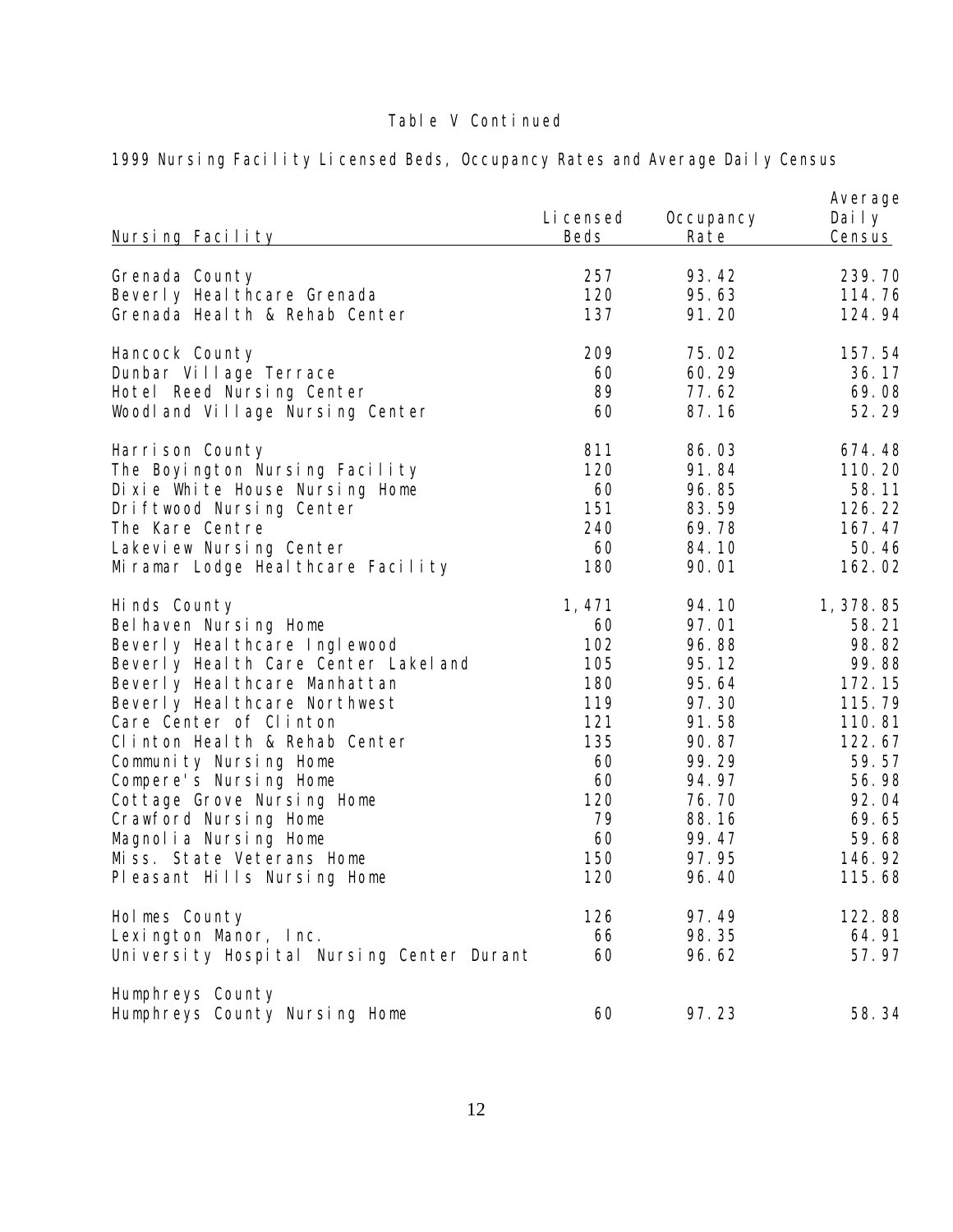Table V Continued

1999 Nursing Facility Licensed Beds, Occupancy Rates and Average Daily Census

| Nursing Facility | Licensed Beds | Occupancy Rate | Average Daily Census |
|---|---|---|---|
| Grenada County | 257 | 93.42 | 239.70 |
| Beverly Healthcare Grenada | 120 | 95.63 | 114.76 |
| Grenada Health & Rehab Center | 137 | 91.20 | 124.94 |
| | | | |
| Hancock County | 209 | 75.02 | 157.54 |
| Dunbar Village Terrace | 60 | 60.29 | 36.17 |
| Hotel Reed Nursing Center | 89 | 77.62 | 69.08 |
| Woodland Village Nursing Center | 60 | 87.16 | 52.29 |
| | | | |
| Harrison County | 811 | 86.03 | 674.48 |
| The Boyington Nursing Facility | 120 | 91.84 | 110.20 |
| Dixie White House Nursing Home | 60 | 96.85 | 58.11 |
| Driftwood Nursing Center | 151 | 83.59 | 126.22 |
| The Kare Centre | 240 | 69.78 | 167.47 |
| Lakeview Nursing Center | 60 | 84.10 | 50.46 |
| Miramar Lodge Healthcare Facility | 180 | 90.01 | 162.02 |
| | | | |
| Hinds County | 1,471 | 94.10 | 1,378.85 |
| Belhaven Nursing Home | 60 | 97.01 | 58.21 |
| Beverly Healthcare Inglewood | 102 | 96.88 | 98.82 |
| Beverly Health Care Center Lakeland | 105 | 95.12 | 99.88 |
| Beverly Healthcare Manhattan | 180 | 95.64 | 172.15 |
| Beverly Healthcare Northwest | 119 | 97.30 | 115.79 |
| Care Center of Clinton | 121 | 91.58 | 110.81 |
| Clinton Health & Rehab Center | 135 | 90.87 | 122.67 |
| Community Nursing Home | 60 | 99.29 | 59.57 |
| Compere's Nursing Home | 60 | 94.97 | 56.98 |
| Cottage Grove Nursing Home | 120 | 76.70 | 92.04 |
| Crawford Nursing Home | 79 | 88.16 | 69.65 |
| Magnolia Nursing Home | 60 | 99.47 | 59.68 |
| Miss. State Veterans Home | 150 | 97.95 | 146.92 |
| Pleasant Hills Nursing Home | 120 | 96.40 | 115.68 |
| | | | |
| Holmes County | 126 | 97.49 | 122.88 |
| Lexington Manor, Inc. | 66 | 98.35 | 64.91 |
| University Hospital Nursing Center Durant | 60 | 96.62 | 57.97 |
| | | | |
| Humphreys County | | | |
| Humphreys County Nursing Home | 60 | 97.23 | 58.34 |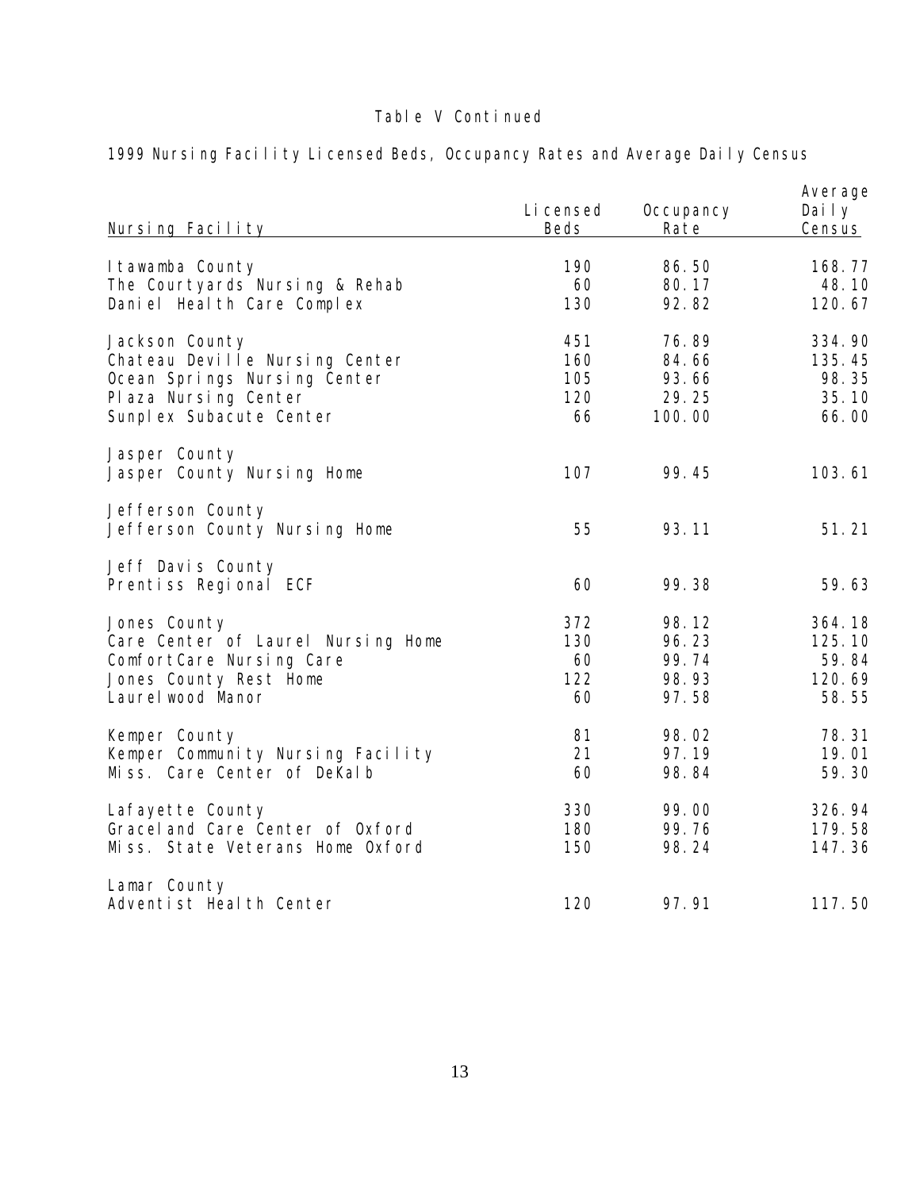Table V Continued

1999 Nursing Facility Licensed Beds, Occupancy Rates and Average Daily Census

| Nursing Facility | Licensed Beds | Occupancy Rate | Average Daily Census |
|---|---|---|---|
| Itawamba County | 190 | 86.50 | 168.77 |
| The Courtyards Nursing & Rehab | 60 | 80.17 | 48.10 |
| Daniel Health Care Complex | 130 | 92.82 | 120.67 |
| | | | |
| Jackson County | 451 | 76.89 | 334.90 |
| Chateau Deville Nursing Center | 160 | 84.66 | 135.45 |
| Ocean Springs Nursing Center | 105 | 93.66 | 98.35 |
| Plaza Nursing Center | 120 | 29.25 | 35.10 |
| Sunplex Subacute Center | 66 | 100.00 | 66.00 |
| | | | |
| Jasper County | | | |
| Jasper County Nursing Home | 107 | 99.45 | 103.61 |
| | | | |
| Jefferson County | | | |
| Jefferson County Nursing Home | 55 | 93.11 | 51.21 |
| | | | |
| Jeff Davis County | | | |
| Prentiss Regional ECF | 60 | 99.38 | 59.63 |
| | | | |
| Jones County | 372 | 98.12 | 364.18 |
| Care Center of Laurel Nursing Home | 130 | 96.23 | 125.10 |
| ComfortCare Nursing Care | 60 | 99.74 | 59.84 |
| Jones County Rest Home | 122 | 98.93 | 120.69 |
| Laurelwood Manor | 60 | 97.58 | 58.55 |
| | | | |
| Kemper County | 81 | 98.02 | 78.31 |
| Kemper Community Nursing Facility | 21 | 97.19 | 19.01 |
| Miss. Care Center of DeKalb | 60 | 98.84 | 59.30 |
| | | | |
| Lafayette County | 330 | 99.00 | 326.94 |
| Graceland Care Center of Oxford | 180 | 99.76 | 179.58 |
| Miss. State Veterans Home Oxford | 150 | 98.24 | 147.36 |
| | | | |
| Lamar County | | | |
| Adventist Health Center | 120 | 97.91 | 117.50 |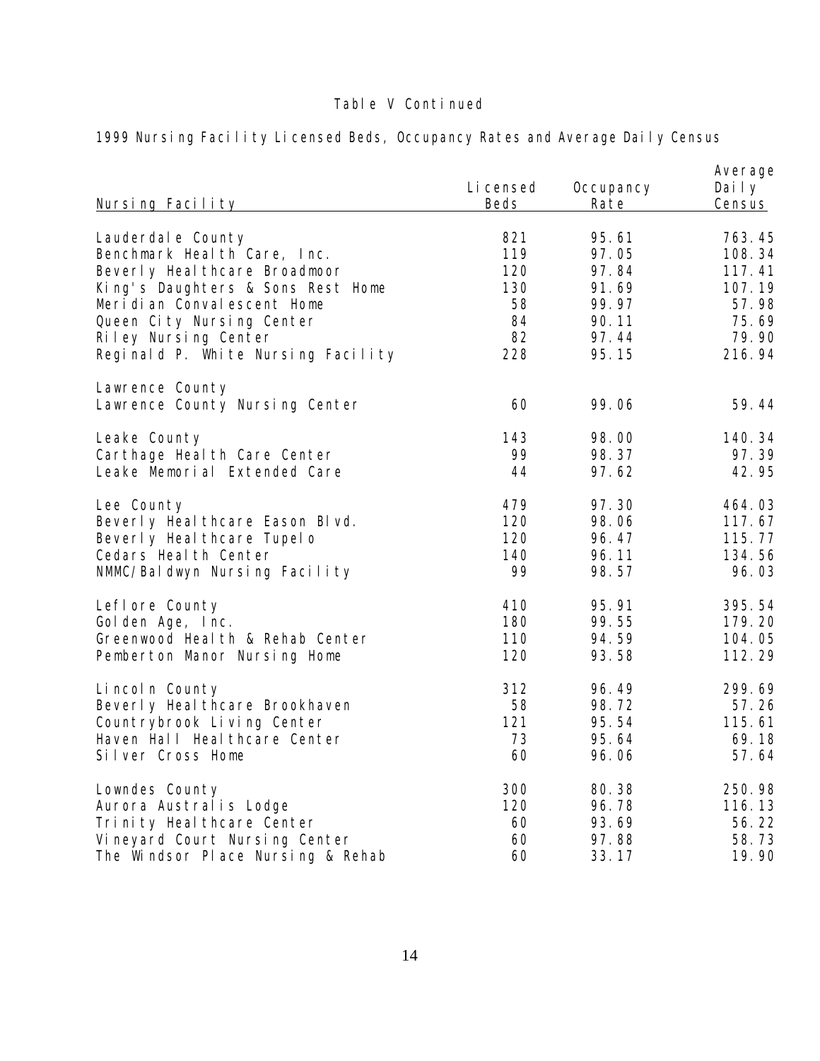Table V Continued

1999 Nursing Facility Licensed Beds, Occupancy Rates and Average Daily Census

| Nursing Facility | Licensed Beds | Occupancy Rate | Average Daily Census |
|---|---|---|---|
| Lauderdale County | 821 | 95.61 | 763.45 |
| Benchmark Health Care, Inc. | 119 | 97.05 | 108.34 |
| Beverly Healthcare Broadmoor | 120 | 97.84 | 117.41 |
| King's Daughters & Sons Rest Home | 130 | 91.69 | 107.19 |
| Meridian Convalescent Home | 58 | 99.97 | 57.98 |
| Queen City Nursing Center | 84 | 90.11 | 75.69 |
| Riley Nursing Center | 82 | 97.44 | 79.90 |
| Reginald P. White Nursing Facility | 228 | 95.15 | 216.94 |
| | | | |
| Lawrence County | | | |
| Lawrence County Nursing Center | 60 | 99.06 | 59.44 |
| | | | |
| Leake County | 143 | 98.00 | 140.34 |
| Carthage Health Care Center | 99 | 98.37 | 97.39 |
| Leake Memorial Extended Care | 44 | 97.62 | 42.95 |
| | | | |
| Lee County | 479 | 97.30 | 464.03 |
| Beverly Healthcare Eason Blvd. | 120 | 98.06 | 117.67 |
| Beverly Healthcare Tupelo | 120 | 96.47 | 115.77 |
| Cedars Health Center | 140 | 96.11 | 134.56 |
| NMMC/Baldwyn Nursing Facility | 99 | 98.57 | 96.03 |
| | | | |
| Leflore County | 410 | 95.91 | 395.54 |
| Golden Age, Inc. | 180 | 99.55 | 179.20 |
| Greenwood Health & Rehab Center | 110 | 94.59 | 104.05 |
| Pemberton Manor Nursing Home | 120 | 93.58 | 112.29 |
| | | | |
| Lincoln County | 312 | 96.49 | 299.69 |
| Beverly Healthcare Brookhaven | 58 | 98.72 | 57.26 |
| Countrybrook Living Center | 121 | 95.54 | 115.61 |
| Haven Hall Healthcare Center | 73 | 95.64 | 69.18 |
| Silver Cross Home | 60 | 96.06 | 57.64 |
| | | | |
| Lowndes County | 300 | 80.38 | 250.98 |
| Aurora Australis Lodge | 120 | 96.78 | 116.13 |
| Trinity Healthcare Center | 60 | 93.69 | 56.22 |
| Vineyard Court Nursing Center | 60 | 97.88 | 58.73 |
| The Windsor Place Nursing & Rehab | 60 | 33.17 | 19.90 |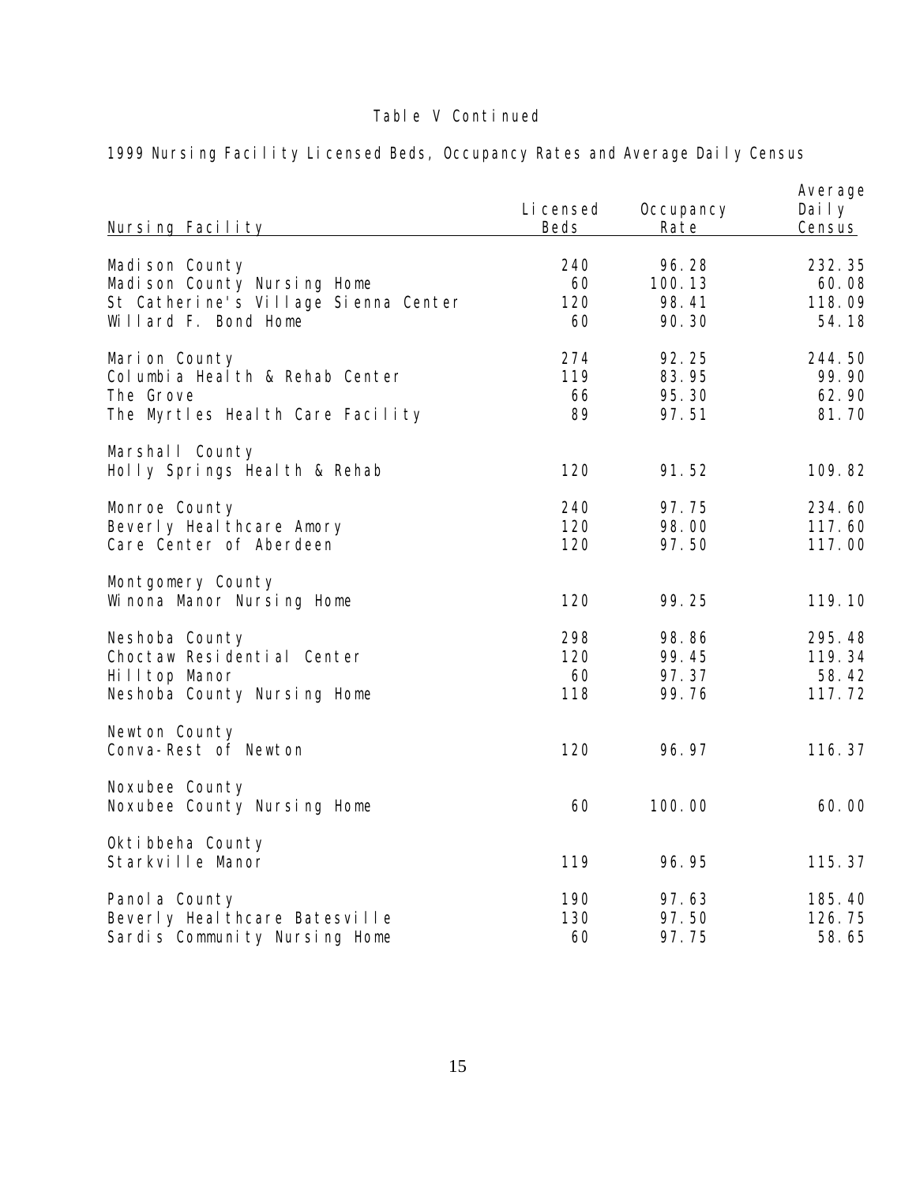Table V Continued

1999 Nursing Facility Licensed Beds, Occupancy Rates and Average Daily Census

| Nursing Facility | Licensed Beds | Occupancy Rate | Average Daily Census |
|---|---|---|---|
| Madison County | 240 | 96.28 | 232.35 |
| Madison County Nursing Home | 60 | 100.13 | 60.08 |
| St Catherine's Village Sienna Center | 120 | 98.41 | 118.09 |
| Willard F. Bond Home | 60 | 90.30 | 54.18 |
| Marion County | 274 | 92.25 | 244.50 |
| Columbia Health & Rehab Center | 119 | 83.95 | 99.90 |
| The Grove | 66 | 95.30 | 62.90 |
| The Myrtles Health Care Facility | 89 | 97.51 | 81.70 |
| Marshall County | | | |
| Holly Springs Health & Rehab | 120 | 91.52 | 109.82 |
| Monroe County | 240 | 97.75 | 234.60 |
| Beverly Healthcare Amory | 120 | 98.00 | 117.60 |
| Care Center of Aberdeen | 120 | 97.50 | 117.00 |
| Montgomery County | | | |
| Winona Manor Nursing Home | 120 | 99.25 | 119.10 |
| Neshoba County | 298 | 98.86 | 295.48 |
| Choctaw Residential Center | 120 | 99.45 | 119.34 |
| Hilltop Manor | 60 | 97.37 | 58.42 |
| Neshoba County Nursing Home | 118 | 99.76 | 117.72 |
| Newton County | | | |
| Conva-Rest of Newton | 120 | 96.97 | 116.37 |
| Noxubee County | | | |
| Noxubee County Nursing Home | 60 | 100.00 | 60.00 |
| Oktibbeha County | | | |
| Starkville Manor | 119 | 96.95 | 115.37 |
| Panola County | 190 | 97.63 | 185.40 |
| Beverly Healthcare Batesville | 130 | 97.50 | 126.75 |
| Sardis Community Nursing Home | 60 | 97.75 | 58.65 |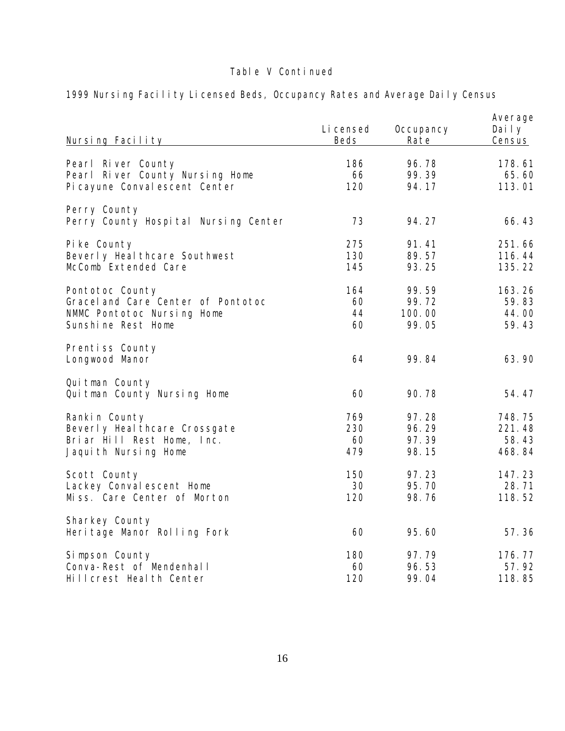Table V Continued

1999 Nursing Facility Licensed Beds, Occupancy Rates and Average Daily Census

| Nursing Facility | Licensed Beds | Occupancy Rate | Average Daily Census |
|---|---|---|---|
| Pearl River County | 186 | 96.78 | 178.61 |
| Pearl River County Nursing Home | 66 | 99.39 | 65.60 |
| Picayune Convalescent Center | 120 | 94.17 | 113.01 |
| | | | |
| Perry County | | | |
| Perry County Hospital Nursing Center | 73 | 94.27 | 66.43 |
| | | | |
| Pike County | 275 | 91.41 | 251.66 |
| Beverly Healthcare Southwest | 130 | 89.57 | 116.44 |
| McComb Extended Care | 145 | 93.25 | 135.22 |
| | | | |
| Pontotoc County | 164 | 99.59 | 163.26 |
| Graceland Care Center of Pontotoc | 60 | 99.72 | 59.83 |
| NMMC Pontotoc Nursing Home | 44 | 100.00 | 44.00 |
| Sunshine Rest Home | 60 | 99.05 | 59.43 |
| | | | |
| Prentiss County | | | |
| Longwood Manor | 64 | 99.84 | 63.90 |
| | | | |
| Quitman County | | | |
| Quitman County Nursing Home | 60 | 90.78 | 54.47 |
| | | | |
| Rankin County | 769 | 97.28 | 748.75 |
| Beverly Healthcare Crossgate | 230 | 96.29 | 221.48 |
| Briar Hill Rest Home, Inc. | 60 | 97.39 | 58.43 |
| Jaquith Nursing Home | 479 | 98.15 | 468.84 |
| | | | |
| Scott County | 150 | 97.23 | 147.23 |
| Lackey Convalescent Home | 30 | 95.70 | 28.71 |
| Miss. Care Center of Morton | 120 | 98.76 | 118.52 |
| | | | |
| Sharkey County | | | |
| Heritage Manor Rolling Fork | 60 | 95.60 | 57.36 |
| | | | |
| Simpson County | 180 | 97.79 | 176.77 |
| Conva-Rest of Mendenhall | 60 | 96.53 | 57.92 |
| Hillcrest Health Center | 120 | 99.04 | 118.85 |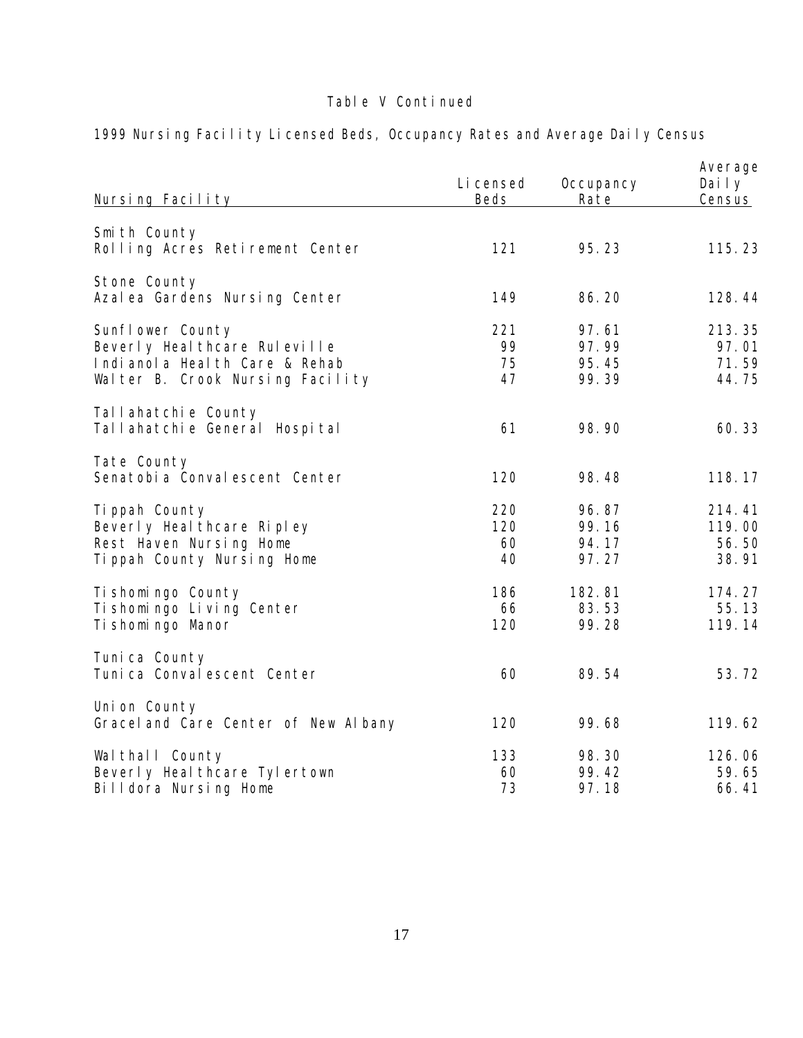Table V Continued

1999 Nursing Facility Licensed Beds, Occupancy Rates and Average Daily Census

| Nursing Facility | Licensed Beds | Occupancy Rate | Average Daily Census |
|---|---|---|---|
| Smith County | | | |
| Rolling Acres Retirement Center | 121 | 95.23 | 115.23 |
| Stone County | | | |
| Azalea Gardens Nursing Center | 149 | 86.20 | 128.44 |
| Sunflower County | 221 | 97.61 | 213.35 |
| Beverly Healthcare Ruleville | 99 | 97.99 | 97.01 |
| Indianola Health Care & Rehab | 75 | 95.45 | 71.59 |
| Walter B. Crook Nursing Facility | 47 | 99.39 | 44.75 |
| Tallahatchie County | | | |
| Tallahatchie General Hospital | 61 | 98.90 | 60.33 |
| Tate County | | | |
| Senatobia Convalescent Center | 120 | 98.48 | 118.17 |
| Tippah County | 220 | 96.87 | 214.41 |
| Beverly Healthcare Ripley | 120 | 99.16 | 119.00 |
| Rest Haven Nursing Home | 60 | 94.17 | 56.50 |
| Tippah County Nursing Home | 40 | 97.27 | 38.91 |
| Tishomingo County | 186 | 182.81 | 174.27 |
| Tishomingo Living Center | 66 | 83.53 | 55.13 |
| Tishomingo Manor | 120 | 99.28 | 119.14 |
| Tunica County | | | |
| Tunica Convalescent Center | 60 | 89.54 | 53.72 |
| Union County | | | |
| Graceland Care Center of New Albany | 120 | 99.68 | 119.62 |
| Walthall County | 133 | 98.30 | 126.06 |
| Beverly Healthcare Tylertown | 60 | 99.42 | 59.65 |
| Billdora Nursing Home | 73 | 97.18 | 66.41 |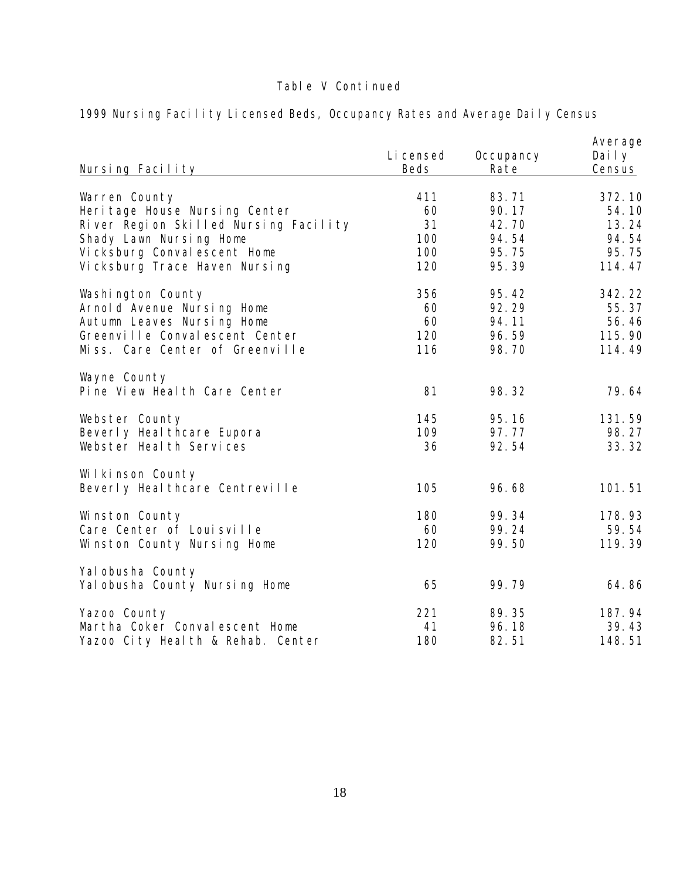Table V Continued

1999 Nursing Facility Licensed Beds, Occupancy Rates and Average Daily Census

| Nursing Facility | Licensed Beds | Occupancy Rate | Average Daily Census |
|---|---|---|---|
| Warren County | 411 | 83.71 | 372.10 |
| Heritage House Nursing Center | 60 | 90.17 | 54.10 |
| River Region Skilled Nursing Facility | 31 | 42.70 | 13.24 |
| Shady Lawn Nursing Home | 100 | 94.54 | 94.54 |
| Vicksburg Convalescent Home | 100 | 95.75 | 95.75 |
| Vicksburg Trace Haven Nursing | 120 | 95.39 | 114.47 |
| | | | |
| Washington County | 356 | 95.42 | 342.22 |
| Arnold Avenue Nursing Home | 60 | 92.29 | 55.37 |
| Autumn Leaves Nursing Home | 60 | 94.11 | 56.46 |
| Greenville Convalescent Center | 120 | 96.59 | 115.90 |
| Miss. Care Center of Greenville | 116 | 98.70 | 114.49 |
| | | | |
| Wayne County | | | |
| Pine View Health Care Center | 81 | 98.32 | 79.64 |
| | | | |
| Webster County | 145 | 95.16 | 131.59 |
| Beverly Healthcare Eupora | 109 | 97.77 | 98.27 |
| Webster Health Services | 36 | 92.54 | 33.32 |
| | | | |
| Wilkinson County | | | |
| Beverly Healthcare Centreville | 105 | 96.68 | 101.51 |
| | | | |
| Winston County | 180 | 99.34 | 178.93 |
| Care Center of Louisville | 60 | 99.24 | 59.54 |
| Winston County Nursing Home | 120 | 99.50 | 119.39 |
| | | | |
| Yalobusha County | | | |
| Yalobusha County Nursing Home | 65 | 99.79 | 64.86 |
| | | | |
| Yazoo County | 221 | 89.35 | 187.94 |
| Martha Coker Convalescent Home | 41 | 96.18 | 39.43 |
| Yazoo City Health & Rehab. Center | 180 | 82.51 | 148.51 |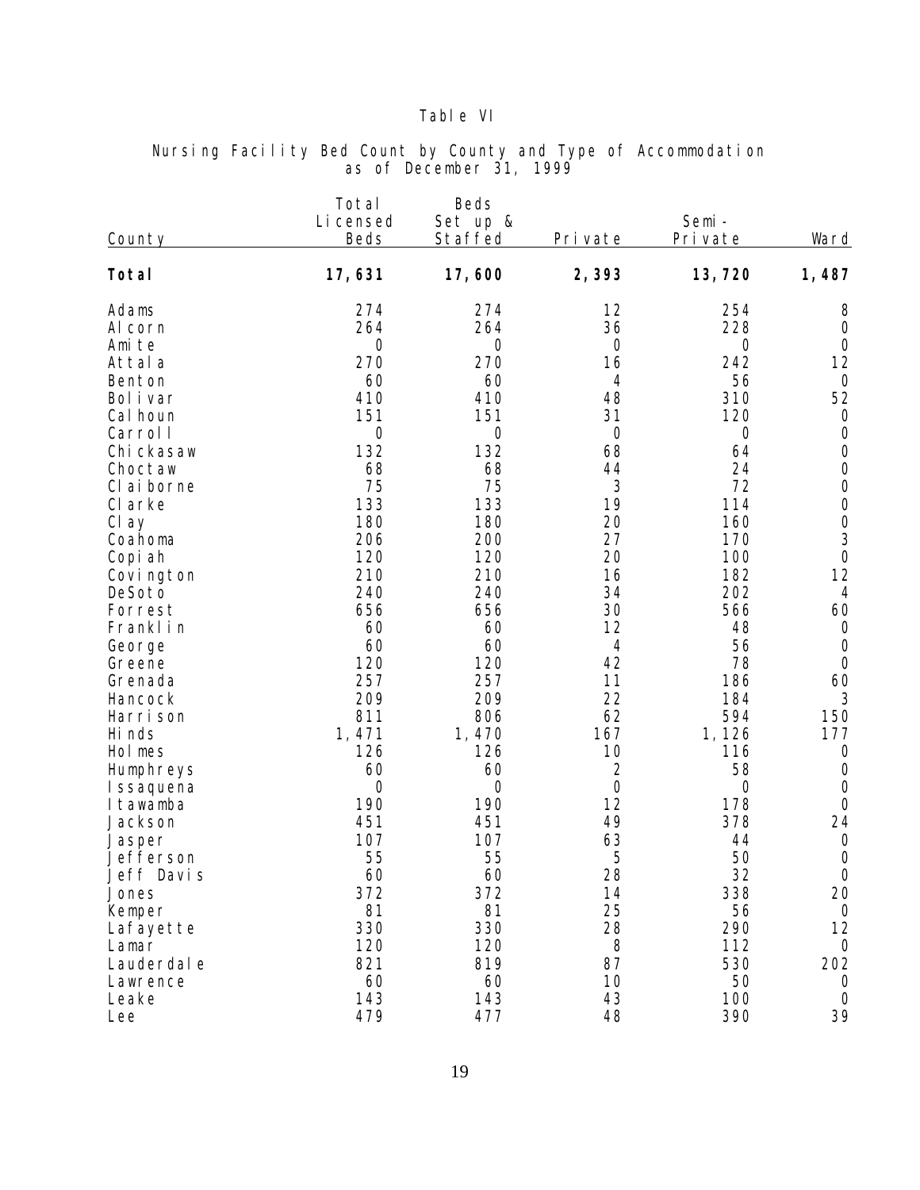# Table VI

## Nursing Facility Bed Count by County and Type of Accommodation as of December 31, 1999

| County | Total Licensed Beds | Beds Set up & Staffed | Private | Semi-Private | Ward |
|---|---|---|---|---|---|
| **Total** | **17,631** | **17,600** | **2,393** | **13,720** | **1,487** |
| Adams | 274 | 274 | 12 | 254 | 8 |
| Alcorn | 264 | 264 | 36 | 228 | 0 |
| Amite | 0 | 0 | 0 | 0 | 0 |
| Attala | 270 | 270 | 16 | 242 | 12 |
| Benton | 60 | 60 | 4 | 56 | 0 |
| Bolivar | 410 | 410 | 48 | 310 | 52 |
| Calhoun | 151 | 151 | 31 | 120 | 0 |
| Carroll | 0 | 0 | 0 | 0 | 0 |
| Chickasaw | 132 | 132 | 68 | 64 | 0 |
| Choctaw | 68 | 68 | 44 | 24 | 0 |
| Claiborne | 75 | 75 | 3 | 72 | 0 |
| Clarke | 133 | 133 | 19 | 114 | 0 |
| Clay | 180 | 180 | 20 | 160 | 0 |
| Coahoma | 206 | 200 | 27 | 170 | 3 |
| Copiah | 120 | 120 | 20 | 100 | 0 |
| Covington | 210 | 210 | 16 | 182 | 12 |
| DeSoto | 240 | 240 | 34 | 202 | 4 |
| Forrest | 656 | 656 | 30 | 566 | 60 |
| Franklin | 60 | 60 | 12 | 48 | 0 |
| George | 60 | 60 | 4 | 56 | 0 |
| Greene | 120 | 120 | 42 | 78 | 0 |
| Grenada | 257 | 257 | 11 | 186 | 60 |
| Hancock | 209 | 209 | 22 | 184 | 3 |
| Harrison | 811 | 806 | 62 | 594 | 150 |
| Hinds | 1,471 | 1,470 | 167 | 1,126 | 177 |
| Holmes | 126 | 126 | 10 | 116 | 0 |
| Humphreys | 60 | 60 | 2 | 58 | 0 |
| Issaquena | 0 | 0 | 0 | 0 | 0 |
| Itawamba | 190 | 190 | 12 | 178 | 0 |
| Jackson | 451 | 451 | 49 | 378 | 24 |
| Jasper | 107 | 107 | 63 | 44 | 0 |
| Jefferson | 55 | 55 | 5 | 50 | 0 |
| Jeff Davis | 60 | 60 | 28 | 32 | 0 |
| Jones | 372 | 372 | 14 | 338 | 20 |
| Kemper | 81 | 81 | 25 | 56 | 0 |
| Lafayette | 330 | 330 | 28 | 290 | 12 |
| Lamar | 120 | 120 | 8 | 112 | 0 |
| Lauderdale | 821 | 819 | 87 | 530 | 202 |
| Lawrence | 60 | 60 | 10 | 50 | 0 |
| Leake | 143 | 143 | 43 | 100 | 0 |
| Lee | 479 | 477 | 48 | 390 | 39 |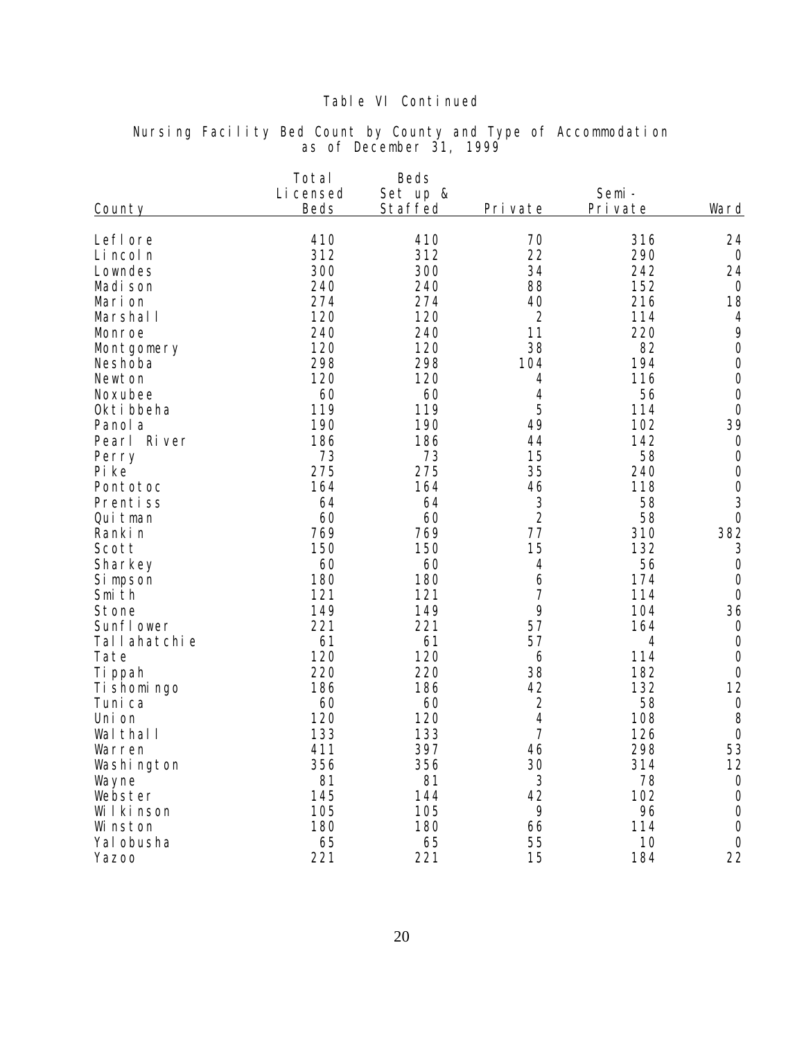## Table VI Continued

### Nursing Facility Bed Count by County and Type of Accommodation as of December 31, 1999

| County | Total Licensed Beds | Beds Set up & Staffed | Private | Semi-Private | Ward |
|---|---|---|---|---|---|
| Leflore | 410 | 410 | 70 | 316 | 24 |
| Lincoln | 312 | 312 | 22 | 290 | 0 |
| Lowndes | 300 | 300 | 34 | 242 | 24 |
| Madison | 240 | 240 | 88 | 152 | 0 |
| Marion | 274 | 274 | 40 | 216 | 18 |
| Marshall | 120 | 120 | 2 | 114 | 4 |
| Monroe | 240 | 240 | 11 | 220 | 9 |
| Montgomery | 120 | 120 | 38 | 82 | 0 |
| Neshoba | 298 | 298 | 104 | 194 | 0 |
| Newton | 120 | 120 | 4 | 116 | 0 |
| Noxubee | 60 | 60 | 4 | 56 | 0 |
| Oktibbeha | 119 | 119 | 5 | 114 | 0 |
| Panola | 190 | 190 | 49 | 102 | 39 |
| Pearl River | 186 | 186 | 44 | 142 | 0 |
| Perry | 73 | 73 | 15 | 58 | 0 |
| Pike | 275 | 275 | 35 | 240 | 0 |
| Pontotoc | 164 | 164 | 46 | 118 | 0 |
| Prentiss | 64 | 64 | 3 | 58 | 3 |
| Quitman | 60 | 60 | 2 | 58 | 0 |
| Rankin | 769 | 769 | 77 | 310 | 382 |
| Scott | 150 | 150 | 15 | 132 | 3 |
| Sharkey | 60 | 60 | 4 | 56 | 0 |
| Simpson | 180 | 180 | 6 | 174 | 0 |
| Smith | 121 | 121 | 7 | 114 | 0 |
| Stone | 149 | 149 | 9 | 104 | 36 |
| Sunflower | 221 | 221 | 57 | 164 | 0 |
| Tallahatchie | 61 | 61 | 57 | 4 | 0 |
| Tate | 120 | 120 | 6 | 114 | 0 |
| Tippah | 220 | 220 | 38 | 182 | 0 |
| Tishomingo | 186 | 186 | 42 | 132 | 12 |
| Tunica | 60 | 60 | 2 | 58 | 0 |
| Union | 120 | 120 | 4 | 108 | 8 |
| Walthall | 133 | 133 | 7 | 126 | 0 |
| Warren | 411 | 397 | 46 | 298 | 53 |
| Washington | 356 | 356 | 30 | 314 | 12 |
| Wayne | 81 | 81 | 3 | 78 | 0 |
| Webster | 145 | 144 | 42 | 102 | 0 |
| Wilkinson | 105 | 105 | 9 | 96 | 0 |
| Winston | 180 | 180 | 66 | 114 | 0 |
| Yalobusha | 65 | 65 | 55 | 10 | 0 |
| Yazoo | 221 | 221 | 15 | 184 | 22 |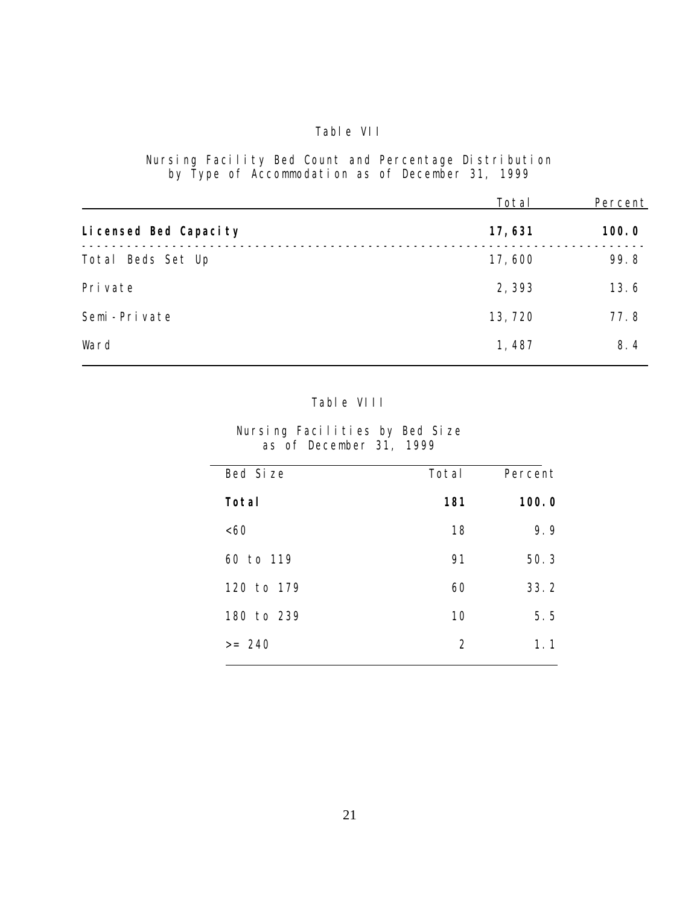Table VII

Nursing Facility Bed Count and Percentage Distribution by Type of Accommodation as of December 31, 1999

| | Total | Percent |
|---|---|---|
| **Licensed Bed Capacity** | **17,631** | **100.0** |
| Total Beds Set Up | 17,600 | 99.8 |
| Private | 2,393 | 13.6 |
| Semi-Private | 13,720 | 77.8 |
| Ward | 1,487 | 8.4 |

Table VIII

Nursing Facilities by Bed Size as of December 31, 1999

| Bed Size | Total | Percent |
|---|---|---|
| **Total** | **181** | **100.0** |
| <60 | 18 | 9.9 |
| 60 to 119 | 91 | 50.3 |
| 120 to 179 | 60 | 33.2 |
| 180 to 239 | 10 | 5.5 |
| >= 240 | 2 | 1.1 |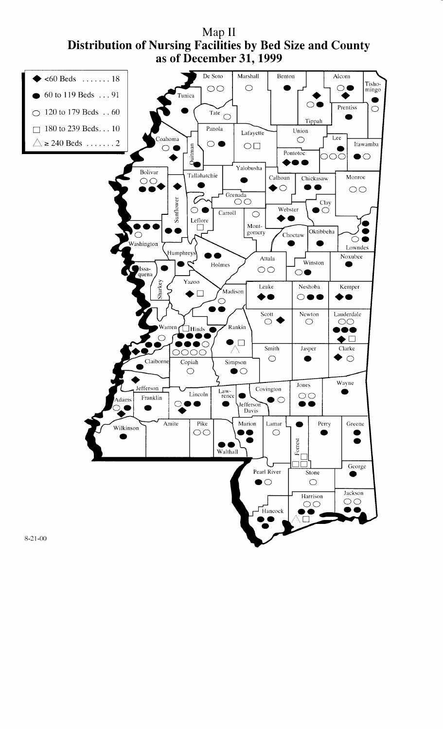# Map II
## Distribution of Nursing Facilities by Bed Size and County as of December 31, 1999

| Symbol | Bed Size | Count |
|---|---|---|
| ◆ | <60 Beds | 18 |
| ● | 60 to 119 Beds | 91 |
| ○ | 120 to 179 Beds | 60 |
| □ | 180 to 239 Beds | 10 |
| △ | ≥ 240 Beds | 2 |

8-21-00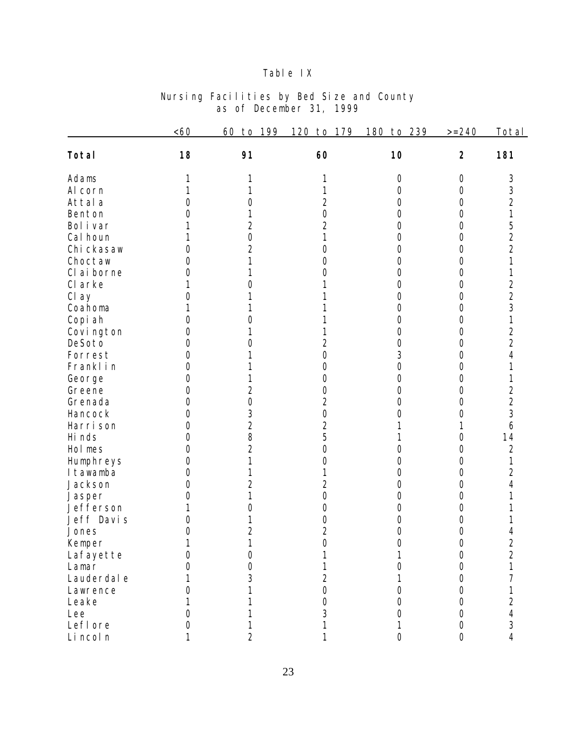# Table IX

## Nursing Facilities by Bed Size and County as of December 31, 1999

| | <60 | 60 to 199 | 120 to 179 | 180 to 239 | >=240 | Total |
|---|---|---|---|---|---|---|
| **Total** | **18** | **91** | **60** | **10** | **2** | **181** |
| Adams | 1 | 1 | 1 | 0 | 0 | 3 |
| Alcorn | 1 | 1 | 1 | 0 | 0 | 3 |
| Attala | 0 | 0 | 2 | 0 | 0 | 2 |
| Benton | 0 | 1 | 0 | 0 | 0 | 1 |
| Bolivar | 1 | 2 | 2 | 0 | 0 | 5 |
| Calhoun | 1 | 0 | 1 | 0 | 0 | 2 |
| Chickasaw | 0 | 2 | 0 | 0 | 0 | 2 |
| Choctaw | 0 | 1 | 0 | 0 | 0 | 1 |
| Claiborne | 0 | 1 | 0 | 0 | 0 | 1 |
| Clarke | 1 | 0 | 1 | 0 | 0 | 2 |
| Clay | 0 | 1 | 1 | 0 | 0 | 2 |
| Coahoma | 1 | 1 | 1 | 0 | 0 | 3 |
| Copiah | 0 | 0 | 1 | 0 | 0 | 1 |
| Covington | 0 | 1 | 1 | 0 | 0 | 2 |
| DeSoto | 0 | 0 | 2 | 0 | 0 | 2 |
| Forrest | 0 | 1 | 0 | 3 | 0 | 4 |
| Franklin | 0 | 1 | 0 | 0 | 0 | 1 |
| George | 0 | 1 | 0 | 0 | 0 | 1 |
| Greene | 0 | 2 | 0 | 0 | 0 | 2 |
| Grenada | 0 | 0 | 2 | 0 | 0 | 2 |
| Hancock | 0 | 3 | 0 | 0 | 0 | 3 |
| Harrison | 0 | 2 | 2 | 1 | 1 | 6 |
| Hinds | 0 | 8 | 5 | 1 | 0 | 14 |
| Holmes | 0 | 2 | 0 | 0 | 0 | 2 |
| Humphreys | 0 | 1 | 0 | 0 | 0 | 1 |
| Itawamba | 0 | 1 | 1 | 0 | 0 | 2 |
| Jackson | 0 | 2 | 2 | 0 | 0 | 4 |
| Jasper | 0 | 1 | 0 | 0 | 0 | 1 |
| Jefferson | 1 | 0 | 0 | 0 | 0 | 1 |
| Jeff Davis | 0 | 1 | 0 | 0 | 0 | 1 |
| Jones | 0 | 2 | 2 | 0 | 0 | 4 |
| Kemper | 1 | 1 | 0 | 0 | 0 | 2 |
| Lafayette | 0 | 0 | 1 | 1 | 0 | 2 |
| Lamar | 0 | 0 | 1 | 0 | 0 | 1 |
| Lauderdale | 1 | 3 | 2 | 1 | 0 | 7 |
| Lawrence | 0 | 1 | 0 | 0 | 0 | 1 |
| Leake | 1 | 1 | 0 | 0 | 0 | 2 |
| Lee | 0 | 1 | 3 | 0 | 0 | 4 |
| Leflore | 0 | 1 | 1 | 1 | 0 | 3 |
| Lincoln | 1 | 2 | 1 | 0 | 0 | 4 |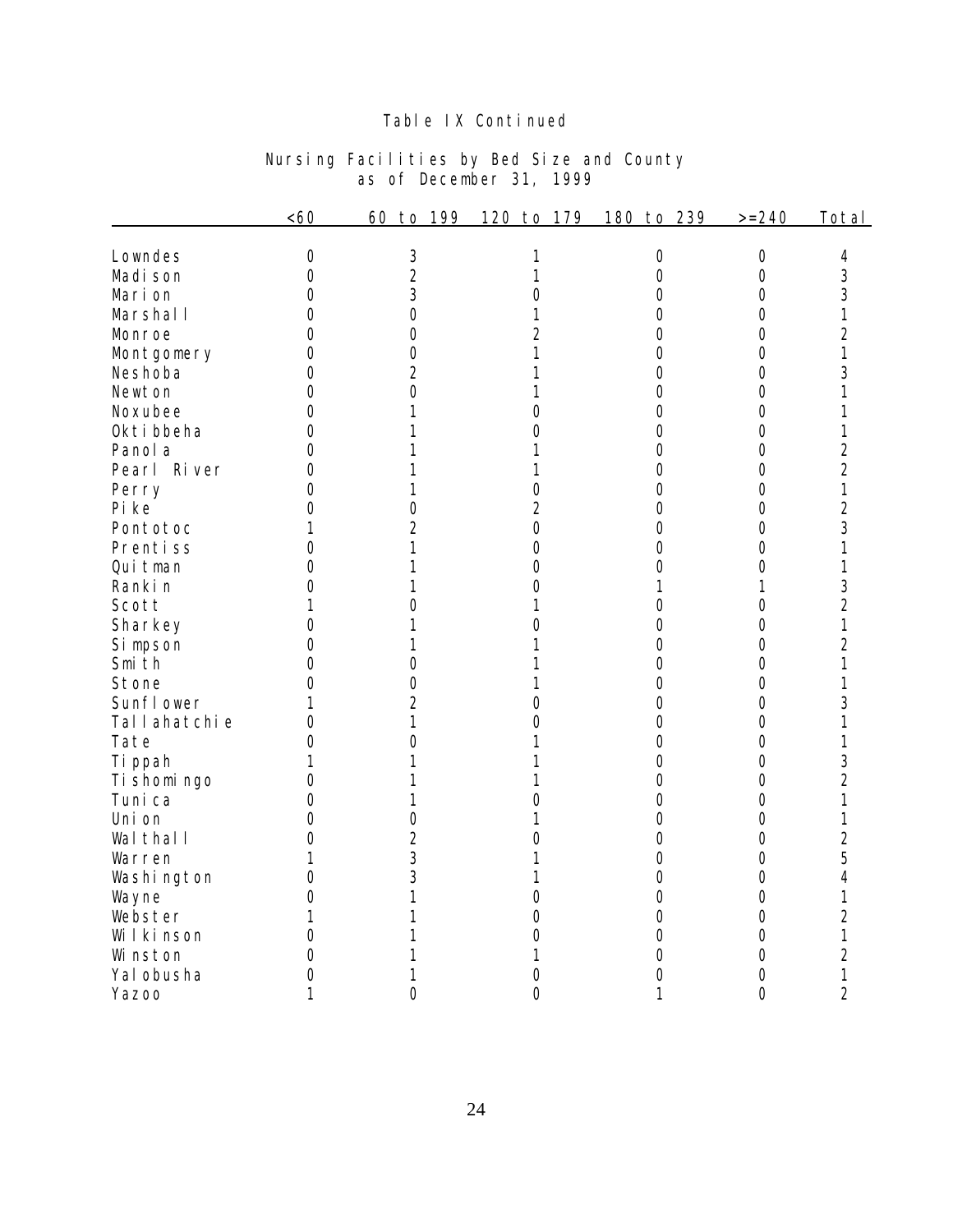# Table IX Continued

## Nursing Facilities by Bed Size and County as of December 31, 1999

| | <60 | 60 to 199 | 120 to 179 | 180 to 239 | >=240 | Total |
|---|---|---|---|---|---|---|
| Lowndes | 0 | 3 | 1 | 0 | 0 | 4 |
| Madison | 0 | 2 | 1 | 0 | 0 | 3 |
| Marion | 0 | 3 | 0 | 0 | 0 | 3 |
| Marshall | 0 | 0 | 1 | 0 | 0 | 1 |
| Monroe | 0 | 0 | 2 | 0 | 0 | 2 |
| Montgomery | 0 | 0 | 1 | 0 | 0 | 1 |
| Neshoba | 0 | 2 | 1 | 0 | 0 | 3 |
| Newton | 0 | 0 | 1 | 0 | 0 | 1 |
| Noxubee | 0 | 1 | 0 | 0 | 0 | 1 |
| Oktibbeha | 0 | 1 | 0 | 0 | 0 | 1 |
| Panola | 0 | 1 | 1 | 0 | 0 | 2 |
| Pearl River | 0 | 1 | 1 | 0 | 0 | 2 |
| Perry | 0 | 1 | 0 | 0 | 0 | 1 |
| Pike | 0 | 0 | 2 | 0 | 0 | 2 |
| Pontotoc | 1 | 2 | 0 | 0 | 0 | 3 |
| Prentiss | 0 | 1 | 0 | 0 | 0 | 1 |
| Quitman | 0 | 1 | 0 | 0 | 0 | 1 |
| Rankin | 0 | 1 | 0 | 1 | 1 | 3 |
| Scott | 1 | 0 | 1 | 0 | 0 | 2 |
| Sharkey | 0 | 1 | 0 | 0 | 0 | 1 |
| Simpson | 0 | 1 | 1 | 0 | 0 | 2 |
| Smith | 0 | 0 | 1 | 0 | 0 | 1 |
| Stone | 0 | 0 | 1 | 0 | 0 | 1 |
| Sunflower | 1 | 2 | 0 | 0 | 0 | 3 |
| Tallahatchie | 0 | 1 | 0 | 0 | 0 | 1 |
| Tate | 0 | 0 | 1 | 0 | 0 | 1 |
| Tippah | 1 | 1 | 1 | 0 | 0 | 3 |
| Tishomingo | 0 | 1 | 1 | 0 | 0 | 2 |
| Tunica | 0 | 1 | 0 | 0 | 0 | 1 |
| Union | 0 | 0 | 1 | 0 | 0 | 1 |
| Walthall | 0 | 2 | 0 | 0 | 0 | 2 |
| Warren | 1 | 3 | 1 | 0 | 0 | 5 |
| Washington | 0 | 3 | 1 | 0 | 0 | 4 |
| Wayne | 0 | 1 | 0 | 0 | 0 | 1 |
| Webster | 1 | 1 | 0 | 0 | 0 | 2 |
| Wilkinson | 0 | 1 | 0 | 0 | 0 | 1 |
| Winston | 0 | 1 | 1 | 0 | 0 | 2 |
| Yalobusha | 0 | 1 | 0 | 0 | 0 | 1 |
| Yazoo | 1 | 0 | 0 | 1 | 0 | 2 |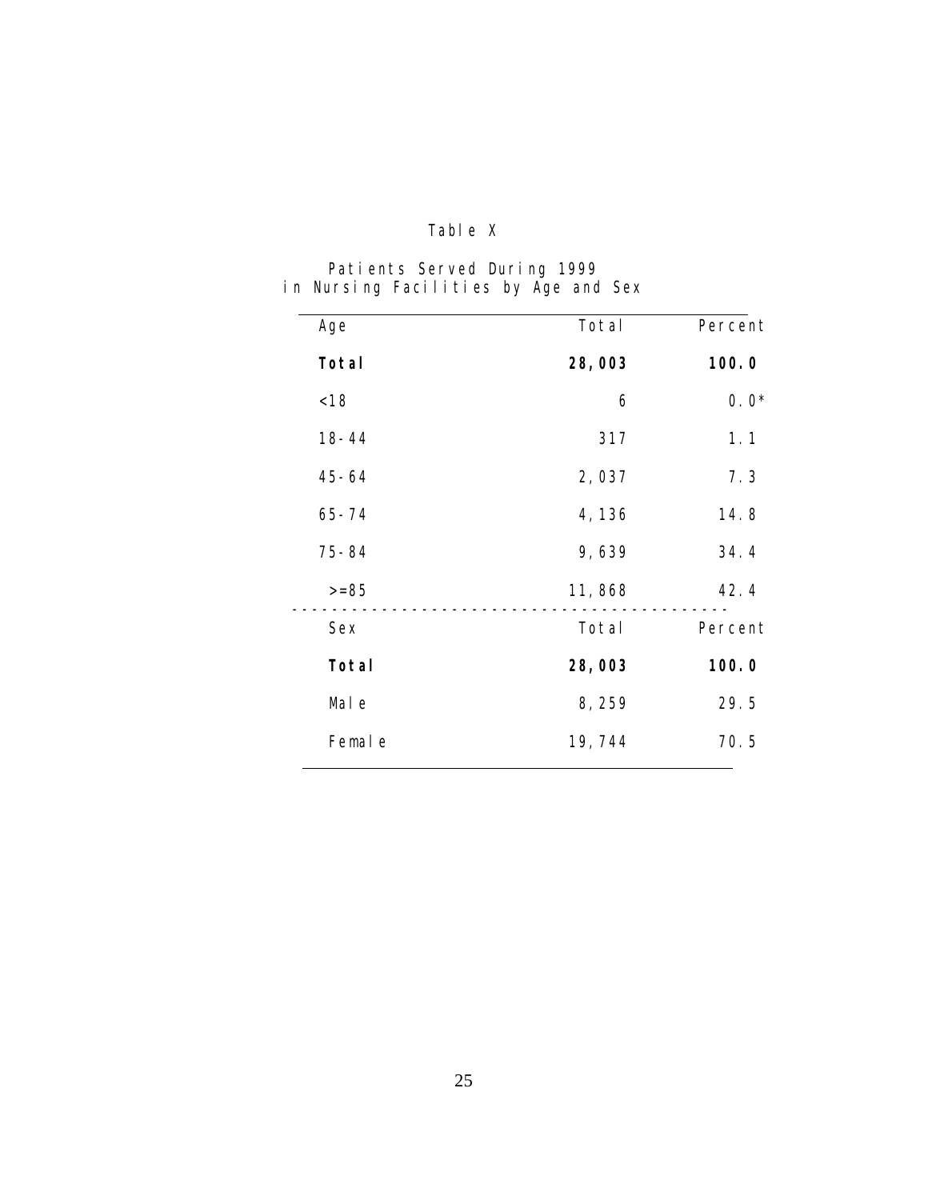Table X

Patients Served During 1999
in Nursing Facilities by Age and Sex

| Age | Total | Percent |
|---|---|---|
| **Total** | **28,003** | **100.0** |
| <18 | 6 | 0.0* |
| 18-44 | 317 | 1.1 |
| 45-64 | 2,037 | 7.3 |
| 65-74 | 4,136 | 14.8 |
| 75-84 | 9,639 | 34.4 |
| >=85 | 11,868 | 42.4 |

| Sex | Total | Percent |
|---|---|---|
| **Total** | **28,003** | **100.0** |
| Male | 8,259 | 29.5 |
| Female | 19,744 | 70.5 |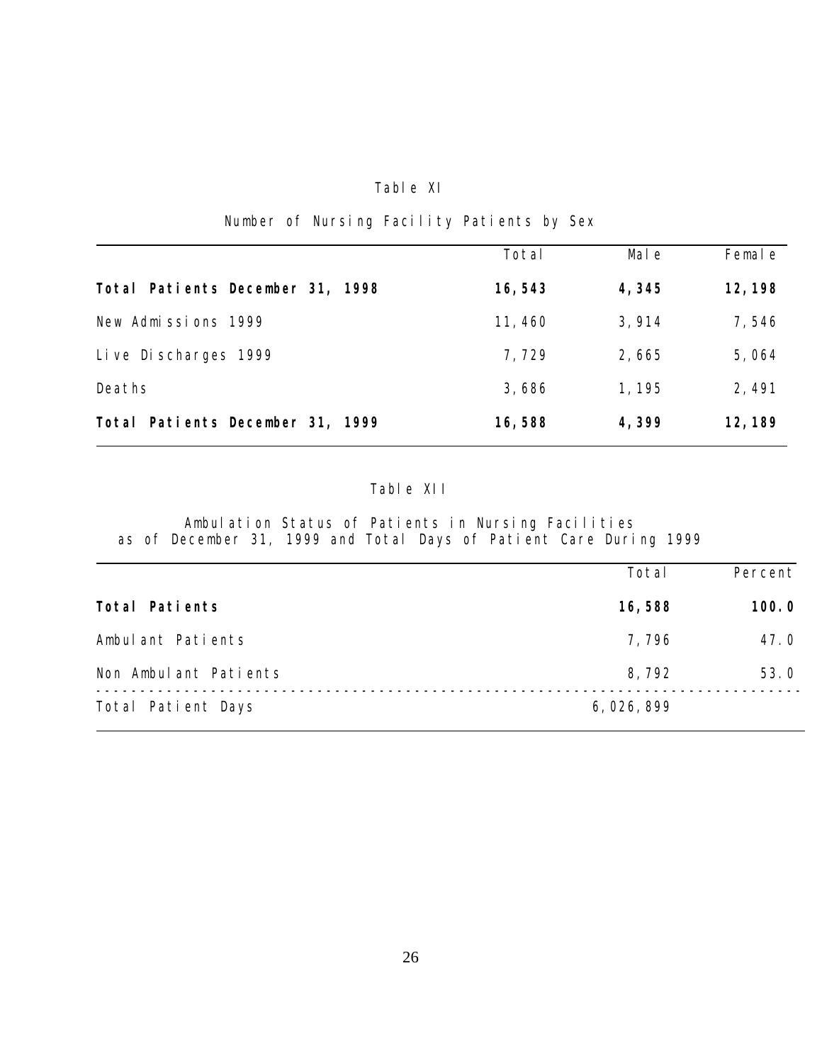Table XI

Number of Nursing Facility Patients by Sex

| | Total | Male | Female |
|---|---|---|---|
| **Total Patients December 31, 1998** | **16,543** | **4,345** | **12,198** |
| New Admissions 1999 | 11,460 | 3,914 | 7,546 |
| Live Discharges 1999 | 7,729 | 2,665 | 5,064 |
| Deaths | 3,686 | 1,195 | 2,491 |
| **Total Patients December 31, 1999** | **16,588** | **4,399** | **12,189** |

Table XII

Ambulation Status of Patients in Nursing Facilities as of December 31, 1999 and Total Days of Patient Care During 1999

| | Total | Percent |
|---|---|---|
| **Total Patients** | **16,588** | **100.0** |
| Ambulant Patients | 7,796 | 47.0 |
| Non Ambulant Patients | 8,792 | 53.0 |
| Total Patient Days | 6,026,899 | |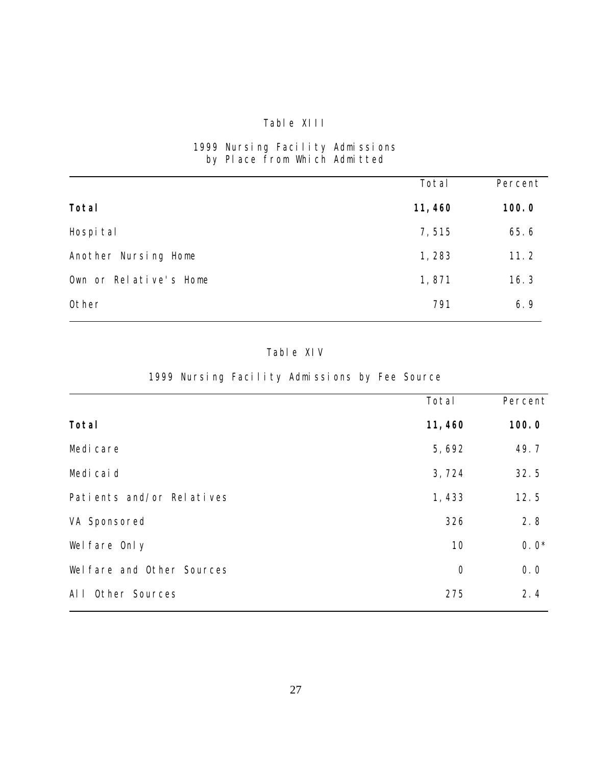## Table XIII

### 1999 Nursing Facility Admissions by Place from Which Admitted

| | Total | Percent |
|---|---|---|
| **Total** | **11,460** | **100.0** |
| Hospital | 7,515 | 65.6 |
| Another Nursing Home | 1,283 | 11.2 |
| Own or Relative's Home | 1,871 | 16.3 |
| Other | 791 | 6.9 |

## Table XIV

### 1999 Nursing Facility Admissions by Fee Source

| | Total | Percent |
|---|---|---|
| **Total** | **11,460** | **100.0** |
| Medicare | 5,692 | 49.7 |
| Medicaid | 3,724 | 32.5 |
| Patients and/or Relatives | 1,433 | 12.5 |
| VA Sponsored | 326 | 2.8 |
| Welfare Only | 10 | 0.0* |
| Welfare and Other Sources | 0 | 0.0 |
| All Other Sources | 275 | 2.4 |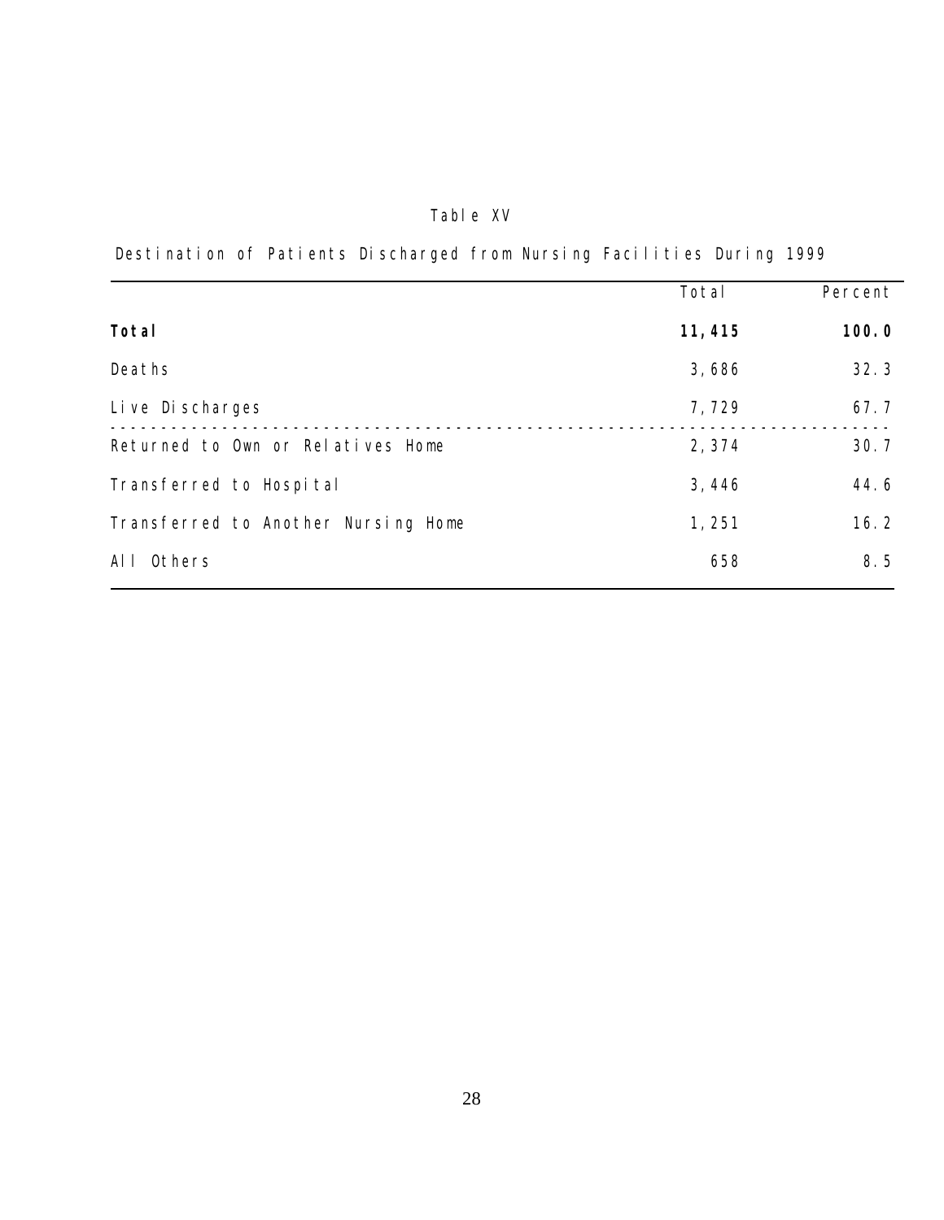Table XV

Destination of Patients Discharged from Nursing Facilities During 1999

| | Total | Percent |
|---|---|---|
| **Total** | **11,415** | **100.0** |
| Deaths | 3,686 | 32.3 |
| Live Discharges | 7,729 | 67.7 |
| Returned to Own or Relatives Home | 2,374 | 30.7 |
| Transferred to Hospital | 3,446 | 44.6 |
| Transferred to Another Nursing Home | 1,251 | 16.2 |
| All Others | 658 | 8.5 |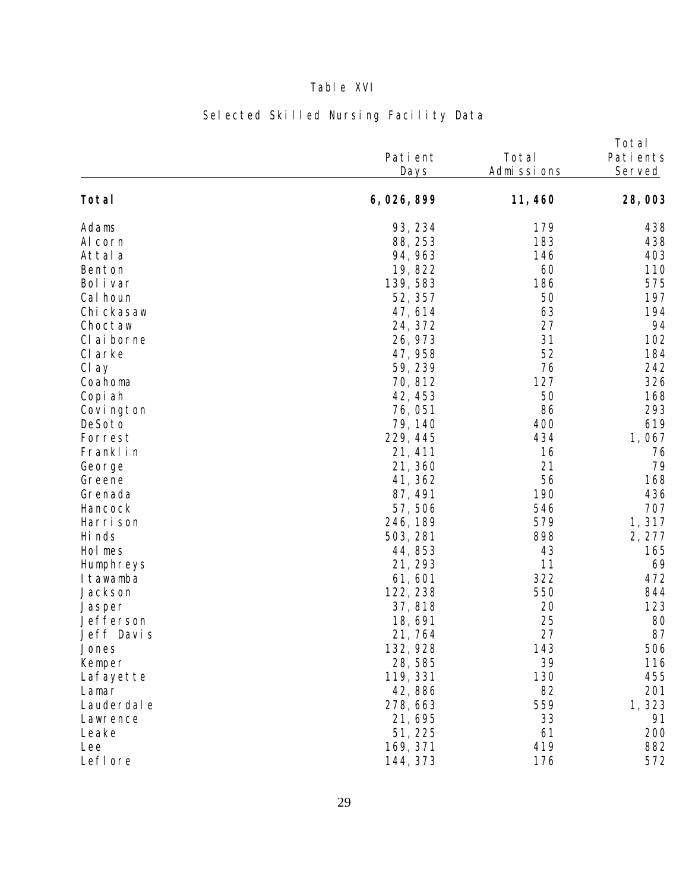Table XVI

Selected Skilled Nursing Facility Data

| | Patient Days | Total Admissions | Total Patients Served |
|---|---|---|---|
| **Total** | **6,026,899** | **11,460** | **28,003** |
| Adams | 93,234 | 179 | 438 |
| Alcorn | 88,253 | 183 | 438 |
| Attala | 94,963 | 146 | 403 |
| Benton | 19,822 | 60 | 110 |
| Bolivar | 139,583 | 186 | 575 |
| Calhoun | 52,357 | 50 | 197 |
| Chickasaw | 47,614 | 63 | 194 |
| Choctaw | 24,372 | 27 | 94 |
| Claiborne | 26,973 | 31 | 102 |
| Clarke | 47,958 | 52 | 184 |
| Clay | 59,239 | 76 | 242 |
| Coahoma | 70,812 | 127 | 326 |
| Copiah | 42,453 | 50 | 168 |
| Covington | 76,051 | 86 | 293 |
| DeSoto | 79,140 | 400 | 619 |
| Forrest | 229,445 | 434 | 1,067 |
| Franklin | 21,411 | 16 | 76 |
| George | 21,360 | 21 | 79 |
| Greene | 41,362 | 56 | 168 |
| Grenada | 87,491 | 190 | 436 |
| Hancock | 57,506 | 546 | 707 |
| Harrison | 246,189 | 579 | 1,317 |
| Hinds | 503,281 | 898 | 2,277 |
| Holmes | 44,853 | 43 | 165 |
| Humphreys | 21,293 | 11 | 69 |
| Itawamba | 61,601 | 322 | 472 |
| Jackson | 122,238 | 550 | 844 |
| Jasper | 37,818 | 20 | 123 |
| Jefferson | 18,691 | 25 | 80 |
| Jeff Davis | 21,764 | 27 | 87 |
| Jones | 132,928 | 143 | 506 |
| Kemper | 28,585 | 39 | 116 |
| Lafayette | 119,331 | 130 | 455 |
| Lamar | 42,886 | 82 | 201 |
| Lauderdale | 278,663 | 559 | 1,323 |
| Lawrence | 21,695 | 33 | 91 |
| Leake | 51,225 | 61 | 200 |
| Lee | 169,371 | 419 | 882 |
| Leflore | 144,373 | 176 | 572 |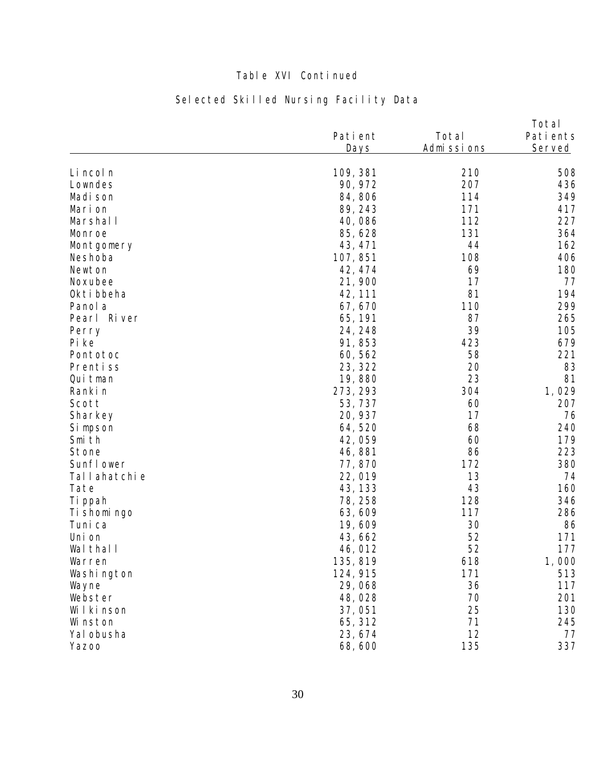Table XVI Continued

Selected Skilled Nursing Facility Data

| | Patient Days | Total Admissions | Total Patients Served |
|---|---|---|---|
| Lincoln | 109,381 | 210 | 508 |
| Lowndes | 90,972 | 207 | 436 |
| Madison | 84,806 | 114 | 349 |
| Marion | 89,243 | 171 | 417 |
| Marshall | 40,086 | 112 | 227 |
| Monroe | 85,628 | 131 | 364 |
| Montgomery | 43,471 | 44 | 162 |
| Neshoba | 107,851 | 108 | 406 |
| Newton | 42,474 | 69 | 180 |
| Noxubee | 21,900 | 17 | 77 |
| Oktibbeha | 42,111 | 81 | 194 |
| Panola | 67,670 | 110 | 299 |
| Pearl River | 65,191 | 87 | 265 |
| Perry | 24,248 | 39 | 105 |
| Pike | 91,853 | 423 | 679 |
| Pontotoc | 60,562 | 58 | 221 |
| Prentiss | 23,322 | 20 | 83 |
| Quitman | 19,880 | 23 | 81 |
| Rankin | 273,293 | 304 | 1,029 |
| Scott | 53,737 | 60 | 207 |
| Sharkey | 20,937 | 17 | 76 |
| Simpson | 64,520 | 68 | 240 |
| Smith | 42,059 | 60 | 179 |
| Stone | 46,881 | 86 | 223 |
| Sunflower | 77,870 | 172 | 380 |
| Tallahatchie | 22,019 | 13 | 74 |
| Tate | 43,133 | 43 | 160 |
| Tippah | 78,258 | 128 | 346 |
| Tishomingo | 63,609 | 117 | 286 |
| Tunica | 19,609 | 30 | 86 |
| Union | 43,662 | 52 | 171 |
| Walthall | 46,012 | 52 | 177 |
| Warren | 135,819 | 618 | 1,000 |
| Washington | 124,915 | 171 | 513 |
| Wayne | 29,068 | 36 | 117 |
| Webster | 48,028 | 70 | 201 |
| Wilkinson | 37,051 | 25 | 130 |
| Winston | 65,312 | 71 | 245 |
| Yalobusha | 23,674 | 12 | 77 |
| Yazoo | 68,600 | 135 | 337 |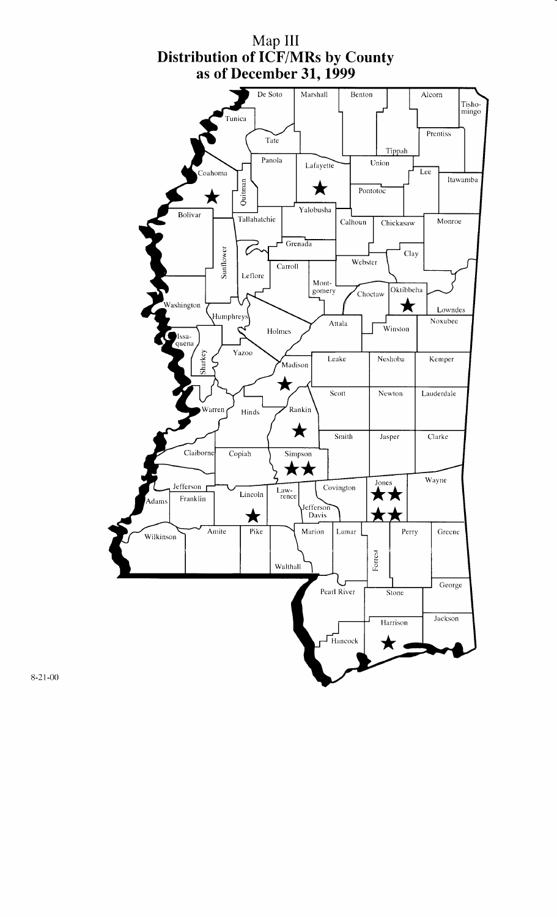# Map III
## Distribution of ICF/MRs by County as of December 31, 1999

8-21-00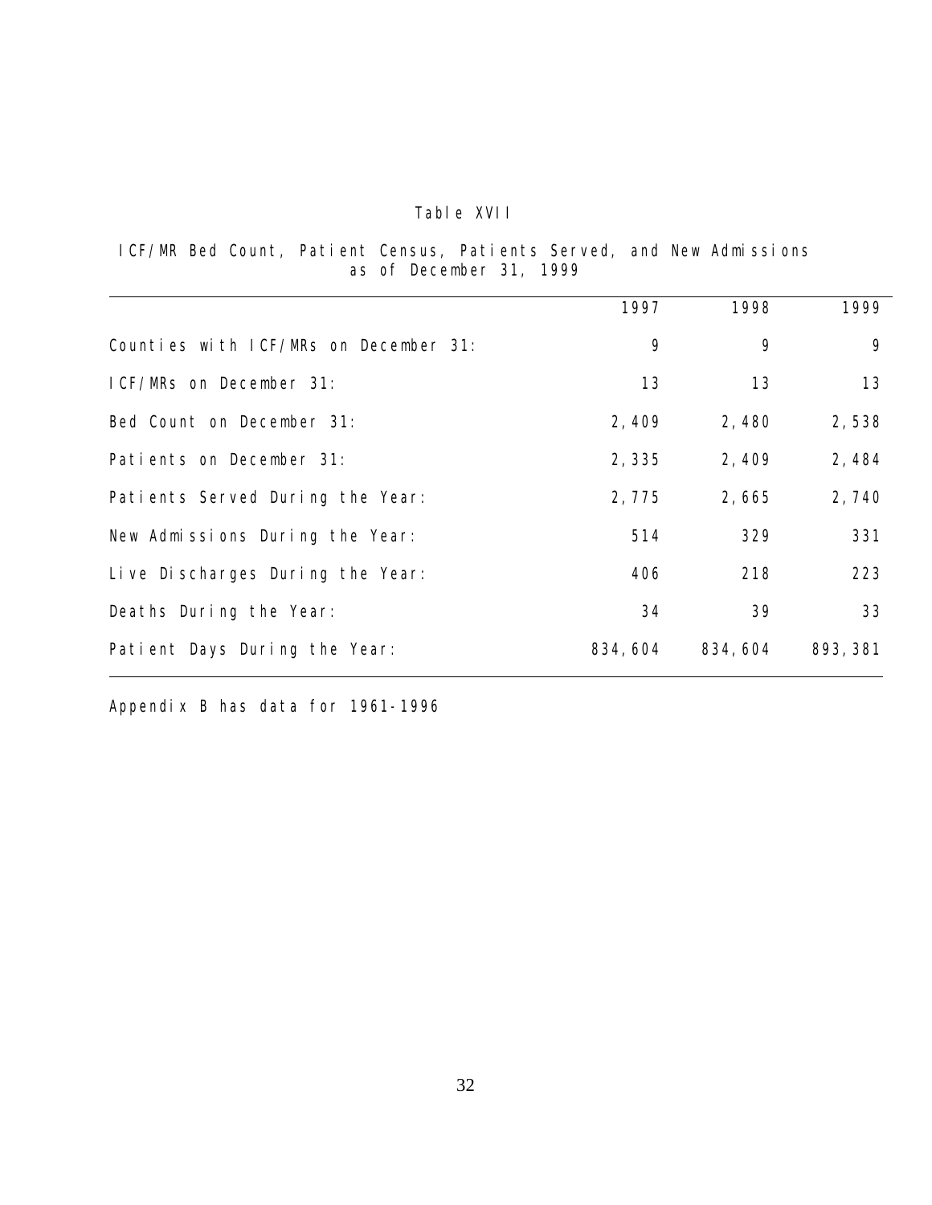Table XVII

ICF/MR Bed Count, Patient Census, Patients Served, and New Admissions as of December 31, 1999

| | 1997 | 1998 | 1999 |
|---|---|---|---|
| Counties with ICF/MRs on December 31: | 9 | 9 | 9 |
| ICF/MRs on December 31: | 13 | 13 | 13 |
| Bed Count on December 31: | 2,409 | 2,480 | 2,538 |
| Patients on December 31: | 2,335 | 2,409 | 2,484 |
| Patients Served During the Year: | 2,775 | 2,665 | 2,740 |
| New Admissions During the Year: | 514 | 329 | 331 |
| Live Discharges During the Year: | 406 | 218 | 223 |
| Deaths During the Year: | 34 | 39 | 33 |
| Patient Days During the Year: | 834,604 | 834,604 | 893,381 |

Appendix B has data for 1961-1996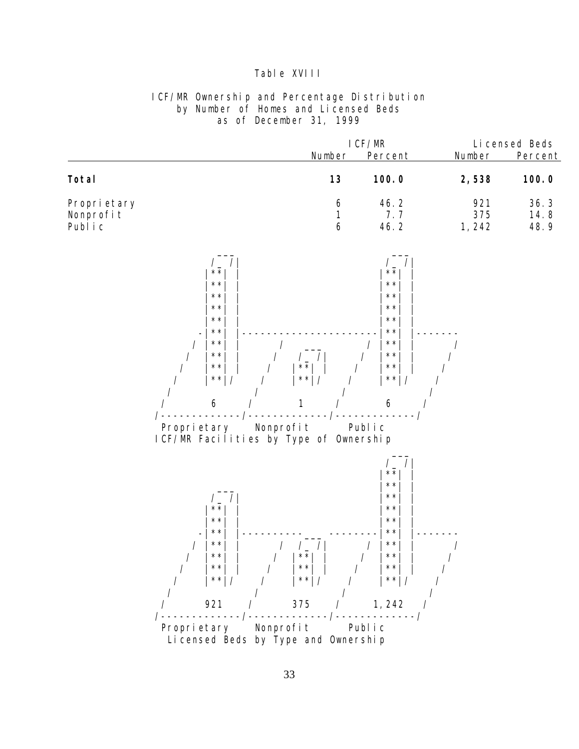Table XVIII

ICF/MR Ownership and Percentage Distribution by Number of Homes and Licensed Beds as of December 31, 1999

| | ICF/MR | | Licensed Beds | |
|---|---|---|---|---|
| | Number | Percent | Number | Percent |
| **Total** | **13** | **100.0** | **2,538** | **100.0** |
| Proprietary | 6 | 46.2 | 921 | 36.3 |
| Nonprofit | 1 | 7.7 | 375 | 14.8 |
| Public | 6 | 46.2 | 1,242 | 48.9 |

| Proprietary | Nonprofit | Public |
|---|---|---|
| 6 | 1 | 6 |

ICF/MR Facilities by Type of Ownership

| Proprietary | Nonprofit | Public |
|---|---|---|
| 921 | 375 | 1,242 |

Licensed Beds by Type and Ownership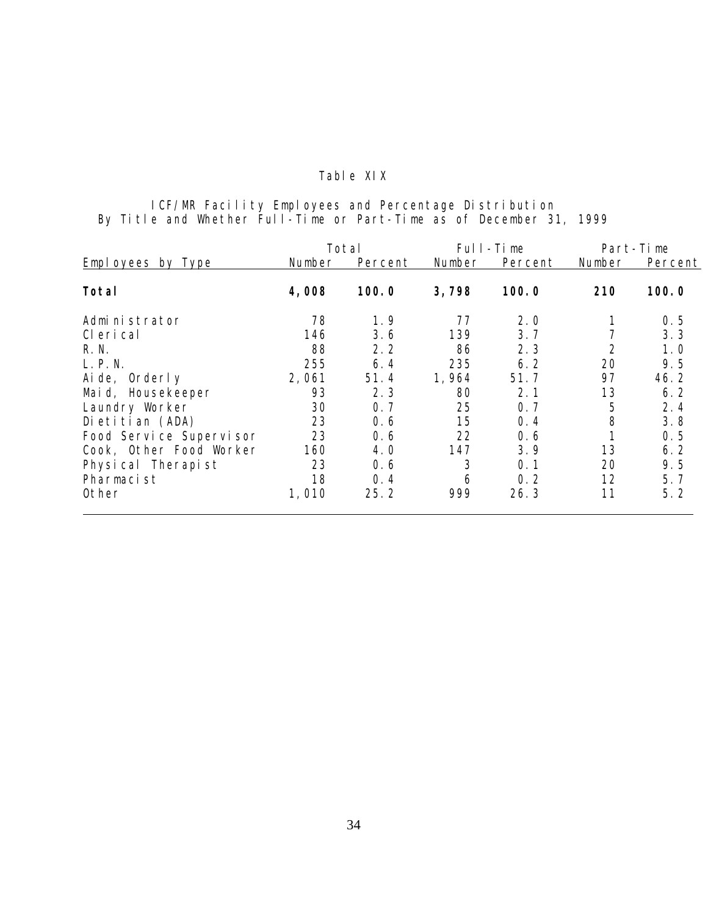Table XIX

ICF/MR Facility Employees and Percentage Distribution
By Title and Whether Full-Time or Part-Time as of December 31, 1999

| Employees by Type | Total | | Full-Time | | Part-Time | |
|---|---|---|---|---|---|---|
| | Number | Percent | Number | Percent | Number | Percent |
| **Total** | **4,008** | **100.0** | **3,798** | **100.0** | **210** | **100.0** |
| Administrator | 78 | 1.9 | 77 | 2.0 | 1 | 0.5 |
| Clerical | 146 | 3.6 | 139 | 3.7 | 7 | 3.3 |
| R.N. | 88 | 2.2 | 86 | 2.3 | 2 | 1.0 |
| L.P.N. | 255 | 6.4 | 235 | 6.2 | 20 | 9.5 |
| Aide, Orderly | 2,061 | 51.4 | 1,964 | 51.7 | 97 | 46.2 |
| Maid, Housekeeper | 93 | 2.3 | 80 | 2.1 | 13 | 6.2 |
| Laundry Worker | 30 | 0.7 | 25 | 0.7 | 5 | 2.4 |
| Dietitian (ADA) | 23 | 0.6 | 15 | 0.4 | 8 | 3.8 |
| Food Service Supervisor | 23 | 0.6 | 22 | 0.6 | 1 | 0.5 |
| Cook, Other Food Worker | 160 | 4.0 | 147 | 3.9 | 13 | 6.2 |
| Physical Therapist | 23 | 0.6 | 3 | 0.1 | 20 | 9.5 |
| Pharmacist | 18 | 0.4 | 6 | 0.2 | 12 | 5.7 |
| Other | 1,010 | 25.2 | 999 | 26.3 | 11 | 5.2 |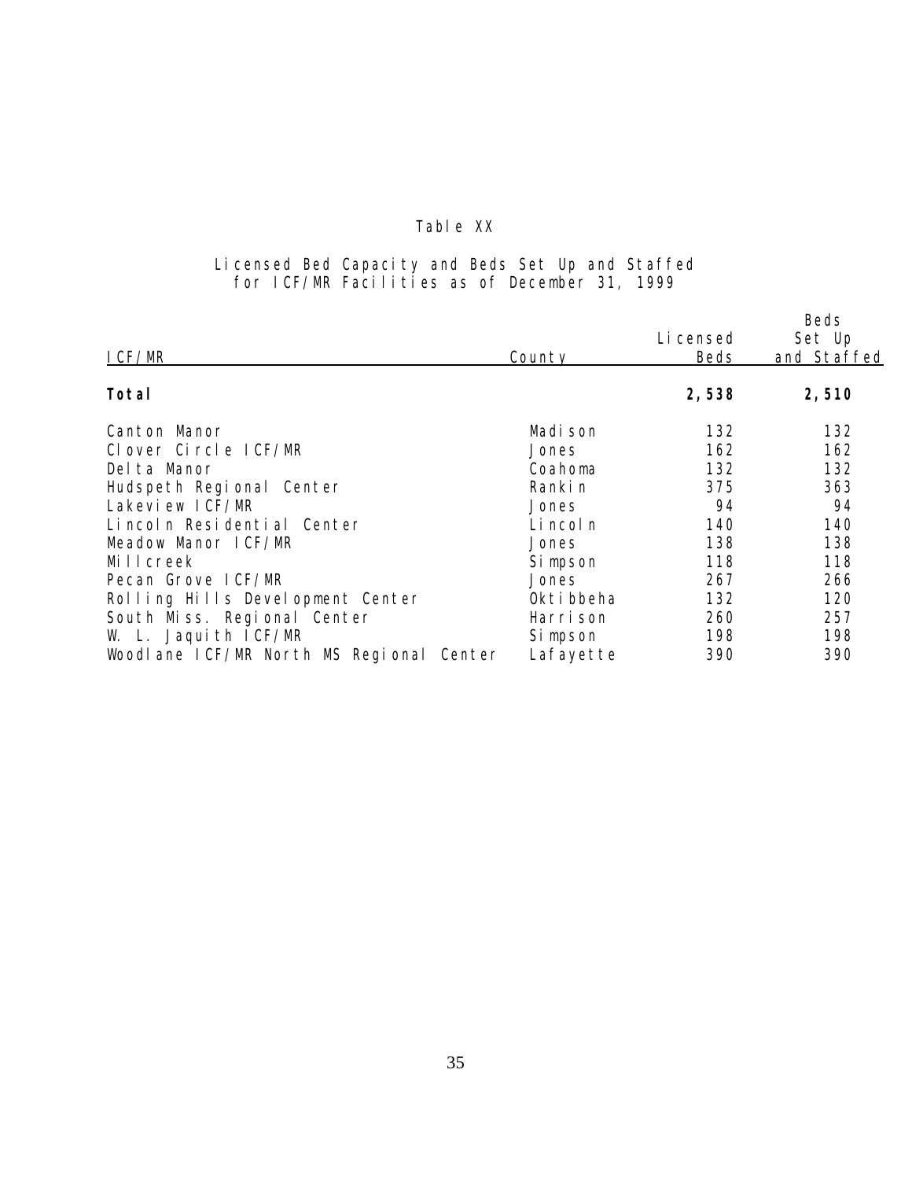Table XX

Licensed Bed Capacity and Beds Set Up and Staffed for ICF/MR Facilities as of December 31, 1999

| ICF/MR | County | Licensed Beds | Beds Set Up and Staffed |
|---|---|---|---|
| **Total** | | **2,538** | **2,510** |
| Canton Manor | Madison | 132 | 132 |
| Clover Circle ICF/MR | Jones | 162 | 162 |
| Delta Manor | Coahoma | 132 | 132 |
| Hudspeth Regional Center | Rankin | 375 | 363 |
| Lakeview ICF/MR | Jones | 94 | 94 |
| Lincoln Residential Center | Lincoln | 140 | 140 |
| Meadow Manor ICF/MR | Jones | 138 | 138 |
| Millcreek | Simpson | 118 | 118 |
| Pecan Grove ICF/MR | Jones | 267 | 266 |
| Rolling Hills Development Center | Oktibbeha | 132 | 120 |
| South Miss. Regional Center | Harrison | 260 | 257 |
| W. L. Jaquith ICF/MR | Simpson | 198 | 198 |
| Woodlane ICF/MR North MS Regional Center | Lafayette | 390 | 390 |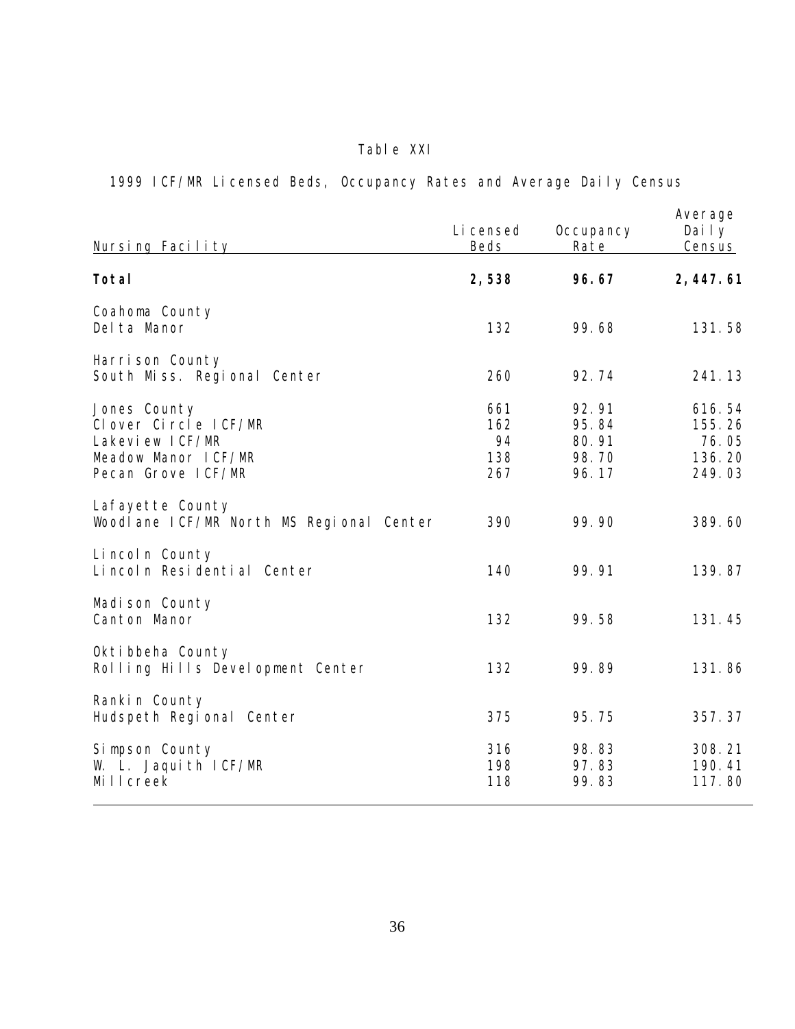Table XXI

1999 ICF/MR Licensed Beds, Occupancy Rates and Average Daily Census

| Nursing Facility | Licensed Beds | Occupancy Rate | Average Daily Census |
|---|---|---|---|
| **Total** | **2,538** | **96.67** | **2,447.61** |
| Coahoma County | | | |
| Delta Manor | 132 | 99.68 | 131.58 |
| Harrison County | | | |
| South Miss. Regional Center | 260 | 92.74 | 241.13 |
| Jones County | 661 | 92.91 | 616.54 |
| Clover Circle ICF/MR | 162 | 95.84 | 155.26 |
| Lakeview ICF/MR | 94 | 80.91 | 76.05 |
| Meadow Manor ICF/MR | 138 | 98.70 | 136.20 |
| Pecan Grove ICF/MR | 267 | 96.17 | 249.03 |
| Lafayette County | | | |
| Woodlane ICF/MR North MS Regional Center | 390 | 99.90 | 389.60 |
| Lincoln County | | | |
| Lincoln Residential Center | 140 | 99.91 | 139.87 |
| Madison County | | | |
| Canton Manor | 132 | 99.58 | 131.45 |
| Oktibbeha County | | | |
| Rolling Hills Development Center | 132 | 99.89 | 131.86 |
| Rankin County | | | |
| Hudspeth Regional Center | 375 | 95.75 | 357.37 |
| Simpson County | 316 | 98.83 | 308.21 |
| W. L. Jaquith ICF/MR | 198 | 97.83 | 190.41 |
| Millcreek | 118 | 99.83 | 117.80 |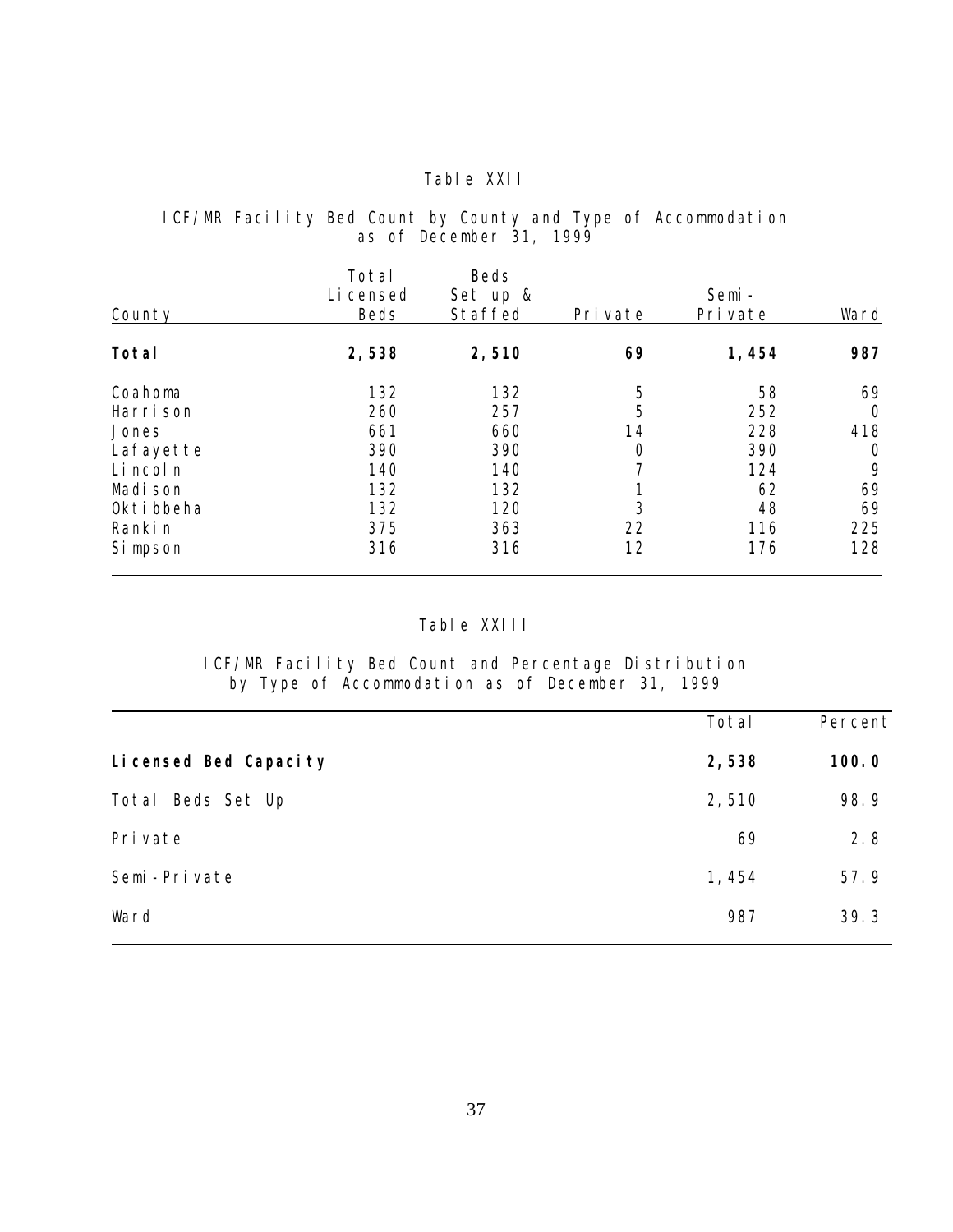Table XXII

ICF/MR Facility Bed Count by County and Type of Accommodation as of December 31, 1999

| County | Total Licensed Beds | Beds Set up & Staffed | Private | Semi-Private | Ward |
|---|---|---|---|---|---|
| **Total** | **2,538** | **2,510** | **69** | **1,454** | **987** |
| Coahoma | 132 | 132 | 5 | 58 | 69 |
| Harrison | 260 | 257 | 5 | 252 | 0 |
| Jones | 661 | 660 | 14 | 228 | 418 |
| Lafayette | 390 | 390 | 0 | 390 | 0 |
| Lincoln | 140 | 140 | 7 | 124 | 9 |
| Madison | 132 | 132 | 1 | 62 | 69 |
| Oktibbeha | 132 | 120 | 3 | 48 | 69 |
| Rankin | 375 | 363 | 22 | 116 | 225 |
| Simpson | 316 | 316 | 12 | 176 | 128 |

Table XXIII

ICF/MR Facility Bed Count and Percentage Distribution by Type of Accommodation as of December 31, 1999

| | Total | Percent |
|---|---|---|
| **Licensed Bed Capacity** | **2,538** | **100.0** |
| Total Beds Set Up | 2,510 | 98.9 |
| Private | 69 | 2.8 |
| Semi-Private | 1,454 | 57.9 |
| Ward | 987 | 39.3 |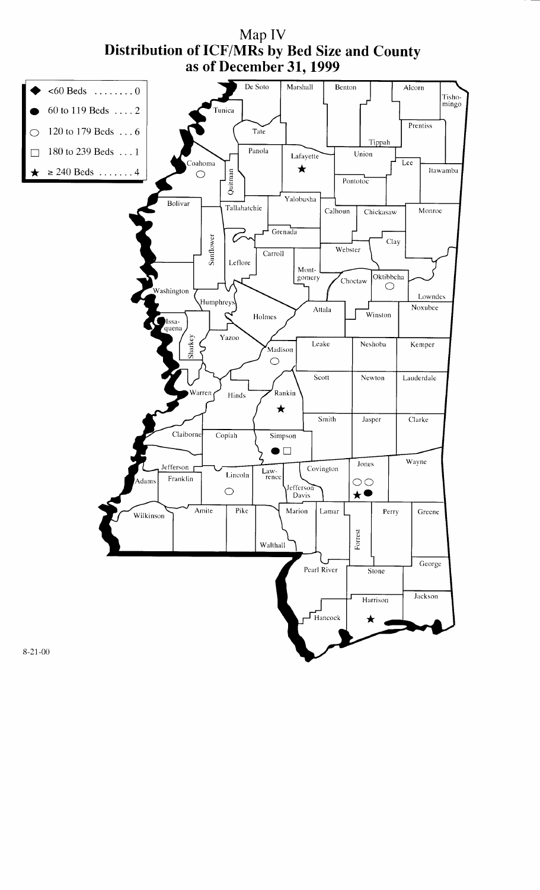# Map IV
## Distribution of ICF/MRs by Bed Size and County as of December 31, 1999

| Symbol | Bed Size | Count |
| --- | --- | --- |
| ◆ | <60 Beds | 0 |
| ● | 60 to 119 Beds | 2 |
| ○ | 120 to 179 Beds | 6 |
| □ | 180 to 239 Beds | 1 |
| ★ | ≥ 240 Beds | 4 |

| County | Facilities |
| --- | --- |
| Coahoma | ○ |
| Lafayette | ★ |
| Oktibbeha | ○ |
| Madison | ○ |
| Rankin | ★ |
| Simpson | ● □ |
| Lincoln | ○ |
| Jones | ○ ○ ★ ● |
| Harrison | ★ |

8-21-00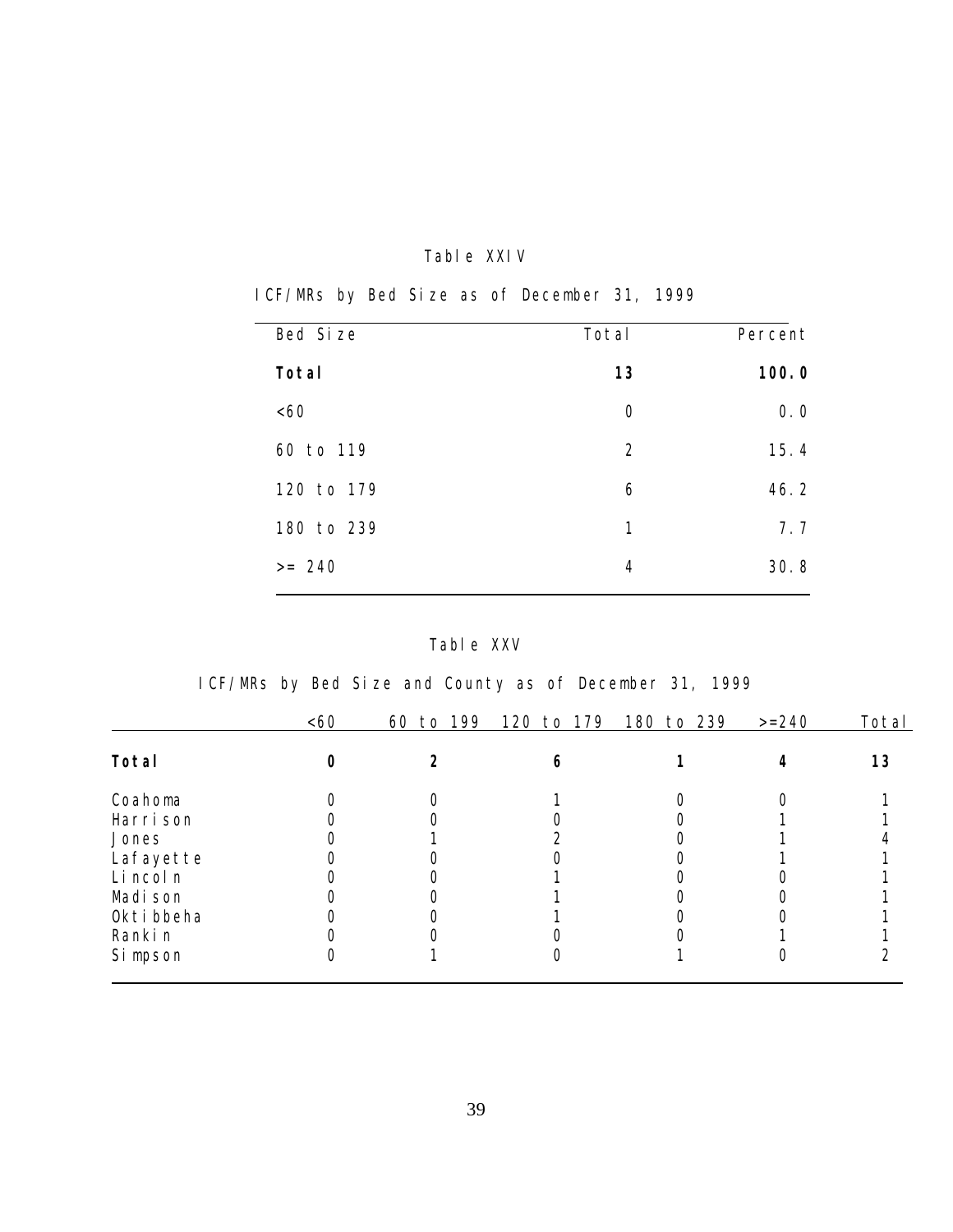Table XXIV

ICF/MRs by Bed Size as of December 31, 1999

| Bed Size | Total | Percent |
|---|---|---|
| **Total** | **13** | **100.0** |
| <60 | 0 | 0.0 |
| 60 to 119 | 2 | 15.4 |
| 120 to 179 | 6 | 46.2 |
| 180 to 239 | 1 | 7.7 |
| >= 240 | 4 | 30.8 |

Table XXV

ICF/MRs by Bed Size and County as of December 31, 1999

| | <60 | 60 to 199 | 120 to 179 | 180 to 239 | >=240 | Total |
|---|---|---|---|---|---|---|
| **Total** | **0** | **2** | **6** | **1** | **4** | **13** |
| Coahoma | 0 | 0 | 1 | 0 | 0 | 1 |
| Harrison | 0 | 0 | 0 | 0 | 1 | 1 |
| Jones | 0 | 1 | 2 | 0 | 1 | 4 |
| Lafayette | 0 | 0 | 0 | 0 | 1 | 1 |
| Lincoln | 0 | 0 | 1 | 0 | 0 | 1 |
| Madison | 0 | 0 | 1 | 0 | 0 | 1 |
| Oktibbeha | 0 | 0 | 1 | 0 | 0 | 1 |
| Rankin | 0 | 0 | 0 | 0 | 1 | 1 |
| Simpson | 0 | 1 | 0 | 1 | 0 | 2 |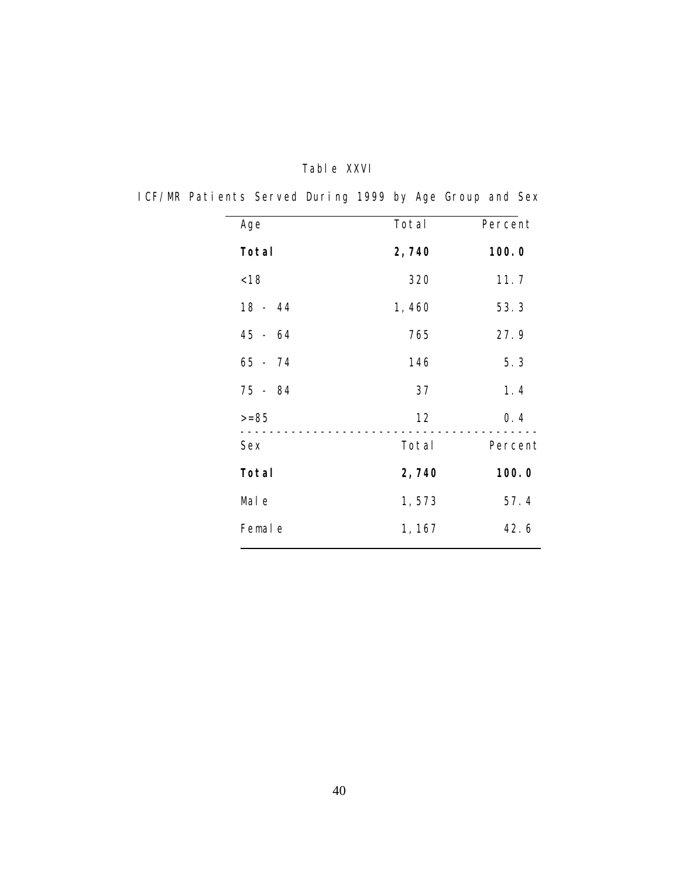Table XXVI

ICF/MR Patients Served During 1999 by Age Group and Sex

| Age | Total | Percent |
|---|---|---|
| **Total** | **2,740** | **100.0** |
| <18 | 320 | 11.7 |
| 18 - 44 | 1,460 | 53.3 |
| 45 - 64 | 765 | 27.9 |
| 65 - 74 | 146 | 5.3 |
| 75 - 84 | 37 | 1.4 |
| >=85 | 12 | 0.4 |
| **Sex** | **Total** | **Percent** |
| **Total** | **2,740** | **100.0** |
| Male | 1,573 | 57.4 |
| Female | 1,167 | 42.6 |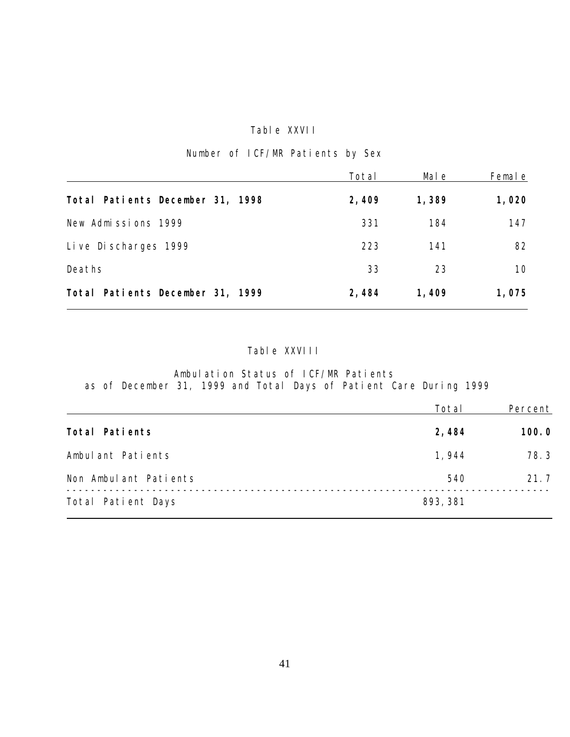Table XXVII

Number of ICF/MR Patients by Sex

| | Total | Male | Female |
|---|---|---|---|
| **Total Patients December 31, 1998** | **2,409** | **1,389** | **1,020** |
| New Admissions 1999 | 331 | 184 | 147 |
| Live Discharges 1999 | 223 | 141 | 82 |
| Deaths | 33 | 23 | 10 |
| **Total Patients December 31, 1999** | **2,484** | **1,409** | **1,075** |

Table XXVIII

Ambulation Status of ICF/MR Patients
as of December 31, 1999 and Total Days of Patient Care During 1999

| | Total | Percent |
|---|---|---|
| **Total Patients** | **2,484** | **100.0** |
| Ambulant Patients | 1,944 | 78.3 |
| Non Ambulant Patients | 540 | 21.7 |
| Total Patient Days | 893,381 | |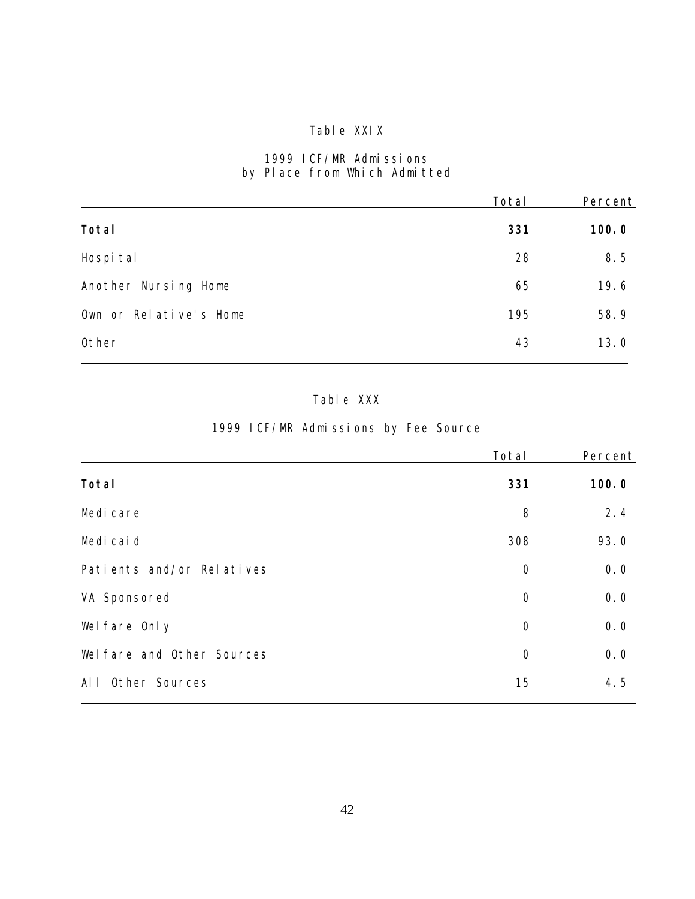Table XXIX

1999 ICF/MR Admissions
by Place from Which Admitted

| | Total | Percent |
|---|---|---|
| **Total** | **331** | **100.0** |
| Hospital | 28 | 8.5 |
| Another Nursing Home | 65 | 19.6 |
| Own or Relative's Home | 195 | 58.9 |
| Other | 43 | 13.0 |

Table XXX

1999 ICF/MR Admissions by Fee Source

| | Total | Percent |
|---|---|---|
| **Total** | **331** | **100.0** |
| Medicare | 8 | 2.4 |
| Medicaid | 308 | 93.0 |
| Patients and/or Relatives | 0 | 0.0 |
| VA Sponsored | 0 | 0.0 |
| Welfare Only | 0 | 0.0 |
| Welfare and Other Sources | 0 | 0.0 |
| All Other Sources | 15 | 4.5 |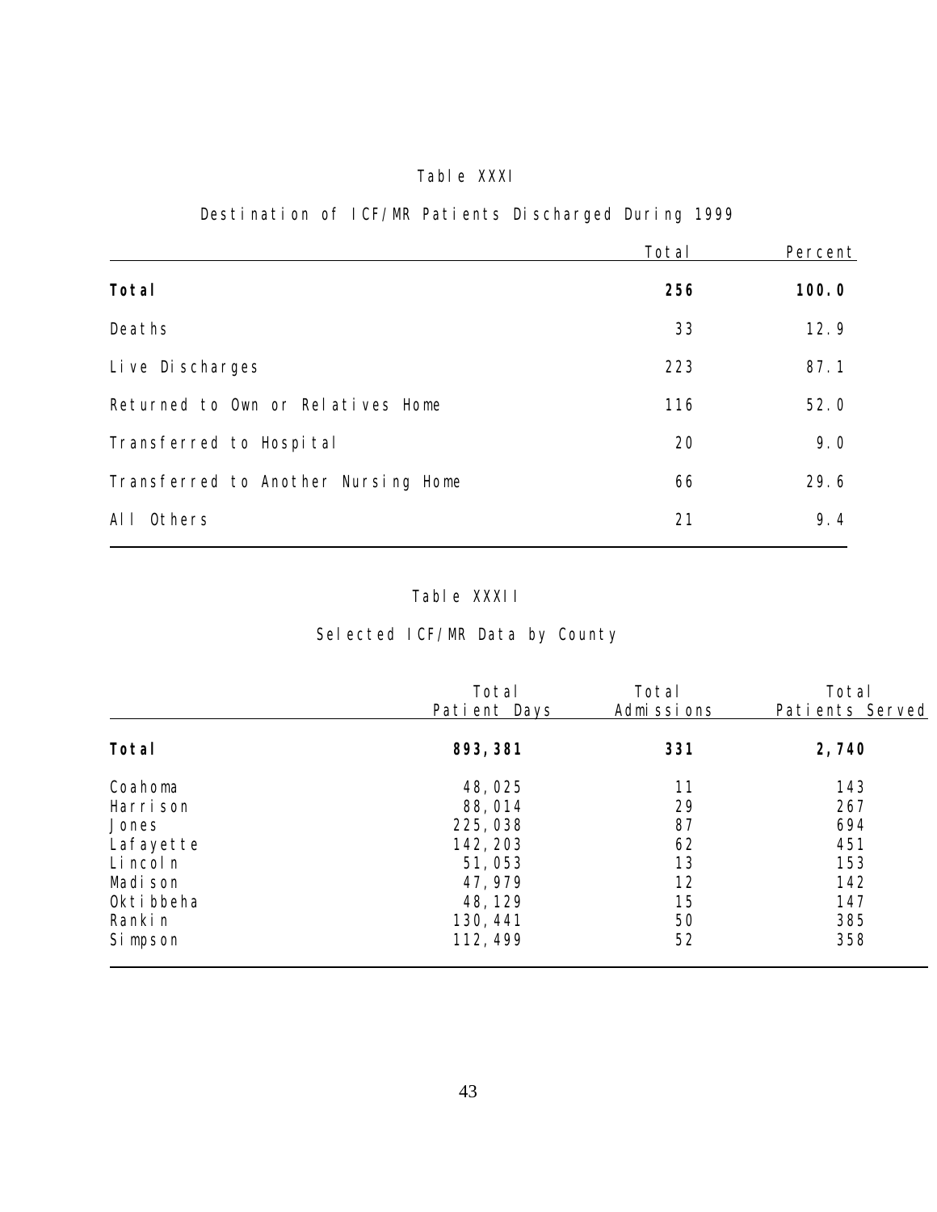## Table XXXI

### Destination of ICF/MR Patients Discharged During 1999

| | Total | Percent |
|---|---|---|
| **Total** | **256** | **100.0** |
| Deaths | 33 | 12.9 |
| Live Discharges | 223 | 87.1 |
| Returned to Own or Relatives Home | 116 | 52.0 |
| Transferred to Hospital | 20 | 9.0 |
| Transferred to Another Nursing Home | 66 | 29.6 |
| All Others | 21 | 9.4 |

## Table XXXII

### Selected ICF/MR Data by County

| | Total Patient Days | Total Admissions | Total Patients Served |
|---|---|---|---|
| **Total** | **893,381** | **331** | **2,740** |
| Coahoma | 48,025 | 11 | 143 |
| Harrison | 88,014 | 29 | 267 |
| Jones | 225,038 | 87 | 694 |
| Lafayette | 142,203 | 62 | 451 |
| Lincoln | 51,053 | 13 | 153 |
| Madison | 47,979 | 12 | 142 |
| Oktibbeha | 48,129 | 15 | 147 |
| Rankin | 130,441 | 50 | 385 |
| Simpson | 112,499 | 52 | 358 |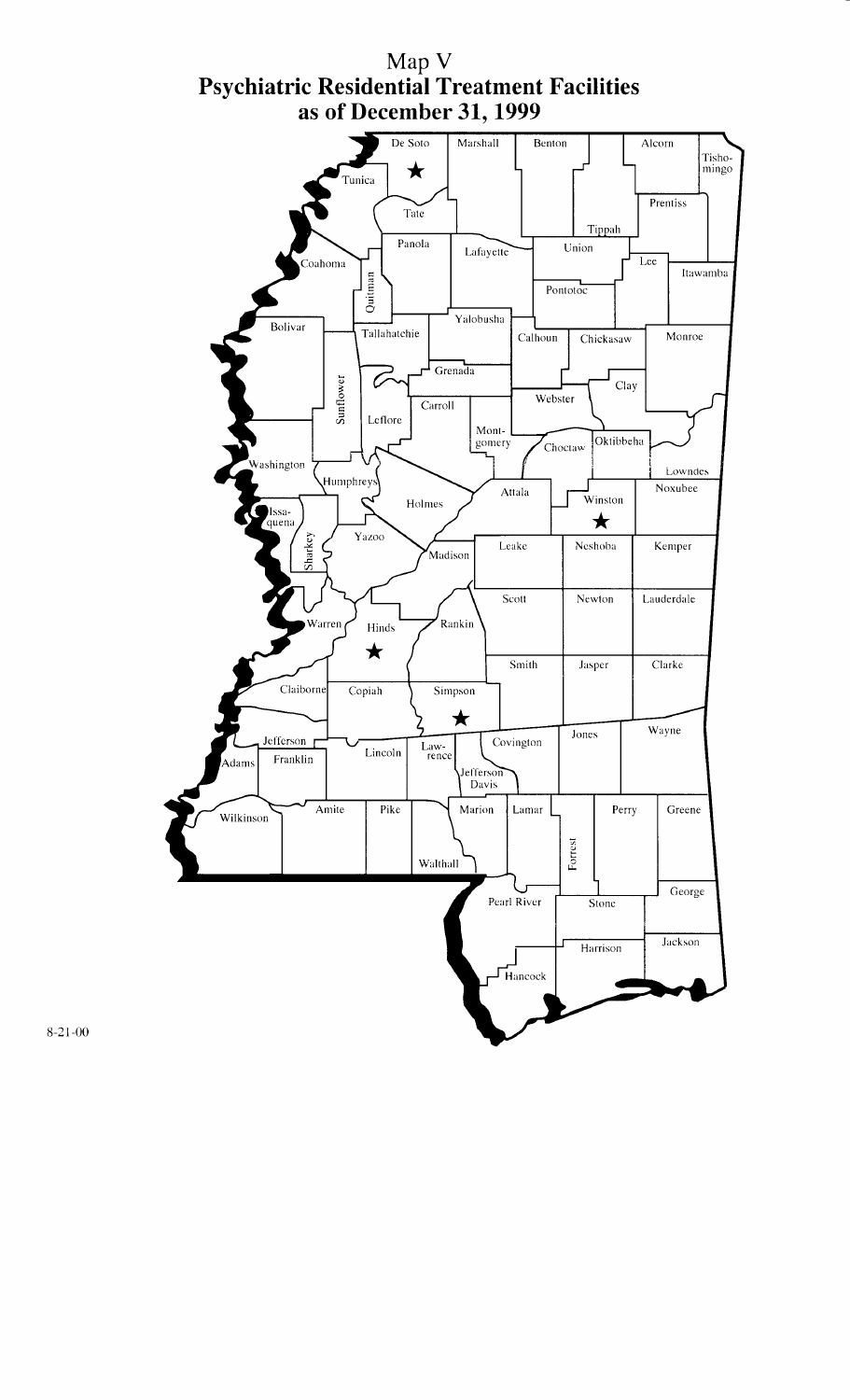# Map V
## Psychiatric Residential Treatment Facilities as of December 31, 1999

De Soto ★ Marshall Benton Alcorn Tisho-mingo Tunica Tate Prentiss Tippah Panola Lafayette Union Lee Coahoma Quitman Itawamba Pontotoc Yalobusha Bolivar Tallahatchie Calhoun Chickasaw Monroe Grenada Sunflower Clay Carroll Webster Leflore Mont-gomery Oktibbeha Choctaw Washington Lowndes Humphreys Attala Noxubee Winston ★ Holmes Issa-quena Sharkey Yazoo Leake Neshoba Kemper Madison Scott Newton Lauderdale Warren Hinds ★ Rankin Smith Jasper Clarke Claiborne Copiah Simpson ★ Jones Wayne Jefferson Covington Law-rence Lincoln Adams Franklin Jefferson Davis Wilkinson Amite Pike Marion Lamar Perry Greene Forrest Walthall George Pearl River Stone Jackson Harrison Hancock

8-21-00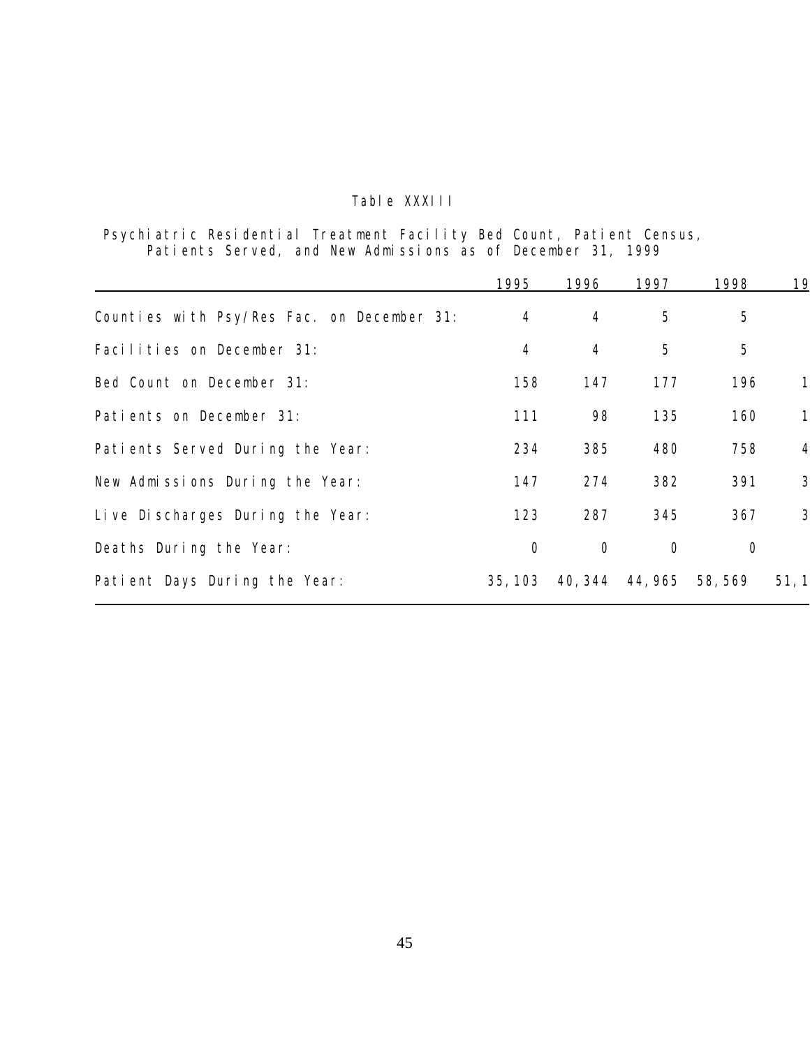Table XXXIII

Psychiatric Residential Treatment Facility Bed Count, Patient Census, Patients Served, and New Admissions as of December 31, 1999

| | 1995 | 1996 | 1997 | 1998 | 19 |
|---|---|---|---|---|---|
| Counties with Psy/Res Fac. on December 31: | 4 | 4 | 5 | 5 | |
| Facilities on December 31: | 4 | 4 | 5 | 5 | |
| Bed Count on December 31: | 158 | 147 | 177 | 196 | 1 |
| Patients on December 31: | 111 | 98 | 135 | 160 | 1 |
| Patients Served During the Year: | 234 | 385 | 480 | 758 | 4 |
| New Admissions During the Year: | 147 | 274 | 382 | 391 | 3 |
| Live Discharges During the Year: | 123 | 287 | 345 | 367 | 3 |
| Deaths During the Year: | 0 | 0 | 0 | 0 | |
| Patient Days During the Year: | 35,103 | 40,344 | 44,965 | 58,569 | 51,1 |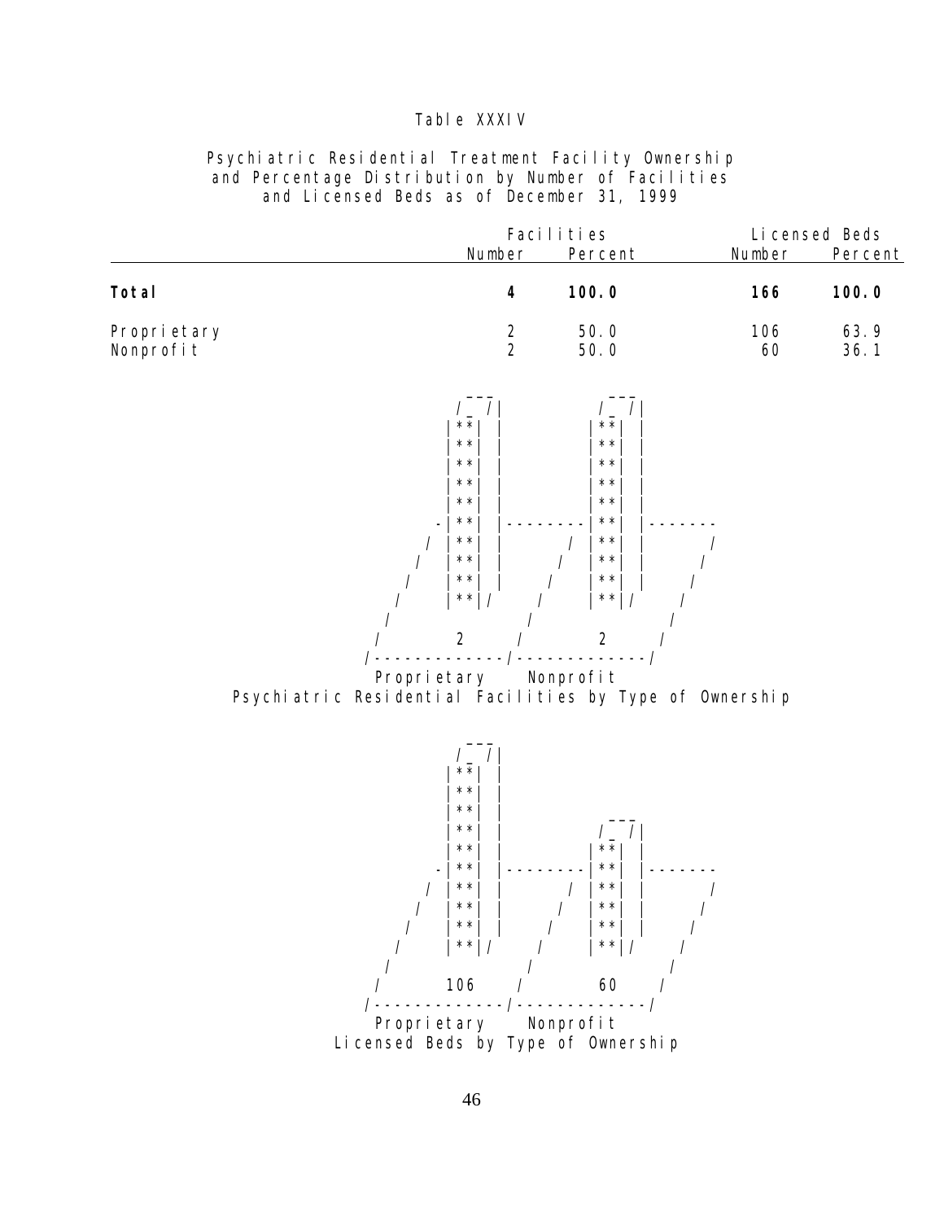Table XXXIV

Psychiatric Residential Treatment Facility Ownership
and Percentage Distribution by Number of Facilities
and Licensed Beds as of December 31, 1999

| | Facilities | | Licensed Beds | |
|---|---|---|---|---|
| | Number | Percent | Number | Percent |
| **Total** | **4** | **100.0** | **166** | **100.0** |
| Proprietary | 2 | 50.0 | 106 | 63.9 |
| Nonprofit | 2 | 50.0 | 60 | 36.1 |

```
          ___            ___
         /_ /|          /_ /|
        |**| |         |**| |
        |**| |         |**| |
        |**| |         |**| |
        |**| |         |**| |
        |**| |         |**| |
       -|**| |---------|**| |-------
      / |**| |       / |**| |      /
     /  |**| |      /  |**| |     /
    /   |**| |     /   |**| |    /
   /    |**|/     /    |**|/    /
  /              /             /
 /       2      /       2     /
/-------------/-------------/
  Proprietary    Nonprofit
```

Psychiatric Residential Facilities by Type of Ownership

```
          ___
         /_ /|
        |**| |
        |**| |
        |**| |
        |**| |           ___
        |**| |          /_ /|
       -|**| |---------|**| |-------
      / |**| |       / |**| |      /
     /  |**| |      /  |**| |     /
    /   |**| |     /   |**| |    /
   /    |**|/     /    |**|/    /
  /              /             /
 /      106     /      60     /
/-------------/-------------/
  Proprietary    Nonprofit
```

Licensed Beds by Type of Ownership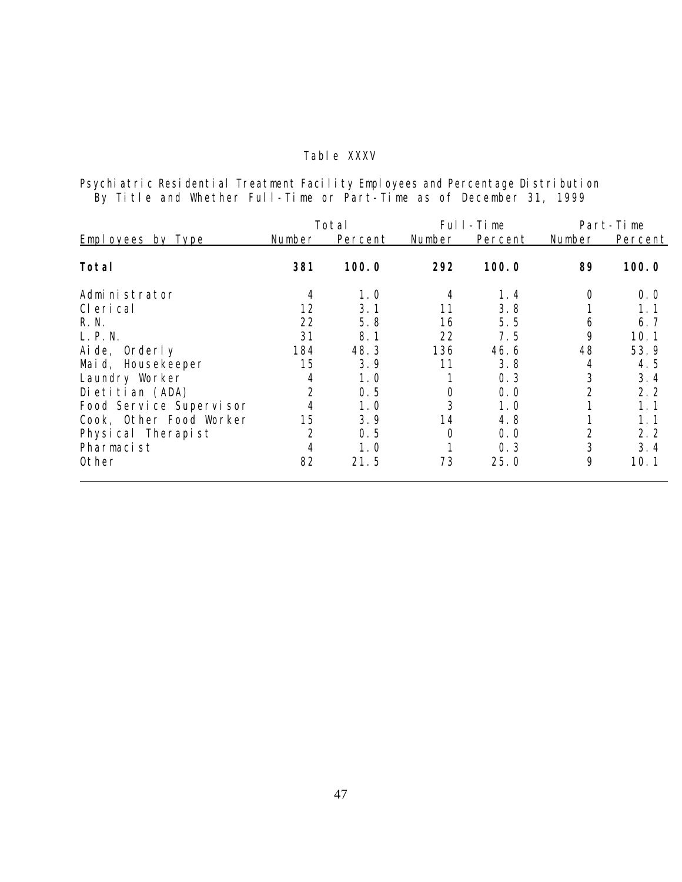Table XXXV

Psychiatric Residential Treatment Facility Employees and Percentage Distribution By Title and Whether Full-Time or Part-Time as of December 31, 1999

| Employees by Type | Total | | Full-Time | | Part-Time | |
|---|---|---|---|---|---|---|
| | Number | Percent | Number | Percent | Number | Percent |
| **Total** | **381** | **100.0** | **292** | **100.0** | **89** | **100.0** |
| Administrator | 4 | 1.0 | 4 | 1.4 | 0 | 0.0 |
| Clerical | 12 | 3.1 | 11 | 3.8 | 1 | 1.1 |
| R.N. | 22 | 5.8 | 16 | 5.5 | 6 | 6.7 |
| L.P.N. | 31 | 8.1 | 22 | 7.5 | 9 | 10.1 |
| Aide, Orderly | 184 | 48.3 | 136 | 46.6 | 48 | 53.9 |
| Maid, Housekeeper | 15 | 3.9 | 11 | 3.8 | 4 | 4.5 |
| Laundry Worker | 4 | 1.0 | 1 | 0.3 | 3 | 3.4 |
| Dietitian (ADA) | 2 | 0.5 | 0 | 0.0 | 2 | 2.2 |
| Food Service Supervisor | 4 | 1.0 | 3 | 1.0 | 1 | 1.1 |
| Cook, Other Food Worker | 15 | 3.9 | 14 | 4.8 | 1 | 1.1 |
| Physical Therapist | 2 | 0.5 | 0 | 0.0 | 2 | 2.2 |
| Pharmacist | 4 | 1.0 | 1 | 0.3 | 3 | 3.4 |
| Other | 82 | 21.5 | 73 | 25.0 | 9 | 10.1 |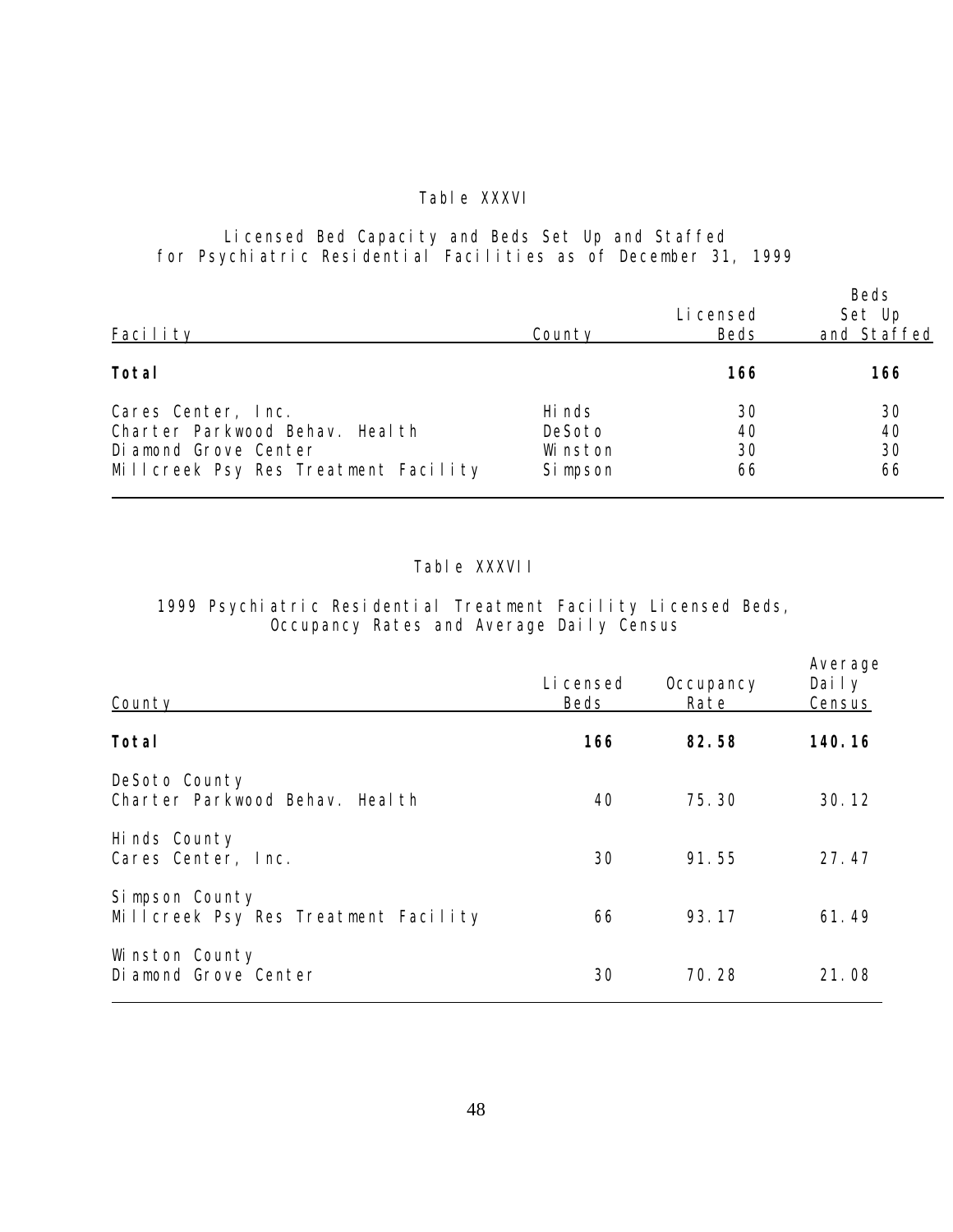### Table XXXVI

### Licensed Bed Capacity and Beds Set Up and Staffed for Psychiatric Residential Facilities as of December 31, 1999

| Facility | County | Licensed Beds | Beds Set Up and Staffed |
|---|---|---|---|
| **Total** | | **166** | **166** |
| Cares Center, Inc. | Hinds | 30 | 30 |
| Charter Parkwood Behav. Health | DeSoto | 40 | 40 |
| Diamond Grove Center | Winston | 30 | 30 |
| Millcreek Psy Res Treatment Facility | Simpson | 66 | 66 |

### Table XXXVII

### 1999 Psychiatric Residential Treatment Facility Licensed Beds, Occupancy Rates and Average Daily Census

| County | Licensed Beds | Occupancy Rate | Average Daily Census |
|---|---|---|---|
| **Total** | **166** | **82.58** | **140.16** |
| DeSoto County | | | |
| Charter Parkwood Behav. Health | 40 | 75.30 | 30.12 |
| Hinds County | | | |
| Cares Center, Inc. | 30 | 91.55 | 27.47 |
| Simpson County | | | |
| Millcreek Psy Res Treatment Facility | 66 | 93.17 | 61.49 |
| Winston County | | | |
| Diamond Grove Center | 30 | 70.28 | 21.08 |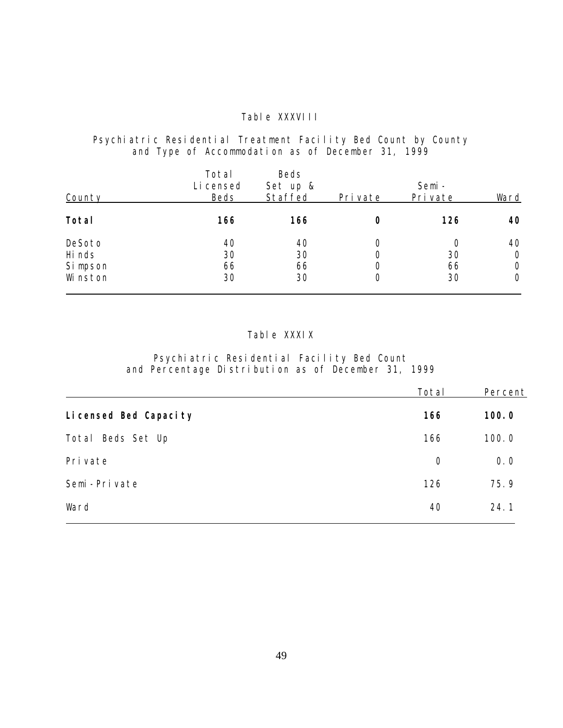## Table XXXVIII

### Psychiatric Residential Treatment Facility Bed Count by County and Type of Accommodation as of December 31, 1999

| County | Total Licensed Beds | Beds Set up & Staffed | Private | Semi-Private | Ward |
|---|---|---|---|---|---|
| **Total** | **166** | **166** | **0** | **126** | **40** |
| DeSoto | 40 | 40 | 0 | 0 | 40 |
| Hinds | 30 | 30 | 0 | 30 | 0 |
| Simpson | 66 | 66 | 0 | 66 | 0 |
| Winston | 30 | 30 | 0 | 30 | 0 |

## Table XXXIX

### Psychiatric Residential Facility Bed Count and Percentage Distribution as of December 31, 1999

| | Total | Percent |
|---|---|---|
| **Licensed Bed Capacity** | **166** | **100.0** |
| Total Beds Set Up | 166 | 100.0 |
| Private | 0 | 0.0 |
| Semi-Private | 126 | 75.9 |
| Ward | 40 | 24.1 |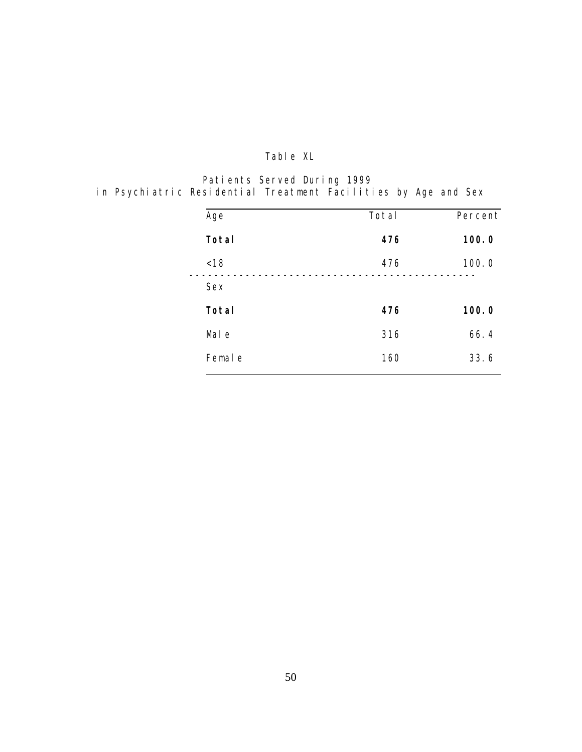Table XL

Patients Served During 1999
in Psychiatric Residential Treatment Facilities by Age and Sex

| Age | Total | Percent |
|---|---|---|
| **Total** | **476** | **100.0** |
| <18 | 476 | 100.0 |
| Sex | | |
| **Total** | **476** | **100.0** |
| Male | 316 | 66.4 |
| Female | 160 | 33.6 |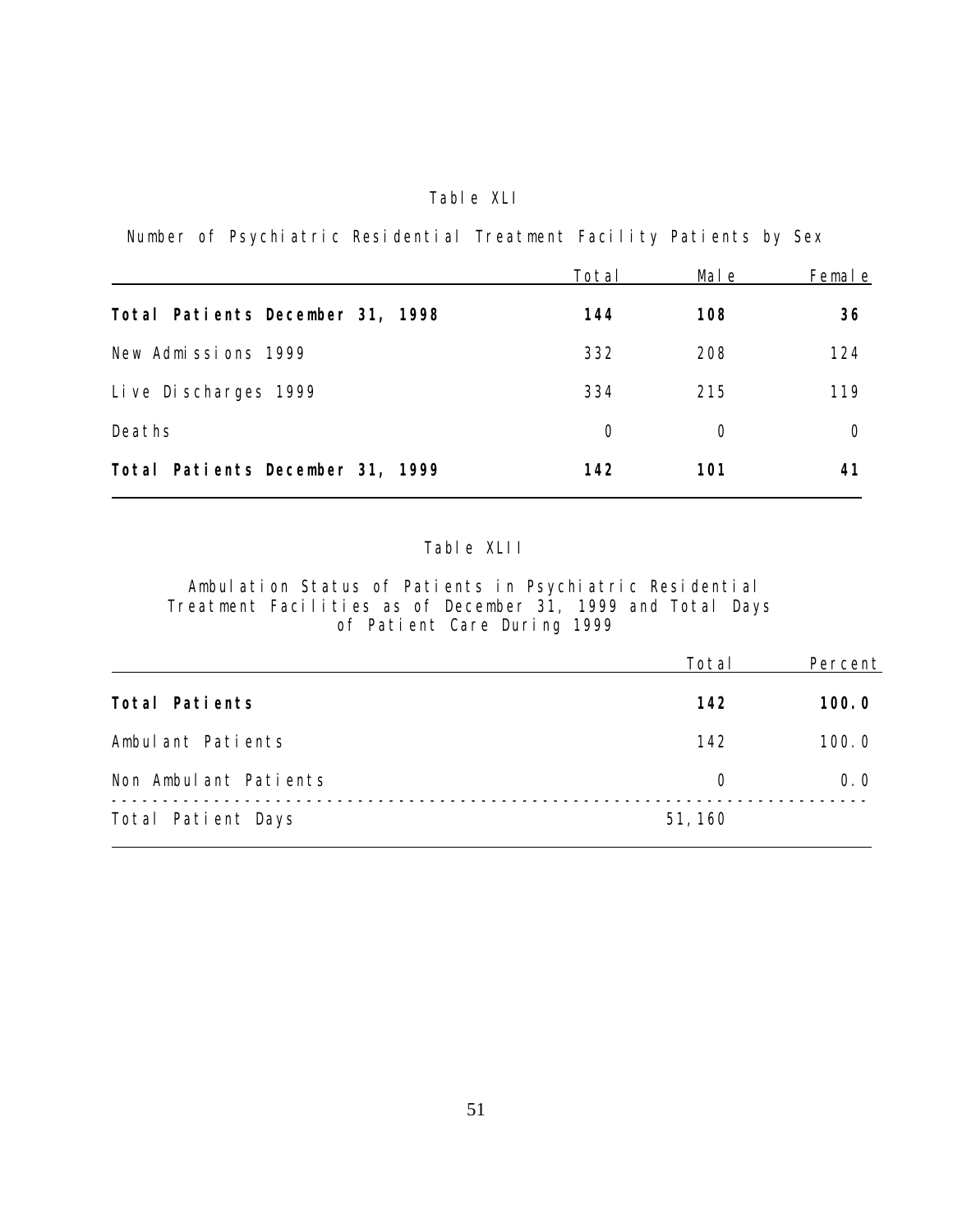Table XLI

Number of Psychiatric Residential Treatment Facility Patients by Sex

| | Total | Male | Female |
|---|---|---|---|
| **Total Patients December 31, 1998** | **144** | **108** | **36** |
| New Admissions 1999 | 332 | 208 | 124 |
| Live Discharges 1999 | 334 | 215 | 119 |
| Deaths | 0 | 0 | 0 |
| **Total Patients December 31, 1999** | **142** | **101** | **41** |

Table XLII

Ambulation Status of Patients in Psychiatric Residential Treatment Facilities as of December 31, 1999 and Total Days of Patient Care During 1999

| | Total | Percent |
|---|---|---|
| **Total Patients** | **142** | **100.0** |
| Ambulant Patients | 142 | 100.0 |
| Non Ambulant Patients | 0 | 0.0 |
| Total Patient Days | 51,160 | |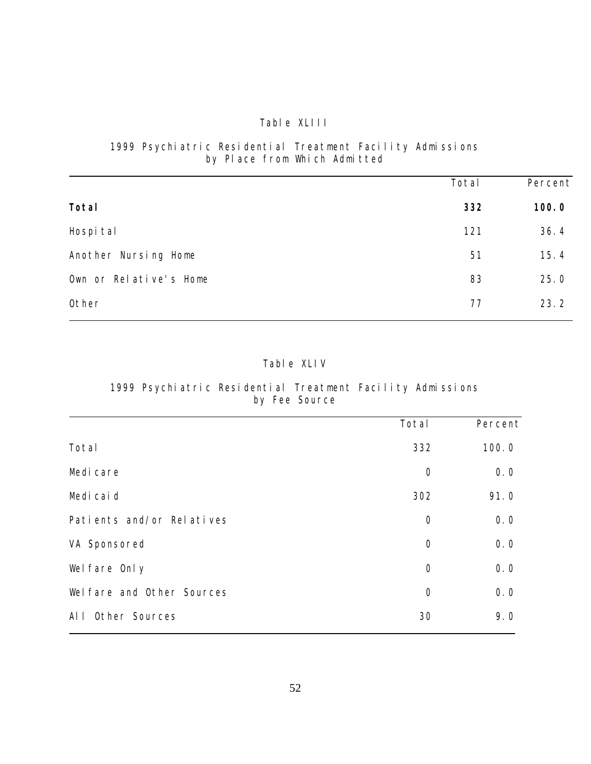Table XLIII

1999 Psychiatric Residential Treatment Facility Admissions by Place from Which Admitted

| | Total | Percent |
|---|---|---|
| **Total** | **332** | **100.0** |
| Hospital | 121 | 36.4 |
| Another Nursing Home | 51 | 15.4 |
| Own or Relative's Home | 83 | 25.0 |
| Other | 77 | 23.2 |

Table XLIV

1999 Psychiatric Residential Treatment Facility Admissions by Fee Source

| | Total | Percent |
|---|---|---|
| Total | 332 | 100.0 |
| Medicare | 0 | 0.0 |
| Medicaid | 302 | 91.0 |
| Patients and/or Relatives | 0 | 0.0 |
| VA Sponsored | 0 | 0.0 |
| Welfare Only | 0 | 0.0 |
| Welfare and Other Sources | 0 | 0.0 |
| All Other Sources | 30 | 9.0 |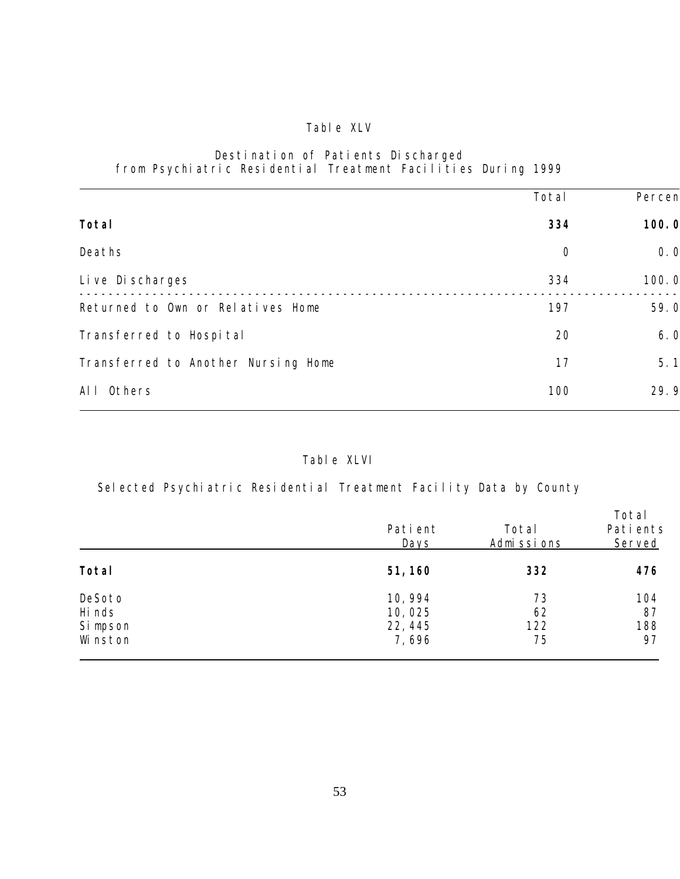Table XLV

Destination of Patients Discharged from Psychiatric Residential Treatment Facilities During 1999

| | Total | Percen |
|---|---|---|
| **Total** | **334** | **100.0** |
| Deaths | 0 | 0.0 |
| Live Discharges | 334 | 100.0 |
| Returned to Own or Relatives Home | 197 | 59.0 |
| Transferred to Hospital | 20 | 6.0 |
| Transferred to Another Nursing Home | 17 | 5.1 |
| All Others | 100 | 29.9 |

Table XLVI

Selected Psychiatric Residential Treatment Facility Data by County

| | Patient Days | Total Admissions | Total Patients Served |
|---|---|---|---|
| **Total** | **51,160** | **332** | **476** |
| DeSoto | 10,994 | 73 | 104 |
| Hinds | 10,025 | 62 | 87 |
| Simpson | 22,445 | 122 | 188 |
| Winston | 7,696 | 75 | 97 |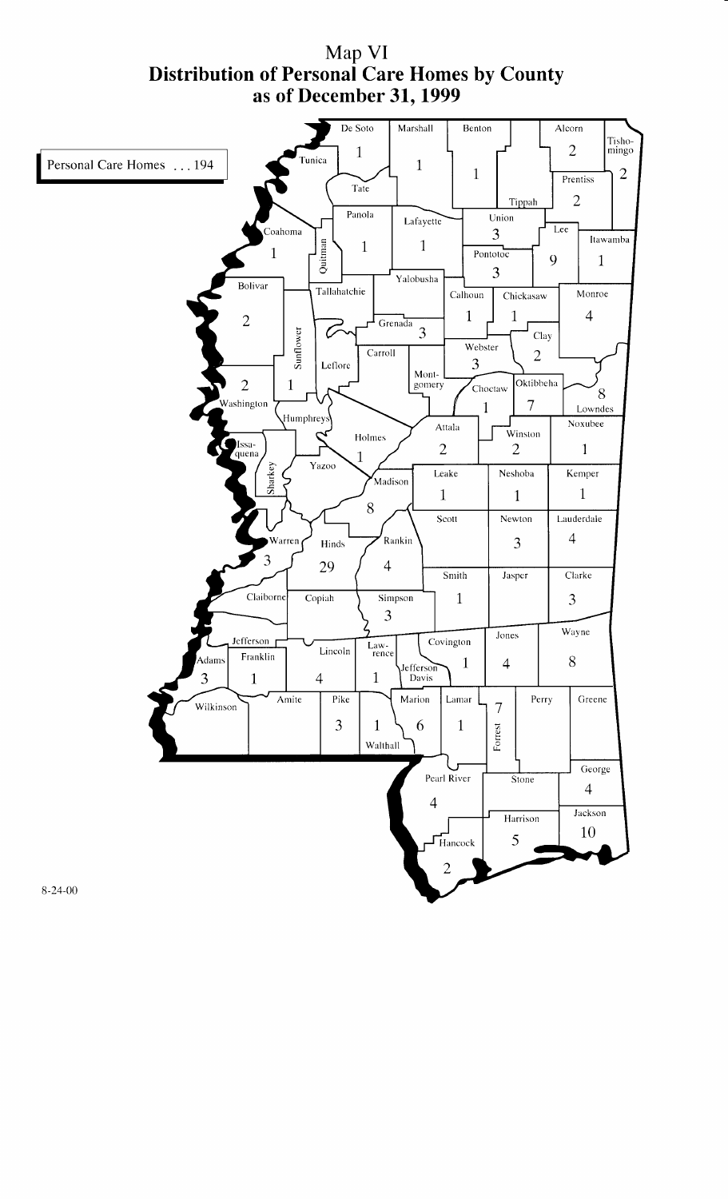# Map VI
## Distribution of Personal Care Homes by County as of December 31, 1999

Personal Care Homes . . . 194

| County | Personal Care Homes |
|---|---|
| De Soto | 1 |
| Marshall | 1 |
| Benton | 1 |
| Alcorn | 2 |
| Tishomingo | 2 |
| Prentiss | 2 |
| Coahoma | 1 |
| Panola | 1 |
| Lafayette | 1 |
| Union | 3 |
| Pontotoc | 3 |
| Lee | 9 |
| Itawamba | 1 |
| Bolivar | 2 |
| Grenada | 3 |
| Calhoun | 1 |
| Chickasaw | 1 |
| Monroe | 4 |
| Webster | 3 |
| Clay | 2 |
| Washington | 2 |
| Sunflower | 1 |
| Choctaw | 1 |
| Oktibbeha | 7 |
| Lowndes | 8 |
| Attala | 2 |
| Winston | 2 |
| Noxubee | 1 |
| Holmes | 1 |
| Leake | 1 |
| Neshoba | 1 |
| Kemper | 1 |
| Madison | 8 |
| Newton | 3 |
| Lauderdale | 4 |
| Warren | 3 |
| Hinds | 29 |
| Rankin | 4 |
| Smith | 1 |
| Clarke | 3 |
| Simpson | 3 |
| Covington | 1 |
| Jones | 4 |
| Wayne | 8 |
| Adams | 3 |
| Franklin | 1 |
| Lincoln | 4 |
| Lawrence | 1 |
| Pike | 3 |
| Walthall | 1 |
| Marion | 6 |
| Lamar | 1 |
| Forrest | 7 |
| Pearl River | 4 |
| George | 4 |
| Harrison | 5 |
| Jackson | 10 |
| Hancock | 2 |

8-24-00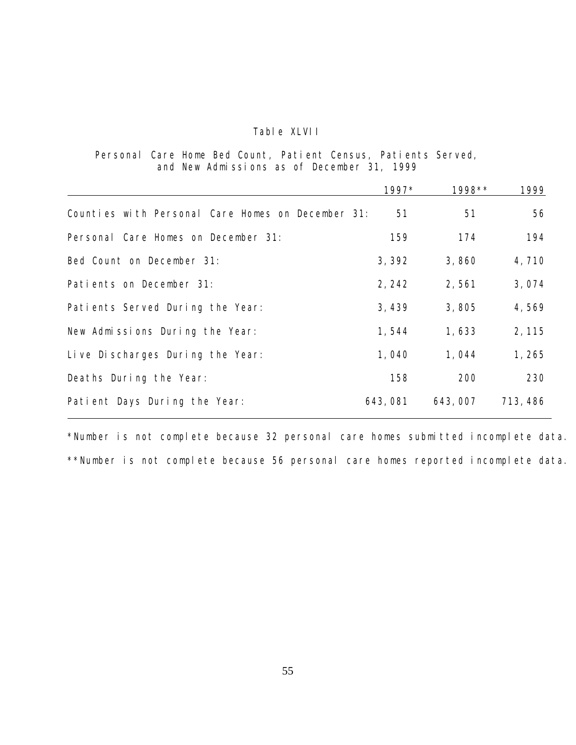Table XLVII

Personal Care Home Bed Count, Patient Census, Patients Served, and New Admissions as of December 31, 1999

| | 1997* | 1998** | 1999 |
|---|---|---|---|
| Counties with Personal Care Homes on December 31: | 51 | 51 | 56 |
| Personal Care Homes on December 31: | 159 | 174 | 194 |
| Bed Count on December 31: | 3,392 | 3,860 | 4,710 |
| Patients on December 31: | 2,242 | 2,561 | 3,074 |
| Patients Served During the Year: | 3,439 | 3,805 | 4,569 |
| New Admissions During the Year: | 1,544 | 1,633 | 2,115 |
| Live Discharges During the Year: | 1,040 | 1,044 | 1,265 |
| Deaths During the Year: | 158 | 200 | 230 |
| Patient Days During the Year: | 643,081 | 643,007 | 713,486 |

*Number is not complete because 32 personal care homes submitted incomplete data.

**Number is not complete because 56 personal care homes reported incomplete data.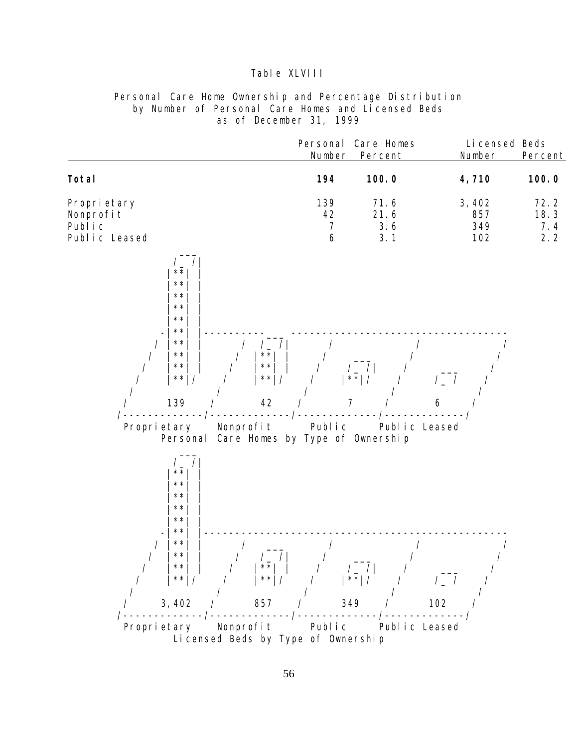## Table XLVIII

### Personal Care Home Ownership and Percentage Distribution by Number of Personal Care Homes and Licensed Beds as of December 31, 1999

| | Personal Care Homes | | Licensed Beds | |
|---|---|---|---|---|
| | Number | Percent | Number | Percent |
| **Total** | **194** | **100.0** | **4,710** | **100.0** |
| Proprietary | 139 | 71.6 | 3,402 | 72.2 |
| Nonprofit | 42 | 21.6 | 857 | 18.3 |
| Public | 7 | 3.6 | 349 | 7.4 |
| Public Leased | 6 | 3.1 | 102 | 2.2 |

| Proprietary | Nonprofit | Public | Public Leased |
|---|---|---|---|
| 139 | 42 | 7 | 6 |

Personal Care Homes by Type of Ownership

| Proprietary | Nonprofit | Public | Public Leased |
|---|---|---|---|
| 3,402 | 857 | 349 | 102 |

Licensed Beds by Type of Ownership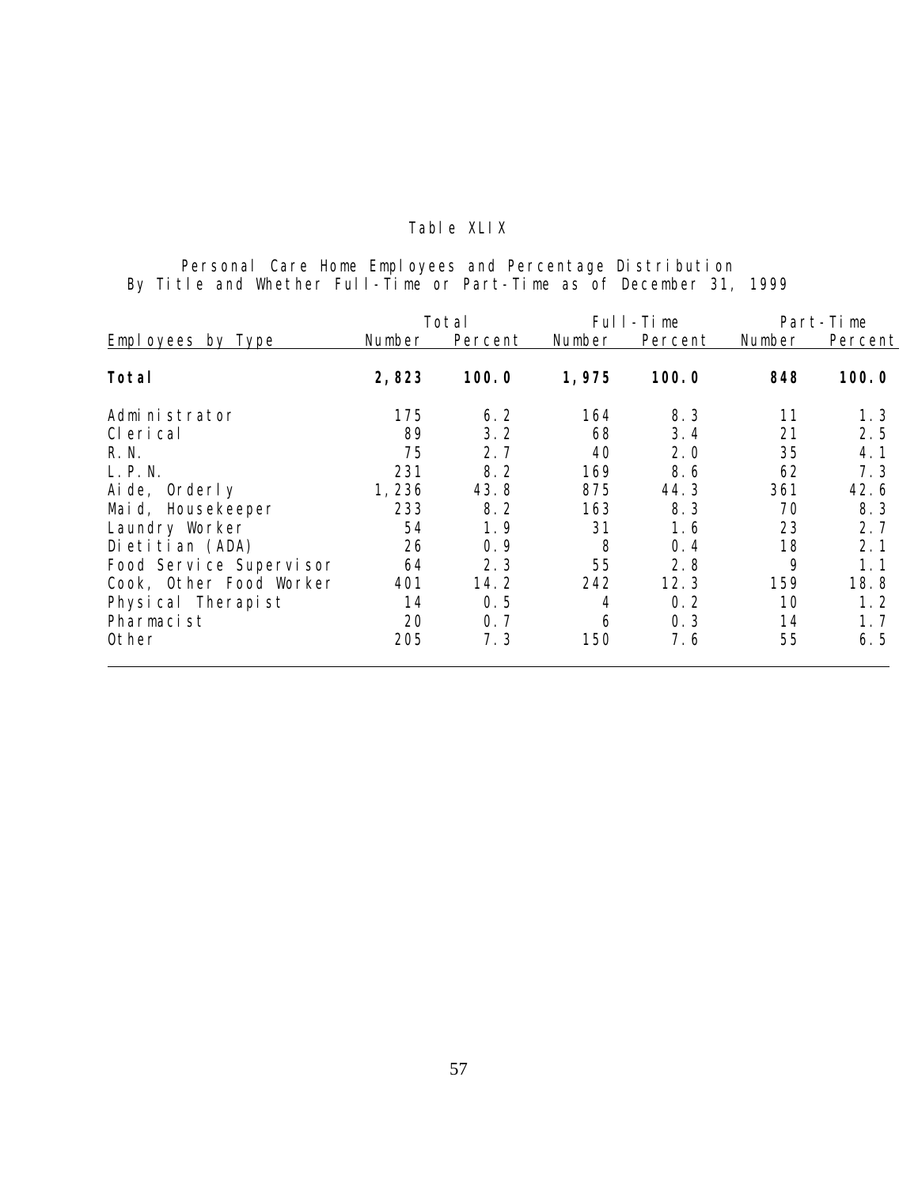Table XLIX

Personal Care Home Employees and Percentage Distribution
By Title and Whether Full-Time or Part-Time as of December 31, 1999

| Employees by Type | Total | | Full-Time | | Part-Time | |
|---|---|---|---|---|---|---|
| | Number | Percent | Number | Percent | Number | Percent |
| **Total** | **2,823** | **100.0** | **1,975** | **100.0** | **848** | **100.0** |
| Administrator | 175 | 6.2 | 164 | 8.3 | 11 | 1.3 |
| Clerical | 89 | 3.2 | 68 | 3.4 | 21 | 2.5 |
| R.N. | 75 | 2.7 | 40 | 2.0 | 35 | 4.1 |
| L.P.N. | 231 | 8.2 | 169 | 8.6 | 62 | 7.3 |
| Aide, Orderly | 1,236 | 43.8 | 875 | 44.3 | 361 | 42.6 |
| Maid, Housekeeper | 233 | 8.2 | 163 | 8.3 | 70 | 8.3 |
| Laundry Worker | 54 | 1.9 | 31 | 1.6 | 23 | 2.7 |
| Dietitian (ADA) | 26 | 0.9 | 8 | 0.4 | 18 | 2.1 |
| Food Service Supervisor | 64 | 2.3 | 55 | 2.8 | 9 | 1.1 |
| Cook, Other Food Worker | 401 | 14.2 | 242 | 12.3 | 159 | 18.8 |
| Physical Therapist | 14 | 0.5 | 4 | 0.2 | 10 | 1.2 |
| Pharmacist | 20 | 0.7 | 6 | 0.3 | 14 | 1.7 |
| Other | 205 | 7.3 | 150 | 7.6 | 55 | 6.5 |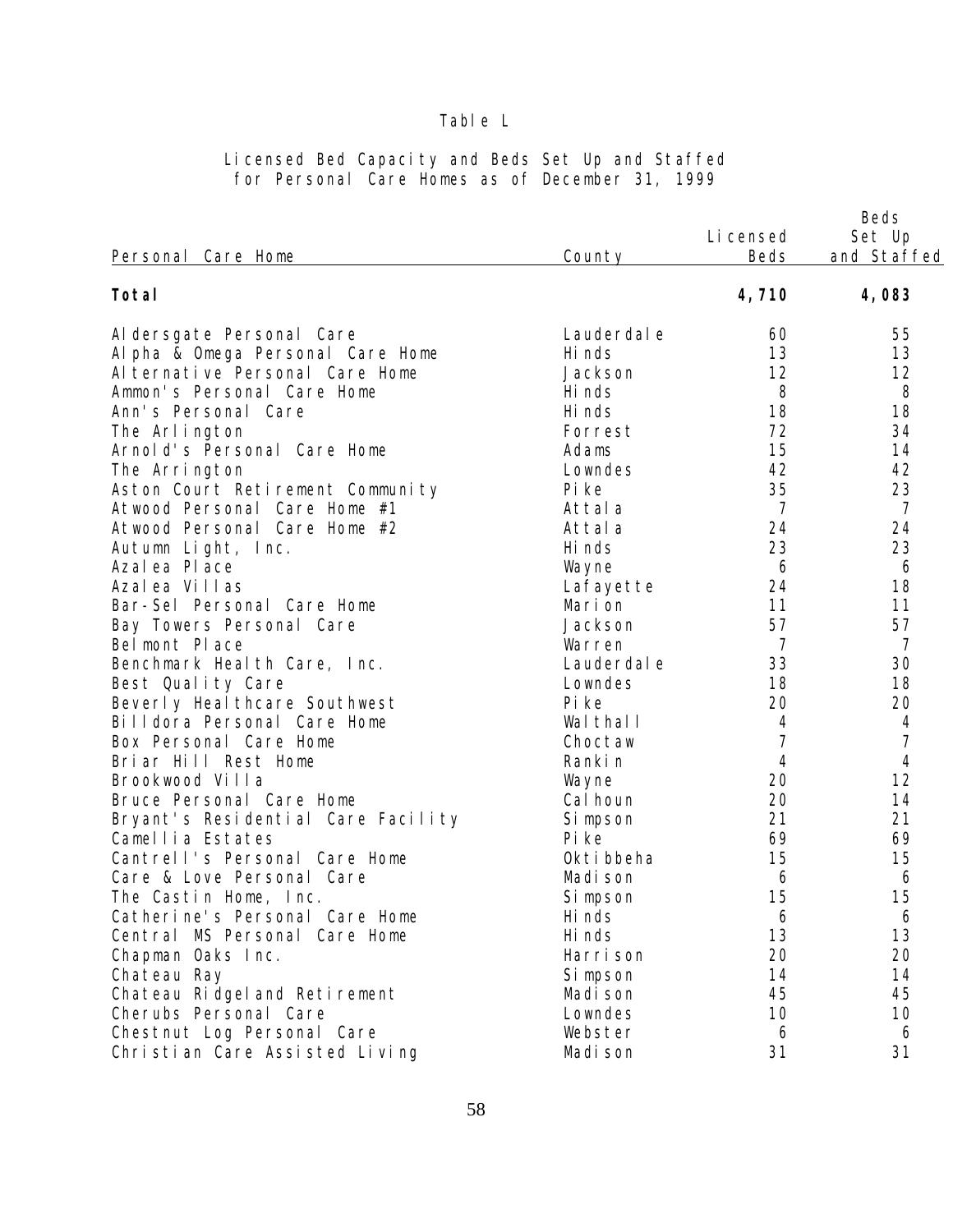Table L

Licensed Bed Capacity and Beds Set Up and Staffed for Personal Care Homes as of December 31, 1999

| Personal Care Home | County | Licensed Beds | Beds Set Up and Staffed |
|---|---|---|---|
| **Total** | | **4,710** | **4,083** |
| Aldersgate Personal Care | Lauderdale | 60 | 55 |
| Alpha & Omega Personal Care Home | Hinds | 13 | 13 |
| Alternative Personal Care Home | Jackson | 12 | 12 |
| Ammon's Personal Care Home | Hinds | 8 | 8 |
| Ann's Personal Care | Hinds | 18 | 18 |
| The Arlington | Forrest | 72 | 34 |
| Arnold's Personal Care Home | Adams | 15 | 14 |
| The Arrington | Lowndes | 42 | 42 |
| Aston Court Retirement Community | Pike | 35 | 23 |
| Atwood Personal Care Home #1 | Attala | 7 | 7 |
| Atwood Personal Care Home #2 | Attala | 24 | 24 |
| Autumn Light, Inc. | Hinds | 23 | 23 |
| Azalea Place | Wayne | 6 | 6 |
| Azalea Villas | Lafayette | 24 | 18 |
| Bar-Sel Personal Care Home | Marion | 11 | 11 |
| Bay Towers Personal Care | Jackson | 57 | 57 |
| Belmont Place | Warren | 7 | 7 |
| Benchmark Health Care, Inc. | Lauderdale | 33 | 30 |
| Best Quality Care | Lowndes | 18 | 18 |
| Beverly Healthcare Southwest | Pike | 20 | 20 |
| Billdora Personal Care Home | Walthall | 4 | 4 |
| Box Personal Care Home | Choctaw | 7 | 7 |
| Briar Hill Rest Home | Rankin | 4 | 4 |
| Brookwood Villa | Wayne | 20 | 12 |
| Bruce Personal Care Home | Calhoun | 20 | 14 |
| Bryant's Residential Care Facility | Simpson | 21 | 21 |
| Camellia Estates | Pike | 69 | 69 |
| Cantrell's Personal Care Home | Oktibbeha | 15 | 15 |
| Care & Love Personal Care | Madison | 6 | 6 |
| The Castin Home, Inc. | Simpson | 15 | 15 |
| Catherine's Personal Care Home | Hinds | 6 | 6 |
| Central MS Personal Care Home | Hinds | 13 | 13 |
| Chapman Oaks Inc. | Harrison | 20 | 20 |
| Chateau Ray | Simpson | 14 | 14 |
| Chateau Ridgeland Retirement | Madison | 45 | 45 |
| Cherubs Personal Care | Lowndes | 10 | 10 |
| Chestnut Log Personal Care | Webster | 6 | 6 |
| Christian Care Assisted Living | Madison | 31 | 31 |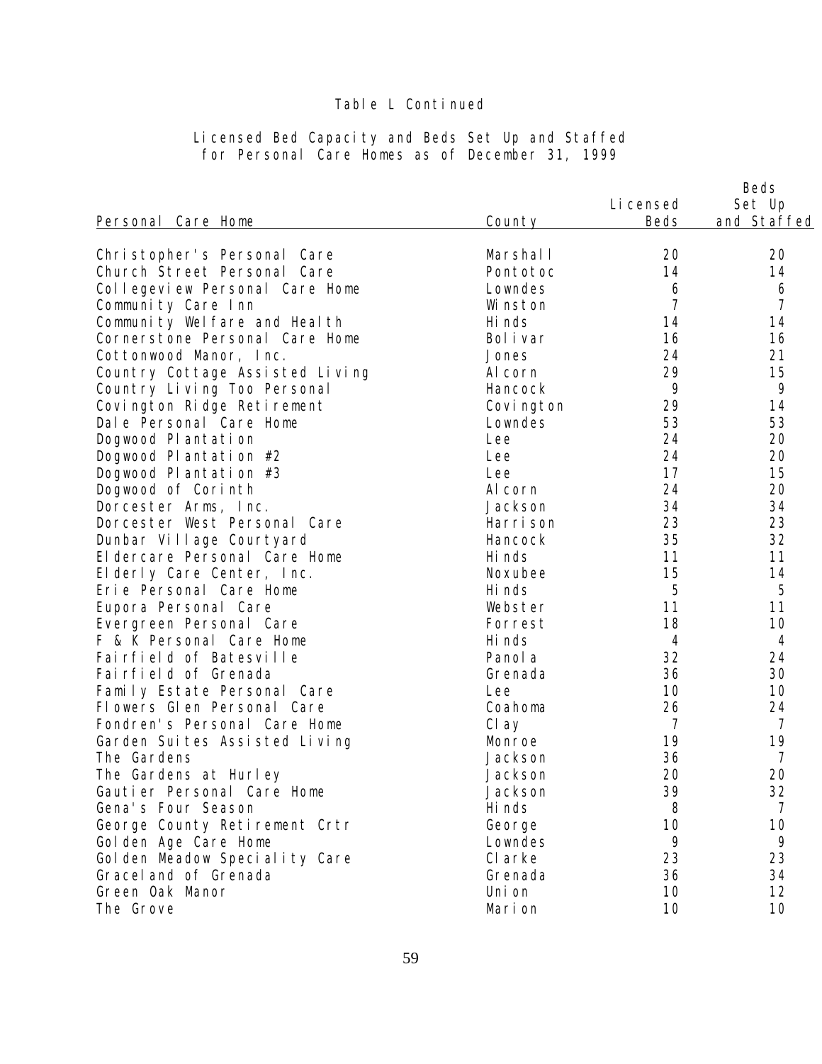Table L Continued

Licensed Bed Capacity and Beds Set Up and Staffed for Personal Care Homes as of December 31, 1999

| Personal Care Home | County | Licensed Beds | Beds Set Up and Staffed |
|---|---|---|---|
| Christopher's Personal Care | Marshall | 20 | 20 |
| Church Street Personal Care | Pontotoc | 14 | 14 |
| Collegeview Personal Care Home | Lowndes | 6 | 6 |
| Community Care Inn | Winston | 7 | 7 |
| Community Welfare and Health | Hinds | 14 | 14 |
| Cornerstone Personal Care Home | Bolivar | 16 | 16 |
| Cottonwood Manor, Inc. | Jones | 24 | 21 |
| Country Cottage Assisted Living | Alcorn | 29 | 15 |
| Country Living Too Personal | Hancock | 9 | 9 |
| Covington Ridge Retirement | Covington | 29 | 14 |
| Dale Personal Care Home | Lowndes | 53 | 53 |
| Dogwood Plantation | Lee | 24 | 20 |
| Dogwood Plantation #2 | Lee | 24 | 20 |
| Dogwood Plantation #3 | Lee | 17 | 15 |
| Dogwood of Corinth | Alcorn | 24 | 20 |
| Dorcester Arms, Inc. | Jackson | 34 | 34 |
| Dorcester West Personal Care | Harrison | 23 | 23 |
| Dunbar Village Courtyard | Hancock | 35 | 32 |
| Eldercare Personal Care Home | Hinds | 11 | 11 |
| Elderly Care Center, Inc. | Noxubee | 15 | 14 |
| Erie Personal Care Home | Hinds | 5 | 5 |
| Eupora Personal Care | Webster | 11 | 11 |
| Evergreen Personal Care | Forrest | 18 | 10 |
| F & K Personal Care Home | Hinds | 4 | 4 |
| Fairfield of Batesville | Panola | 32 | 24 |
| Fairfield of Grenada | Grenada | 36 | 30 |
| Family Estate Personal Care | Lee | 10 | 10 |
| Flowers Glen Personal Care | Coahoma | 26 | 24 |
| Fondren's Personal Care Home | Clay | 7 | 7 |
| Garden Suites Assisted Living | Monroe | 19 | 19 |
| The Gardens | Jackson | 36 | 7 |
| The Gardens at Hurley | Jackson | 20 | 20 |
| Gautier Personal Care Home | Jackson | 39 | 32 |
| Gena's Four Season | Hinds | 8 | 7 |
| George County Retirement Crtr | George | 10 | 10 |
| Golden Age Care Home | Lowndes | 9 | 9 |
| Golden Meadow Speciality Care | Clarke | 23 | 23 |
| Graceland of Grenada | Grenada | 36 | 34 |
| Green Oak Manor | Union | 10 | 12 |
| The Grove | Marion | 10 | 10 |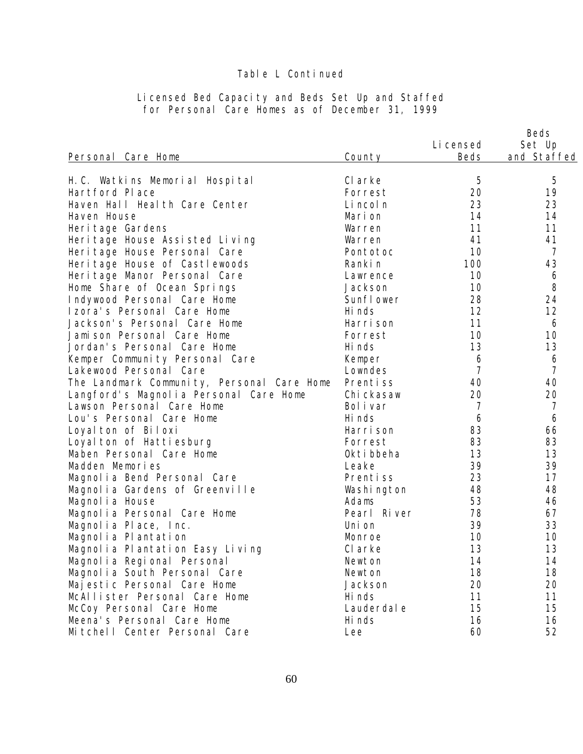Table L Continued

Licensed Bed Capacity and Beds Set Up and Staffed for Personal Care Homes as of December 31, 1999

| Personal Care Home | County | Licensed Beds | Beds Set Up and Staffed |
|---|---|---|---|
| H.C. Watkins Memorial Hospital | Clarke | 5 | 5 |
| Hartford Place | Forrest | 20 | 19 |
| Haven Hall Health Care Center | Lincoln | 23 | 23 |
| Haven House | Marion | 14 | 14 |
| Heritage Gardens | Warren | 11 | 11 |
| Heritage House Assisted Living | Warren | 41 | 41 |
| Heritage House Personal Care | Pontotoc | 10 | 7 |
| Heritage House of Castlewoods | Rankin | 100 | 43 |
| Heritage Manor Personal Care | Lawrence | 10 | 6 |
| Home Share of Ocean Springs | Jackson | 10 | 8 |
| Indywood Personal Care Home | Sunflower | 28 | 24 |
| Izora's Personal Care Home | Hinds | 12 | 12 |
| Jackson's Personal Care Home | Harrison | 11 | 6 |
| Jamison Personal Care Home | Forrest | 10 | 10 |
| Jordan's Personal Care Home | Hinds | 13 | 13 |
| Kemper Community Personal Care | Kemper | 6 | 6 |
| Lakewood Personal Care | Lowndes | 7 | 7 |
| The Landmark Community, Personal Care Home | Prentiss | 40 | 40 |
| Langford's Magnolia Personal Care Home | Chickasaw | 20 | 20 |
| Lawson Personal Care Home | Bolivar | 7 | 7 |
| Lou's Personal Care Home | Hinds | 6 | 6 |
| Loyalton of Biloxi | Harrison | 83 | 66 |
| Loyalton of Hattiesburg | Forrest | 83 | 83 |
| Maben Personal Care Home | Oktibbeha | 13 | 13 |
| Madden Memories | Leake | 39 | 39 |
| Magnolia Bend Personal Care | Prentiss | 23 | 17 |
| Magnolia Gardens of Greenville | Washington | 48 | 48 |
| Magnolia House | Adams | 53 | 46 |
| Magnolia Personal Care Home | Pearl River | 78 | 67 |
| Magnolia Place, Inc. | Union | 39 | 33 |
| Magnolia Plantation | Monroe | 10 | 10 |
| Magnolia Plantation Easy Living | Clarke | 13 | 13 |
| Magnolia Regional Personal | Newton | 14 | 14 |
| Magnolia South Personal Care | Newton | 18 | 18 |
| Majestic Personal Care Home | Jackson | 20 | 20 |
| McAllister Personal Care Home | Hinds | 11 | 11 |
| McCoy Personal Care Home | Lauderdale | 15 | 15 |
| Meena's Personal Care Home | Hinds | 16 | 16 |
| Mitchell Center Personal Care | Lee | 60 | 52 |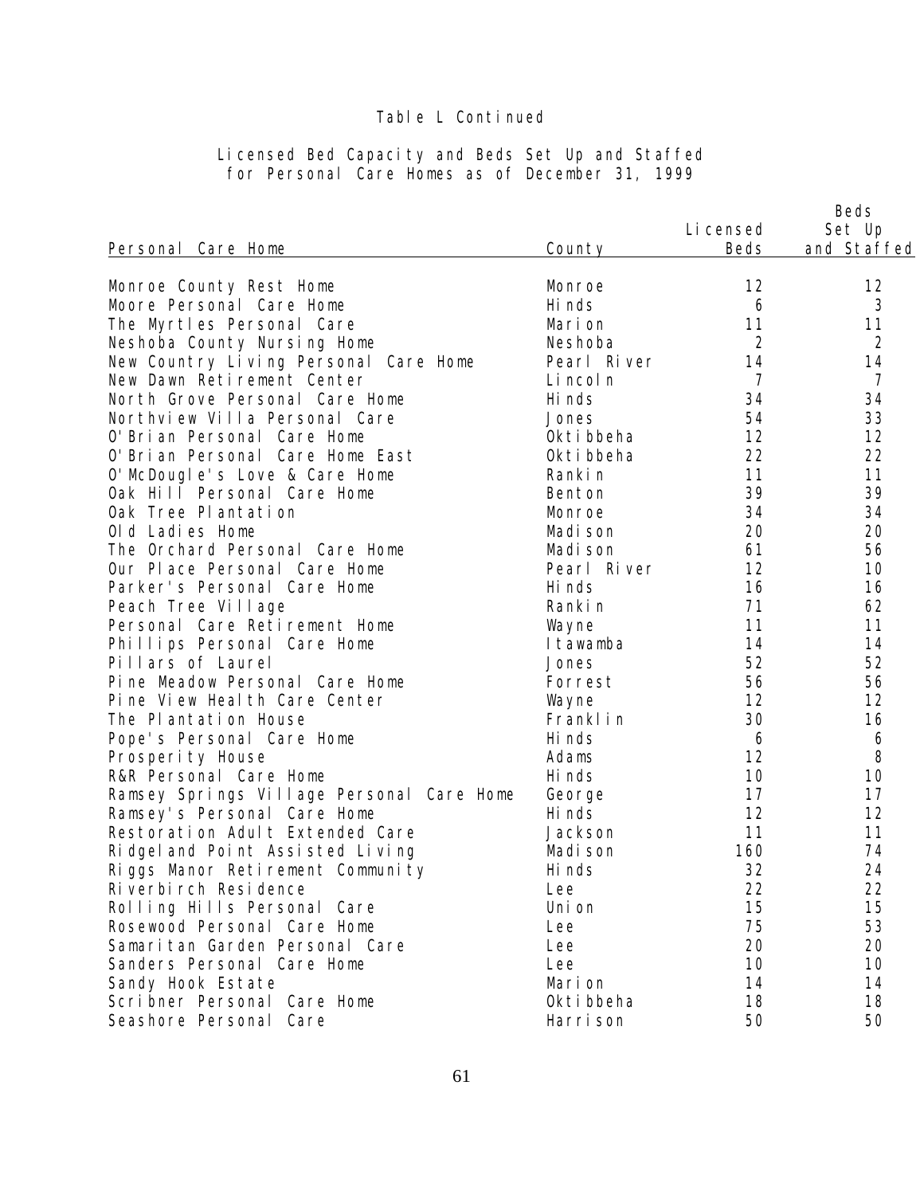Table L Continued

Licensed Bed Capacity and Beds Set Up and Staffed for Personal Care Homes as of December 31, 1999

| Personal Care Home | County | Licensed Beds | Beds Set Up and Staffed |
|---|---|---|---|
| Monroe County Rest Home | Monroe | 12 | 12 |
| Moore Personal Care Home | Hinds | 6 | 3 |
| The Myrtles Personal Care | Marion | 11 | 11 |
| Neshoba County Nursing Home | Neshoba | 2 | 2 |
| New Country Living Personal Care Home | Pearl River | 14 | 14 |
| New Dawn Retirement Center | Lincoln | 7 | 7 |
| North Grove Personal Care Home | Hinds | 34 | 34 |
| Northview Villa Personal Care | Jones | 54 | 33 |
| O'Brian Personal Care Home | Oktibbeha | 12 | 12 |
| O'Brian Personal Care Home East | Oktibbeha | 22 | 22 |
| O'McDougle's Love & Care Home | Rankin | 11 | 11 |
| Oak Hill Personal Care Home | Benton | 39 | 39 |
| Oak Tree Plantation | Monroe | 34 | 34 |
| Old Ladies Home | Madison | 20 | 20 |
| The Orchard Personal Care Home | Madison | 61 | 56 |
| Our Place Personal Care Home | Pearl River | 12 | 10 |
| Parker's Personal Care Home | Hinds | 16 | 16 |
| Peach Tree Village | Rankin | 71 | 62 |
| Personal Care Retirement Home | Wayne | 11 | 11 |
| Phillips Personal Care Home | Itawamba | 14 | 14 |
| Pillars of Laurel | Jones | 52 | 52 |
| Pine Meadow Personal Care Home | Forrest | 56 | 56 |
| Pine View Health Care Center | Wayne | 12 | 12 |
| The Plantation House | Franklin | 30 | 16 |
| Pope's Personal Care Home | Hinds | 6 | 6 |
| Prosperity House | Adams | 12 | 8 |
| R&R Personal Care Home | Hinds | 10 | 10 |
| Ramsey Springs Village Personal Care Home | George | 17 | 17 |
| Ramsey's Personal Care Home | Hinds | 12 | 12 |
| Restoration Adult Extended Care | Jackson | 11 | 11 |
| Ridgeland Point Assisted Living | Madison | 160 | 74 |
| Riggs Manor Retirement Community | Hinds | 32 | 24 |
| Riverbirch Residence | Lee | 22 | 22 |
| Rolling Hills Personal Care | Union | 15 | 15 |
| Rosewood Personal Care Home | Lee | 75 | 53 |
| Samaritan Garden Personal Care | Lee | 20 | 20 |
| Sanders Personal Care Home | Lee | 10 | 10 |
| Sandy Hook Estate | Marion | 14 | 14 |
| Scribner Personal Care Home | Oktibbeha | 18 | 18 |
| Seashore Personal Care | Harrison | 50 | 50 |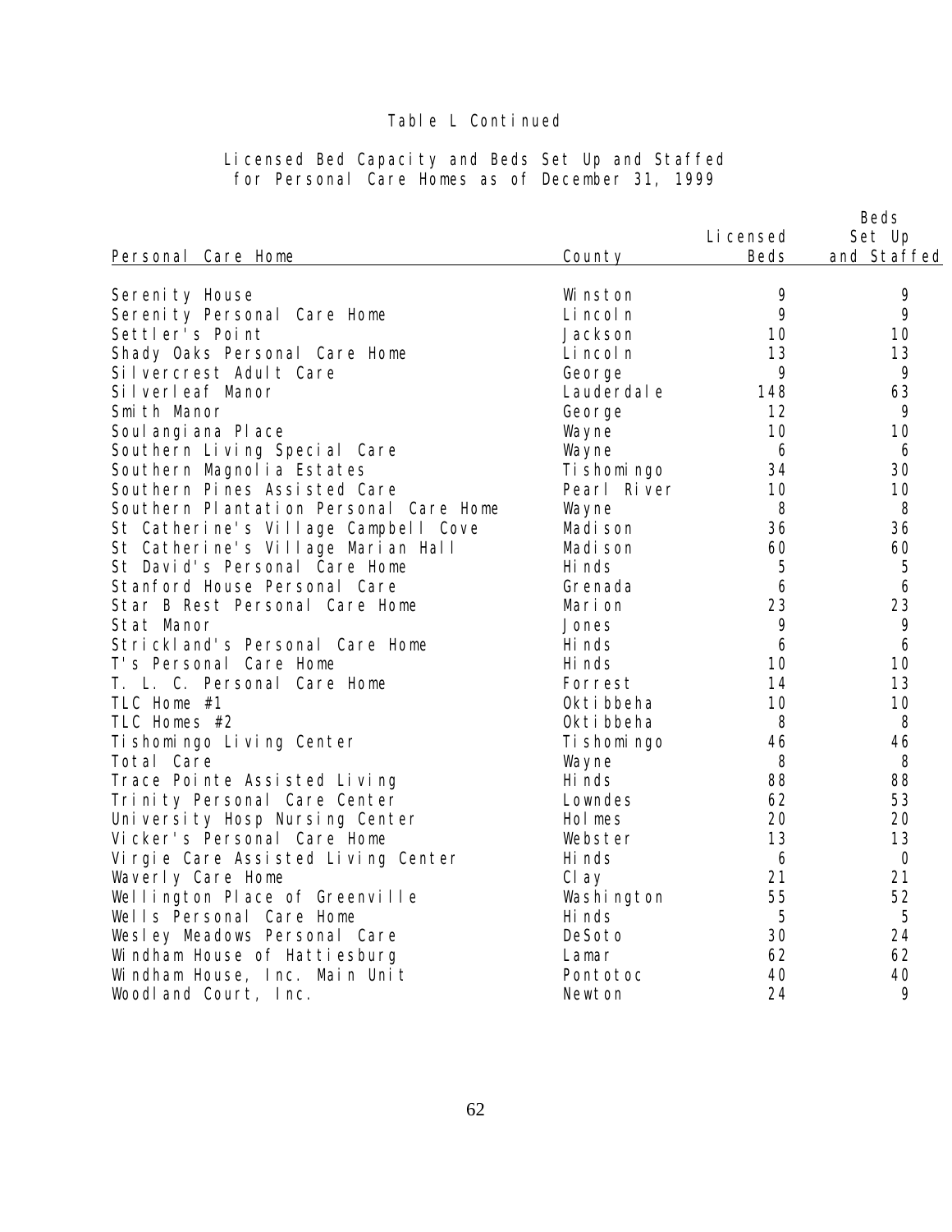## Table L Continued

### Licensed Bed Capacity and Beds Set Up and Staffed for Personal Care Homes as of December 31, 1999

| Personal Care Home | County | Licensed Beds | Beds Set Up and Staffed |
|---|---|---|---|
| Serenity House | Winston | 9 | 9 |
| Serenity Personal Care Home | Lincoln | 9 | 9 |
| Settler's Point | Jackson | 10 | 10 |
| Shady Oaks Personal Care Home | Lincoln | 13 | 13 |
| Silvercrest Adult Care | George | 9 | 9 |
| Silverleaf Manor | Lauderdale | 148 | 63 |
| Smith Manor | George | 12 | 9 |
| Soulangiana Place | Wayne | 10 | 10 |
| Southern Living Special Care | Wayne | 6 | 6 |
| Southern Magnolia Estates | Tishomingo | 34 | 30 |
| Southern Pines Assisted Care | Pearl River | 10 | 10 |
| Southern Plantation Personal Care Home | Wayne | 8 | 8 |
| St Catherine's Village Campbell Cove | Madison | 36 | 36 |
| St Catherine's Village Marian Hall | Madison | 60 | 60 |
| St David's Personal Care Home | Hinds | 5 | 5 |
| Stanford House Personal Care | Grenada | 6 | 6 |
| Star B Rest Personal Care Home | Marion | 23 | 23 |
| Stat Manor | Jones | 9 | 9 |
| Strickland's Personal Care Home | Hinds | 6 | 6 |
| T's Personal Care Home | Hinds | 10 | 10 |
| T. L. C. Personal Care Home | Forrest | 14 | 13 |
| TLC Home #1 | Oktibbeha | 10 | 10 |
| TLC Homes #2 | Oktibbeha | 8 | 8 |
| Tishomingo Living Center | Tishomingo | 46 | 46 |
| Total Care | Wayne | 8 | 8 |
| Trace Pointe Assisted Living | Hinds | 88 | 88 |
| Trinity Personal Care Center | Lowndes | 62 | 53 |
| University Hosp Nursing Center | Holmes | 20 | 20 |
| Vicker's Personal Care Home | Webster | 13 | 13 |
| Virgie Care Assisted Living Center | Hinds | 6 | 0 |
| Waverly Care Home | Clay | 21 | 21 |
| Wellington Place of Greenville | Washington | 55 | 52 |
| Wells Personal Care Home | Hinds | 5 | 5 |
| Wesley Meadows Personal Care | DeSoto | 30 | 24 |
| Windham House of Hattiesburg | Lamar | 62 | 62 |
| Windham House, Inc. Main Unit | Pontotoc | 40 | 40 |
| Woodland Court, Inc. | Newton | 24 | 9 |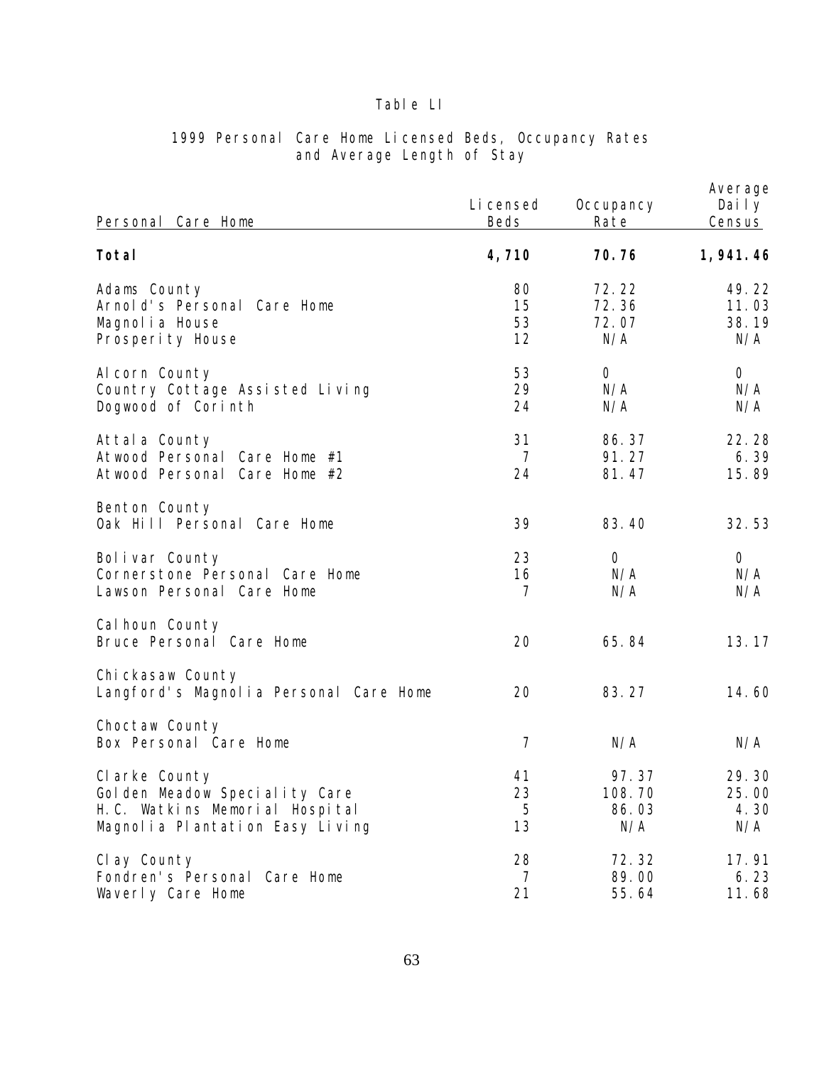Table LI

1999 Personal Care Home Licensed Beds, Occupancy Rates and Average Length of Stay

| Personal Care Home | Licensed Beds | Occupancy Rate | Average Daily Census |
|---|---|---|---|
| **Total** | **4,710** | **70.76** | **1,941.46** |
| Adams County | 80 | 72.22 | 49.22 |
| Arnold's Personal Care Home | 15 | 72.36 | 11.03 |
| Magnolia House | 53 | 72.07 | 38.19 |
| Prosperity House | 12 | N/A | N/A |
| Alcorn County | 53 | 0 | 0 |
| Country Cottage Assisted Living | 29 | N/A | N/A |
| Dogwood of Corinth | 24 | N/A | N/A |
| Attala County | 31 | 86.37 | 22.28 |
| Atwood Personal Care Home #1 | 7 | 91.27 | 6.39 |
| Atwood Personal Care Home #2 | 24 | 81.47 | 15.89 |
| Benton County | | | |
| Oak Hill Personal Care Home | 39 | 83.40 | 32.53 |
| Bolivar County | 23 | 0 | 0 |
| Cornerstone Personal Care Home | 16 | N/A | N/A |
| Lawson Personal Care Home | 7 | N/A | N/A |
| Calhoun County | | | |
| Bruce Personal Care Home | 20 | 65.84 | 13.17 |
| Chickasaw County | | | |
| Langford's Magnolia Personal Care Home | 20 | 83.27 | 14.60 |
| Choctaw County | | | |
| Box Personal Care Home | 7 | N/A | N/A |
| Clarke County | 41 | 97.37 | 29.30 |
| Golden Meadow Speciality Care | 23 | 108.70 | 25.00 |
| H.C. Watkins Memorial Hospital | 5 | 86.03 | 4.30 |
| Magnolia Plantation Easy Living | 13 | N/A | N/A |
| Clay County | 28 | 72.32 | 17.91 |
| Fondren's Personal Care Home | 7 | 89.00 | 6.23 |
| Waverly Care Home | 21 | 55.64 | 11.68 |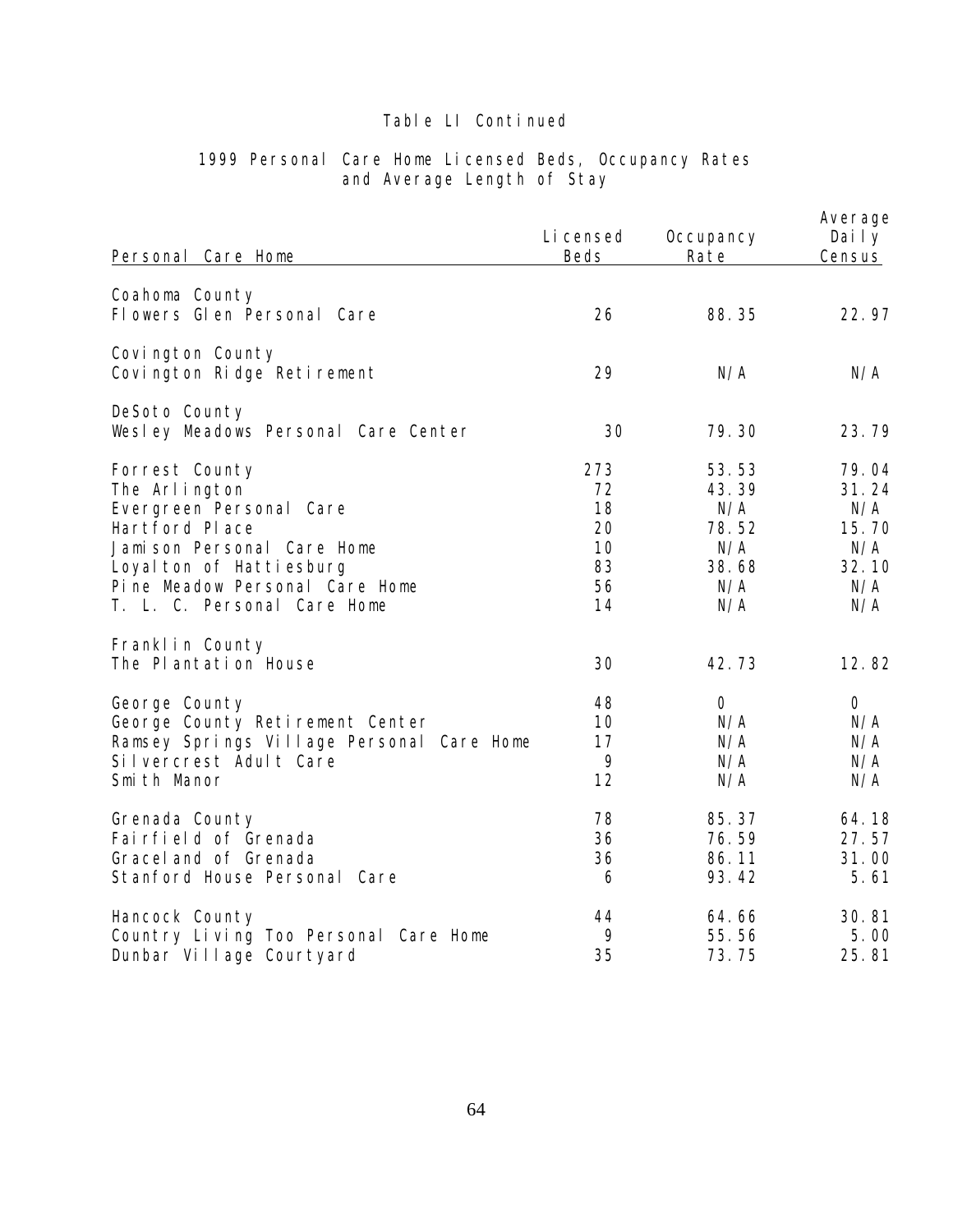Table LI Continued

1999 Personal Care Home Licensed Beds, Occupancy Rates and Average Length of Stay

| Personal Care Home | Licensed Beds | Occupancy Rate | Average Daily Census |
|---|---|---|---|
| Coahoma County | | | |
| Flowers Glen Personal Care | 26 | 88.35 | 22.97 |
| Covington County | | | |
| Covington Ridge Retirement | 29 | N/A | N/A |
| DeSoto County | | | |
| Wesley Meadows Personal Care Center | 30 | 79.30 | 23.79 |
| Forrest County | 273 | 53.53 | 79.04 |
| The Arlington | 72 | 43.39 | 31.24 |
| Evergreen Personal Care | 18 | N/A | N/A |
| Hartford Place | 20 | 78.52 | 15.70 |
| Jamison Personal Care Home | 10 | N/A | N/A |
| Loyalton of Hattiesburg | 83 | 38.68 | 32.10 |
| Pine Meadow Personal Care Home | 56 | N/A | N/A |
| T. L. C. Personal Care Home | 14 | N/A | N/A |
| Franklin County | | | |
| The Plantation House | 30 | 42.73 | 12.82 |
| George County | 48 | 0 | 0 |
| George County Retirement Center | 10 | N/A | N/A |
| Ramsey Springs Village Personal Care Home | 17 | N/A | N/A |
| Silvercrest Adult Care | 9 | N/A | N/A |
| Smith Manor | 12 | N/A | N/A |
| Grenada County | 78 | 85.37 | 64.18 |
| Fairfield of Grenada | 36 | 76.59 | 27.57 |
| Graceland of Grenada | 36 | 86.11 | 31.00 |
| Stanford House Personal Care | 6 | 93.42 | 5.61 |
| Hancock County | 44 | 64.66 | 30.81 |
| Country Living Too Personal Care Home | 9 | 55.56 | 5.00 |
| Dunbar Village Courtyard | 35 | 73.75 | 25.81 |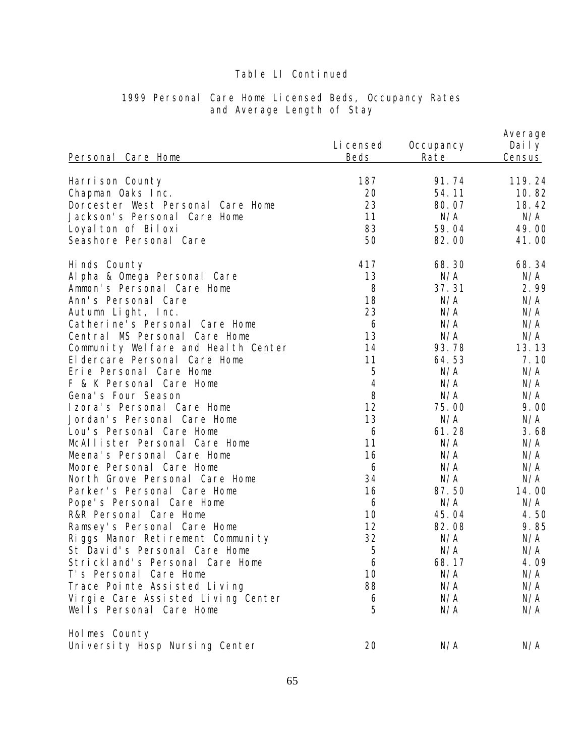Table LI Continued

1999 Personal Care Home Licensed Beds, Occupancy Rates and Average Length of Stay

| Personal Care Home | Licensed Beds | Occupancy Rate | Average Daily Census |
|---|---|---|---|
| Harrison County | 187 | 91.74 | 119.24 |
| Chapman Oaks Inc. | 20 | 54.11 | 10.82 |
| Dorcester West Personal Care Home | 23 | 80.07 | 18.42 |
| Jackson's Personal Care Home | 11 | N/A | N/A |
| Loyalton of Biloxi | 83 | 59.04 | 49.00 |
| Seashore Personal Care | 50 | 82.00 | 41.00 |
| | | | |
| Hinds County | 417 | 68.30 | 68.34 |
| Alpha & Omega Personal Care | 13 | N/A | N/A |
| Ammon's Personal Care Home | 8 | 37.31 | 2.99 |
| Ann's Personal Care | 18 | N/A | N/A |
| Autumn Light, Inc. | 23 | N/A | N/A |
| Catherine's Personal Care Home | 6 | N/A | N/A |
| Central MS Personal Care Home | 13 | N/A | N/A |
| Community Welfare and Health Center | 14 | 93.78 | 13.13 |
| Eldercare Personal Care Home | 11 | 64.53 | 7.10 |
| Erie Personal Care Home | 5 | N/A | N/A |
| F & K Personal Care Home | 4 | N/A | N/A |
| Gena's Four Season | 8 | N/A | N/A |
| Izora's Personal Care Home | 12 | 75.00 | 9.00 |
| Jordan's Personal Care Home | 13 | N/A | N/A |
| Lou's Personal Care Home | 6 | 61.28 | 3.68 |
| McAllister Personal Care Home | 11 | N/A | N/A |
| Meena's Personal Care Home | 16 | N/A | N/A |
| Moore Personal Care Home | 6 | N/A | N/A |
| North Grove Personal Care Home | 34 | N/A | N/A |
| Parker's Personal Care Home | 16 | 87.50 | 14.00 |
| Pope's Personal Care Home | 6 | N/A | N/A |
| R&R Personal Care Home | 10 | 45.04 | 4.50 |
| Ramsey's Personal Care Home | 12 | 82.08 | 9.85 |
| Riggs Manor Retirement Community | 32 | N/A | N/A |
| St David's Personal Care Home | 5 | N/A | N/A |
| Strickland's Personal Care Home | 6 | 68.17 | 4.09 |
| T's Personal Care Home | 10 | N/A | N/A |
| Trace Pointe Assisted Living | 88 | N/A | N/A |
| Virgie Care Assisted Living Center | 6 | N/A | N/A |
| Wells Personal Care Home | 5 | N/A | N/A |
| | | | |
| Holmes County | | | |
| University Hosp Nursing Center | 20 | N/A | N/A |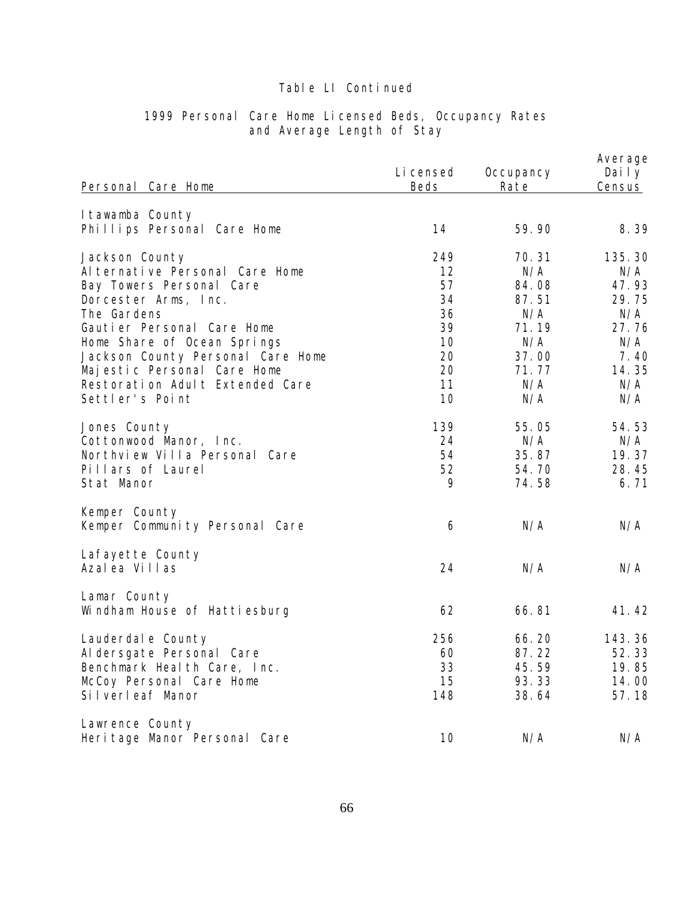Table LI Continued

1999 Personal Care Home Licensed Beds, Occupancy Rates and Average Length of Stay

| Personal Care Home | Licensed Beds | Occupancy Rate | Average Daily Census |
|---|---|---|---|
| Itawamba County | | | |
| Phillips Personal Care Home | 14 | 59.90 | 8.39 |
| | | | |
| Jackson County | 249 | 70.31 | 135.30 |
| Alternative Personal Care Home | 12 | N/A | N/A |
| Bay Towers Personal Care | 57 | 84.08 | 47.93 |
| Dorcester Arms, Inc. | 34 | 87.51 | 29.75 |
| The Gardens | 36 | N/A | N/A |
| Gautier Personal Care Home | 39 | 71.19 | 27.76 |
| Home Share of Ocean Springs | 10 | N/A | N/A |
| Jackson County Personal Care Home | 20 | 37.00 | 7.40 |
| Majestic Personal Care Home | 20 | 71.77 | 14.35 |
| Restoration Adult Extended Care | 11 | N/A | N/A |
| Settler's Point | 10 | N/A | N/A |
| | | | |
| Jones County | 139 | 55.05 | 54.53 |
| Cottonwood Manor, Inc. | 24 | N/A | N/A |
| Northview Villa Personal Care | 54 | 35.87 | 19.37 |
| Pillars of Laurel | 52 | 54.70 | 28.45 |
| Stat Manor | 9 | 74.58 | 6.71 |
| | | | |
| Kemper County | | | |
| Kemper Community Personal Care | 6 | N/A | N/A |
| | | | |
| Lafayette County | | | |
| Azalea Villas | 24 | N/A | N/A |
| | | | |
| Lamar County | | | |
| Windham House of Hattiesburg | 62 | 66.81 | 41.42 |
| | | | |
| Lauderdale County | 256 | 66.20 | 143.36 |
| Aldersgate Personal Care | 60 | 87.22 | 52.33 |
| Benchmark Health Care, Inc. | 33 | 45.59 | 19.85 |
| McCoy Personal Care Home | 15 | 93.33 | 14.00 |
| Silverleaf Manor | 148 | 38.64 | 57.18 |
| | | | |
| Lawrence County | | | |
| Heritage Manor Personal Care | 10 | N/A | N/A |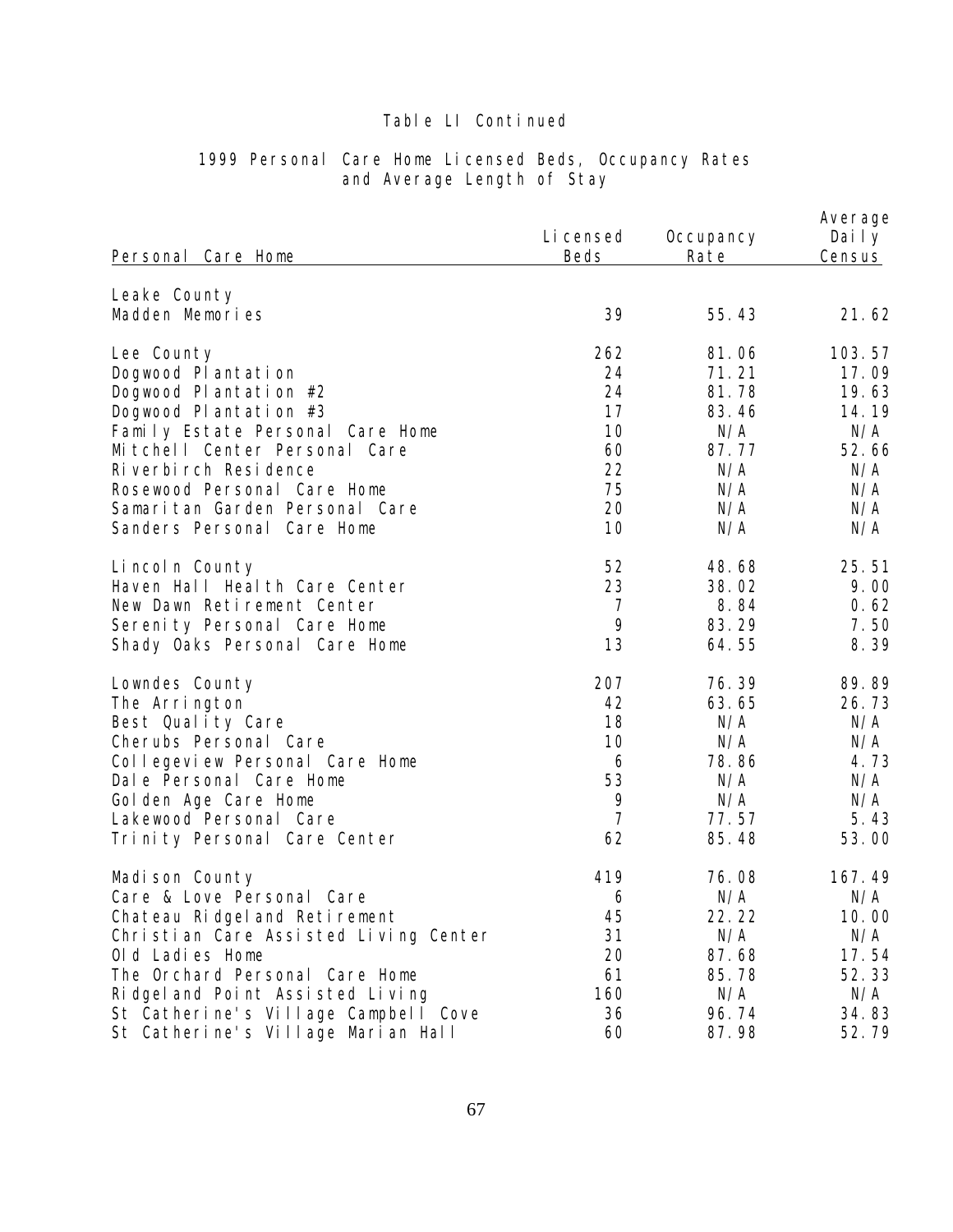Table LI Continued

1999 Personal Care Home Licensed Beds, Occupancy Rates and Average Length of Stay

| Personal Care Home | Licensed Beds | Occupancy Rate | Average Daily Census |
|---|---|---|---|
| Leake County | | | |
| Madden Memories | 39 | 55.43 | 21.62 |
| | | | |
| Lee County | 262 | 81.06 | 103.57 |
| Dogwood Plantation | 24 | 71.21 | 17.09 |
| Dogwood Plantation #2 | 24 | 81.78 | 19.63 |
| Dogwood Plantation #3 | 17 | 83.46 | 14.19 |
| Family Estate Personal Care Home | 10 | N/A | N/A |
| Mitchell Center Personal Care | 60 | 87.77 | 52.66 |
| Riverbirch Residence | 22 | N/A | N/A |
| Rosewood Personal Care Home | 75 | N/A | N/A |
| Samaritan Garden Personal Care | 20 | N/A | N/A |
| Sanders Personal Care Home | 10 | N/A | N/A |
| | | | |
| Lincoln County | 52 | 48.68 | 25.51 |
| Haven Hall Health Care Center | 23 | 38.02 | 9.00 |
| New Dawn Retirement Center | 7 | 8.84 | 0.62 |
| Serenity Personal Care Home | 9 | 83.29 | 7.50 |
| Shady Oaks Personal Care Home | 13 | 64.55 | 8.39 |
| | | | |
| Lowndes County | 207 | 76.39 | 89.89 |
| The Arrington | 42 | 63.65 | 26.73 |
| Best Quality Care | 18 | N/A | N/A |
| Cherubs Personal Care | 10 | N/A | N/A |
| Collegeview Personal Care Home | 6 | 78.86 | 4.73 |
| Dale Personal Care Home | 53 | N/A | N/A |
| Golden Age Care Home | 9 | N/A | N/A |
| Lakewood Personal Care | 7 | 77.57 | 5.43 |
| Trinity Personal Care Center | 62 | 85.48 | 53.00 |
| | | | |
| Madison County | 419 | 76.08 | 167.49 |
| Care & Love Personal Care | 6 | N/A | N/A |
| Chateau Ridgeland Retirement | 45 | 22.22 | 10.00 |
| Christian Care Assisted Living Center | 31 | N/A | N/A |
| Old Ladies Home | 20 | 87.68 | 17.54 |
| The Orchard Personal Care Home | 61 | 85.78 | 52.33 |
| Ridgeland Point Assisted Living | 160 | N/A | N/A |
| St Catherine's Village Campbell Cove | 36 | 96.74 | 34.83 |
| St Catherine's Village Marian Hall | 60 | 87.98 | 52.79 |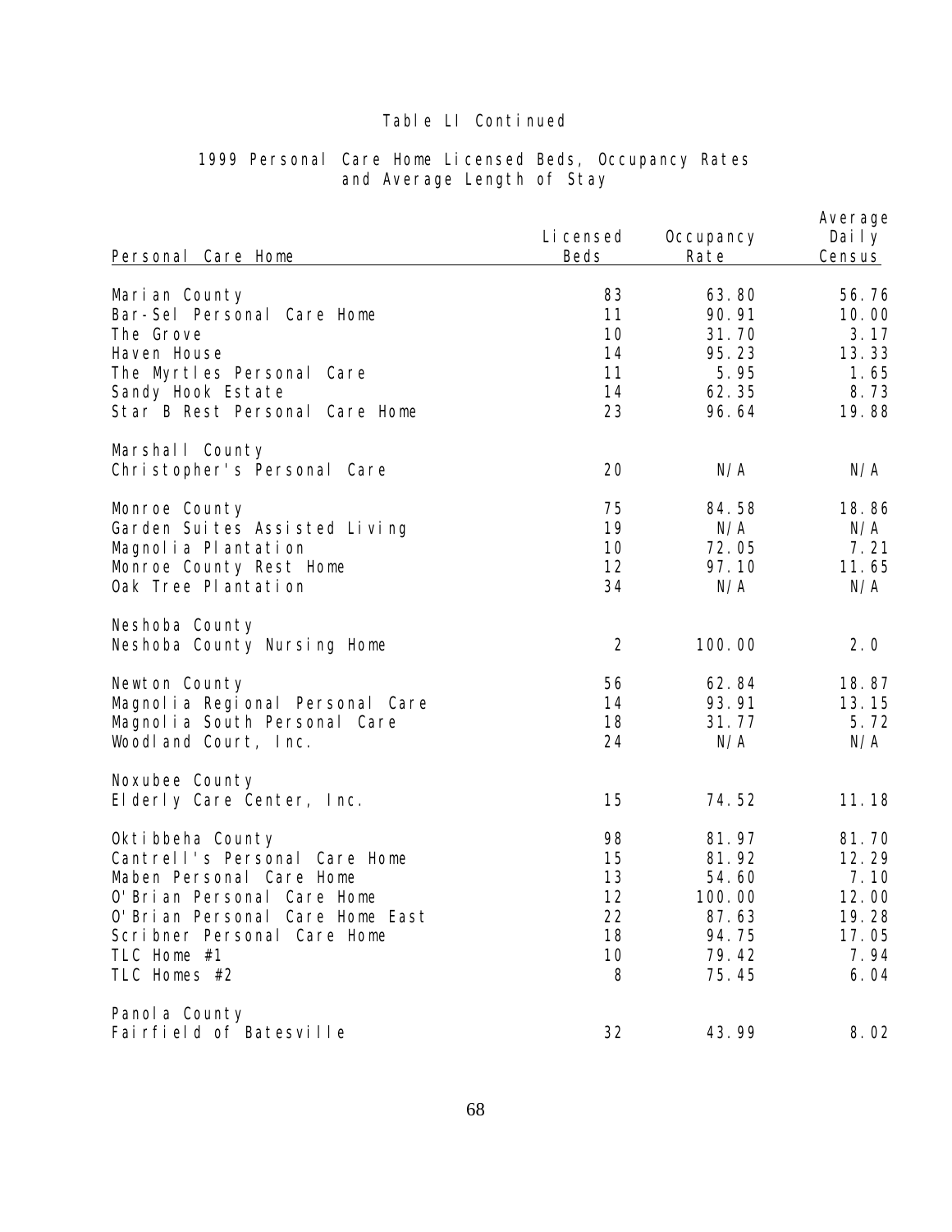Table LI Continued

1999 Personal Care Home Licensed Beds, Occupancy Rates and Average Length of Stay

| Personal Care Home | Licensed Beds | Occupancy Rate | Average Daily Census |
|---|---|---|---|
| Marian County | 83 | 63.80 | 56.76 |
| Bar-Sel Personal Care Home | 11 | 90.91 | 10.00 |
| The Grove | 10 | 31.70 | 3.17 |
| Haven House | 14 | 95.23 | 13.33 |
| The Myrtles Personal Care | 11 | 5.95 | 1.65 |
| Sandy Hook Estate | 14 | 62.35 | 8.73 |
| Star B Rest Personal Care Home | 23 | 96.64 | 19.88 |
| Marshall County | | | |
| Christopher's Personal Care | 20 | N/A | N/A |
| Monroe County | 75 | 84.58 | 18.86 |
| Garden Suites Assisted Living | 19 | N/A | N/A |
| Magnolia Plantation | 10 | 72.05 | 7.21 |
| Monroe County Rest Home | 12 | 97.10 | 11.65 |
| Oak Tree Plantation | 34 | N/A | N/A |
| Neshoba County | | | |
| Neshoba County Nursing Home | 2 | 100.00 | 2.0 |
| Newton County | 56 | 62.84 | 18.87 |
| Magnolia Regional Personal Care | 14 | 93.91 | 13.15 |
| Magnolia South Personal Care | 18 | 31.77 | 5.72 |
| Woodland Court, Inc. | 24 | N/A | N/A |
| Noxubee County | | | |
| Elderly Care Center, Inc. | 15 | 74.52 | 11.18 |
| Oktibbeha County | 98 | 81.97 | 81.70 |
| Cantrell's Personal Care Home | 15 | 81.92 | 12.29 |
| Maben Personal Care Home | 13 | 54.60 | 7.10 |
| O'Brian Personal Care Home | 12 | 100.00 | 12.00 |
| O'Brian Personal Care Home East | 22 | 87.63 | 19.28 |
| Scribner Personal Care Home | 18 | 94.75 | 17.05 |
| TLC Home #1 | 10 | 79.42 | 7.94 |
| TLC Homes #2 | 8 | 75.45 | 6.04 |
| Panola County | | | |
| Fairfield of Batesville | 32 | 43.99 | 8.02 |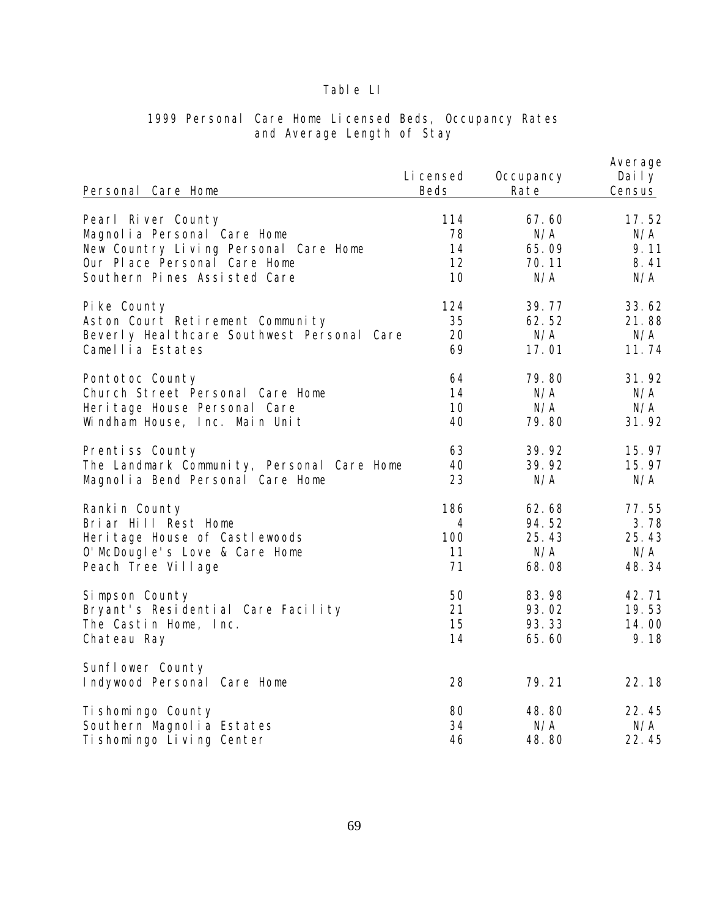Table LI

1999 Personal Care Home Licensed Beds, Occupancy Rates and Average Length of Stay

| Personal Care Home | Licensed Beds | Occupancy Rate | Average Daily Census |
|---|---|---|---|
| Pearl River County | 114 | 67.60 | 17.52 |
| Magnolia Personal Care Home | 78 | N/A | N/A |
| New Country Living Personal Care Home | 14 | 65.09 | 9.11 |
| Our Place Personal Care Home | 12 | 70.11 | 8.41 |
| Southern Pines Assisted Care | 10 | N/A | N/A |
| | | | |
| Pike County | 124 | 39.77 | 33.62 |
| Aston Court Retirement Community | 35 | 62.52 | 21.88 |
| Beverly Healthcare Southwest Personal Care | 20 | N/A | N/A |
| Camellia Estates | 69 | 17.01 | 11.74 |
| | | | |
| Pontotoc County | 64 | 79.80 | 31.92 |
| Church Street Personal Care Home | 14 | N/A | N/A |
| Heritage House Personal Care | 10 | N/A | N/A |
| Windham House, Inc. Main Unit | 40 | 79.80 | 31.92 |
| | | | |
| Prentiss County | 63 | 39.92 | 15.97 |
| The Landmark Community, Personal Care Home | 40 | 39.92 | 15.97 |
| Magnolia Bend Personal Care Home | 23 | N/A | N/A |
| | | | |
| Rankin County | 186 | 62.68 | 77.55 |
| Briar Hill Rest Home | 4 | 94.52 | 3.78 |
| Heritage House of Castlewoods | 100 | 25.43 | 25.43 |
| O'McDougle's Love & Care Home | 11 | N/A | N/A |
| Peach Tree Village | 71 | 68.08 | 48.34 |
| | | | |
| Simpson County | 50 | 83.98 | 42.71 |
| Bryant's Residential Care Facility | 21 | 93.02 | 19.53 |
| The Castin Home, Inc. | 15 | 93.33 | 14.00 |
| Chateau Ray | 14 | 65.60 | 9.18 |
| | | | |
| Sunflower County | | | |
| Indywood Personal Care Home | 28 | 79.21 | 22.18 |
| | | | |
| Tishomingo County | 80 | 48.80 | 22.45 |
| Southern Magnolia Estates | 34 | N/A | N/A |
| Tishomingo Living Center | 46 | 48.80 | 22.45 |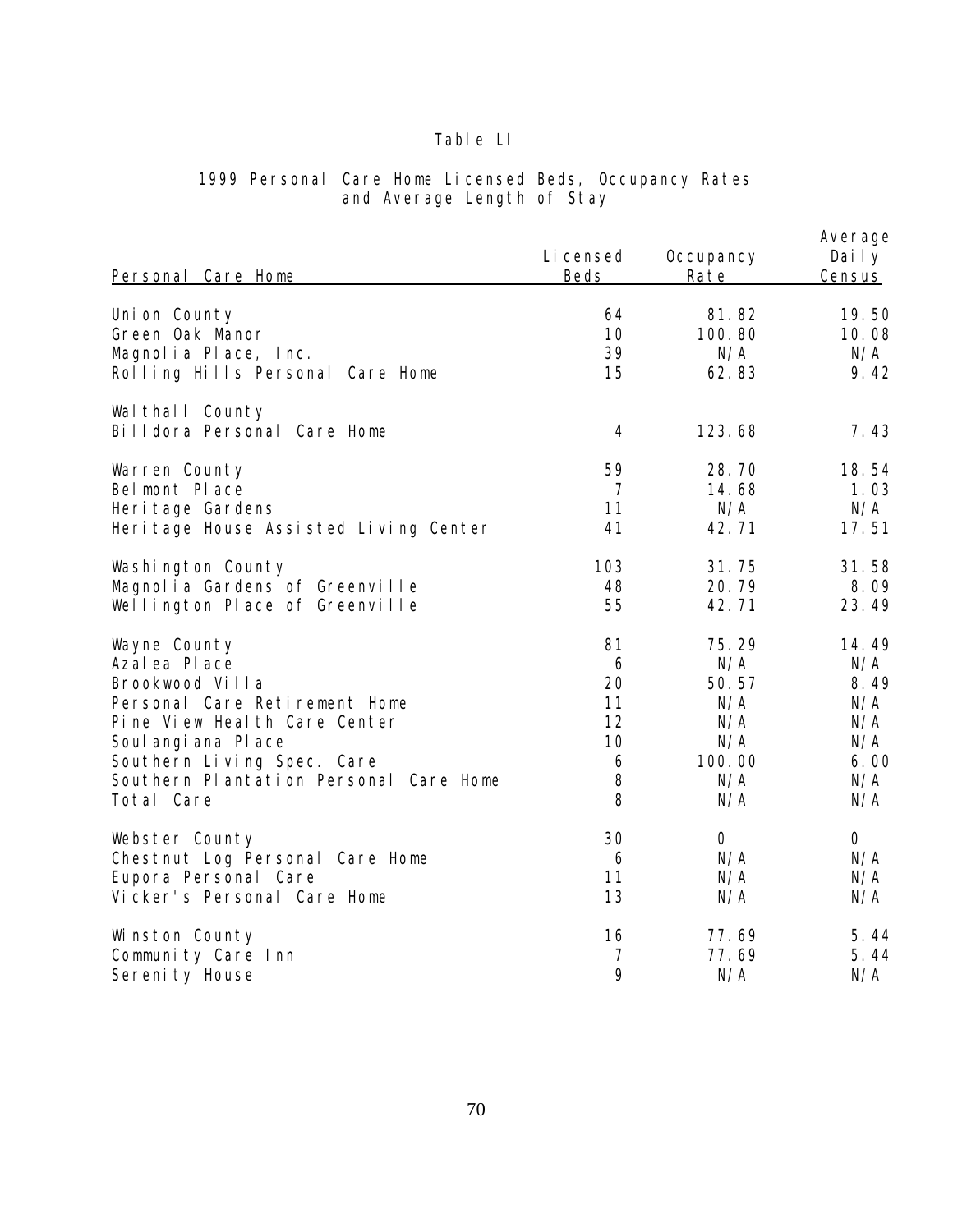Table LI

1999 Personal Care Home Licensed Beds, Occupancy Rates and Average Length of Stay

| Personal Care Home | Licensed Beds | Occupancy Rate | Average Daily Census |
|---|---|---|---|
| Union County | 64 | 81.82 | 19.50 |
| Green Oak Manor | 10 | 100.80 | 10.08 |
| Magnolia Place, Inc. | 39 | N/A | N/A |
| Rolling Hills Personal Care Home | 15 | 62.83 | 9.42 |
| Walthall County | | | |
| Billdora Personal Care Home | 4 | 123.68 | 7.43 |
| Warren County | 59 | 28.70 | 18.54 |
| Belmont Place | 7 | 14.68 | 1.03 |
| Heritage Gardens | 11 | N/A | N/A |
| Heritage House Assisted Living Center | 41 | 42.71 | 17.51 |
| Washington County | 103 | 31.75 | 31.58 |
| Magnolia Gardens of Greenville | 48 | 20.79 | 8.09 |
| Wellington Place of Greenville | 55 | 42.71 | 23.49 |
| Wayne County | 81 | 75.29 | 14.49 |
| Azalea Place | 6 | N/A | N/A |
| Brookwood Villa | 20 | 50.57 | 8.49 |
| Personal Care Retirement Home | 11 | N/A | N/A |
| Pine View Health Care Center | 12 | N/A | N/A |
| Soulangiana Place | 10 | N/A | N/A |
| Southern Living Spec. Care | 6 | 100.00 | 6.00 |
| Southern Plantation Personal Care Home | 8 | N/A | N/A |
| Total Care | 8 | N/A | N/A |
| Webster County | 30 | 0 | 0 |
| Chestnut Log Personal Care Home | 6 | N/A | N/A |
| Eupora Personal Care | 11 | N/A | N/A |
| Vicker's Personal Care Home | 13 | N/A | N/A |
| Winston County | 16 | 77.69 | 5.44 |
| Community Care Inn | 7 | 77.69 | 5.44 |
| Serenity House | 9 | N/A | N/A |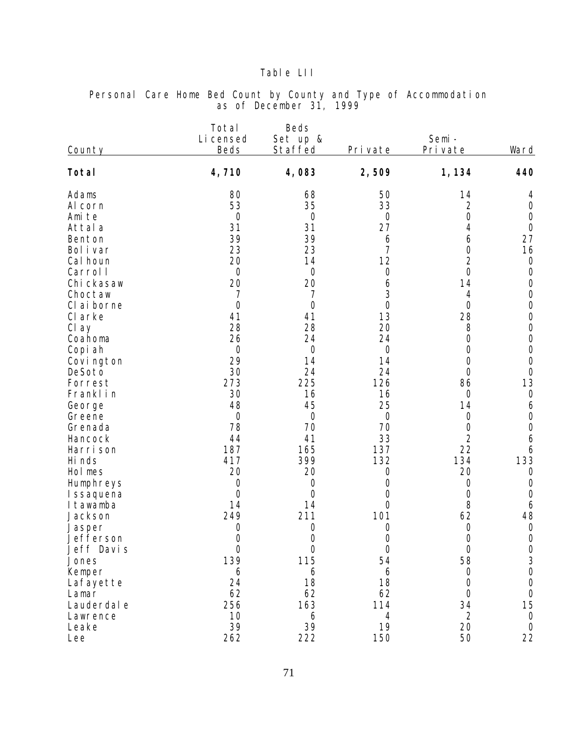Table LII

Personal Care Home Bed Count by County and Type of Accommodation
as of December 31, 1999

| County | Total Licensed Beds | Beds Set up & Staffed | Private | Semi-Private | Ward |
|---|---|---|---|---|---|
| **Total** | **4,710** | **4,083** | **2,509** | **1,134** | **440** |
| Adams | 80 | 68 | 50 | 14 | 4 |
| Alcorn | 53 | 35 | 33 | 2 | 0 |
| Amite | 0 | 0 | 0 | 0 | 0 |
| Attala | 31 | 31 | 27 | 4 | 0 |
| Benton | 39 | 39 | 6 | 6 | 27 |
| Bolivar | 23 | 23 | 7 | 0 | 16 |
| Calhoun | 20 | 14 | 12 | 2 | 0 |
| Carroll | 0 | 0 | 0 | 0 | 0 |
| Chickasaw | 20 | 20 | 6 | 14 | 0 |
| Choctaw | 7 | 7 | 3 | 4 | 0 |
| Claiborne | 0 | 0 | 0 | 0 | 0 |
| Clarke | 41 | 41 | 13 | 28 | 0 |
| Clay | 28 | 28 | 20 | 8 | 0 |
| Coahoma | 26 | 24 | 24 | 0 | 0 |
| Copiah | 0 | 0 | 0 | 0 | 0 |
| Covington | 29 | 14 | 14 | 0 | 0 |
| DeSoto | 30 | 24 | 24 | 0 | 0 |
| Forrest | 273 | 225 | 126 | 86 | 13 |
| Franklin | 30 | 16 | 16 | 0 | 0 |
| George | 48 | 45 | 25 | 14 | 6 |
| Greene | 0 | 0 | 0 | 0 | 0 |
| Grenada | 78 | 70 | 70 | 0 | 0 |
| Hancock | 44 | 41 | 33 | 2 | 6 |
| Harrison | 187 | 165 | 137 | 22 | 6 |
| Hinds | 417 | 399 | 132 | 134 | 133 |
| Holmes | 20 | 20 | 0 | 20 | 0 |
| Humphreys | 0 | 0 | 0 | 0 | 0 |
| Issaquena | 0 | 0 | 0 | 0 | 0 |
| Itawamba | 14 | 14 | 0 | 8 | 6 |
| Jackson | 249 | 211 | 101 | 62 | 48 |
| Jasper | 0 | 0 | 0 | 0 | 0 |
| Jefferson | 0 | 0 | 0 | 0 | 0 |
| Jeff Davis | 0 | 0 | 0 | 0 | 0 |
| Jones | 139 | 115 | 54 | 58 | 3 |
| Kemper | 6 | 6 | 6 | 0 | 0 |
| Lafayette | 24 | 18 | 18 | 0 | 0 |
| Lamar | 62 | 62 | 62 | 0 | 0 |
| Lauderdale | 256 | 163 | 114 | 34 | 15 |
| Lawrence | 10 | 6 | 4 | 2 | 0 |
| Leake | 39 | 39 | 19 | 20 | 0 |
| Lee | 262 | 222 | 150 | 50 | 22 |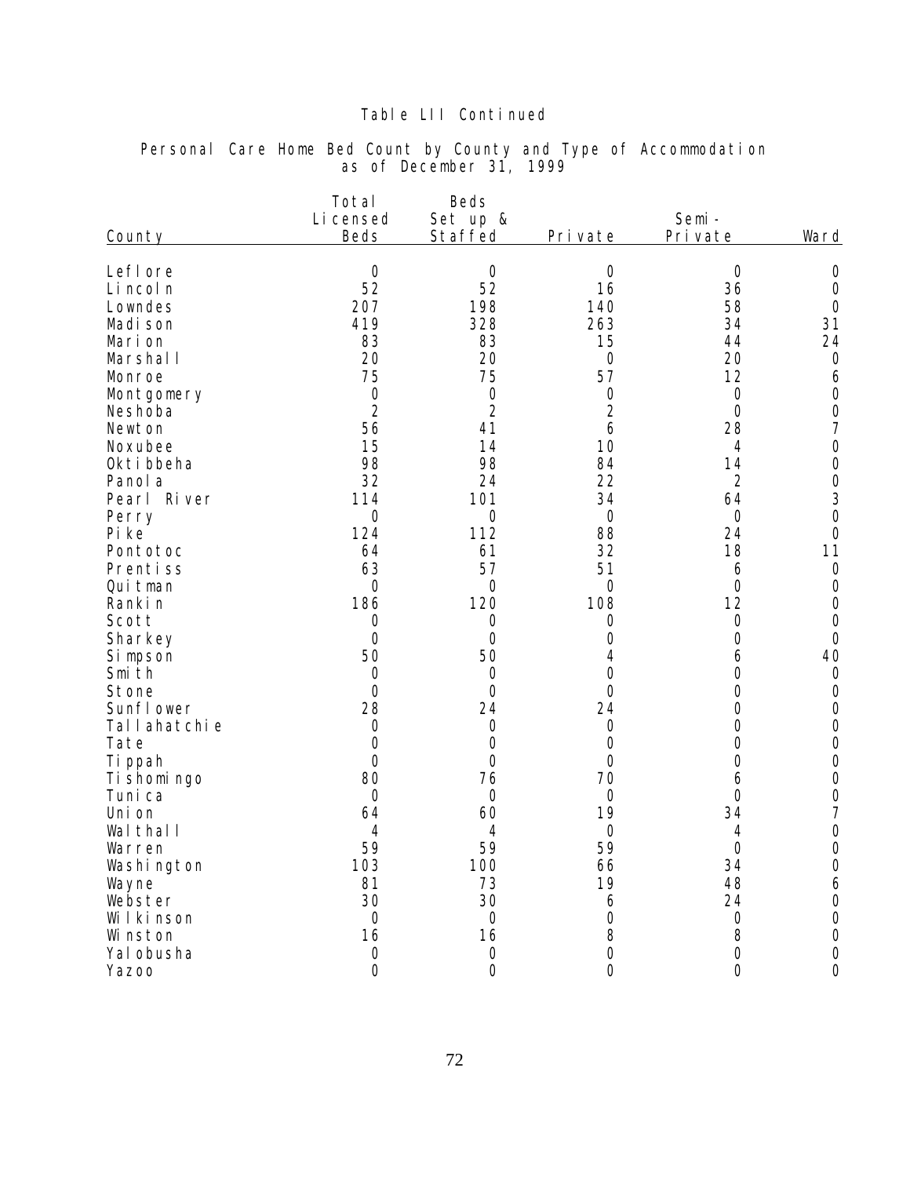Table LII Continued

Personal Care Home Bed Count by County and Type of Accommodation as of December 31, 1999

| County | Total Licensed Beds | Beds Set up & Staffed | Private | Semi-Private | Ward |
|---|---|---|---|---|---|
| Leflore | 0 | 0 | 0 | 0 | 0 |
| Lincoln | 52 | 52 | 16 | 36 | 0 |
| Lowndes | 207 | 198 | 140 | 58 | 0 |
| Madison | 419 | 328 | 263 | 34 | 31 |
| Marion | 83 | 83 | 15 | 44 | 24 |
| Marshall | 20 | 20 | 0 | 20 | 0 |
| Monroe | 75 | 75 | 57 | 12 | 6 |
| Montgomery | 0 | 0 | 0 | 0 | 0 |
| Neshoba | 2 | 2 | 2 | 0 | 0 |
| Newton | 56 | 41 | 6 | 28 | 7 |
| Noxubee | 15 | 14 | 10 | 4 | 0 |
| Oktibbeha | 98 | 98 | 84 | 14 | 0 |
| Panola | 32 | 24 | 22 | 2 | 0 |
| Pearl River | 114 | 101 | 34 | 64 | 3 |
| Perry | 0 | 0 | 0 | 0 | 0 |
| Pike | 124 | 112 | 88 | 24 | 0 |
| Pontotoc | 64 | 61 | 32 | 18 | 11 |
| Prentiss | 63 | 57 | 51 | 6 | 0 |
| Quitman | 0 | 0 | 0 | 0 | 0 |
| Rankin | 186 | 120 | 108 | 12 | 0 |
| Scott | 0 | 0 | 0 | 0 | 0 |
| Sharkey | 0 | 0 | 0 | 0 | 0 |
| Simpson | 50 | 50 | 4 | 6 | 40 |
| Smith | 0 | 0 | 0 | 0 | 0 |
| Stone | 0 | 0 | 0 | 0 | 0 |
| Sunflower | 28 | 24 | 24 | 0 | 0 |
| Tallahatchie | 0 | 0 | 0 | 0 | 0 |
| Tate | 0 | 0 | 0 | 0 | 0 |
| Tippah | 0 | 0 | 0 | 0 | 0 |
| Tishomingo | 80 | 76 | 70 | 6 | 0 |
| Tunica | 0 | 0 | 0 | 0 | 0 |
| Union | 64 | 60 | 19 | 34 | 7 |
| Walthall | 4 | 4 | 0 | 4 | 0 |
| Warren | 59 | 59 | 59 | 0 | 0 |
| Washington | 103 | 100 | 66 | 34 | 0 |
| Wayne | 81 | 73 | 19 | 48 | 6 |
| Webster | 30 | 30 | 6 | 24 | 0 |
| Wilkinson | 0 | 0 | 0 | 0 | 0 |
| Winston | 16 | 16 | 8 | 8 | 0 |
| Yalobusha | 0 | 0 | 0 | 0 | 0 |
| Yazoo | 0 | 0 | 0 | 0 | 0 |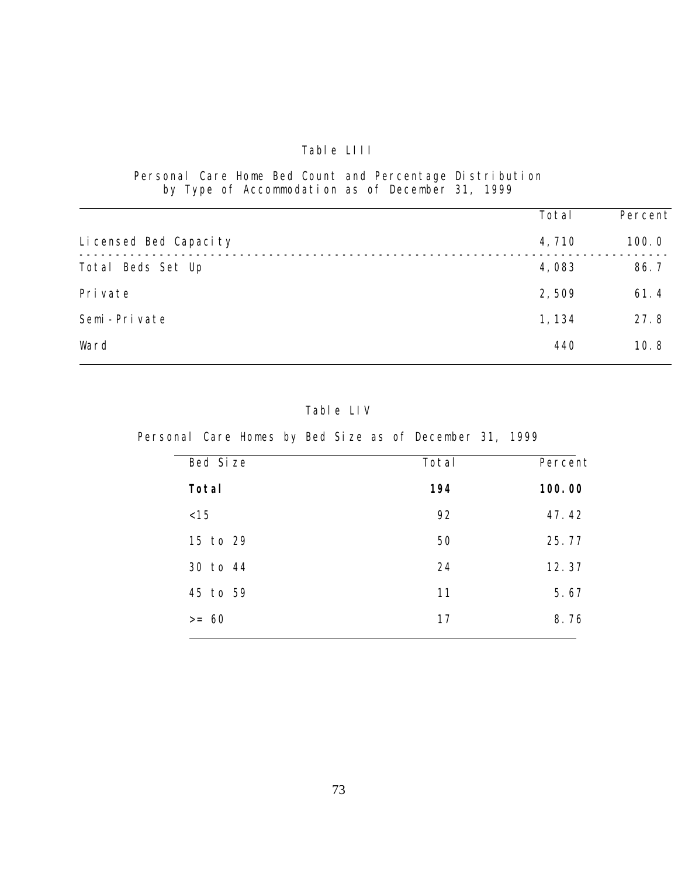Table LIII

Personal Care Home Bed Count and Percentage Distribution by Type of Accommodation as of December 31, 1999

| | Total | Percent |
|---|---|---|
| Licensed Bed Capacity | 4,710 | 100.0 |
| Total Beds Set Up | 4,083 | 86.7 |
| Private | 2,509 | 61.4 |
| Semi-Private | 1,134 | 27.8 |
| Ward | 440 | 10.8 |

Table LIV

Personal Care Homes by Bed Size as of December 31, 1999

| Bed Size | Total | Percent |
|---|---|---|
| **Total** | **194** | **100.00** |
| <15 | 92 | 47.42 |
| 15 to 29 | 50 | 25.77 |
| 30 to 44 | 24 | 12.37 |
| 45 to 59 | 11 | 5.67 |
| >= 60 | 17 | 8.76 |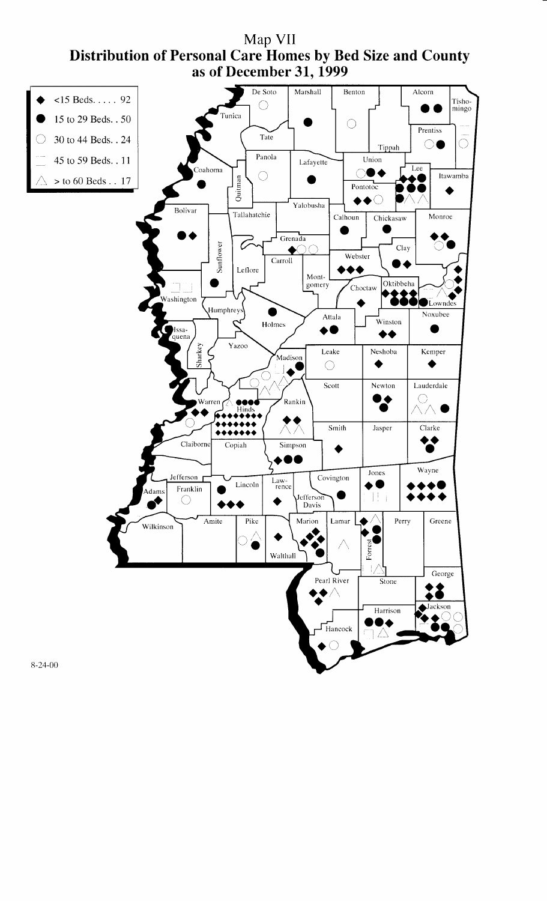# Map VII
## Distribution of Personal Care Homes by Bed Size and County as of December 31, 1999

| Symbol | Bed Size | Count |
|---|---|---|
| ◆ | <15 Beds | 92 |
| ● | 15 to 29 Beds | 50 |
| ○ | 30 to 44 Beds | 24 |
| ▭ | 45 to 59 Beds | 11 |
| △ | > to 60 Beds | 17 |

8-24-00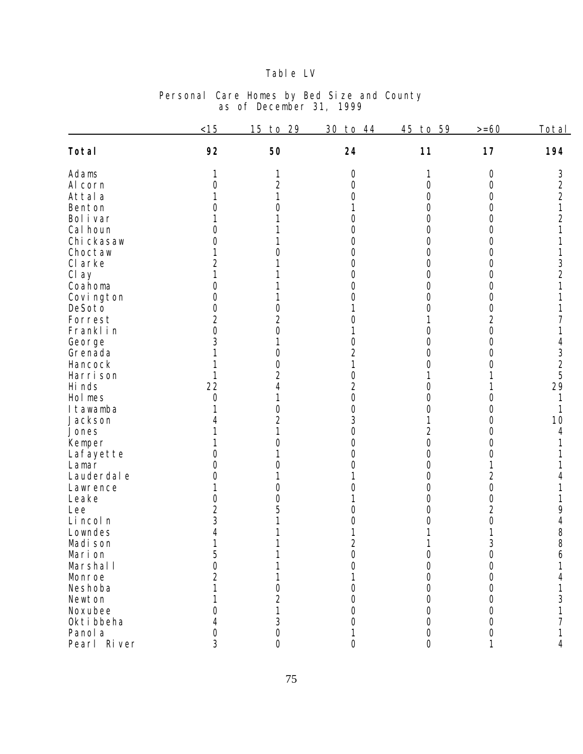# Table LV

## Personal Care Homes by Bed Size and County as of December 31, 1999

| | <15 | 15 to 29 | 30 to 44 | 45 to 59 | >=60 | Total |
|---|---|---|---|---|---|---|
| **Total** | **92** | **50** | **24** | **11** | **17** | **194** |
| Adams | 1 | 1 | 0 | 1 | 0 | 3 |
| Alcorn | 0 | 2 | 0 | 0 | 0 | 2 |
| Attala | 1 | 1 | 0 | 0 | 0 | 2 |
| Benton | 0 | 0 | 1 | 0 | 0 | 1 |
| Bolivar | 1 | 1 | 0 | 0 | 0 | 2 |
| Calhoun | 0 | 1 | 0 | 0 | 0 | 1 |
| Chickasaw | 0 | 1 | 0 | 0 | 0 | 1 |
| Choctaw | 1 | 0 | 0 | 0 | 0 | 1 |
| Clarke | 2 | 1 | 0 | 0 | 0 | 3 |
| Clay | 1 | 1 | 0 | 0 | 0 | 2 |
| Coahoma | 0 | 1 | 0 | 0 | 0 | 1 |
| Covington | 0 | 1 | 0 | 0 | 0 | 1 |
| DeSoto | 0 | 0 | 1 | 0 | 0 | 1 |
| Forrest | 2 | 2 | 0 | 1 | 2 | 7 |
| Franklin | 0 | 0 | 1 | 0 | 0 | 1 |
| George | 3 | 1 | 0 | 0 | 0 | 4 |
| Grenada | 1 | 0 | 2 | 0 | 0 | 3 |
| Hancock | 1 | 0 | 1 | 0 | 0 | 2 |
| Harrison | 1 | 2 | 0 | 1 | 1 | 5 |
| Hinds | 22 | 4 | 2 | 0 | 1 | 29 |
| Holmes | 0 | 1 | 0 | 0 | 0 | 1 |
| Itawamba | 1 | 0 | 0 | 0 | 0 | 1 |
| Jackson | 4 | 2 | 3 | 1 | 0 | 10 |
| Jones | 1 | 1 | 0 | 2 | 0 | 4 |
| Kemper | 1 | 0 | 0 | 0 | 0 | 1 |
| Lafayette | 0 | 1 | 0 | 0 | 0 | 1 |
| Lamar | 0 | 0 | 0 | 0 | 1 | 1 |
| Lauderdale | 0 | 1 | 1 | 0 | 2 | 4 |
| Lawrence | 1 | 0 | 0 | 0 | 0 | 1 |
| Leake | 0 | 0 | 1 | 0 | 0 | 1 |
| Lee | 2 | 5 | 0 | 0 | 2 | 9 |
| Lincoln | 3 | 1 | 0 | 0 | 0 | 4 |
| Lowndes | 4 | 1 | 1 | 1 | 1 | 8 |
| Madison | 1 | 1 | 2 | 1 | 3 | 8 |
| Marion | 5 | 1 | 0 | 0 | 0 | 6 |
| Marshall | 0 | 1 | 0 | 0 | 0 | 1 |
| Monroe | 2 | 1 | 1 | 0 | 0 | 4 |
| Neshoba | 1 | 0 | 0 | 0 | 0 | 1 |
| Newton | 1 | 2 | 0 | 0 | 0 | 3 |
| Noxubee | 0 | 1 | 0 | 0 | 0 | 1 |
| Oktibbeha | 4 | 3 | 0 | 0 | 0 | 7 |
| Panola | 0 | 0 | 1 | 0 | 0 | 1 |
| Pearl River | 3 | 0 | 0 | 0 | 1 | 4 |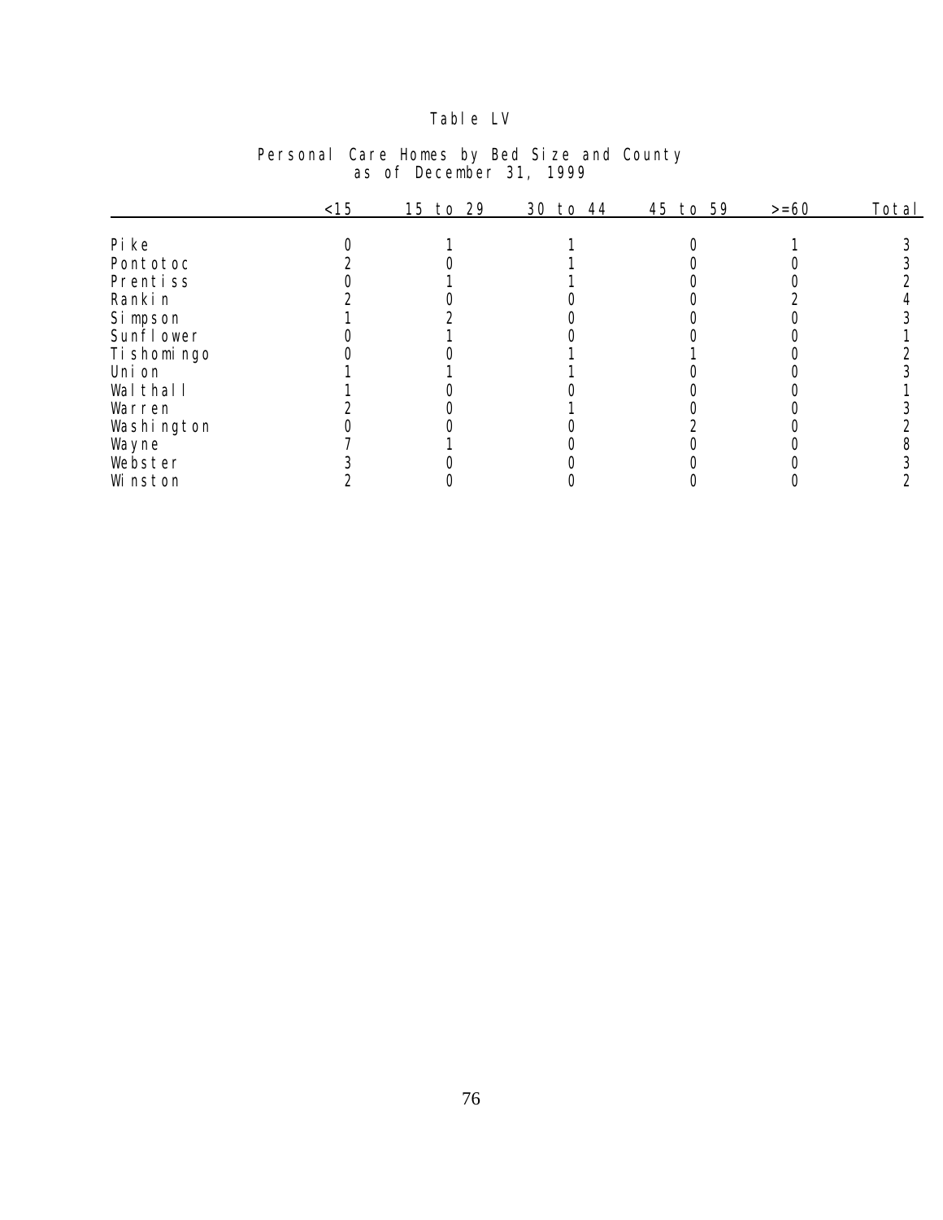# Table LV

## Personal Care Homes by Bed Size and County as of December 31, 1999

| | <15 | 15 to 29 | 30 to 44 | 45 to 59 | >=60 | Total |
|---|---|---|---|---|---|---|
| Pike | 0 | 1 | 1 | 0 | 1 | 3 |
| Pontotoc | 2 | 0 | 1 | 0 | 0 | 3 |
| Prentiss | 0 | 1 | 1 | 0 | 0 | 2 |
| Rankin | 2 | 0 | 0 | 0 | 2 | 4 |
| Simpson | 1 | 2 | 0 | 0 | 0 | 3 |
| Sunflower | 0 | 1 | 0 | 0 | 0 | 1 |
| Tishomingo | 0 | 0 | 1 | 1 | 0 | 2 |
| Union | 1 | 1 | 1 | 0 | 0 | 3 |
| Walthall | 1 | 0 | 0 | 0 | 0 | 1 |
| Warren | 2 | 0 | 1 | 0 | 0 | 3 |
| Washington | 0 | 0 | 0 | 2 | 0 | 2 |
| Wayne | 7 | 1 | 0 | 0 | 0 | 8 |
| Webster | 3 | 0 | 0 | 0 | 0 | 3 |
| Winston | 2 | 0 | 0 | 0 | 0 | 2 |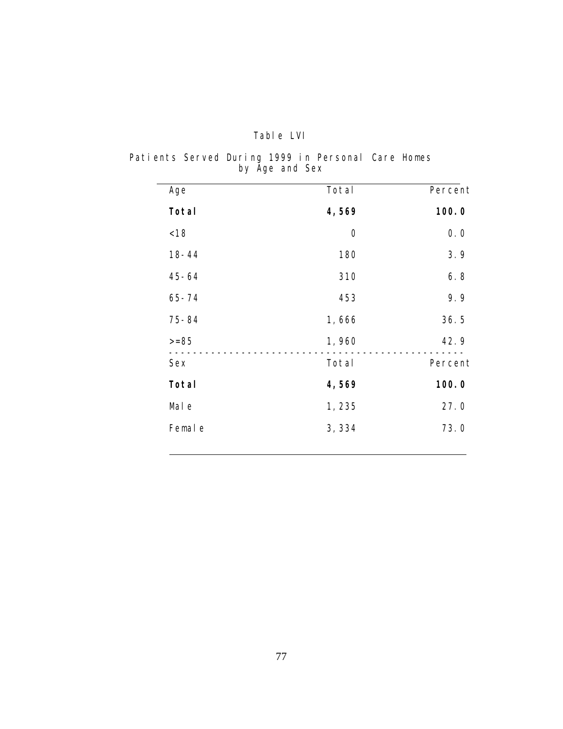Table LVI

Patients Served During 1999 in Personal Care Homes by Age and Sex

| Age | Total | Percent |
|---|---|---|
| **Total** | **4,569** | **100.0** |
| <18 | 0 | 0.0 |
| 18-44 | 180 | 3.9 |
| 45-64 | 310 | 6.8 |
| 65-74 | 453 | 9.9 |
| 75-84 | 1,666 | 36.5 |
| >=85 | 1,960 | 42.9 |
| **Sex** | **Total** | **Percent** |
| **Total** | **4,569** | **100.0** |
| Male | 1,235 | 27.0 |
| Female | 3,334 | 73.0 |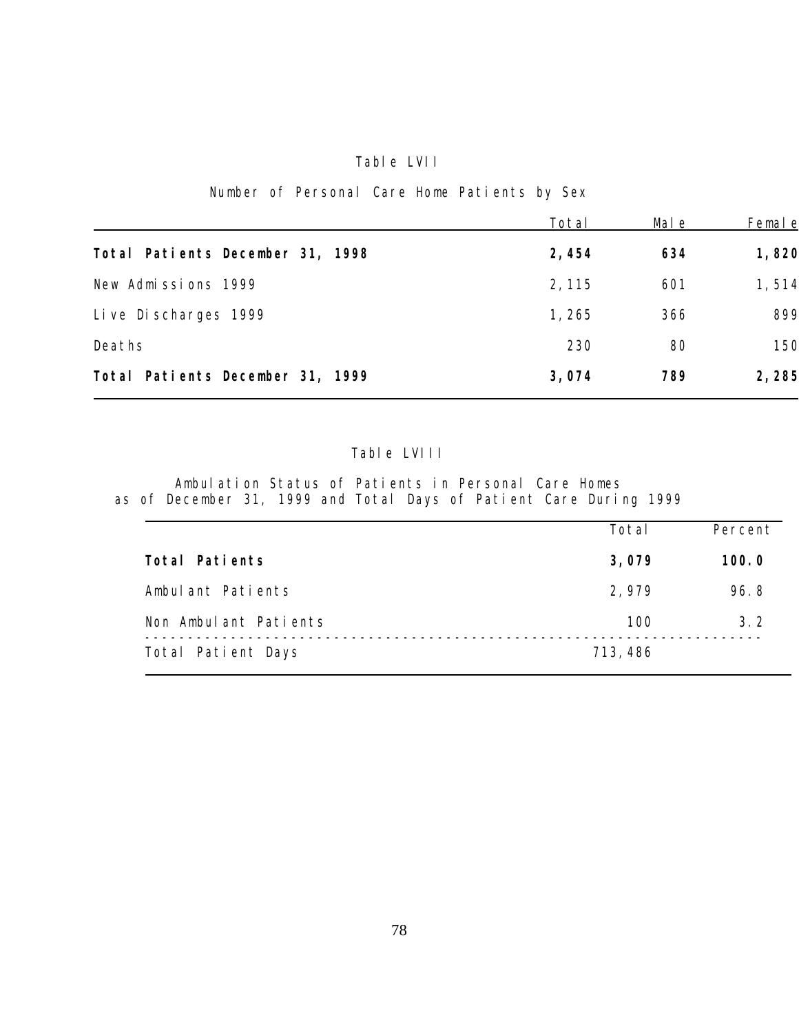Table LVII

Number of Personal Care Home Patients by Sex

| | Total | Male | Female |
|---|---|---|---|
| **Total Patients December 31, 1998** | **2,454** | **634** | **1,820** |
| New Admissions 1999 | 2,115 | 601 | 1,514 |
| Live Discharges 1999 | 1,265 | 366 | 899 |
| Deaths | 230 | 80 | 150 |
| **Total Patients December 31, 1999** | **3,074** | **789** | **2,285** |

Table LVIII

Ambulation Status of Patients in Personal Care Homes
as of December 31, 1999 and Total Days of Patient Care During 1999

| | Total | Percent |
|---|---|---|
| **Total Patients** | **3,079** | **100.0** |
| Ambulant Patients | 2,979 | 96.8 |
| Non Ambulant Patients | 100 | 3.2 |
| Total Patient Days | 713,486 | |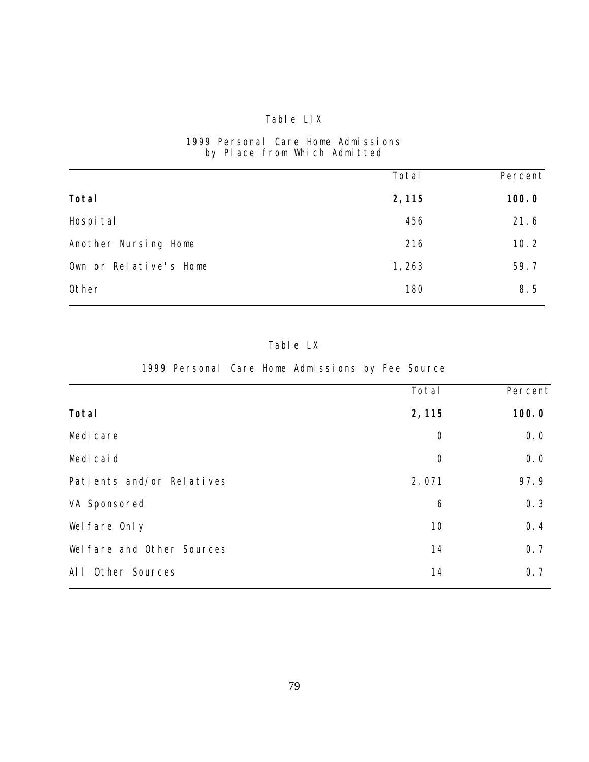## Table LIX

### 1999 Personal Care Home Admissions by Place from Which Admitted

| | Total | Percent |
|---|---|---|
| **Total** | **2,115** | **100.0** |
| Hospital | 456 | 21.6 |
| Another Nursing Home | 216 | 10.2 |
| Own or Relative's Home | 1,263 | 59.7 |
| Other | 180 | 8.5 |

## Table LX

### 1999 Personal Care Home Admissions by Fee Source

| | Total | Percent |
|---|---|---|
| **Total** | **2,115** | **100.0** |
| Medicare | 0 | 0.0 |
| Medicaid | 0 | 0.0 |
| Patients and/or Relatives | 2,071 | 97.9 |
| VA Sponsored | 6 | 0.3 |
| Welfare Only | 10 | 0.4 |
| Welfare and Other Sources | 14 | 0.7 |
| All Other Sources | 14 | 0.7 |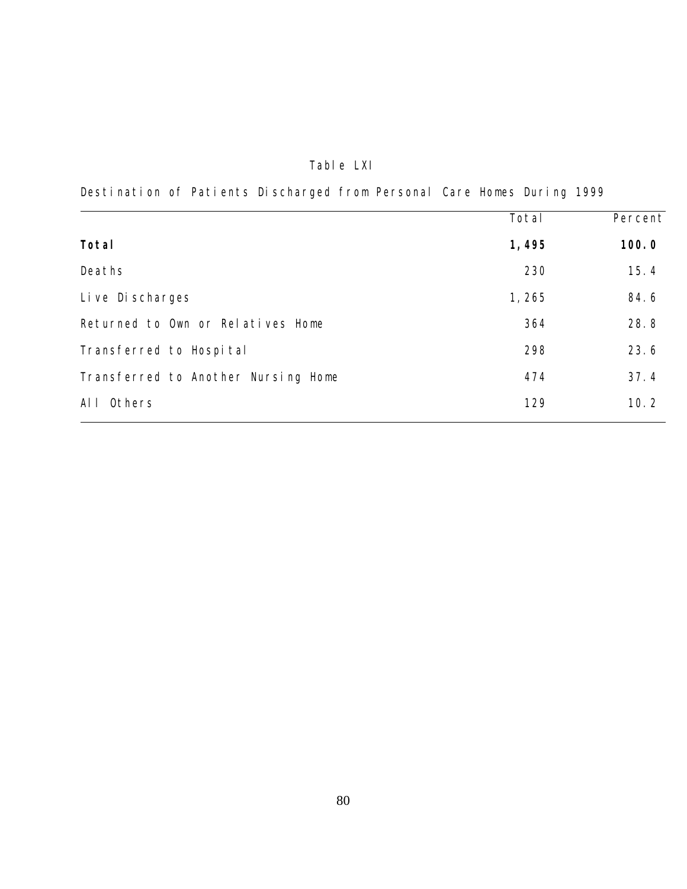Table LXI

Destination of Patients Discharged from Personal Care Homes During 1999

| | Total | Percent |
|---|---|---|
| **Total** | **1,495** | **100.0** |
| Deaths | 230 | 15.4 |
| Live Discharges | 1,265 | 84.6 |
| Returned to Own or Relatives Home | 364 | 28.8 |
| Transferred to Hospital | 298 | 23.6 |
| Transferred to Another Nursing Home | 474 | 37.4 |
| All Others | 129 | 10.2 |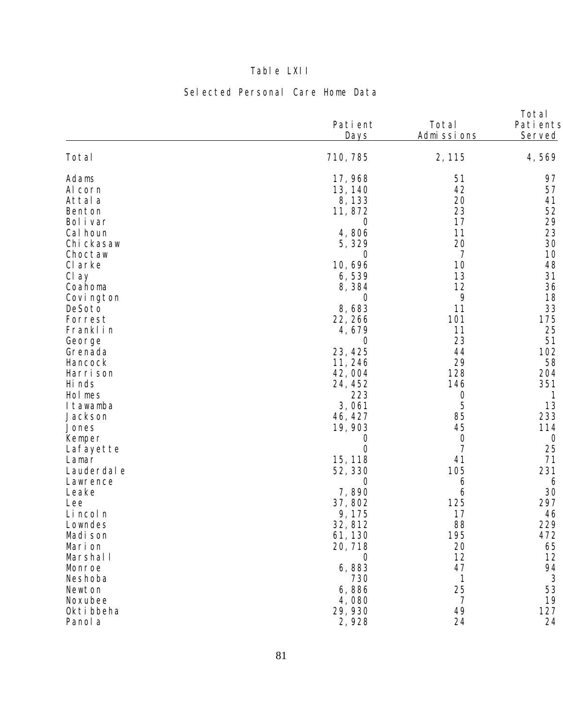Table LXII

Selected Personal Care Home Data

| | Patient Days | Total Admissions | Total Patients Served |
|---|---|---|---|
| Total | 710,785 | 2,115 | 4,569 |
| Adams | 17,968 | 51 | 97 |
| Alcorn | 13,140 | 42 | 57 |
| Attala | 8,133 | 20 | 41 |
| Benton | 11,872 | 23 | 52 |
| Bolivar | 0 | 17 | 29 |
| Calhoun | 4,806 | 11 | 23 |
| Chickasaw | 5,329 | 20 | 30 |
| Choctaw | 0 | 7 | 10 |
| Clarke | 10,696 | 10 | 48 |
| Clay | 6,539 | 13 | 31 |
| Coahoma | 8,384 | 12 | 36 |
| Covington | 0 | 9 | 18 |
| DeSoto | 8,683 | 11 | 33 |
| Forrest | 22,266 | 101 | 175 |
| Franklin | 4,679 | 11 | 25 |
| George | 0 | 23 | 51 |
| Grenada | 23,425 | 44 | 102 |
| Hancock | 11,246 | 29 | 58 |
| Harrison | 42,004 | 128 | 204 |
| Hinds | 24,452 | 146 | 351 |
| Holmes | 223 | 0 | 1 |
| Itawamba | 3,061 | 5 | 13 |
| Jackson | 46,427 | 85 | 233 |
| Jones | 19,903 | 45 | 114 |
| Kemper | 0 | 0 | 0 |
| Lafayette | 0 | 7 | 25 |
| Lamar | 15,118 | 41 | 71 |
| Lauderdale | 52,330 | 105 | 231 |
| Lawrence | 0 | 6 | 6 |
| Leake | 7,890 | 6 | 30 |
| Lee | 37,802 | 125 | 297 |
| Lincoln | 9,175 | 17 | 46 |
| Lowndes | 32,812 | 88 | 229 |
| Madison | 61,130 | 195 | 472 |
| Marion | 20,718 | 20 | 65 |
| Marshall | 0 | 12 | 12 |
| Monroe | 6,883 | 47 | 94 |
| Neshoba | 730 | 1 | 3 |
| Newton | 6,886 | 25 | 53 |
| Noxubee | 4,080 | 7 | 19 |
| Oktibbeha | 29,930 | 49 | 127 |
| Panola | 2,928 | 24 | 24 |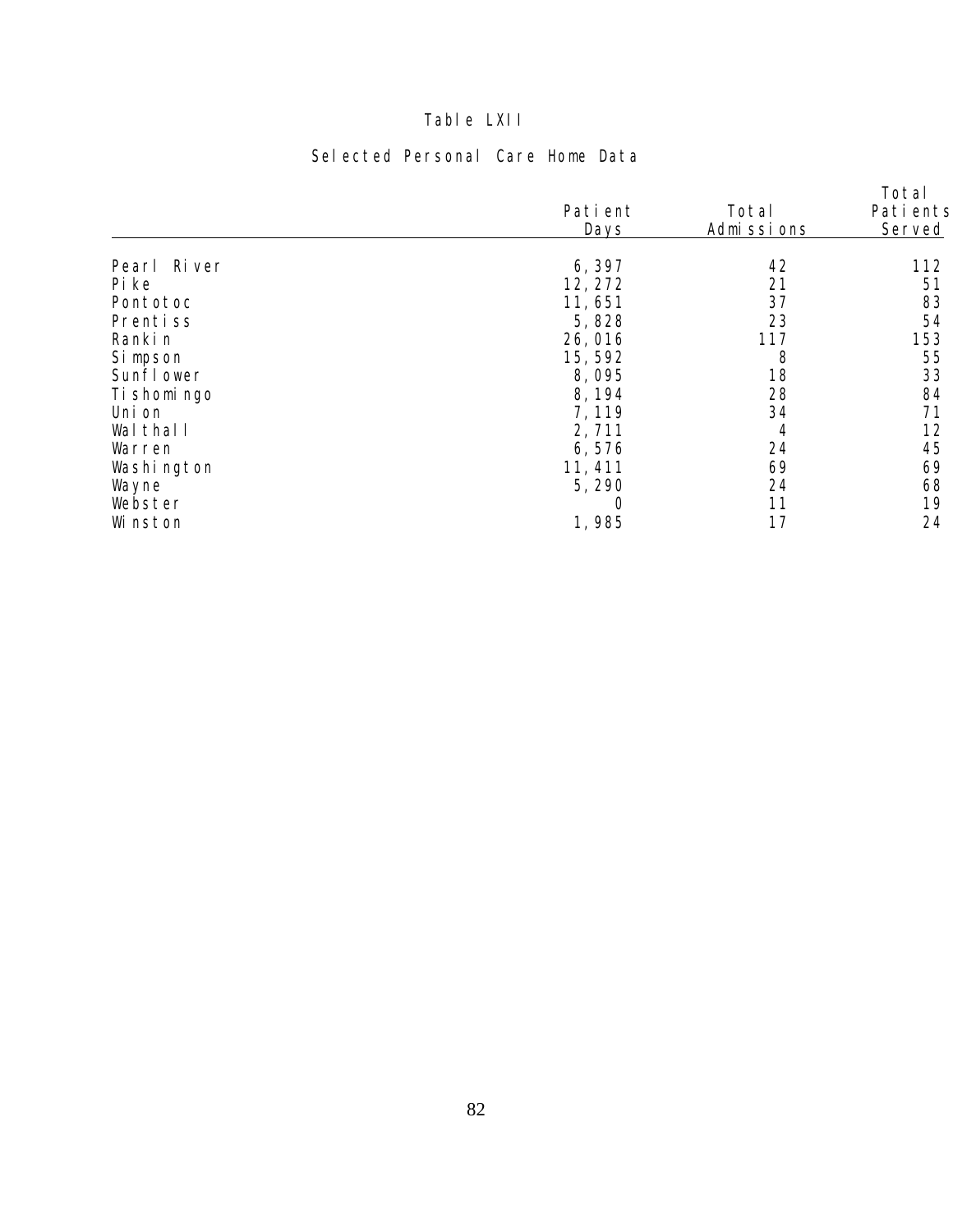Table LXII

Selected Personal Care Home Data

| | Patient Days | Total Admissions | Total Patients Served |
|---|---|---|---|
| Pearl River | 6,397 | 42 | 112 |
| Pike | 12,272 | 21 | 51 |
| Pontotoc | 11,651 | 37 | 83 |
| Prentiss | 5,828 | 23 | 54 |
| Rankin | 26,016 | 117 | 153 |
| Simpson | 15,592 | 8 | 55 |
| Sunflower | 8,095 | 18 | 33 |
| Tishomingo | 8,194 | 28 | 84 |
| Union | 7,119 | 34 | 71 |
| Walthall | 2,711 | 4 | 12 |
| Warren | 6,576 | 24 | 45 |
| Washington | 11,411 | 69 | 69 |
| Wayne | 5,290 | 24 | 68 |
| Webster | 0 | 11 | 19 |
| Winston | 1,985 | 17 | 24 |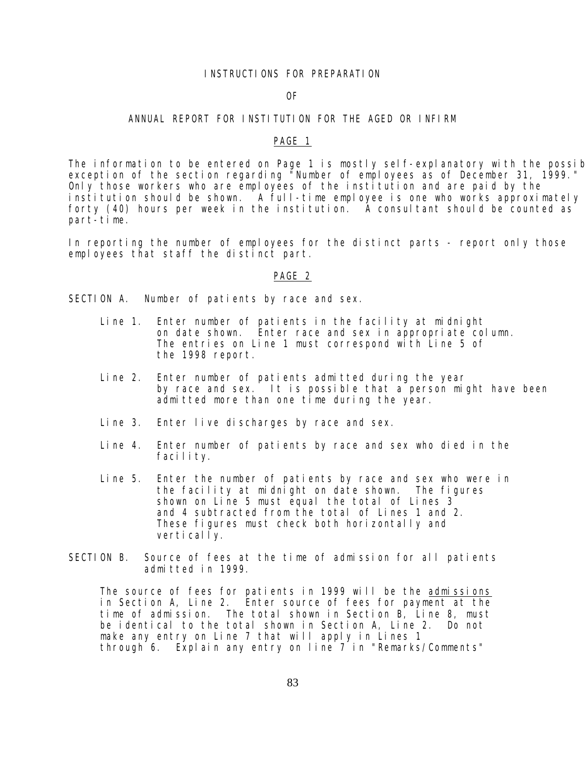# INSTRUCTIONS FOR PREPARATION

# OF

# ANNUAL REPORT FOR INSTITUTION FOR THE AGED OR INFIRM

## PAGE 1

The information to be entered on Page 1 is mostly self-explanatory with the possib exception of the section regarding "Number of employees as of December 31, 1999." Only those workers who are employees of the institution and are paid by the institution should be shown. A full-time employee is one who works approximately forty (40) hours per week in the institution. A consultant should be counted as part-time.

In reporting the number of employees for the distinct parts - report only those employees that staff the distinct part.

## PAGE 2

SECTION A. Number of patients by race and sex.

Line 1. Enter number of patients in the facility at midnight on date shown. Enter race and sex in appropriate column. The entries on Line 1 must correspond with Line 5 of the 1998 report.

Line 2. Enter number of patients admitted during the year by race and sex. It is possible that a person might have been admitted more than one time during the year.

Line 3. Enter live discharges by race and sex.

Line 4. Enter number of patients by race and sex who died in the facility.

Line 5. Enter the number of patients by race and sex who were in the facility at midnight on date shown. The figures shown on Line 5 must equal the total of Lines 3 and 4 subtracted from the total of Lines 1 and 2. These figures must check both horizontally and vertically.

SECTION B. Source of fees at the time of admission for all patients admitted in 1999.

The source of fees for patients in 1999 will be the admissions in Section A, Line 2. Enter source of fees for payment at the time of admission. The total shown in Section B, Line 8, must be identical to the total shown in Section A, Line 2. Do not make any entry on Line 7 that will apply in Lines 1 through 6. Explain any entry on line 7 in "Remarks/Comments"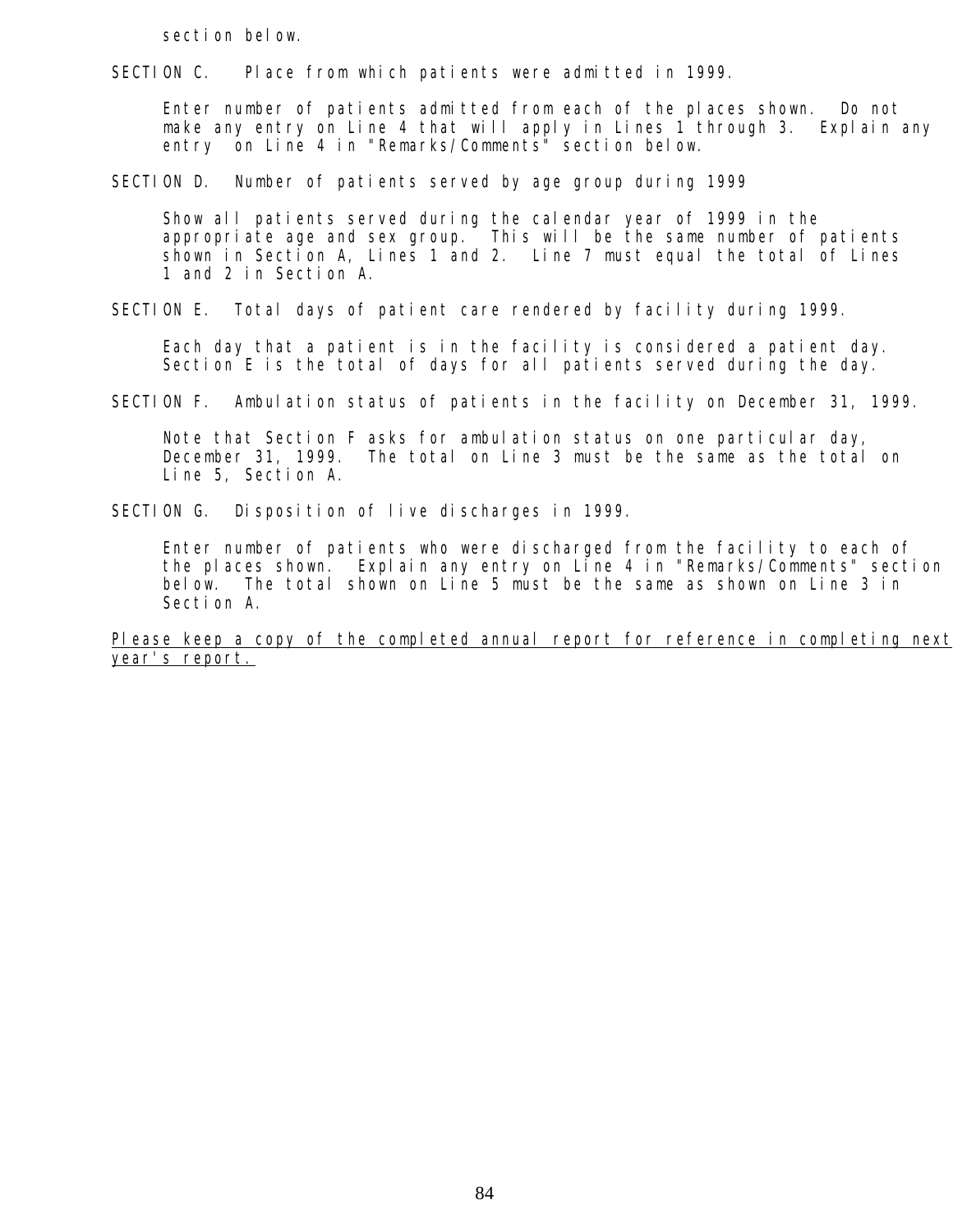section below.

SECTION C.   Place from which patients were admitted in 1999.

Enter number of patients admitted from each of the places shown.  Do not make any entry on Line 4 that will apply in Lines 1 through 3.  Explain any entry on Line 4 in "Remarks/Comments" section below.

SECTION D.  Number of patients served by age group during 1999

Show all patients served during the calendar year of 1999 in the appropriate age and sex group.  This will be the same number of patients shown in Section A, Lines 1 and 2.  Line 7 must equal the total of Lines 1 and 2 in Section A.

SECTION E.  Total days of patient care rendered by facility during 1999.

Each day that a patient is in the facility is considered a patient day. Section E is the total of days for all patients served during the day.

SECTION F.  Ambulation status of patients in the facility on December 31, 1999.

Note that Section F asks for ambulation status on one particular day, December 31, 1999.  The total on Line 3 must be the same as the total on Line 5, Section A.

SECTION G.  Disposition of live discharges in 1999.

Enter number of patients who were discharged from the facility to each of the places shown.  Explain any entry on Line 4 in "Remarks/Comments" section below.  The total shown on Line 5 must be the same as shown on Line 3 in Section A.

Please keep a copy of the completed annual report for reference in completing next year's report.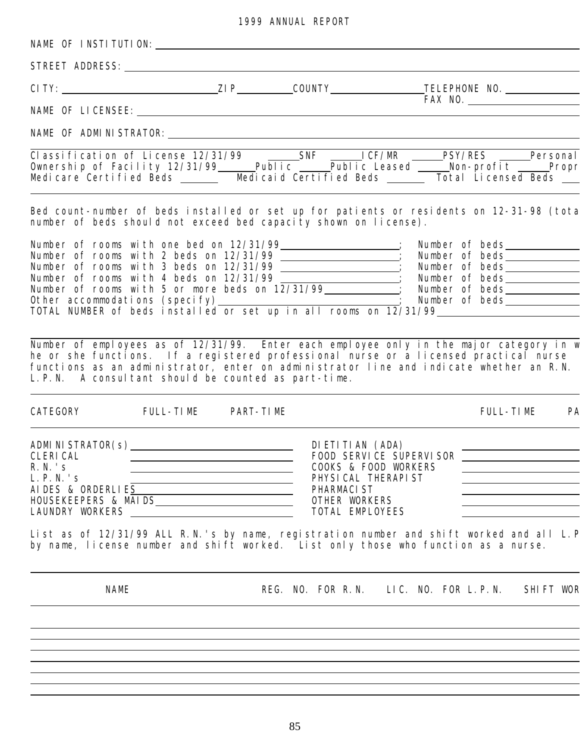# 1999 ANNUAL REPORT

NAME OF INSTITUTION: ______________________________

STREET ADDRESS: ______________________________

CITY: ____________ ZIP ________ COUNTY ____________ TELEPHONE NO. ____________
FAX NO. ____________

NAME OF LICENSEE: ______________________________

NAME OF ADMINISTRATOR: ______________________________

Classification of License 12/31/99 _____SNF _____ICF/MR _____PSY/RES _____Personal
Ownership of Facility 12/31/99_____Public _____Public Leased _____Non-profit _____Propr
Medicare Certified Beds _______ Medicaid Certified Beds _______ Total Licensed Beds ___

---

Bed count-number of beds installed or set up for patients or residents on 12-31-98 (tota number of beds should not exceed bed capacity shown on license).

Number of rooms with one bed on 12/31/99__________________; Number of beds__________
Number of rooms with 2 beds on 12/31/99 __________________; Number of beds__________
Number of rooms with 3 beds on 12/31/99 __________________; Number of beds__________
Number of rooms with 4 beds on 12/31/99 __________________; Number of beds__________
Number of rooms with 5 or more beds on 12/31/99___________; Number of beds__________
Other accommodations (specify)___________________________; Number of beds__________
TOTAL NUMBER of beds installed or set up in all rooms on 12/31/99__________________

---

Number of employees as of 12/31/99. Enter each employee only in the major category in w he or she functions. If a registered professional nurse or a licensed practical nurse functions as an administrator, enter on administrator line and indicate whether an R.N. L.P.N. A consultant should be counted as part-time.

| CATEGORY | FULL-TIME | PART-TIME | | FULL-TIME | PA |
|---|---|---|---|---|---|
| ADMINISTRATOR(s) | | | DIETITIAN (ADA) | | |
| CLERICAL | | | FOOD SERVICE SUPERVISOR | | |
| R.N.'s | | | COOKS & FOOD WORKERS | | |
| L.P.N.'s | | | PHYSICAL THERAPIST | | |
| AIDES & ORDERLIES | | | PHARMACIST | | |
| HOUSEKEEPERS & MAIDS | | | OTHER WORKERS | | |
| LAUNDRY WORKERS | | | TOTAL EMPLOYEES | | |

List as of 12/31/99 ALL R.N.'s by name, registration number and shift worked and all L.P by name, license number and shift worked. List only those who function as a nurse.

| NAME | REG. NO. FOR R.N. | LIC. NO. FOR L.P.N. | SHIFT WOR |
|---|---|---|---|
| | | | |
| | | | |
| | | | |
| | | | |
| | | | |
| | | | |
| | | | |
| | | | |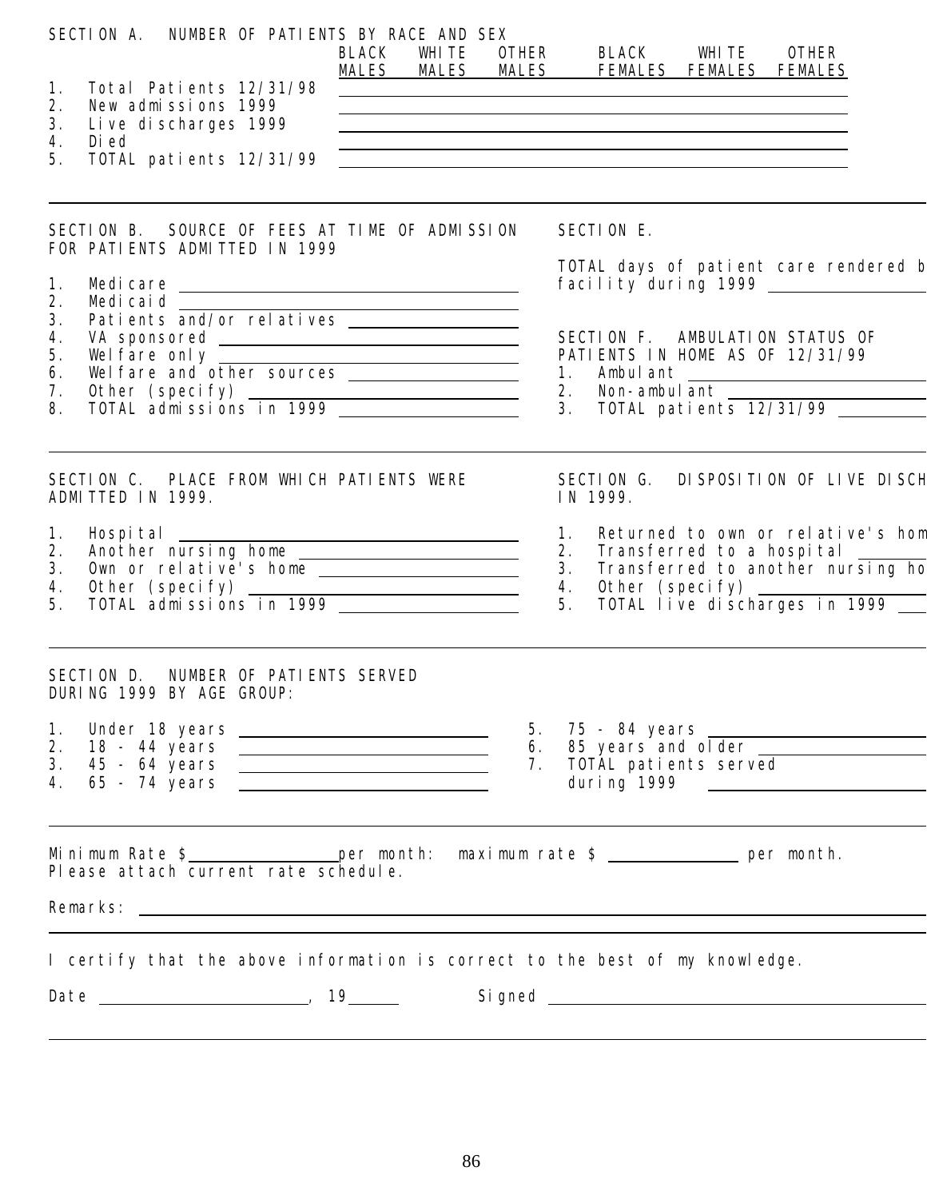SECTION A. NUMBER OF PATIENTS BY RACE AND SEX

| | BLACK MALES | WHITE MALES | OTHER MALES | BLACK FEMALES | WHITE FEMALES | OTHER FEMALES |
|---|---|---|---|---|---|---|
| 1. Total Patients 12/31/98 | | | | | | |
| 2. New admissions 1999 | | | | | | |
| 3. Live discharges 1999 | | | | | | |
| 4. Died | | | | | | |
| 5. TOTAL patients 12/31/99 | | | | | | |

SECTION B. SOURCE OF FEES AT TIME OF ADMISSION FOR PATIENTS ADMITTED IN 1999

1. Medicare ____________
2. Medicaid ____________
3. Patients and/or relatives ____________
4. VA sponsored ____________
5. Welfare only ____________
6. Welfare and other sources ____________
7. Other (specify) ____________
8. TOTAL admissions in 1999 ____________

SECTION E.

TOTAL days of patient care rendered b facility during 1999 ____________

SECTION F. AMBULATION STATUS OF PATIENTS IN HOME AS OF 12/31/99

1. Ambulant ____________
2. Non-ambulant ____________
3. TOTAL patients 12/31/99 ____________

SECTION C. PLACE FROM WHICH PATIENTS WERE ADMITTED IN 1999.

1. Hospital ____________
2. Another nursing home ____________
3. Own or relative's home ____________
4. Other (specify) ____________
5. TOTAL admissions in 1999 ____________

SECTION G. DISPOSITION OF LIVE DISCH IN 1999.

1. Returned to own or relative's hom
2. Transferred to a hospital ____________
3. Transferred to another nursing ho
4. Other (specify) ____________
5. TOTAL live discharges in 1999 ____________

SECTION D. NUMBER OF PATIENTS SERVED DURING 1999 BY AGE GROUP:

1. Under 18 years ____________
2. 18 - 44 years ____________
3. 45 - 64 years ____________
4. 65 - 74 years ____________
5. 75 - 84 years ____________
6. 85 years and older ____________
7. TOTAL patients served during 1999 ____________

Minimum Rate $____________ per month: maximum rate $ ____________ per month.
Please attach current rate schedule.

Remarks: ____________

I certify that the above information is correct to the best of my knowledge.

Date ____________, 19______ Signed ____________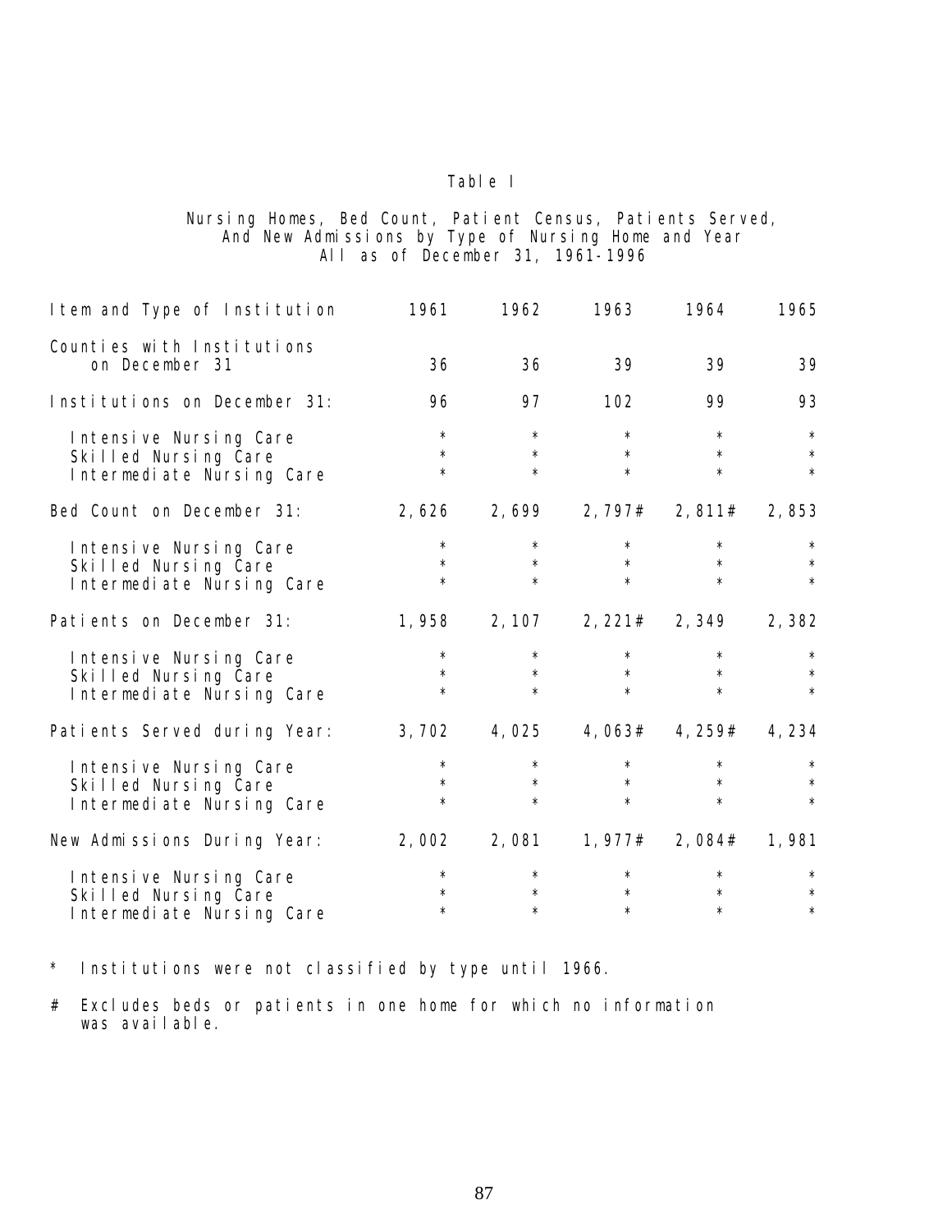# Table I

## Nursing Homes, Bed Count, Patient Census, Patients Served, And New Admissions by Type of Nursing Home and Year All as of December 31, 1961-1996

| Item and Type of Institution | 1961 | 1962 | 1963 | 1964 | 1965 |
|---|---|---|---|---|---|
| Counties with Institutions on December 31 | 36 | 36 | 39 | 39 | 39 |
| Institutions on December 31: | 96 | 97 | 102 | 99 | 93 |
| Intensive Nursing Care | * | * | * | * | * |
| Skilled Nursing Care | * | * | * | * | * |
| Intermediate Nursing Care | * | * | * | * | * |
| Bed Count on December 31: | 2,626 | 2,699 | 2,797# | 2,811# | 2,853 |
| Intensive Nursing Care | * | * | * | * | * |
| Skilled Nursing Care | * | * | * | * | * |
| Intermediate Nursing Care | * | * | * | * | * |
| Patients on December 31: | 1,958 | 2,107 | 2,221# | 2,349 | 2,382 |
| Intensive Nursing Care | * | * | * | * | * |
| Skilled Nursing Care | * | * | * | * | * |
| Intermediate Nursing Care | * | * | * | * | * |
| Patients Served during Year: | 3,702 | 4,025 | 4,063# | 4,259# | 4,234 |
| Intensive Nursing Care | * | * | * | * | * |
| Skilled Nursing Care | * | * | * | * | * |
| Intermediate Nursing Care | * | * | * | * | * |
| New Admissions During Year: | 2,002 | 2,081 | 1,977# | 2,084# | 1,981 |
| Intensive Nursing Care | * | * | * | * | * |
| Skilled Nursing Care | * | * | * | * | * |
| Intermediate Nursing Care | * | * | * | * | * |

\* Institutions were not classified by type until 1966.

\# Excludes beds or patients in one home for which no information was available.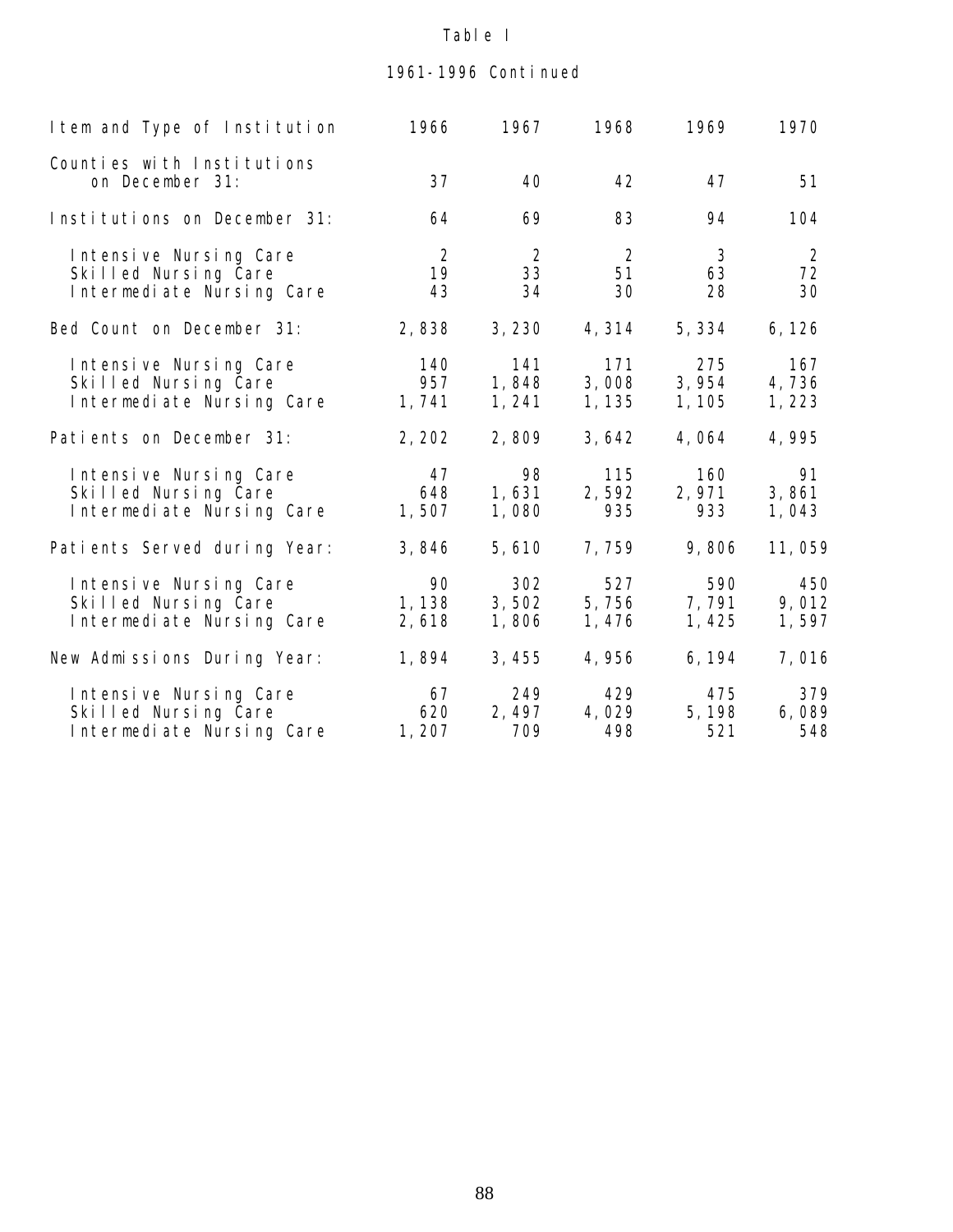Table I

1961-1996 Continued

| Item and Type of Institution | 1966 | 1967 | 1968 | 1969 | 1970 |
|---|---|---|---|---|---|
| Counties with Institutions on December 31: | 37 | 40 | 42 | 47 | 51 |
| Institutions on December 31: | 64 | 69 | 83 | 94 | 104 |
| Intensive Nursing Care | 2 | 2 | 2 | 3 | 2 |
| Skilled Nursing Care | 19 | 33 | 51 | 63 | 72 |
| Intermediate Nursing Care | 43 | 34 | 30 | 28 | 30 |
| Bed Count on December 31: | 2,838 | 3,230 | 4,314 | 5,334 | 6,126 |
| Intensive Nursing Care | 140 | 141 | 171 | 275 | 167 |
| Skilled Nursing Care | 957 | 1,848 | 3,008 | 3,954 | 4,736 |
| Intermediate Nursing Care | 1,741 | 1,241 | 1,135 | 1,105 | 1,223 |
| Patients on December 31: | 2,202 | 2,809 | 3,642 | 4,064 | 4,995 |
| Intensive Nursing Care | 47 | 98 | 115 | 160 | 91 |
| Skilled Nursing Care | 648 | 1,631 | 2,592 | 2,971 | 3,861 |
| Intermediate Nursing Care | 1,507 | 1,080 | 935 | 933 | 1,043 |
| Patients Served during Year: | 3,846 | 5,610 | 7,759 | 9,806 | 11,059 |
| Intensive Nursing Care | 90 | 302 | 527 | 590 | 450 |
| Skilled Nursing Care | 1,138 | 3,502 | 5,756 | 7,791 | 9,012 |
| Intermediate Nursing Care | 2,618 | 1,806 | 1,476 | 1,425 | 1,597 |
| New Admissions During Year: | 1,894 | 3,455 | 4,956 | 6,194 | 7,016 |
| Intensive Nursing Care | 67 | 249 | 429 | 475 | 379 |
| Skilled Nursing Care | 620 | 2,497 | 4,029 | 5,198 | 6,089 |
| Intermediate Nursing Care | 1,207 | 709 | 498 | 521 | 548 |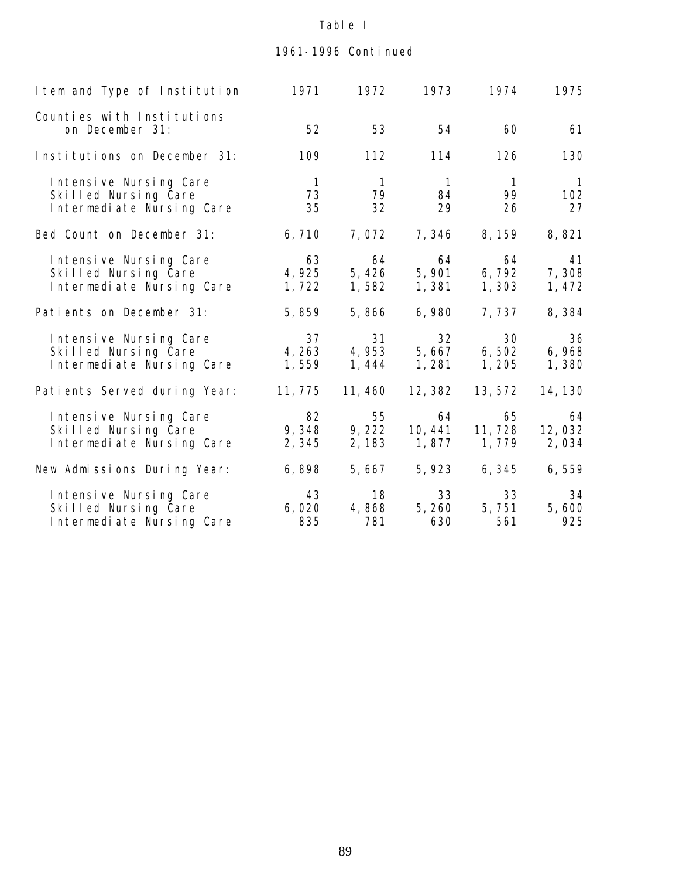Table I

1961-1996 Continued

| Item and Type of Institution | 1971 | 1972 | 1973 | 1974 | 1975 |
|---|---|---|---|---|---|
| Counties with Institutions on December 31: | 52 | 53 | 54 | 60 | 61 |
| Institutions on December 31: | 109 | 112 | 114 | 126 | 130 |
| Intensive Nursing Care | 1 | 1 | 1 | 1 | 1 |
| Skilled Nursing Care | 73 | 79 | 84 | 99 | 102 |
| Intermediate Nursing Care | 35 | 32 | 29 | 26 | 27 |
| Bed Count on December 31: | 6,710 | 7,072 | 7,346 | 8,159 | 8,821 |
| Intensive Nursing Care | 63 | 64 | 64 | 64 | 41 |
| Skilled Nursing Care | 4,925 | 5,426 | 5,901 | 6,792 | 7,308 |
| Intermediate Nursing Care | 1,722 | 1,582 | 1,381 | 1,303 | 1,472 |
| Patients on December 31: | 5,859 | 5,866 | 6,980 | 7,737 | 8,384 |
| Intensive Nursing Care | 37 | 31 | 32 | 30 | 36 |
| Skilled Nursing Care | 4,263 | 4,953 | 5,667 | 6,502 | 6,968 |
| Intermediate Nursing Care | 1,559 | 1,444 | 1,281 | 1,205 | 1,380 |
| Patients Served during Year: | 11,775 | 11,460 | 12,382 | 13,572 | 14,130 |
| Intensive Nursing Care | 82 | 55 | 64 | 65 | 64 |
| Skilled Nursing Care | 9,348 | 9,222 | 10,441 | 11,728 | 12,032 |
| Intermediate Nursing Care | 2,345 | 2,183 | 1,877 | 1,779 | 2,034 |
| New Admissions During Year: | 6,898 | 5,667 | 5,923 | 6,345 | 6,559 |
| Intensive Nursing Care | 43 | 18 | 33 | 33 | 34 |
| Skilled Nursing Care | 6,020 | 4,868 | 5,260 | 5,751 | 5,600 |
| Intermediate Nursing Care | 835 | 781 | 630 | 561 | 925 |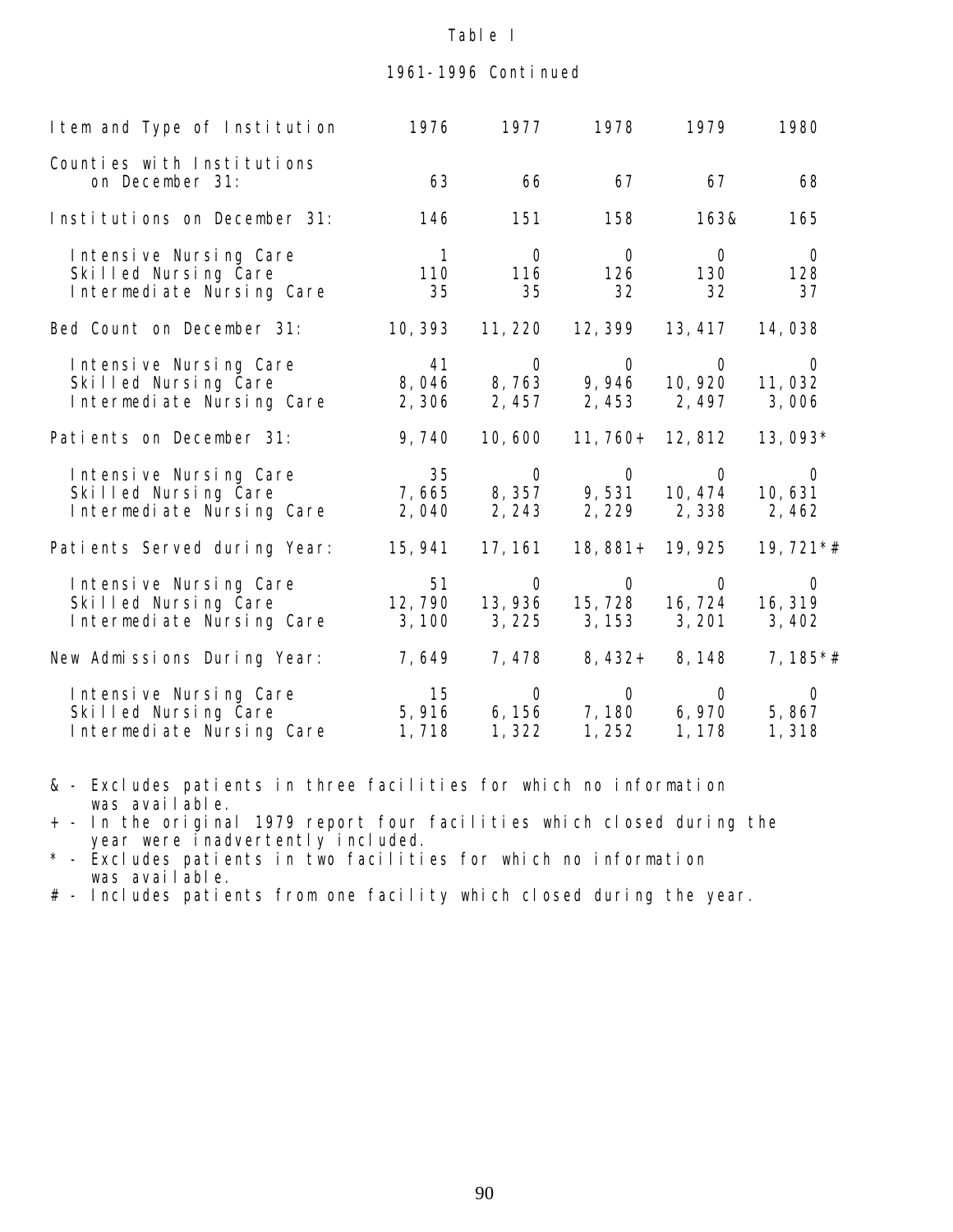Table I

1961-1996 Continued

| Item and Type of Institution | 1976 | 1977 | 1978 | 1979 | 1980 |
|---|---|---|---|---|---|
| Counties with Institutions on December 31: | 63 | 66 | 67 | 67 | 68 |
| Institutions on December 31: | 146 | 151 | 158 | 163& | 165 |
| Intensive Nursing Care | 1 | 0 | 0 | 0 | 0 |
| Skilled Nursing Care | 110 | 116 | 126 | 130 | 128 |
| Intermediate Nursing Care | 35 | 35 | 32 | 32 | 37 |
| Bed Count on December 31: | 10,393 | 11,220 | 12,399 | 13,417 | 14,038 |
| Intensive Nursing Care | 41 | 0 | 0 | 0 | 0 |
| Skilled Nursing Care | 8,046 | 8,763 | 9,946 | 10,920 | 11,032 |
| Intermediate Nursing Care | 2,306 | 2,457 | 2,453 | 2,497 | 3,006 |
| Patients on December 31: | 9,740 | 10,600 | 11,760+ | 12,812 | 13,093* |
| Intensive Nursing Care | 35 | 0 | 0 | 0 | 0 |
| Skilled Nursing Care | 7,665 | 8,357 | 9,531 | 10,474 | 10,631 |
| Intermediate Nursing Care | 2,040 | 2,243 | 2,229 | 2,338 | 2,462 |
| Patients Served during Year: | 15,941 | 17,161 | 18,881+ | 19,925 | 19,721*# |
| Intensive Nursing Care | 51 | 0 | 0 | 0 | 0 |
| Skilled Nursing Care | 12,790 | 13,936 | 15,728 | 16,724 | 16,319 |
| Intermediate Nursing Care | 3,100 | 3,225 | 3,153 | 3,201 | 3,402 |
| New Admissions During Year: | 7,649 | 7,478 | 8,432+ | 8,148 | 7,185*# |
| Intensive Nursing Care | 15 | 0 | 0 | 0 | 0 |
| Skilled Nursing Care | 5,916 | 6,156 | 7,180 | 6,970 | 5,867 |
| Intermediate Nursing Care | 1,718 | 1,322 | 1,252 | 1,178 | 1,318 |

& - Excludes patients in three facilities for which no information was available.
+ - In the original 1979 report four facilities which closed during the year were inadvertently included.
* - Excludes patients in two facilities for which no information was available.
# - Includes patients from one facility which closed during the year.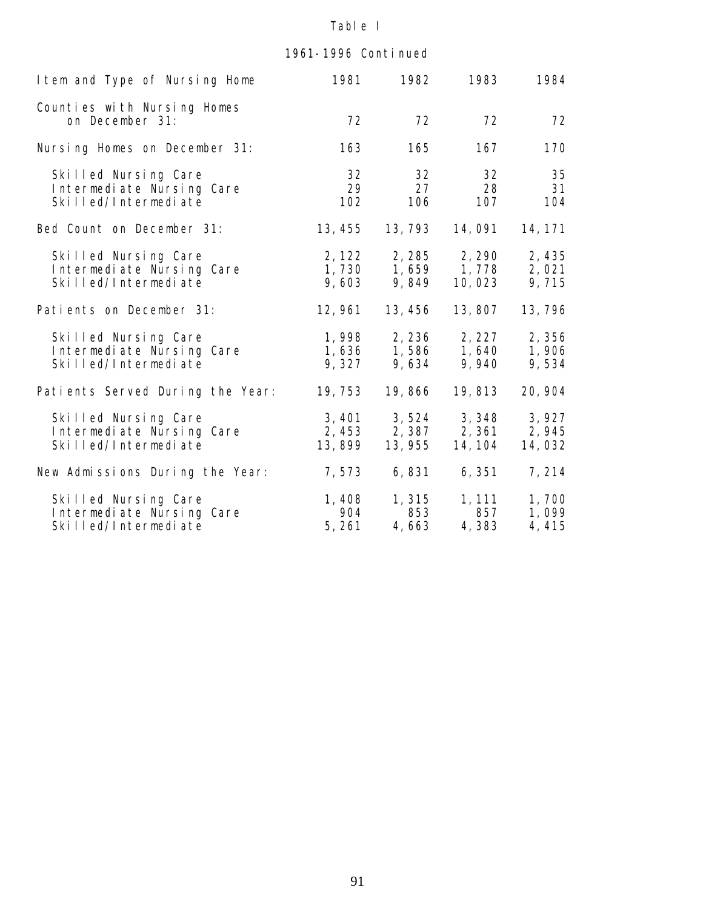Table I

1961-1996 Continued

| Item and Type of Nursing Home | 1981 | 1982 | 1983 | 1984 |
|---|---|---|---|---|
| Counties with Nursing Homes on December 31: | 72 | 72 | 72 | 72 |
| Nursing Homes on December 31: | 163 | 165 | 167 | 170 |
| Skilled Nursing Care | 32 | 32 | 32 | 35 |
| Intermediate Nursing Care | 29 | 27 | 28 | 31 |
| Skilled/Intermediate | 102 | 106 | 107 | 104 |
| Bed Count on December 31: | 13,455 | 13,793 | 14,091 | 14,171 |
| Skilled Nursing Care | 2,122 | 2,285 | 2,290 | 2,435 |
| Intermediate Nursing Care | 1,730 | 1,659 | 1,778 | 2,021 |
| Skilled/Intermediate | 9,603 | 9,849 | 10,023 | 9,715 |
| Patients on December 31: | 12,961 | 13,456 | 13,807 | 13,796 |
| Skilled Nursing Care | 1,998 | 2,236 | 2,227 | 2,356 |
| Intermediate Nursing Care | 1,636 | 1,586 | 1,640 | 1,906 |
| Skilled/Intermediate | 9,327 | 9,634 | 9,940 | 9,534 |
| Patients Served During the Year: | 19,753 | 19,866 | 19,813 | 20,904 |
| Skilled Nursing Care | 3,401 | 3,524 | 3,348 | 3,927 |
| Intermediate Nursing Care | 2,453 | 2,387 | 2,361 | 2,945 |
| Skilled/Intermediate | 13,899 | 13,955 | 14,104 | 14,032 |
| New Admissions During the Year: | 7,573 | 6,831 | 6,351 | 7,214 |
| Skilled Nursing Care | 1,408 | 1,315 | 1,111 | 1,700 |
| Intermediate Nursing Care | 904 | 853 | 857 | 1,099 |
| Skilled/Intermediate | 5,261 | 4,663 | 4,383 | 4,415 |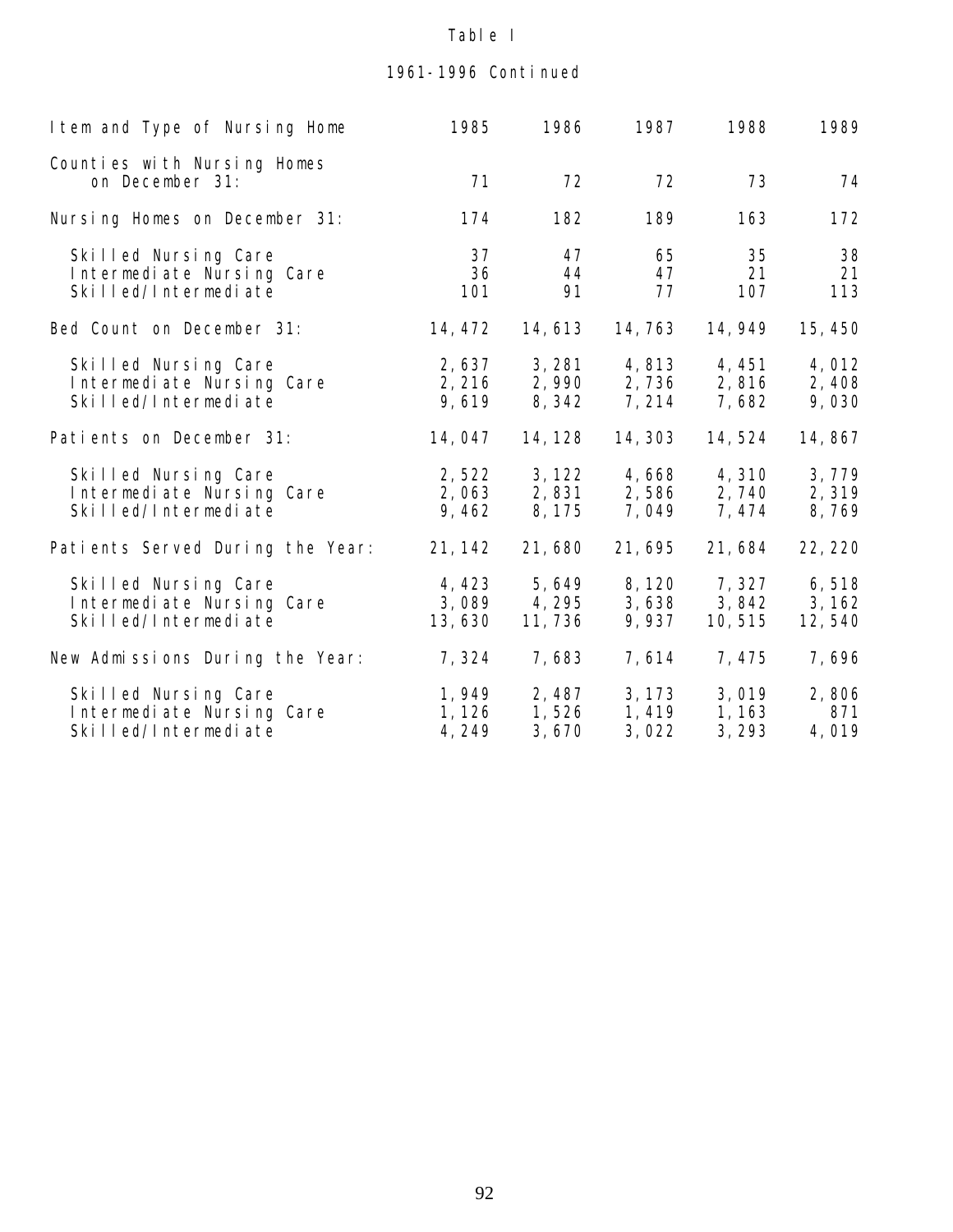Table I

1961-1996 Continued

| Item and Type of Nursing Home | 1985 | 1986 | 1987 | 1988 | 1989 |
|---|---|---|---|---|---|
| Counties with Nursing Homes on December 31: | 71 | 72 | 72 | 73 | 74 |
| Nursing Homes on December 31: | 174 | 182 | 189 | 163 | 172 |
| Skilled Nursing Care | 37 | 47 | 65 | 35 | 38 |
| Intermediate Nursing Care | 36 | 44 | 47 | 21 | 21 |
| Skilled/Intermediate | 101 | 91 | 77 | 107 | 113 |
| Bed Count on December 31: | 14,472 | 14,613 | 14,763 | 14,949 | 15,450 |
| Skilled Nursing Care | 2,637 | 3,281 | 4,813 | 4,451 | 4,012 |
| Intermediate Nursing Care | 2,216 | 2,990 | 2,736 | 2,816 | 2,408 |
| Skilled/Intermediate | 9,619 | 8,342 | 7,214 | 7,682 | 9,030 |
| Patients on December 31: | 14,047 | 14,128 | 14,303 | 14,524 | 14,867 |
| Skilled Nursing Care | 2,522 | 3,122 | 4,668 | 4,310 | 3,779 |
| Intermediate Nursing Care | 2,063 | 2,831 | 2,586 | 2,740 | 2,319 |
| Skilled/Intermediate | 9,462 | 8,175 | 7,049 | 7,474 | 8,769 |
| Patients Served During the Year: | 21,142 | 21,680 | 21,695 | 21,684 | 22,220 |
| Skilled Nursing Care | 4,423 | 5,649 | 8,120 | 7,327 | 6,518 |
| Intermediate Nursing Care | 3,089 | 4,295 | 3,638 | 3,842 | 3,162 |
| Skilled/Intermediate | 13,630 | 11,736 | 9,937 | 10,515 | 12,540 |
| New Admissions During the Year: | 7,324 | 7,683 | 7,614 | 7,475 | 7,696 |
| Skilled Nursing Care | 1,949 | 2,487 | 3,173 | 3,019 | 2,806 |
| Intermediate Nursing Care | 1,126 | 1,526 | 1,419 | 1,163 | 871 |
| Skilled/Intermediate | 4,249 | 3,670 | 3,022 | 3,293 | 4,019 |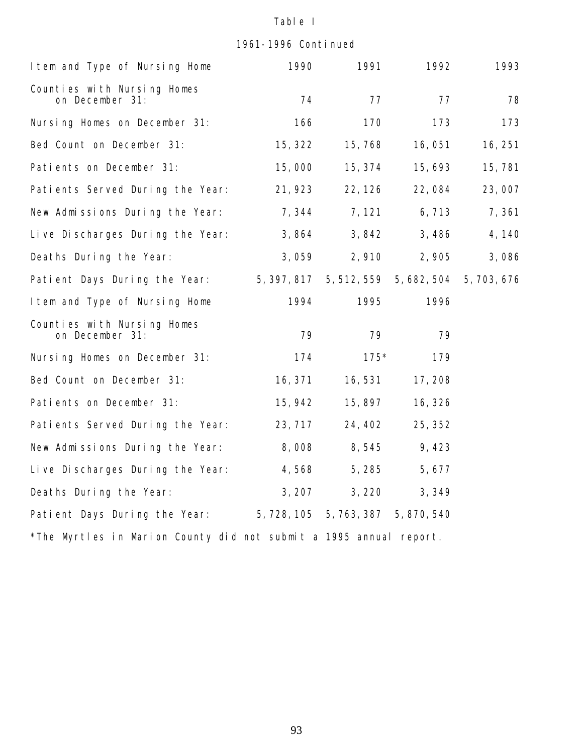Table I

1961-1996 Continued

| Item and Type of Nursing Home | 1990 | 1991 | 1992 | 1993 |
|---|---|---|---|---|
| Counties with Nursing Homes on December 31: | 74 | 77 | 77 | 78 |
| Nursing Homes on December 31: | 166 | 170 | 173 | 173 |
| Bed Count on December 31: | 15,322 | 15,768 | 16,051 | 16,251 |
| Patients on December 31: | 15,000 | 15,374 | 15,693 | 15,781 |
| Patients Served During the Year: | 21,923 | 22,126 | 22,084 | 23,007 |
| New Admissions During the Year: | 7,344 | 7,121 | 6,713 | 7,361 |
| Live Discharges During the Year: | 3,864 | 3,842 | 3,486 | 4,140 |
| Deaths During the Year: | 3,059 | 2,910 | 2,905 | 3,086 |
| Patient Days During the Year: | 5,397,817 | 5,512,559 | 5,682,504 | 5,703,676 |

| Item and Type of Nursing Home | 1994 | 1995 | 1996 |
|---|---|---|---|
| Counties with Nursing Homes on December 31: | 79 | 79 | 79 |
| Nursing Homes on December 31: | 174 | 175* | 179 |
| Bed Count on December 31: | 16,371 | 16,531 | 17,208 |
| Patients on December 31: | 15,942 | 15,897 | 16,326 |
| Patients Served During the Year: | 23,717 | 24,402 | 25,352 |
| New Admissions During the Year: | 8,008 | 8,545 | 9,423 |
| Live Discharges During the Year: | 4,568 | 5,285 | 5,677 |
| Deaths During the Year: | 3,207 | 3,220 | 3,349 |
| Patient Days During the Year: | 5,728,105 | 5,763,387 | 5,870,540 |

*The Myrtles in Marion County did not submit a 1995 annual report.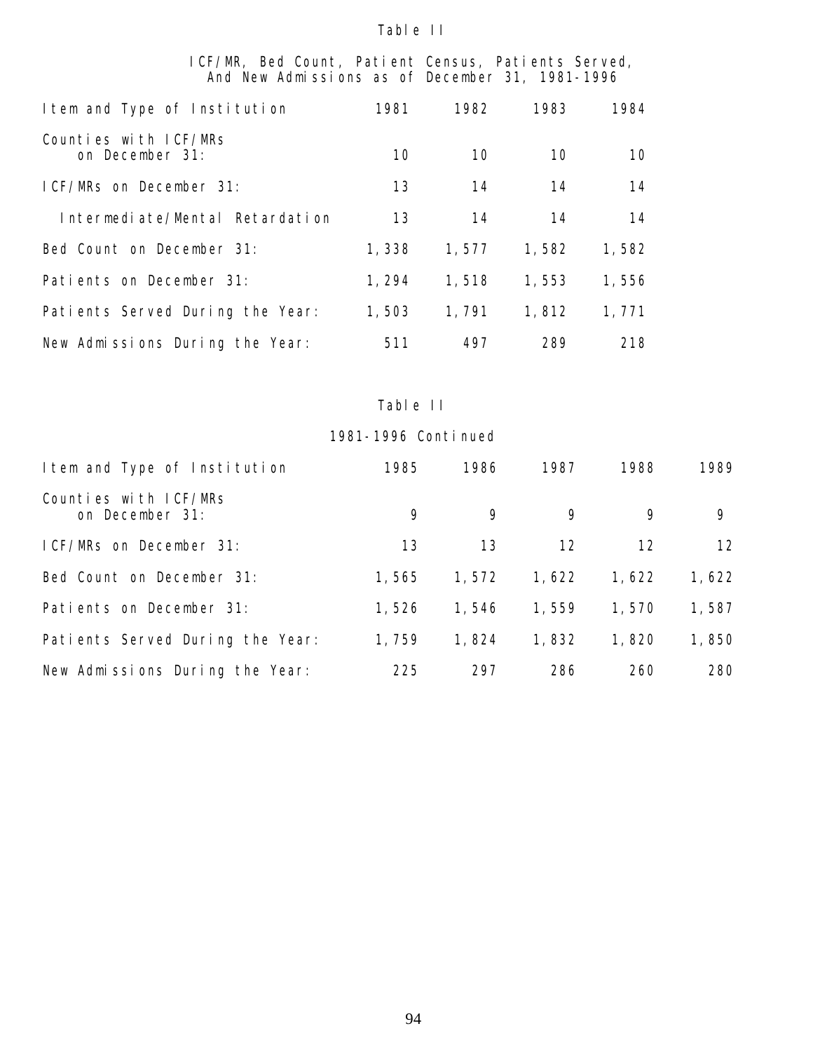Table II

ICF/MR, Bed Count, Patient Census, Patients Served, And New Admissions as of December 31, 1981-1996

| Item and Type of Institution | 1981 | 1982 | 1983 | 1984 |
|---|---|---|---|---|
| Counties with ICF/MRs on December 31: | 10 | 10 | 10 | 10 |
| ICF/MRs on December 31: | 13 | 14 | 14 | 14 |
| Intermediate/Mental Retardation | 13 | 14 | 14 | 14 |
| Bed Count on December 31: | 1,338 | 1,577 | 1,582 | 1,582 |
| Patients on December 31: | 1,294 | 1,518 | 1,553 | 1,556 |
| Patients Served During the Year: | 1,503 | 1,791 | 1,812 | 1,771 |
| New Admissions During the Year: | 511 | 497 | 289 | 218 |

Table II

1981-1996 Continued

| Item and Type of Institution | 1985 | 1986 | 1987 | 1988 | 1989 |
|---|---|---|---|---|---|
| Counties with ICF/MRs on December 31: | 9 | 9 | 9 | 9 | 9 |
| ICF/MRs on December 31: | 13 | 13 | 12 | 12 | 12 |
| Bed Count on December 31: | 1,565 | 1,572 | 1,622 | 1,622 | 1,622 |
| Patients on December 31: | 1,526 | 1,546 | 1,559 | 1,570 | 1,587 |
| Patients Served During the Year: | 1,759 | 1,824 | 1,832 | 1,820 | 1,850 |
| New Admissions During the Year: | 225 | 297 | 286 | 260 | 280 |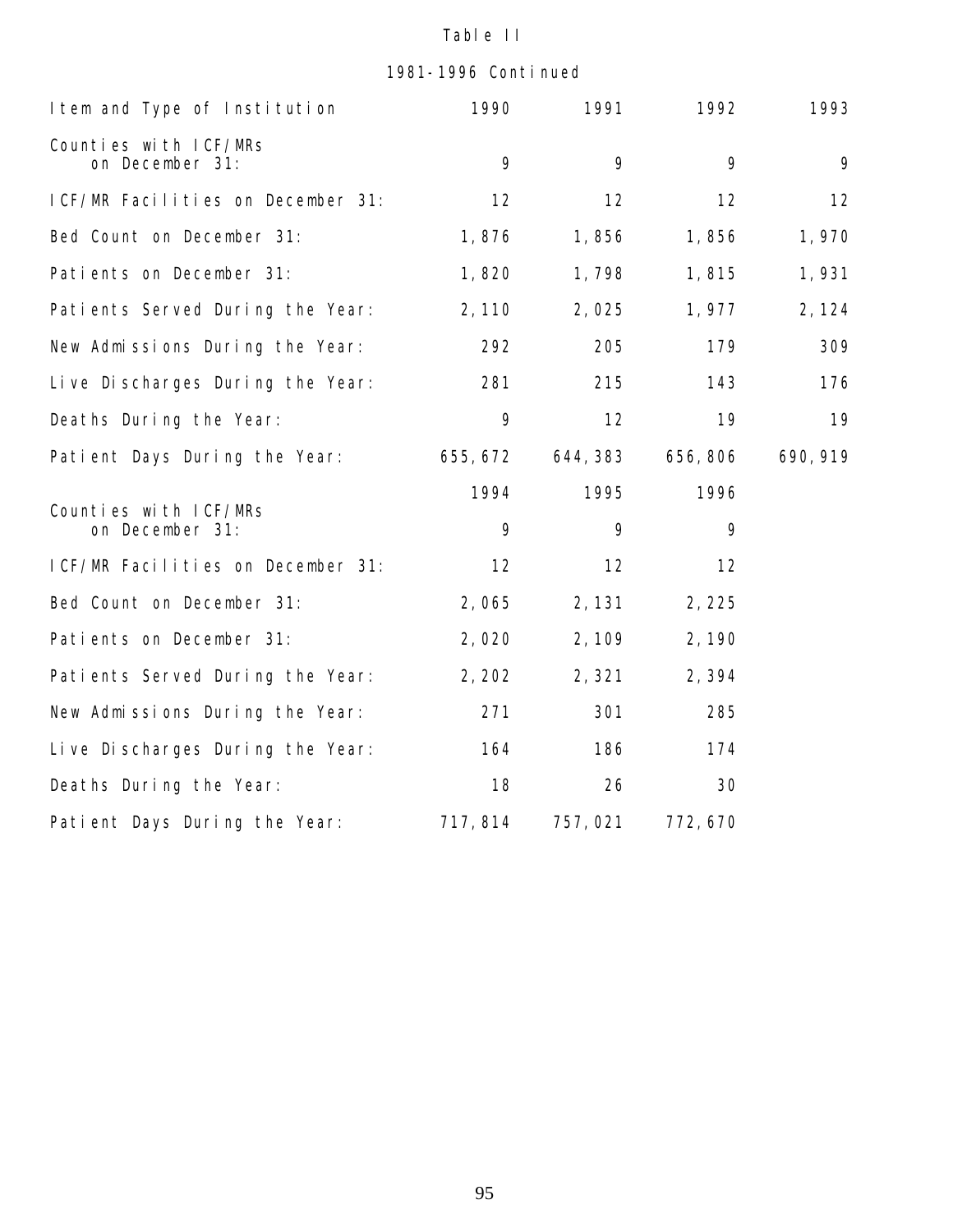Table II

1981-1996 Continued

| Item and Type of Institution | 1990 | 1991 | 1992 | 1993 |
|---|---|---|---|---|
| Counties with ICF/MRs on December 31: | 9 | 9 | 9 | 9 |
| ICF/MR Facilities on December 31: | 12 | 12 | 12 | 12 |
| Bed Count on December 31: | 1,876 | 1,856 | 1,856 | 1,970 |
| Patients on December 31: | 1,820 | 1,798 | 1,815 | 1,931 |
| Patients Served During the Year: | 2,110 | 2,025 | 1,977 | 2,124 |
| New Admissions During the Year: | 292 | 205 | 179 | 309 |
| Live Discharges During the Year: | 281 | 215 | 143 | 176 |
| Deaths During the Year: | 9 | 12 | 19 | 19 |
| Patient Days During the Year: | 655,672 | 644,383 | 656,806 | 690,919 |
| | 1994 | 1995 | 1996 | |
| Counties with ICF/MRs on December 31: | 9 | 9 | 9 | |
| ICF/MR Facilities on December 31: | 12 | 12 | 12 | |
| Bed Count on December 31: | 2,065 | 2,131 | 2,225 | |
| Patients on December 31: | 2,020 | 2,109 | 2,190 | |
| Patients Served During the Year: | 2,202 | 2,321 | 2,394 | |
| New Admissions During the Year: | 271 | 301 | 285 | |
| Live Discharges During the Year: | 164 | 186 | 174 | |
| Deaths During the Year: | 18 | 26 | 30 | |
| Patient Days During the Year: | 717,814 | 757,021 | 772,670 | |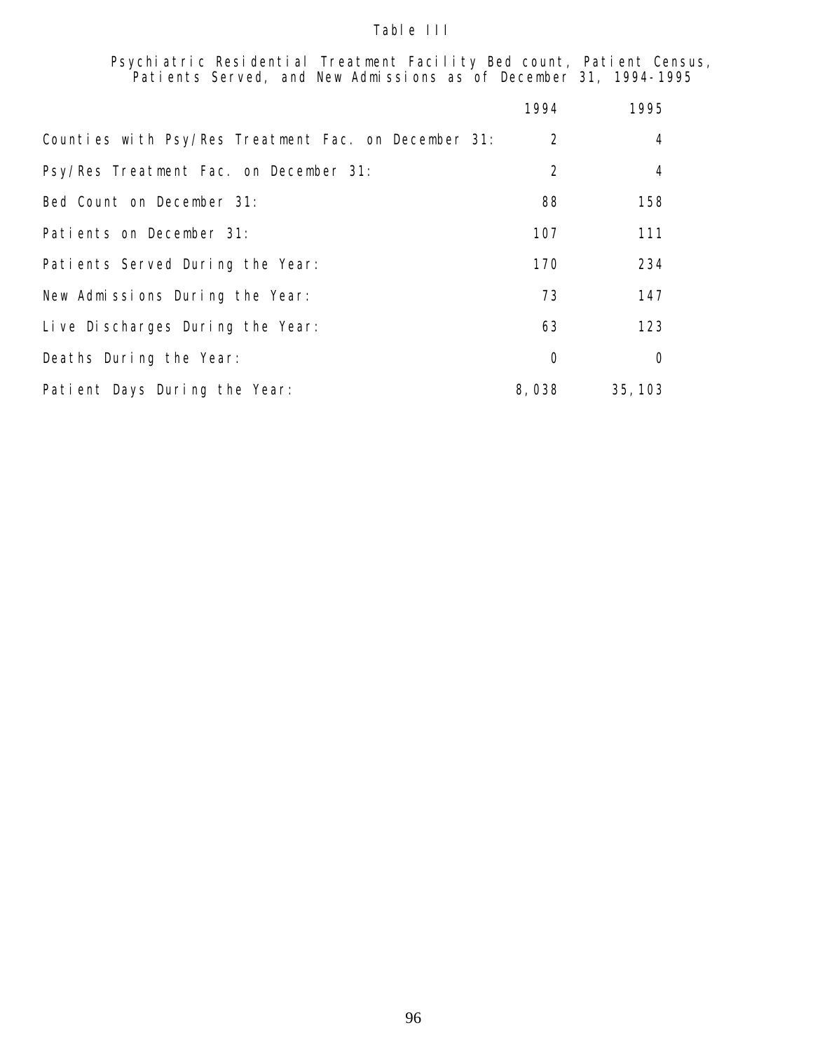Table III

Psychiatric Residential Treatment Facility Bed count, Patient Census, Patients Served, and New Admissions as of December 31, 1994-1995

| | 1994 | 1995 |
|---|---|---|
| Counties with Psy/Res Treatment Fac. on December 31: | 2 | 4 |
| Psy/Res Treatment Fac. on December 31: | 2 | 4 |
| Bed Count on December 31: | 88 | 158 |
| Patients on December 31: | 107 | 111 |
| Patients Served During the Year: | 170 | 234 |
| New Admissions During the Year: | 73 | 147 |
| Live Discharges During the Year: | 63 | 123 |
| Deaths During the Year: | 0 | 0 |
| Patient Days During the Year: | 8,038 | 35,103 |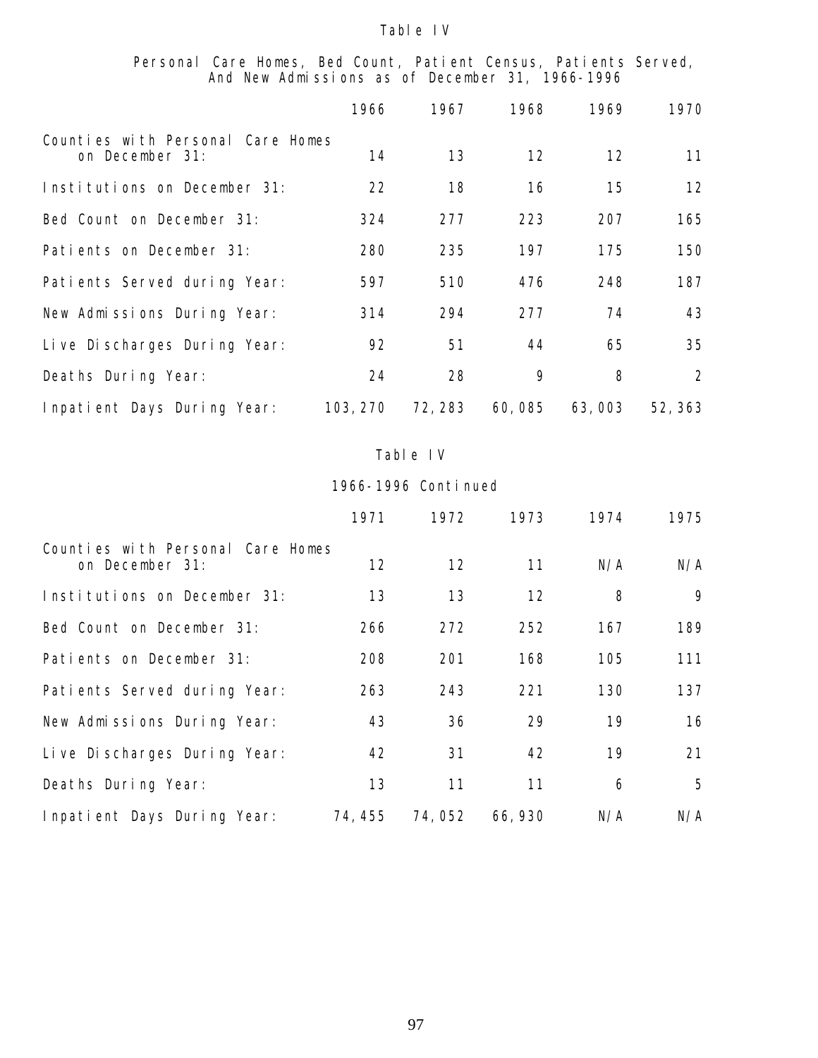Table IV

Personal Care Homes, Bed Count, Patient Census, Patients Served, And New Admissions as of December 31, 1966-1996

| | 1966 | 1967 | 1968 | 1969 | 1970 |
|---|---|---|---|---|---|
| Counties with Personal Care Homes on December 31: | 14 | 13 | 12 | 12 | 11 |
| Institutions on December 31: | 22 | 18 | 16 | 15 | 12 |
| Bed Count on December 31: | 324 | 277 | 223 | 207 | 165 |
| Patients on December 31: | 280 | 235 | 197 | 175 | 150 |
| Patients Served during Year: | 597 | 510 | 476 | 248 | 187 |
| New Admissions During Year: | 314 | 294 | 277 | 74 | 43 |
| Live Discharges During Year: | 92 | 51 | 44 | 65 | 35 |
| Deaths During Year: | 24 | 28 | 9 | 8 | 2 |
| Inpatient Days During Year: | 103,270 | 72,283 | 60,085 | 63,003 | 52,363 |

Table IV

1966-1996 Continued

| | 1971 | 1972 | 1973 | 1974 | 1975 |
|---|---|---|---|---|---|
| Counties with Personal Care Homes on December 31: | 12 | 12 | 11 | N/A | N/A |
| Institutions on December 31: | 13 | 13 | 12 | 8 | 9 |
| Bed Count on December 31: | 266 | 272 | 252 | 167 | 189 |
| Patients on December 31: | 208 | 201 | 168 | 105 | 111 |
| Patients Served during Year: | 263 | 243 | 221 | 130 | 137 |
| New Admissions During Year: | 43 | 36 | 29 | 19 | 16 |
| Live Discharges During Year: | 42 | 31 | 42 | 19 | 21 |
| Deaths During Year: | 13 | 11 | 11 | 6 | 5 |
| Inpatient Days During Year: | 74,455 | 74,052 | 66,930 | N/A | N/A |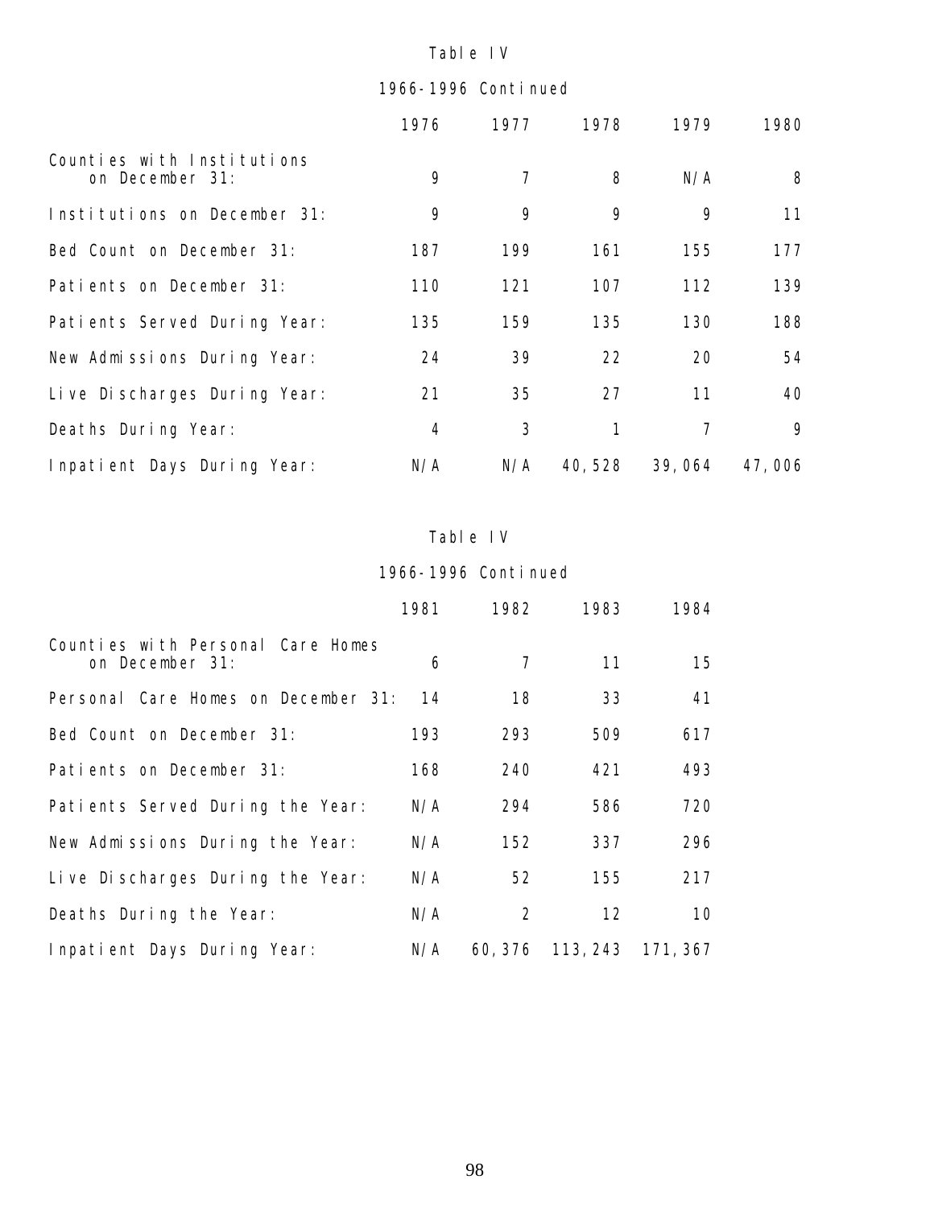Table IV

1966-1996 Continued

| | 1976 | 1977 | 1978 | 1979 | 1980 |
|---|---|---|---|---|---|
| Counties with Institutions on December 31: | 9 | 7 | 8 | N/A | 8 |
| Institutions on December 31: | 9 | 9 | 9 | 9 | 11 |
| Bed Count on December 31: | 187 | 199 | 161 | 155 | 177 |
| Patients on December 31: | 110 | 121 | 107 | 112 | 139 |
| Patients Served During Year: | 135 | 159 | 135 | 130 | 188 |
| New Admissions During Year: | 24 | 39 | 22 | 20 | 54 |
| Live Discharges During Year: | 21 | 35 | 27 | 11 | 40 |
| Deaths During Year: | 4 | 3 | 1 | 7 | 9 |
| Inpatient Days During Year: | N/A | N/A | 40,528 | 39,064 | 47,006 |

Table IV

1966-1996 Continued

| | 1981 | 1982 | 1983 | 1984 |
|---|---|---|---|---|
| Counties with Personal Care Homes on December 31: | 6 | 7 | 11 | 15 |
| Personal Care Homes on December 31: | 14 | 18 | 33 | 41 |
| Bed Count on December 31: | 193 | 293 | 509 | 617 |
| Patients on December 31: | 168 | 240 | 421 | 493 |
| Patients Served During the Year: | N/A | 294 | 586 | 720 |
| New Admissions During the Year: | N/A | 152 | 337 | 296 |
| Live Discharges During the Year: | N/A | 52 | 155 | 217 |
| Deaths During the Year: | N/A | 2 | 12 | 10 |
| Inpatient Days During Year: | N/A | 60,376 | 113,243 | 171,367 |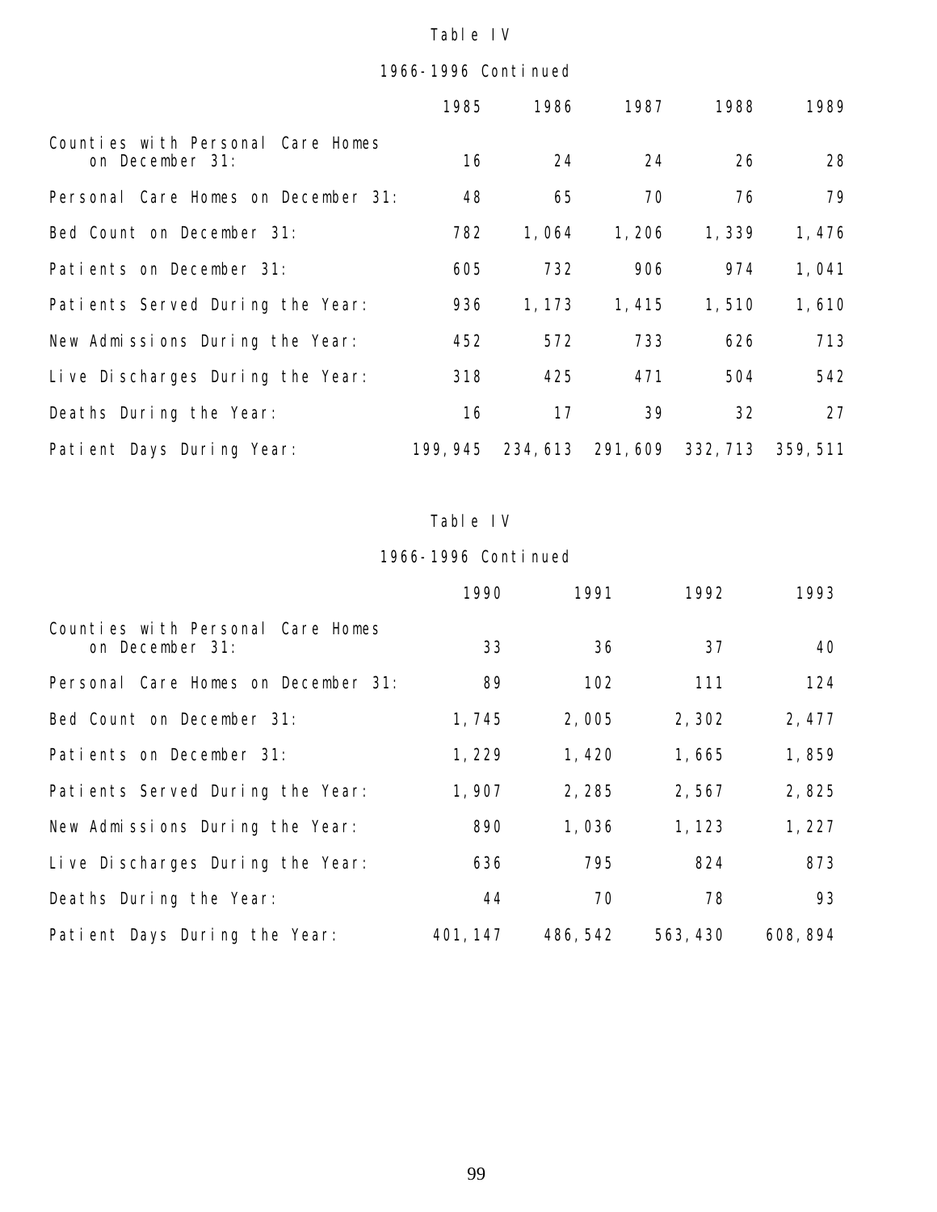Table IV

1966-1996 Continued

| | 1985 | 1986 | 1987 | 1988 | 1989 |
|---|---|---|---|---|---|
| Counties with Personal Care Homes on December 31: | 16 | 24 | 24 | 26 | 28 |
| Personal Care Homes on December 31: | 48 | 65 | 70 | 76 | 79 |
| Bed Count on December 31: | 782 | 1,064 | 1,206 | 1,339 | 1,476 |
| Patients on December 31: | 605 | 732 | 906 | 974 | 1,041 |
| Patients Served During the Year: | 936 | 1,173 | 1,415 | 1,510 | 1,610 |
| New Admissions During the Year: | 452 | 572 | 733 | 626 | 713 |
| Live Discharges During the Year: | 318 | 425 | 471 | 504 | 542 |
| Deaths During the Year: | 16 | 17 | 39 | 32 | 27 |
| Patient Days During Year: | 199,945 | 234,613 | 291,609 | 332,713 | 359,511 |

Table IV

1966-1996 Continued

| | 1990 | 1991 | 1992 | 1993 |
|---|---|---|---|---|
| Counties with Personal Care Homes on December 31: | 33 | 36 | 37 | 40 |
| Personal Care Homes on December 31: | 89 | 102 | 111 | 124 |
| Bed Count on December 31: | 1,745 | 2,005 | 2,302 | 2,477 |
| Patients on December 31: | 1,229 | 1,420 | 1,665 | 1,859 |
| Patients Served During the Year: | 1,907 | 2,285 | 2,567 | 2,825 |
| New Admissions During the Year: | 890 | 1,036 | 1,123 | 1,227 |
| Live Discharges During the Year: | 636 | 795 | 824 | 873 |
| Deaths During the Year: | 44 | 70 | 78 | 93 |
| Patient Days During the Year: | 401,147 | 486,542 | 563,430 | 608,894 |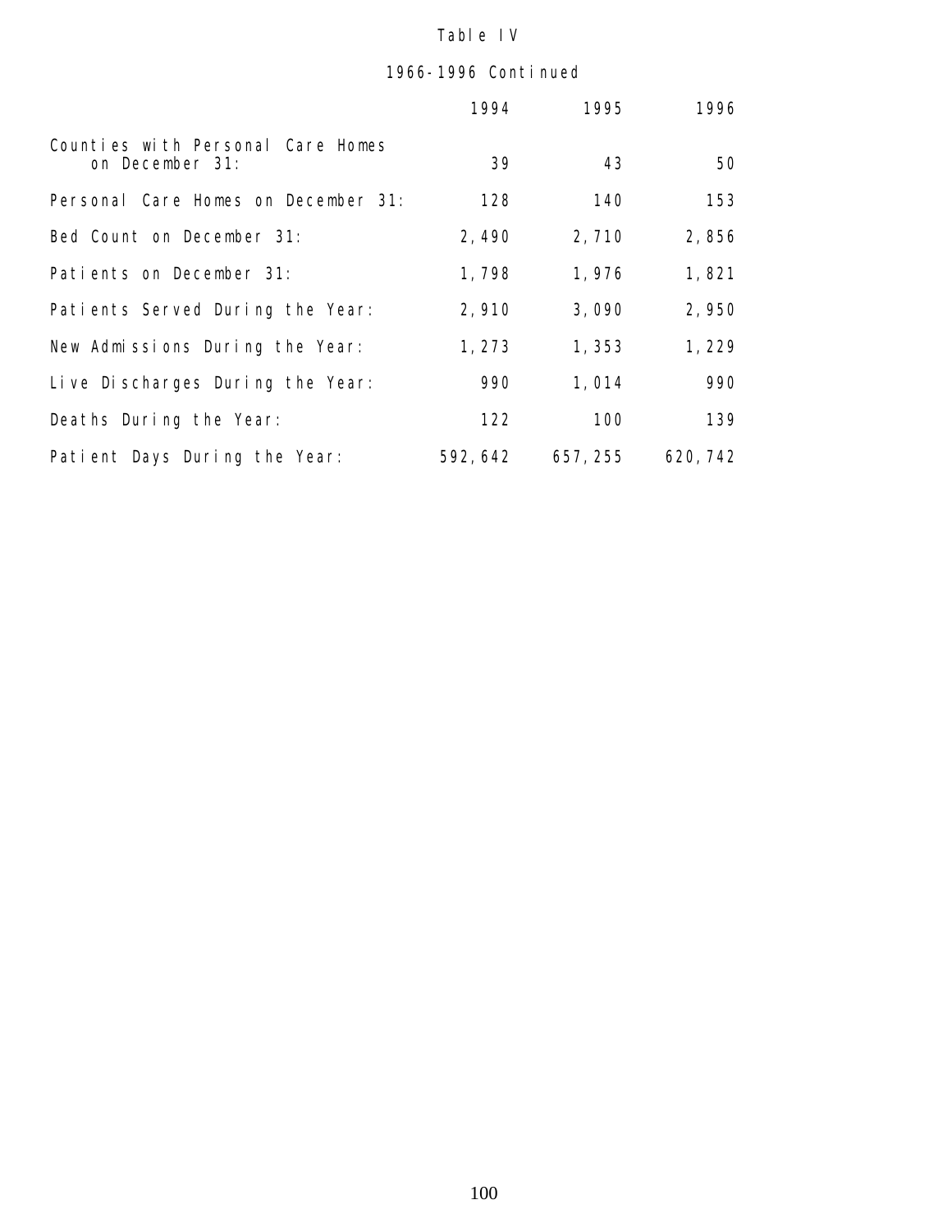Table IV

1966-1996 Continued

| | 1994 | 1995 | 1996 |
|---|---|---|---|
| Counties with Personal Care Homes on December 31: | 39 | 43 | 50 |
| Personal Care Homes on December 31: | 128 | 140 | 153 |
| Bed Count on December 31: | 2,490 | 2,710 | 2,856 |
| Patients on December 31: | 1,798 | 1,976 | 1,821 |
| Patients Served During the Year: | 2,910 | 3,090 | 2,950 |
| New Admissions During the Year: | 1,273 | 1,353 | 1,229 |
| Live Discharges During the Year: | 990 | 1,014 | 990 |
| Deaths During the Year: | 122 | 100 | 139 |
| Patient Days During the Year: | 592,642 | 657,255 | 620,742 |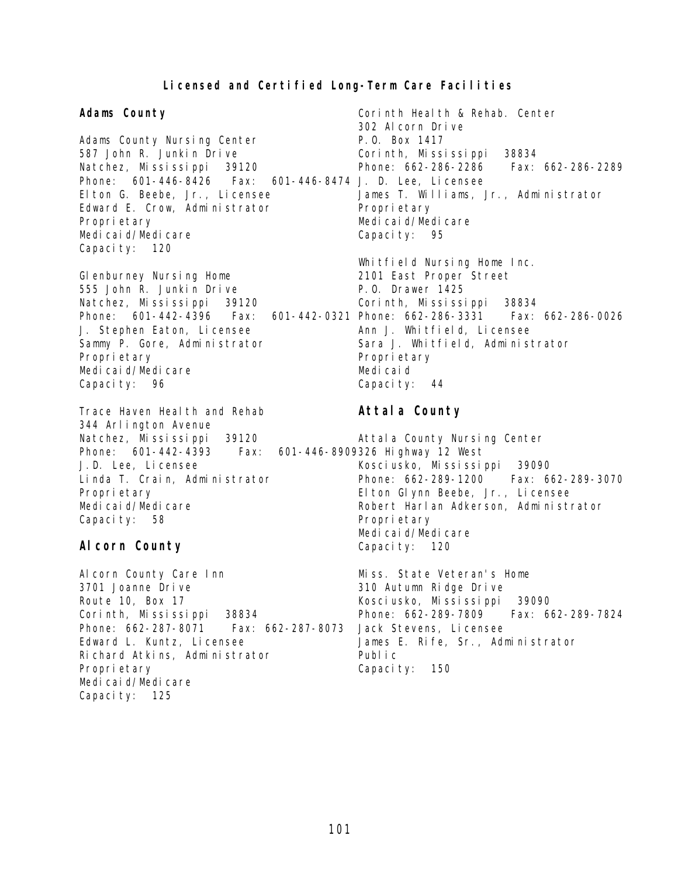# Licensed and Certified Long-Term Care Facilities

## Adams County

Adams County Nursing Center
587 John R. Junkin Drive
Natchez, Mississippi 39120
Phone: 601-446-8426 Fax: 601-446-8474
Elton G. Beebe, Jr., Licensee
Edward E. Crow, Administrator
Proprietary
Medicaid/Medicare
Capacity: 120

Glenburney Nursing Home
555 John R. Junkin Drive
Natchez, Mississippi 39120
Phone: 601-442-4396 Fax: 601-442-0321
J. Stephen Eaton, Licensee
Sammy P. Gore, Administrator
Proprietary
Medicaid/Medicare
Capacity: 96

Trace Haven Health and Rehab
344 Arlington Avenue
Natchez, Mississippi 39120
Phone: 601-442-4393 Fax: 601-446-8909
J.D. Lee, Licensee
Linda T. Crain, Administrator
Proprietary
Medicaid/Medicare
Capacity: 58

## Alcorn County

Alcorn County Care Inn
3701 Joanne Drive
Route 10, Box 17
Corinth, Mississippi 38834
Phone: 662-287-8071 Fax: 662-287-8073
Edward L. Kuntz, Licensee
Richard Atkins, Administrator
Proprietary
Medicaid/Medicare
Capacity: 125

Corinth Health & Rehab. Center
302 Alcorn Drive
P.O. Box 1417
Corinth, Mississippi 38834
Phone: 662-286-2286 Fax: 662-286-2289
J. D. Lee, Licensee
James T. Williams, Jr., Administrator
Proprietary
Medicaid/Medicare
Capacity: 95

Whitfield Nursing Home Inc.
2101 East Proper Street
P.O. Drawer 1425
Corinth, Mississippi 38834
Phone: 662-286-3331 Fax: 662-286-0026
Ann J. Whitfield, Licensee
Sara J. Whitfield, Administrator
Proprietary
Medicaid
Capacity: 44

## Attala County

Attala County Nursing Center
326 Highway 12 West
Kosciusko, Mississippi 39090
Phone: 662-289-1200 Fax: 662-289-3070
Elton Glynn Beebe, Jr., Licensee
Robert Harlan Adkerson, Administrator
Proprietary
Medicaid/Medicare
Capacity: 120

Miss. State Veteran's Home
310 Autumn Ridge Drive
Kosciusko, Mississippi 39090
Phone: 662-289-7809 Fax: 662-289-7824
Jack Stevens, Licensee
James E. Rife, Sr., Administrator
Public
Capacity: 150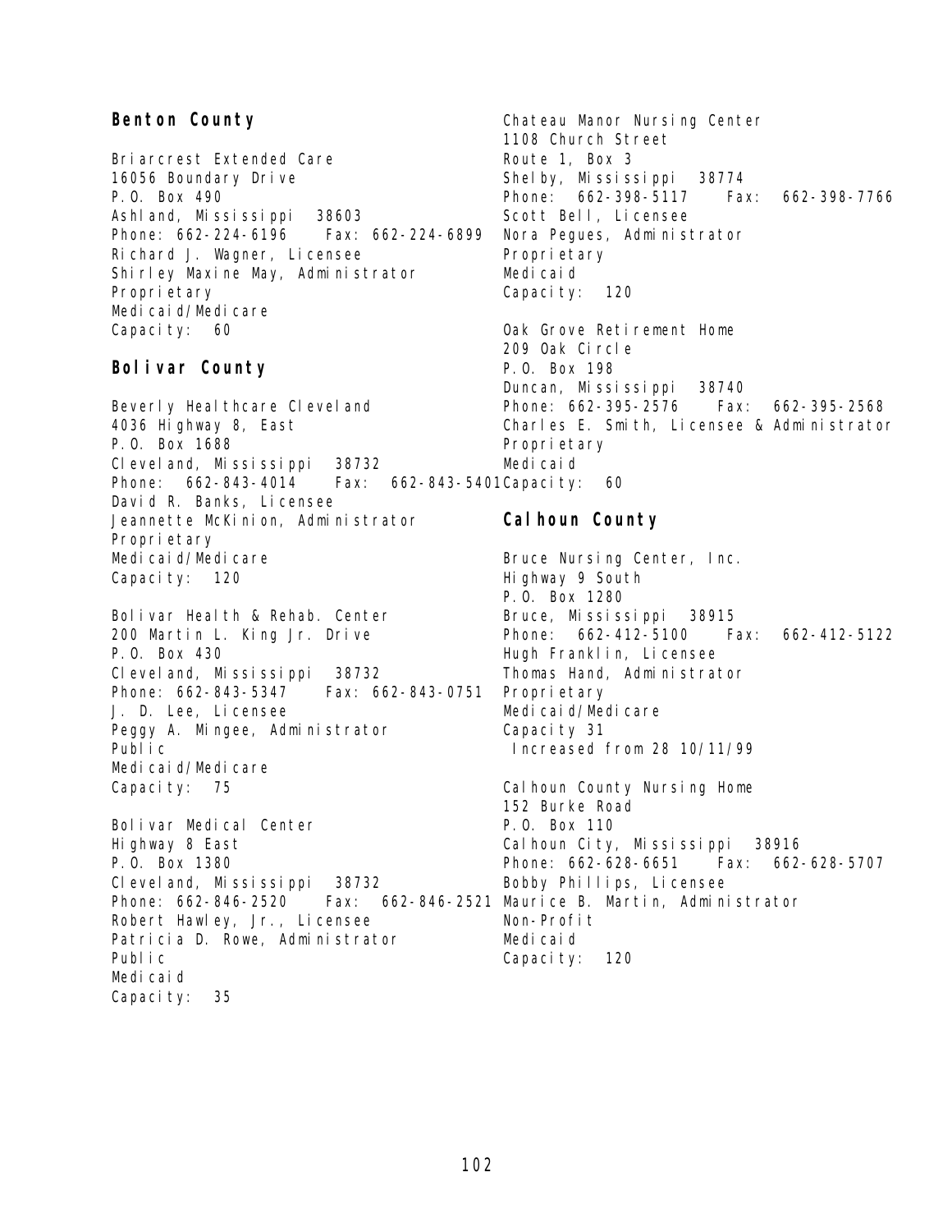## Benton County

Briarcrest Extended Care
16056 Boundary Drive
P.O. Box 490
Ashland, Mississippi 38603
Phone: 662-224-6196 Fax: 662-224-6899
Richard J. Wagner, Licensee
Shirley Maxine May, Administrator
Proprietary
Medicaid/Medicare
Capacity: 60

## Bolivar County

Beverly Healthcare Cleveland
4036 Highway 8, East
P.O. Box 1688
Cleveland, Mississippi 38732
Phone: 662-843-4014 Fax: 662-843-5401
David R. Banks, Licensee
Jeannette McKinion, Administrator
Proprietary
Medicaid/Medicare
Capacity: 120

Bolivar Health & Rehab. Center
200 Martin L. King Jr. Drive
P.O. Box 430
Cleveland, Mississippi 38732
Phone: 662-843-5347 Fax: 662-843-0751
J. D. Lee, Licensee
Peggy A. Mingee, Administrator
Public
Medicaid/Medicare
Capacity: 75

Bolivar Medical Center
Highway 8 East
P.O. Box 1380
Cleveland, Mississippi 38732
Phone: 662-846-2520 Fax: 662-846-2521
Robert Hawley, Jr., Licensee
Patricia D. Rowe, Administrator
Public
Medicaid
Capacity: 35

Chateau Manor Nursing Center
1108 Church Street
Route 1, Box 3
Shelby, Mississippi 38774
Phone: 662-398-5117 Fax: 662-398-7766
Scott Bell, Licensee
Nora Pegues, Administrator
Proprietary
Medicaid
Capacity: 120

Oak Grove Retirement Home
209 Oak Circle
P.O. Box 198
Duncan, Mississippi 38740
Phone: 662-395-2576 Fax: 662-395-2568
Charles E. Smith, Licensee & Administrator
Proprietary
Medicaid
Capacity: 60

## Calhoun County

Bruce Nursing Center, Inc.
Highway 9 South
P.O. Box 1280
Bruce, Mississippi 38915
Phone: 662-412-5100 Fax: 662-412-5122
Hugh Franklin, Licensee
Thomas Hand, Administrator
Proprietary
Medicaid/Medicare
Capacity 31
Increased from 28 10/11/99

Calhoun County Nursing Home
152 Burke Road
P.O. Box 110
Calhoun City, Mississippi 38916
Phone: 662-628-6651 Fax: 662-628-5707
Bobby Phillips, Licensee
Maurice B. Martin, Administrator
Non-Profit
Medicaid
Capacity: 120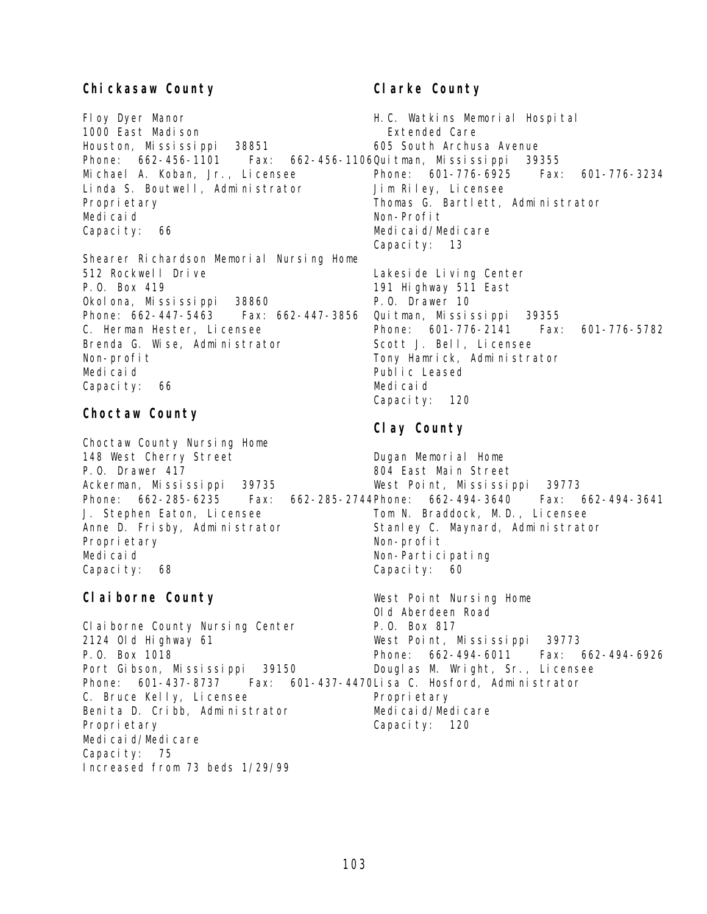## Chickasaw County

Floy Dyer Manor
1000 East Madison
Houston, Mississippi 38851
Phone: 662-456-1101 Fax: 662-456-1106
Michael A. Koban, Jr., Licensee
Linda S. Boutwell, Administrator
Proprietary
Medicaid
Capacity: 66

Shearer Richardson Memorial Nursing Home
512 Rockwell Drive
P.O. Box 419
Okolona, Mississippi 38860
Phone: 662-447-5463 Fax: 662-447-3856
C. Herman Hester, Licensee
Brenda G. Wise, Administrator
Non-profit
Medicaid
Capacity: 66

## Choctaw County

Choctaw County Nursing Home
148 West Cherry Street
P.O. Drawer 417
Ackerman, Mississippi 39735
Phone: 662-285-6235 Fax: 662-285-2744
J. Stephen Eaton, Licensee
Anne D. Frisby, Administrator
Proprietary
Medicaid
Capacity: 68

## Claiborne County

Claiborne County Nursing Center
2124 Old Highway 61
P.O. Box 1018
Port Gibson, Mississippi 39150
Phone: 601-437-8737 Fax: 601-437-4470
C. Bruce Kelly, Licensee
Benita D. Cribb, Administrator
Proprietary
Medicaid/Medicare
Capacity: 75
Increased from 73 beds 1/29/99

## Clarke County

H.C. Watkins Memorial Hospital
Extended Care
605 South Archusa Avenue
Quitman, Mississippi 39355
Phone: 601-776-6925 Fax: 601-776-3234
Jim Riley, Licensee
Thomas G. Bartlett, Administrator
Non-Profit
Medicaid/Medicare
Capacity: 13

Lakeside Living Center
191 Highway 511 East
P.O. Drawer 10
Quitman, Mississippi 39355
Phone: 601-776-2141 Fax: 601-776-5782
Scott J. Bell, Licensee
Tony Hamrick, Administrator
Public Leased
Medicaid
Capacity: 120

## Clay County

Dugan Memorial Home
804 East Main Street
West Point, Mississippi 39773
Phone: 662-494-3640 Fax: 662-494-3641
Tom N. Braddock, M.D., Licensee
Stanley C. Maynard, Administrator
Non-profit
Non-Participating
Capacity: 60

West Point Nursing Home
Old Aberdeen Road
P.O. Box 817
West Point, Mississippi 39773
Phone: 662-494-6011 Fax: 662-494-6926
Douglas M. Wright, Sr., Licensee
Lisa C. Hosford, Administrator
Proprietary
Medicaid/Medicare
Capacity: 120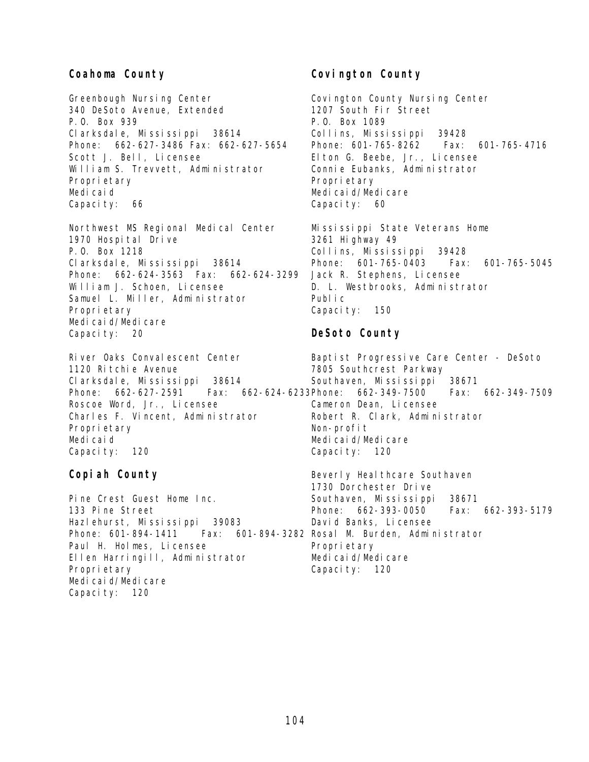## Coahoma County

Greenbough Nursing Center
340 DeSoto Avenue, Extended
P.O. Box 939
Clarksdale, Mississippi 38614
Phone: 662-627-3486 Fax: 662-627-5654
Scott J. Bell, Licensee
William S. Trevvett, Administrator
Proprietary
Medicaid
Capacity: 66

Northwest MS Regional Medical Center
1970 Hospital Drive
P.O. Box 1218
Clarksdale, Mississippi 38614
Phone: 662-624-3563 Fax: 662-624-3299
William J. Schoen, Licensee
Samuel L. Miller, Administrator
Proprietary
Medicaid/Medicare
Capacity: 20

River Oaks Convalescent Center
1120 Ritchie Avenue
Clarksdale, Mississippi 38614
Phone: 662-627-2591 Fax: 662-624-6233
Roscoe Word, Jr., Licensee
Charles F. Vincent, Administrator
Proprietary
Medicaid
Capacity: 120

## Copiah County

Pine Crest Guest Home Inc.
133 Pine Street
Hazlehurst, Mississippi 39083
Phone: 601-894-1411 Fax: 601-894-3282
Paul H. Holmes, Licensee
Ellen Harringill, Administrator
Proprietary
Medicaid/Medicare
Capacity: 120

## Covington County

Covington County Nursing Center
1207 South Fir Street
P.O. Box 1089
Collins, Mississippi 39428
Phone: 601-765-8262 Fax: 601-765-4716
Elton G. Beebe, Jr., Licensee
Connie Eubanks, Administrator
Proprietary
Medicaid/Medicare
Capacity: 60

Mississippi State Veterans Home
3261 Highway 49
Collins, Mississippi 39428
Phone: 601-765-0403 Fax: 601-765-5045
Jack R. Stephens, Licensee
D. L. Westbrooks, Administrator
Public
Capacity: 150

## DeSoto County

Baptist Progressive Care Center - DeSoto
7805 Southcrest Parkway
Southaven, Mississippi 38671
Phone: 662-349-7500 Fax: 662-349-7509
Cameron Dean, Licensee
Robert R. Clark, Administrator
Non-profit
Medicaid/Medicare
Capacity: 120

Beverly Healthcare Southaven
1730 Dorchester Drive
Southaven, Mississippi 38671
Phone: 662-393-0050 Fax: 662-393-5179
David Banks, Licensee
Rosal M. Burden, Administrator
Proprietary
Medicaid/Medicare
Capacity: 120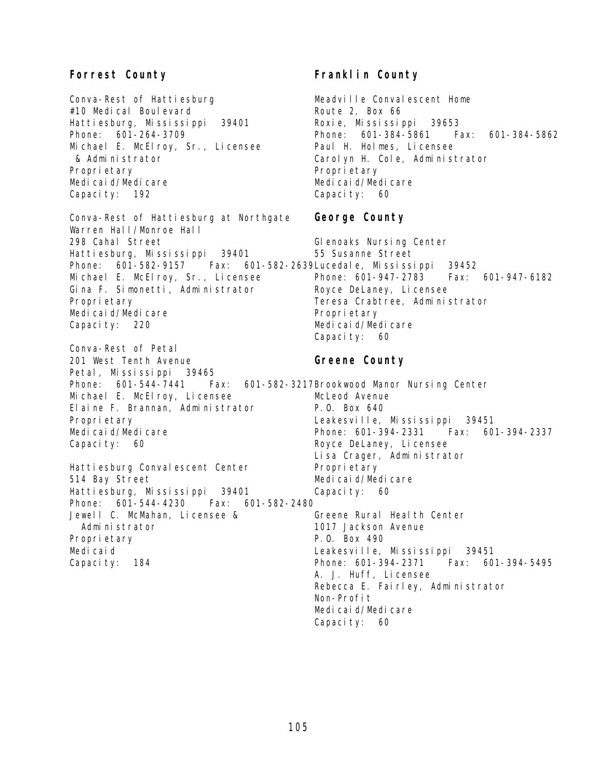## Forrest County

Conva-Rest of Hattiesburg
#10 Medical Boulevard
Hattiesburg, Mississippi 39401
Phone: 601-264-3709
Michael E. McElroy, Sr., Licensee & Administrator
Proprietary
Medicaid/Medicare
Capacity: 192

Conva-Rest of Hattiesburg at Northgate
Warren Hall/Monroe Hall
298 Cahal Street
Hattiesburg, Mississippi 39401
Phone: 601-582-9157 Fax: 601-582-2639
Michael E. McElroy, Sr., Licensee
Gina F. Simonetti, Administrator
Proprietary
Medicaid/Medicare
Capacity: 220

Conva-Rest of Petal
201 West Tenth Avenue
Petal, Mississippi 39465
Phone: 601-544-7441 Fax: 601-582-3217
Michael E. McElroy, Licensee
Elaine F. Brannan, Administrator
Proprietary
Medicaid/Medicare
Capacity: 60

Hattiesburg Convalescent Center
514 Bay Street
Hattiesburg, Mississippi 39401
Phone: 601-544-4230 Fax: 601-582-2480
Jewell C. McMahan, Licensee & Administrator
Proprietary
Medicaid
Capacity: 184

## Franklin County

Meadville Convalescent Home
Route 2, Box 66
Roxie, Mississippi 39653
Phone: 601-384-5861 Fax: 601-384-5862
Paul H. Holmes, Licensee
Carolyn H. Cole, Administrator
Proprietary
Medicaid/Medicare
Capacity: 60

## George County

Glenoaks Nursing Center
55 Susanne Street
Lucedale, Mississippi 39452
Phone: 601-947-2783 Fax: 601-947-6182
Royce DeLaney, Licensee
Teresa Crabtree, Administrator
Proprietary
Medicaid/Medicare
Capacity: 60

## Greene County

Brookwood Manor Nursing Center
McLeod Avenue
P.O. Box 640
Leakesville, Mississippi 39451
Phone: 601-394-2331 Fax: 601-394-2337
Royce DeLaney, Licensee
Lisa Crager, Administrator
Proprietary
Medicaid/Medicare
Capacity: 60

Greene Rural Health Center
1017 Jackson Avenue
P.O. Box 490
Leakesville, Mississippi 39451
Phone: 601-394-2371 Fax: 601-394-5495
A. J. Huff, Licensee
Rebecca E. Fairley, Administrator
Non-Profit
Medicaid/Medicare
Capacity: 60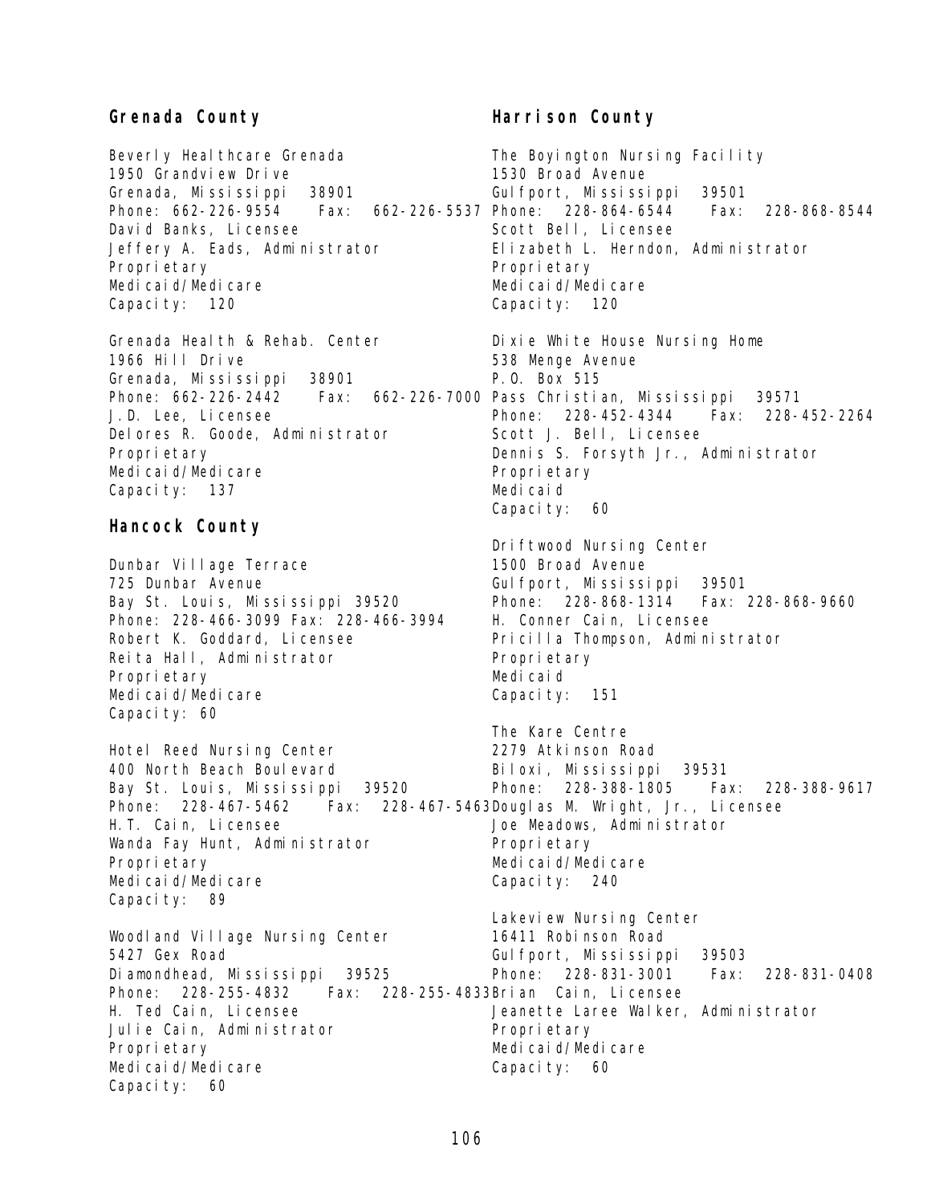## Grenada County

Beverly Healthcare Grenada
1950 Grandview Drive
Grenada, Mississippi 38901
Phone: 662-226-9554 Fax: 662-226-5537
David Banks, Licensee
Jeffery A. Eads, Administrator
Proprietary
Medicaid/Medicare
Capacity: 120

Grenada Health & Rehab. Center
1966 Hill Drive
Grenada, Mississippi 38901
Phone: 662-226-2442 Fax: 662-226-7000
J.D. Lee, Licensee
Delores R. Goode, Administrator
Proprietary
Medicaid/Medicare
Capacity: 137

## Hancock County

Dunbar Village Terrace
725 Dunbar Avenue
Bay St. Louis, Mississippi 39520
Phone: 228-466-3099 Fax: 228-466-3994
Robert K. Goddard, Licensee
Reita Hall, Administrator
Proprietary
Medicaid/Medicare
Capacity: 60

Hotel Reed Nursing Center
400 North Beach Boulevard
Bay St. Louis, Mississippi 39520
Phone: 228-467-5462 Fax: 228-467-5463
H.T. Cain, Licensee
Wanda Fay Hunt, Administrator
Proprietary
Medicaid/Medicare
Capacity: 89

Woodland Village Nursing Center
5427 Gex Road
Diamondhead, Mississippi 39525
Phone: 228-255-4832 Fax: 228-255-4833
H. Ted Cain, Licensee
Julie Cain, Administrator
Proprietary
Medicaid/Medicare
Capacity: 60

## Harrison County

The Boyington Nursing Facility
1530 Broad Avenue
Gulfport, Mississippi 39501
Phone: 228-864-6544 Fax: 228-868-8544
Scott Bell, Licensee
Elizabeth L. Herndon, Administrator
Proprietary
Medicaid/Medicare
Capacity: 120

Dixie White House Nursing Home
538 Menge Avenue
P.O. Box 515
Pass Christian, Mississippi 39571
Phone: 228-452-4344 Fax: 228-452-2264
Scott J. Bell, Licensee
Dennis S. Forsyth Jr., Administrator
Proprietary
Medicaid
Capacity: 60

Driftwood Nursing Center
1500 Broad Avenue
Gulfport, Mississippi 39501
Phone: 228-868-1314 Fax: 228-868-9660
H. Conner Cain, Licensee
Pricilla Thompson, Administrator
Proprietary
Medicaid
Capacity: 151

The Kare Centre
2279 Atkinson Road
Biloxi, Mississippi 39531
Phone: 228-388-1805 Fax: 228-388-9617
Douglas M. Wright, Jr., Licensee
Joe Meadows, Administrator
Proprietary
Medicaid/Medicare
Capacity: 240

Lakeview Nursing Center
16411 Robinson Road
Gulfport, Mississippi 39503
Phone: 228-831-3001 Fax: 228-831-0408
Brian Cain, Licensee
Jeanette Laree Walker, Administrator
Proprietary
Medicaid/Medicare
Capacity: 60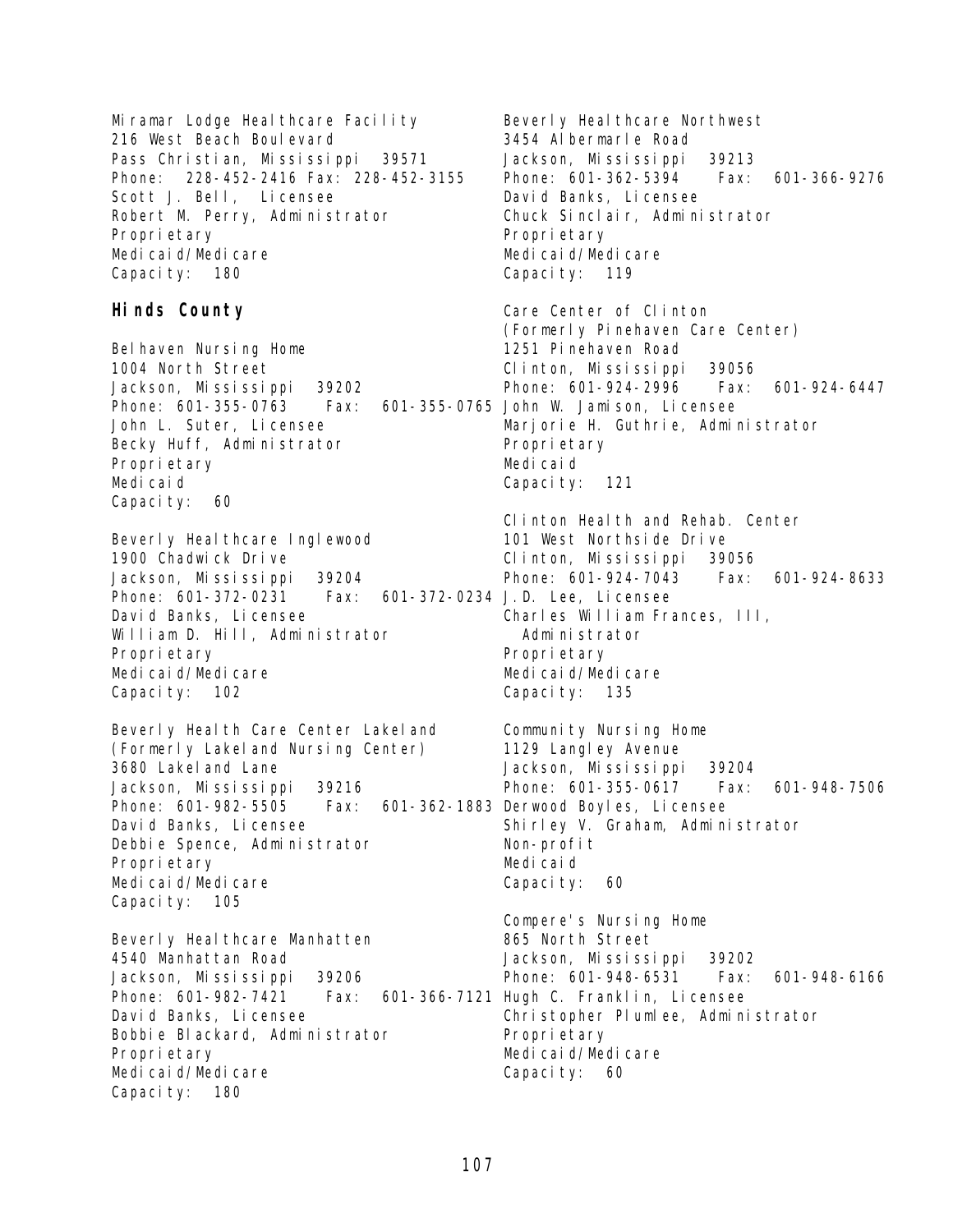Miramar Lodge Healthcare Facility
216 West Beach Boulevard
Pass Christian, Mississippi 39571
Phone: 228-452-2416 Fax: 228-452-3155
Scott J. Bell, Licensee
Robert M. Perry, Administrator
Proprietary
Medicaid/Medicare
Capacity: 180

## Hinds County

Belhaven Nursing Home
1004 North Street
Jackson, Mississippi 39202
Phone: 601-355-0763 Fax: 601-355-0765
John L. Suter, Licensee
Becky Huff, Administrator
Proprietary
Medicaid
Capacity: 60

Beverly Healthcare Inglewood
1900 Chadwick Drive
Jackson, Mississippi 39204
Phone: 601-372-0231 Fax: 601-372-0234
David Banks, Licensee
William D. Hill, Administrator
Proprietary
Medicaid/Medicare
Capacity: 102

Beverly Health Care Center Lakeland
(Formerly Lakeland Nursing Center)
3680 Lakeland Lane
Jackson, Mississippi 39216
Phone: 601-982-5505 Fax: 601-362-1883
David Banks, Licensee
Debbie Spence, Administrator
Proprietary
Medicaid/Medicare
Capacity: 105

Beverly Healthcare Manhatten
4540 Manhattan Road
Jackson, Mississippi 39206
Phone: 601-982-7421 Fax: 601-366-7121
David Banks, Licensee
Bobbie Blackard, Administrator
Proprietary
Medicaid/Medicare
Capacity: 180

Beverly Healthcare Northwest
3454 Albermarle Road
Jackson, Mississippi 39213
Phone: 601-362-5394 Fax: 601-366-9276
David Banks, Licensee
Chuck Sinclair, Administrator
Proprietary
Medicaid/Medicare
Capacity: 119

Care Center of Clinton
(Formerly Pinehaven Care Center)
1251 Pinehaven Road
Clinton, Mississippi 39056
Phone: 601-924-2996 Fax: 601-924-6447
John W. Jamison, Licensee
Marjorie H. Guthrie, Administrator
Proprietary
Medicaid
Capacity: 121

Clinton Health and Rehab. Center
101 West Northside Drive
Clinton, Mississippi 39056
Phone: 601-924-7043 Fax: 601-924-8633
J.D. Lee, Licensee
Charles William Frances, III,
Administrator
Proprietary
Medicaid/Medicare
Capacity: 135

Community Nursing Home
1129 Langley Avenue
Jackson, Mississippi 39204
Phone: 601-355-0617 Fax: 601-948-7506
Derwood Boyles, Licensee
Shirley V. Graham, Administrator
Non-profit
Medicaid
Capacity: 60

Compere's Nursing Home
865 North Street
Jackson, Mississippi 39202
Phone: 601-948-6531 Fax: 601-948-6166
Hugh C. Franklin, Licensee
Christopher Plumlee, Administrator
Proprietary
Medicaid/Medicare
Capacity: 60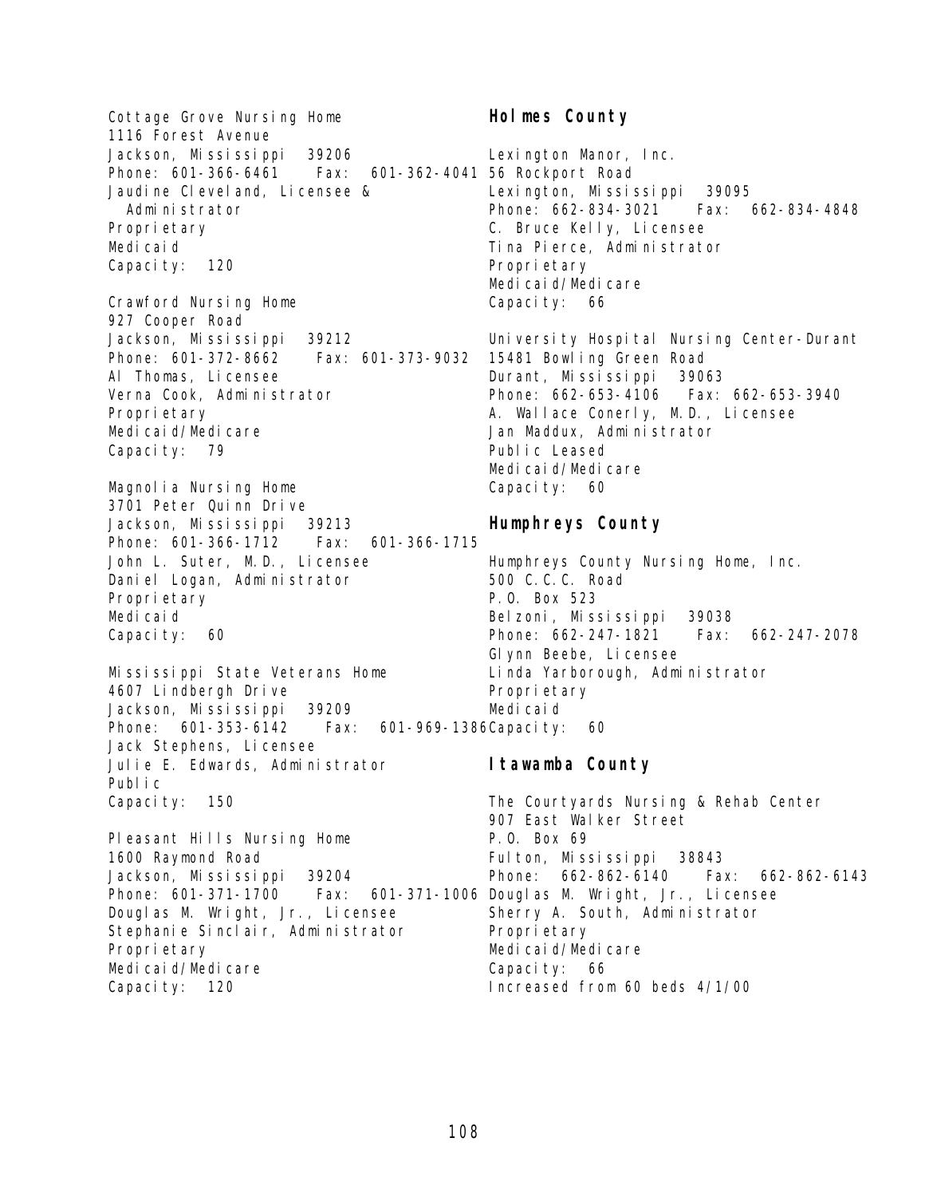Cottage Grove Nursing Home
1116 Forest Avenue
Jackson, Mississippi 39206
Phone: 601-366-6461 Fax: 601-362-4041
Jaudine Cleveland, Licensee & Administrator
Proprietary
Medicaid
Capacity: 120

Crawford Nursing Home
927 Cooper Road
Jackson, Mississippi 39212
Phone: 601-372-8662 Fax: 601-373-9032
Al Thomas, Licensee
Verna Cook, Administrator
Proprietary
Medicaid/Medicare
Capacity: 79

Magnolia Nursing Home
3701 Peter Quinn Drive
Jackson, Mississippi 39213
Phone: 601-366-1712 Fax: 601-366-1715
John L. Suter, M.D., Licensee
Daniel Logan, Administrator
Proprietary
Medicaid
Capacity: 60

Mississippi State Veterans Home
4607 Lindbergh Drive
Jackson, Mississippi 39209
Phone: 601-353-6142 Fax: 601-969-1386
Jack Stephens, Licensee
Julie E. Edwards, Administrator
Public
Capacity: 150

Pleasant Hills Nursing Home
1600 Raymond Road
Jackson, Mississippi 39204
Phone: 601-371-1700 Fax: 601-371-1006
Douglas M. Wright, Jr., Licensee
Stephanie Sinclair, Administrator
Proprietary
Medicaid/Medicare
Capacity: 120

## Holmes County

Lexington Manor, Inc.
56 Rockport Road
Lexington, Mississippi 39095
Phone: 662-834-3021 Fax: 662-834-4848
C. Bruce Kelly, Licensee
Tina Pierce, Administrator
Proprietary
Medicaid/Medicare
Capacity: 66

University Hospital Nursing Center-Durant
15481 Bowling Green Road
Durant, Mississippi 39063
Phone: 662-653-4106 Fax: 662-653-3940
A. Wallace Conerly, M.D., Licensee
Jan Maddux, Administrator
Public Leased
Medicaid/Medicare
Capacity: 60

## Humphreys County

Humphreys County Nursing Home, Inc.
500 C.C.C. Road
P.O. Box 523
Belzoni, Mississippi 39038
Phone: 662-247-1821 Fax: 662-247-2078
Glynn Beebe, Licensee
Linda Yarborough, Administrator
Proprietary
Medicaid
Capacity: 60

## Itawamba County

The Courtyards Nursing & Rehab Center
907 East Walker Street
P.O. Box 69
Fulton, Mississippi 38843
Phone: 662-862-6140 Fax: 662-862-6143
Douglas M. Wright, Jr., Licensee
Sherry A. South, Administrator
Proprietary
Medicaid/Medicare
Capacity: 66
Increased from 60 beds 4/1/00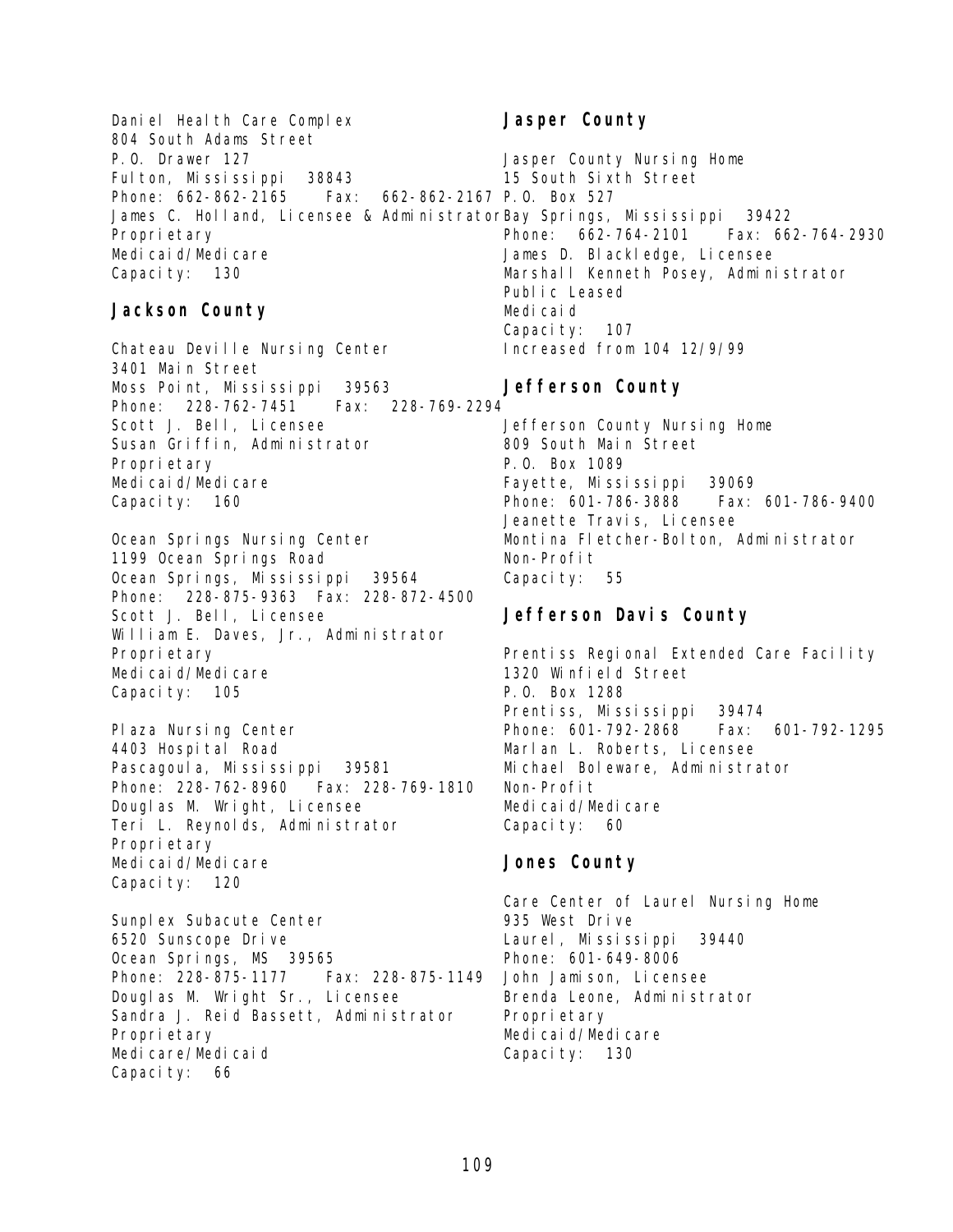Daniel Health Care Complex
804 South Adams Street
P.O. Drawer 127
Fulton, Mississippi 38843
Phone: 662-862-2165 Fax: 662-862-2167
James C. Holland, Licensee & Administrator
Proprietary
Medicaid/Medicare
Capacity: 130

## Jackson County

Chateau Deville Nursing Center
3401 Main Street
Moss Point, Mississippi 39563
Phone: 228-762-7451 Fax: 228-769-2294
Scott J. Bell, Licensee
Susan Griffin, Administrator
Proprietary
Medicaid/Medicare
Capacity: 160

Ocean Springs Nursing Center
1199 Ocean Springs Road
Ocean Springs, Mississippi 39564
Phone: 228-875-9363 Fax: 228-872-4500
Scott J. Bell, Licensee
William E. Daves, Jr., Administrator
Proprietary
Medicaid/Medicare
Capacity: 105

Plaza Nursing Center
4403 Hospital Road
Pascagoula, Mississippi 39581
Phone: 228-762-8960 Fax: 228-769-1810
Douglas M. Wright, Licensee
Teri L. Reynolds, Administrator
Proprietary
Medicaid/Medicare
Capacity: 120

Sunplex Subacute Center
6520 Sunscope Drive
Ocean Springs, MS 39565
Phone: 228-875-1177 Fax: 228-875-1149
Douglas M. Wright Sr., Licensee
Sandra J. Reid Bassett, Administrator
Proprietary
Medicare/Medicaid
Capacity: 66

## Jasper County

Jasper County Nursing Home
15 South Sixth Street
P.O. Box 527
Bay Springs, Mississippi 39422
Phone: 662-764-2101 Fax: 662-764-2930
James D. Blackledge, Licensee
Marshall Kenneth Posey, Administrator
Public Leased
Medicaid
Capacity: 107
Increased from 104 12/9/99

## Jefferson County

Jefferson County Nursing Home
809 South Main Street
P.O. Box 1089
Fayette, Mississippi 39069
Phone: 601-786-3888 Fax: 601-786-9400
Jeanette Travis, Licensee
Montina Fletcher-Bolton, Administrator
Non-Profit
Capacity: 55

## Jefferson Davis County

Prentiss Regional Extended Care Facility
1320 Winfield Street
P.O. Box 1288
Prentiss, Mississippi 39474
Phone: 601-792-2868 Fax: 601-792-1295
Marlan L. Roberts, Licensee
Michael Boleware, Administrator
Non-Profit
Medicaid/Medicare
Capacity: 60

## Jones County

Care Center of Laurel Nursing Home
935 West Drive
Laurel, Mississippi 39440
Phone: 601-649-8006
John Jamison, Licensee
Brenda Leone, Administrator
Proprietary
Medicaid/Medicare
Capacity: 130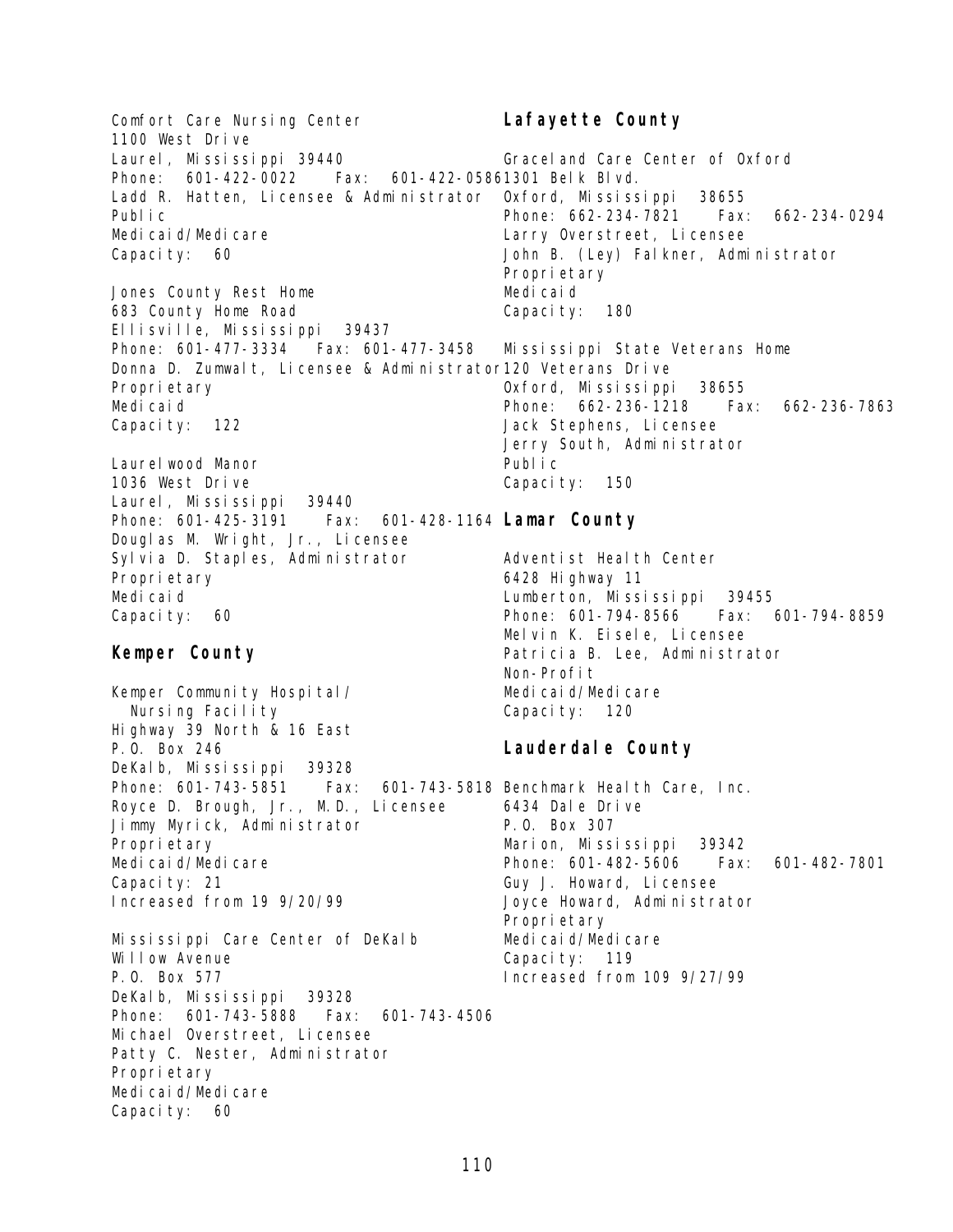Comfort Care Nursing Center
1100 West Drive
Laurel, Mississippi 39440
Phone: 601-422-0022 Fax: 601-422-0586
Ladd R. Hatten, Licensee & Administrator
Public
Medicaid/Medicare
Capacity: 60

Jones County Rest Home
683 County Home Road
Ellisville, Mississippi 39437
Phone: 601-477-3334 Fax: 601-477-3458
Donna D. Zumwalt, Licensee & Administrator
Proprietary
Medicaid
Capacity: 122

Laurelwood Manor
1036 West Drive
Laurel, Mississippi 39440
Phone: 601-425-3191 Fax: 601-428-1164
Douglas M. Wright, Jr., Licensee
Sylvia D. Staples, Administrator
Proprietary
Medicaid
Capacity: 60

## Kemper County

Kemper Community Hospital/
Nursing Facility
Highway 39 North & 16 East
P.O. Box 246
DeKalb, Mississippi 39328
Phone: 601-743-5851 Fax: 601-743-5818
Royce D. Brough, Jr., M.D., Licensee
Jimmy Myrick, Administrator
Proprietary
Medicaid/Medicare
Capacity: 21
Increased from 19 9/20/99

Mississippi Care Center of DeKalb
Willow Avenue
P.O. Box 577
DeKalb, Mississippi 39328
Phone: 601-743-5888 Fax: 601-743-4506
Michael Overstreet, Licensee
Patty C. Nester, Administrator
Proprietary
Medicaid/Medicare
Capacity: 60

## Lafayette County

Graceland Care Center of Oxford
1301 Belk Blvd.
Oxford, Mississippi 38655
Phone: 662-234-7821 Fax: 662-234-0294
Larry Overstreet, Licensee
John B. (Ley) Falkner, Administrator
Proprietary
Medicaid
Capacity: 180

Mississippi State Veterans Home
120 Veterans Drive
Oxford, Mississippi 38655
Phone: 662-236-1218 Fax: 662-236-7863
Jack Stephens, Licensee
Jerry South, Administrator
Public
Capacity: 150

## Lamar County

Adventist Health Center
6428 Highway 11
Lumberton, Mississippi 39455
Phone: 601-794-8566 Fax: 601-794-8859
Melvin K. Eisele, Licensee
Patricia B. Lee, Administrator
Non-Profit
Medicaid/Medicare
Capacity: 120

## Lauderdale County

Benchmark Health Care, Inc.
6434 Dale Drive
P.O. Box 307
Marion, Mississippi 39342
Phone: 601-482-5606 Fax: 601-482-7801
Guy J. Howard, Licensee
Joyce Howard, Administrator
Proprietary
Medicaid/Medicare
Capacity: 119
Increased from 109 9/27/99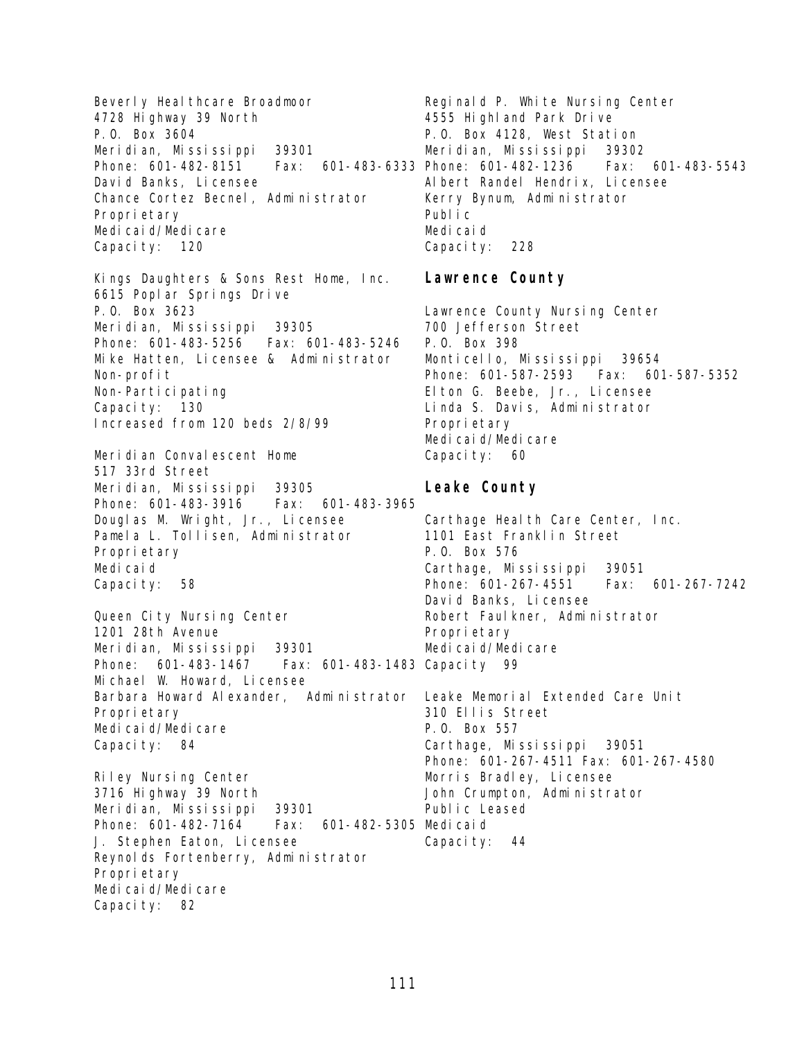Beverly Healthcare Broadmoor
4728 Highway 39 North
P.O. Box 3604
Meridian, Mississippi 39301
Phone: 601-482-8151 Fax: 601-483-6333
David Banks, Licensee
Chance Cortez Becnel, Administrator
Proprietary
Medicaid/Medicare
Capacity: 120

Kings Daughters & Sons Rest Home, Inc.
6615 Poplar Springs Drive
P.O. Box 3623
Meridian, Mississippi 39305
Phone: 601-483-5256 Fax: 601-483-5246
Mike Hatten, Licensee & Administrator
Non-profit
Non-Participating
Capacity: 130
Increased from 120 beds 2/8/99

Meridian Convalescent Home
517 33rd Street
Meridian, Mississippi 39305
Phone: 601-483-3916 Fax: 601-483-3965
Douglas M. Wright, Jr., Licensee
Pamela L. Tollisen, Administrator
Proprietary
Medicaid
Capacity: 58

Queen City Nursing Center
1201 28th Avenue
Meridian, Mississippi 39301
Phone: 601-483-1467 Fax: 601-483-1483
Michael W. Howard, Licensee
Barbara Howard Alexander, Administrator
Proprietary
Medicaid/Medicare
Capacity: 84

Riley Nursing Center
3716 Highway 39 North
Meridian, Mississippi 39301
Phone: 601-482-7164 Fax: 601-482-5305
J. Stephen Eaton, Licensee
Reynolds Fortenberry, Administrator
Proprietary
Medicaid/Medicare
Capacity: 82

Reginald P. White Nursing Center
4555 Highland Park Drive
P.O. Box 4128, West Station
Meridian, Mississippi 39302
Phone: 601-482-1236 Fax: 601-483-5543
Albert Randel Hendrix, Licensee
Kerry Bynum, Administrator
Public
Medicaid
Capacity: 228

## Lawrence County

Lawrence County Nursing Center
700 Jefferson Street
P.O. Box 398
Monticello, Mississippi 39654
Phone: 601-587-2593 Fax: 601-587-5352
Elton G. Beebe, Jr., Licensee
Linda S. Davis, Administrator
Proprietary
Medicaid/Medicare
Capacity: 60

## Leake County

Carthage Health Care Center, Inc.
1101 East Franklin Street
P.O. Box 576
Carthage, Mississippi 39051
Phone: 601-267-4551 Fax: 601-267-7242
David Banks, Licensee
Robert Faulkner, Administrator
Proprietary
Medicaid/Medicare
Capacity 99

Leake Memorial Extended Care Unit
310 Ellis Street
P.O. Box 557
Carthage, Mississippi 39051
Phone: 601-267-4511 Fax: 601-267-4580
Morris Bradley, Licensee
John Crumpton, Administrator
Public Leased
Medicaid
Capacity: 44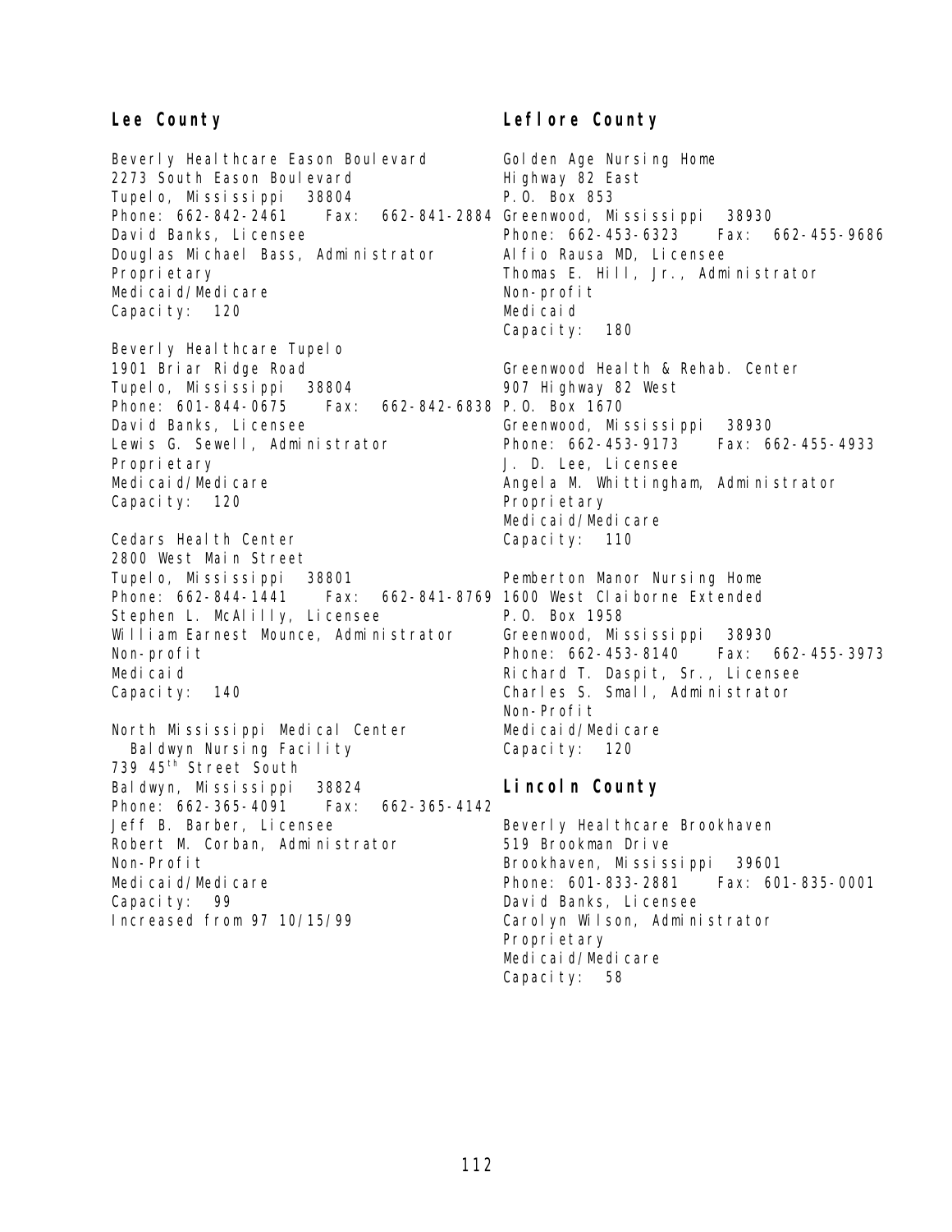## Lee County

Beverly Healthcare Eason Boulevard
2273 South Eason Boulevard
Tupelo, Mississippi 38804
Phone: 662-842-2461 Fax: 662-841-2884
David Banks, Licensee
Douglas Michael Bass, Administrator
Proprietary
Medicaid/Medicare
Capacity: 120

Beverly Healthcare Tupelo
1901 Briar Ridge Road
Tupelo, Mississippi 38804
Phone: 601-844-0675 Fax: 662-842-6838
David Banks, Licensee
Lewis G. Sewell, Administrator
Proprietary
Medicaid/Medicare
Capacity: 120

Cedars Health Center
2800 West Main Street
Tupelo, Mississippi 38801
Phone: 662-844-1441 Fax: 662-841-8769
Stephen L. McAlilly, Licensee
William Earnest Mounce, Administrator
Non-profit
Medicaid
Capacity: 140

North Mississippi Medical Center
Baldwyn Nursing Facility
739 45th Street South
Baldwyn, Mississippi 38824
Phone: 662-365-4091 Fax: 662-365-4142
Jeff B. Barber, Licensee
Robert M. Corban, Administrator
Non-Profit
Medicaid/Medicare
Capacity: 99
Increased from 97 10/15/99

## Leflore County

Golden Age Nursing Home
Highway 82 East
P.O. Box 853
Greenwood, Mississippi 38930
Phone: 662-453-6323 Fax: 662-455-9686
Alfio Rausa MD, Licensee
Thomas E. Hill, Jr., Administrator
Non-profit
Medicaid
Capacity: 180

Greenwood Health & Rehab. Center
907 Highway 82 West
P.O. Box 1670
Greenwood, Mississippi 38930
Phone: 662-453-9173 Fax: 662-455-4933
J. D. Lee, Licensee
Angela M. Whittingham, Administrator
Proprietary
Medicaid/Medicare
Capacity: 110

Pemberton Manor Nursing Home
1600 West Claiborne Extended
P.O. Box 1958
Greenwood, Mississippi 38930
Phone: 662-453-8140 Fax: 662-455-3973
Richard T. Daspit, Sr., Licensee
Charles S. Small, Administrator
Non-Profit
Medicaid/Medicare
Capacity: 120

## Lincoln County

Beverly Healthcare Brookhaven
519 Brookman Drive
Brookhaven, Mississippi 39601
Phone: 601-833-2881 Fax: 601-835-0001
David Banks, Licensee
Carolyn Wilson, Administrator
Proprietary
Medicaid/Medicare
Capacity: 58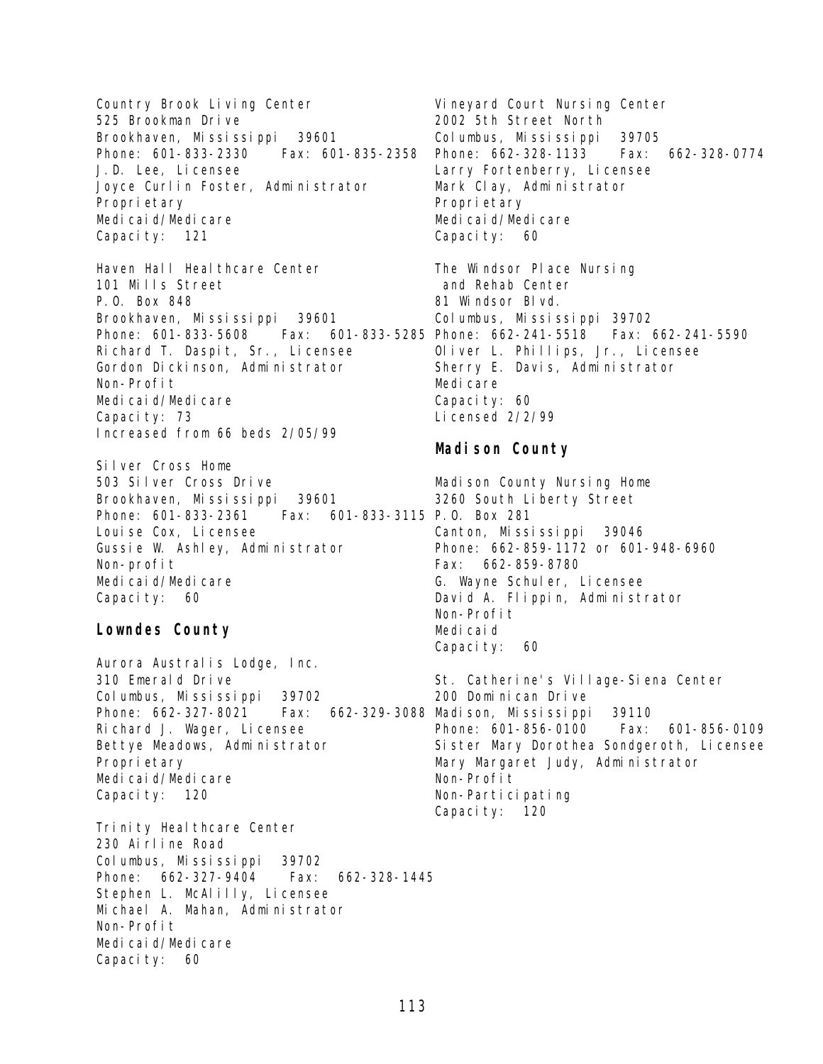Country Brook Living Center
525 Brookman Drive
Brookhaven, Mississippi 39601
Phone: 601-833-2330 Fax: 601-835-2358
J.D. Lee, Licensee
Joyce Curlin Foster, Administrator
Proprietary
Medicaid/Medicare
Capacity: 121

Haven Hall Healthcare Center
101 Mills Street
P.O. Box 848
Brookhaven, Mississippi 39601
Phone: 601-833-5608 Fax: 601-833-5285
Richard T. Daspit, Sr., Licensee
Gordon Dickinson, Administrator
Non-Profit
Medicaid/Medicare
Capacity: 73
Increased from 66 beds 2/05/99

Silver Cross Home
503 Silver Cross Drive
Brookhaven, Mississippi 39601
Phone: 601-833-2361 Fax: 601-833-3115
Louise Cox, Licensee
Gussie W. Ashley, Administrator
Non-profit
Medicaid/Medicare
Capacity: 60

## Lowndes County

Aurora Australis Lodge, Inc.
310 Emerald Drive
Columbus, Mississippi 39702
Phone: 662-327-8021 Fax: 662-329-3088
Richard J. Wager, Licensee
Bettye Meadows, Administrator
Proprietary
Medicaid/Medicare
Capacity: 120

Trinity Healthcare Center
230 Airline Road
Columbus, Mississippi 39702
Phone: 662-327-9404 Fax: 662-328-1445
Stephen L. McAlilly, Licensee
Michael A. Mahan, Administrator
Non-Profit
Medicaid/Medicare
Capacity: 60

Vineyard Court Nursing Center
2002 5th Street North
Columbus, Mississippi 39705
Phone: 662-328-1133 Fax: 662-328-0774
Larry Fortenberry, Licensee
Mark Clay, Administrator
Proprietary
Medicaid/Medicare
Capacity: 60

The Windsor Place Nursing
and Rehab Center
81 Windsor Blvd.
Columbus, Mississippi 39702
Phone: 662-241-5518 Fax: 662-241-5590
Oliver L. Phillips, Jr., Licensee
Sherry E. Davis, Administrator
Medicare
Capacity: 60
Licensed 2/2/99

## Madison County

Madison County Nursing Home
3260 South Liberty Street
P.O. Box 281
Canton, Mississippi 39046
Phone: 662-859-1172 or 601-948-6960
Fax: 662-859-8780
G. Wayne Schuler, Licensee
David A. Flippin, Administrator
Non-Profit
Medicaid
Capacity: 60

St. Catherine's Village-Siena Center
200 Dominican Drive
Madison, Mississippi 39110
Phone: 601-856-0100 Fax: 601-856-0109
Sister Mary Dorothea Sondgeroth, Licensee
Mary Margaret Judy, Administrator
Non-Profit
Non-Participating
Capacity: 120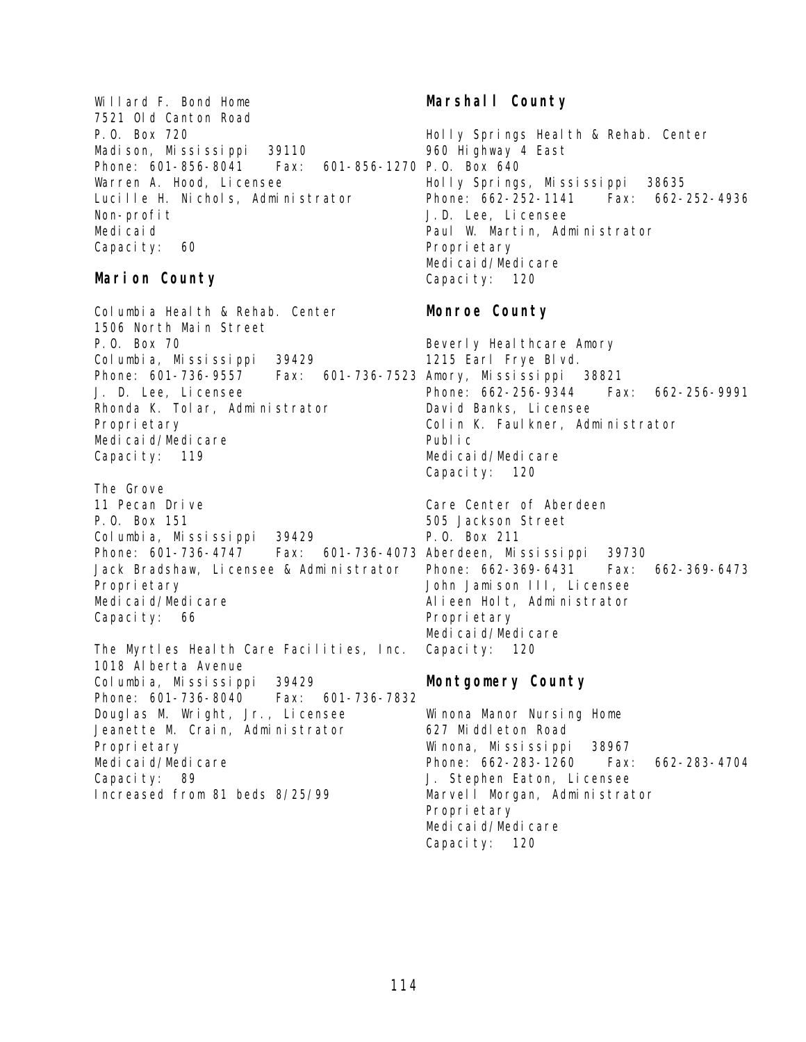Willard F. Bond Home
7521 Old Canton Road
P.O. Box 720
Madison, Mississippi 39110
Phone: 601-856-8041 Fax: 601-856-1270
Warren A. Hood, Licensee
Lucille H. Nichols, Administrator
Non-profit
Medicaid
Capacity: 60

## Marion County

Columbia Health & Rehab. Center
1506 North Main Street
P.O. Box 70
Columbia, Mississippi 39429
Phone: 601-736-9557 Fax: 601-736-7523
J. D. Lee, Licensee
Rhonda K. Tolar, Administrator
Proprietary
Medicaid/Medicare
Capacity: 119

The Grove
11 Pecan Drive
P.O. Box 151
Columbia, Mississippi 39429
Phone: 601-736-4747 Fax: 601-736-4073
Jack Bradshaw, Licensee & Administrator
Proprietary
Medicaid/Medicare
Capacity: 66

The Myrtles Health Care Facilities, Inc.
1018 Alberta Avenue
Columbia, Mississippi 39429
Phone: 601-736-8040 Fax: 601-736-7832
Douglas M. Wright, Jr., Licensee
Jeanette M. Crain, Administrator
Proprietary
Medicaid/Medicare
Capacity: 89
Increased from 81 beds 8/25/99

## Marshall County

Holly Springs Health & Rehab. Center
960 Highway 4 East
P.O. Box 640
Holly Springs, Mississippi 38635
Phone: 662-252-1141 Fax: 662-252-4936
J.D. Lee, Licensee
Paul W. Martin, Administrator
Proprietary
Medicaid/Medicare
Capacity: 120

## Monroe County

Beverly Healthcare Amory
1215 Earl Frye Blvd.
Amory, Mississippi 38821
Phone: 662-256-9344 Fax: 662-256-9991
David Banks, Licensee
Colin K. Faulkner, Administrator
Public
Medicaid/Medicare
Capacity: 120

Care Center of Aberdeen
505 Jackson Street
P.O. Box 211
Aberdeen, Mississippi 39730
Phone: 662-369-6431 Fax: 662-369-6473
John Jamison III, Licensee
Alieen Holt, Administrator
Proprietary
Medicaid/Medicare
Capacity: 120

## Montgomery County

Winona Manor Nursing Home
627 Middleton Road
Winona, Mississippi 38967
Phone: 662-283-1260 Fax: 662-283-4704
J. Stephen Eaton, Licensee
Marvell Morgan, Administrator
Proprietary
Medicaid/Medicare
Capacity: 120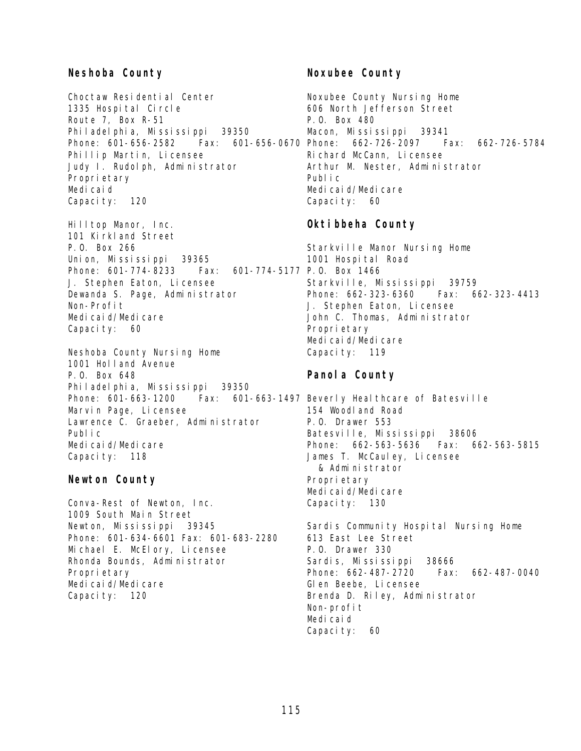## Neshoba County

Choctaw Residential Center
1335 Hospital Circle
Route 7, Box R-51
Philadelphia, Mississippi 39350
Phone: 601-656-2582 Fax: 601-656-0670
Phillip Martin, Licensee
Judy I. Rudolph, Administrator
Proprietary
Medicaid
Capacity: 120

Hilltop Manor, Inc.
101 Kirkland Street
P.O. Box 266
Union, Mississippi 39365
Phone: 601-774-8233 Fax: 601-774-5177
J. Stephen Eaton, Licensee
Dewanda S. Page, Administrator
Non-Profit
Medicaid/Medicare
Capacity: 60

Neshoba County Nursing Home
1001 Holland Avenue
P.O. Box 648
Philadelphia, Mississippi 39350
Phone: 601-663-1200 Fax: 601-663-1497
Marvin Page, Licensee
Lawrence C. Graeber, Administrator
Public
Medicaid/Medicare
Capacity: 118

## Newton County

Conva-Rest of Newton, Inc.
1009 South Main Street
Newton, Mississippi 39345
Phone: 601-634-6601 Fax: 601-683-2280
Michael E. McElory, Licensee
Rhonda Bounds, Administrator
Proprietary
Medicaid/Medicare
Capacity: 120

## Noxubee County

Noxubee County Nursing Home
606 North Jefferson Street
P.O. Box 480
Macon, Mississippi 39341
Phone: 662-726-2097 Fax: 662-726-5784
Richard McCann, Licensee
Arthur M. Nester, Administrator
Public
Medicaid/Medicare
Capacity: 60

## Oktibbeha County

Starkville Manor Nursing Home
1001 Hospital Road
P.O. Box 1466
Starkville, Mississippi 39759
Phone: 662-323-6360 Fax: 662-323-4413
J. Stephen Eaton, Licensee
John C. Thomas, Administrator
Proprietary
Medicaid/Medicare
Capacity: 119

## Panola County

Beverly Healthcare of Batesville
154 Woodland Road
P.O. Drawer 553
Batesville, Mississippi 38606
Phone: 662-563-5636 Fax: 662-563-5815
James T. McCauley, Licensee
& Administrator
Proprietary
Medicaid/Medicare
Capacity: 130

Sardis Community Hospital Nursing Home
613 East Lee Street
P.O. Drawer 330
Sardis, Mississippi 38666
Phone: 662-487-2720 Fax: 662-487-0040
Glen Beebe, Licensee
Brenda D. Riley, Administrator
Non-profit
Medicaid
Capacity: 60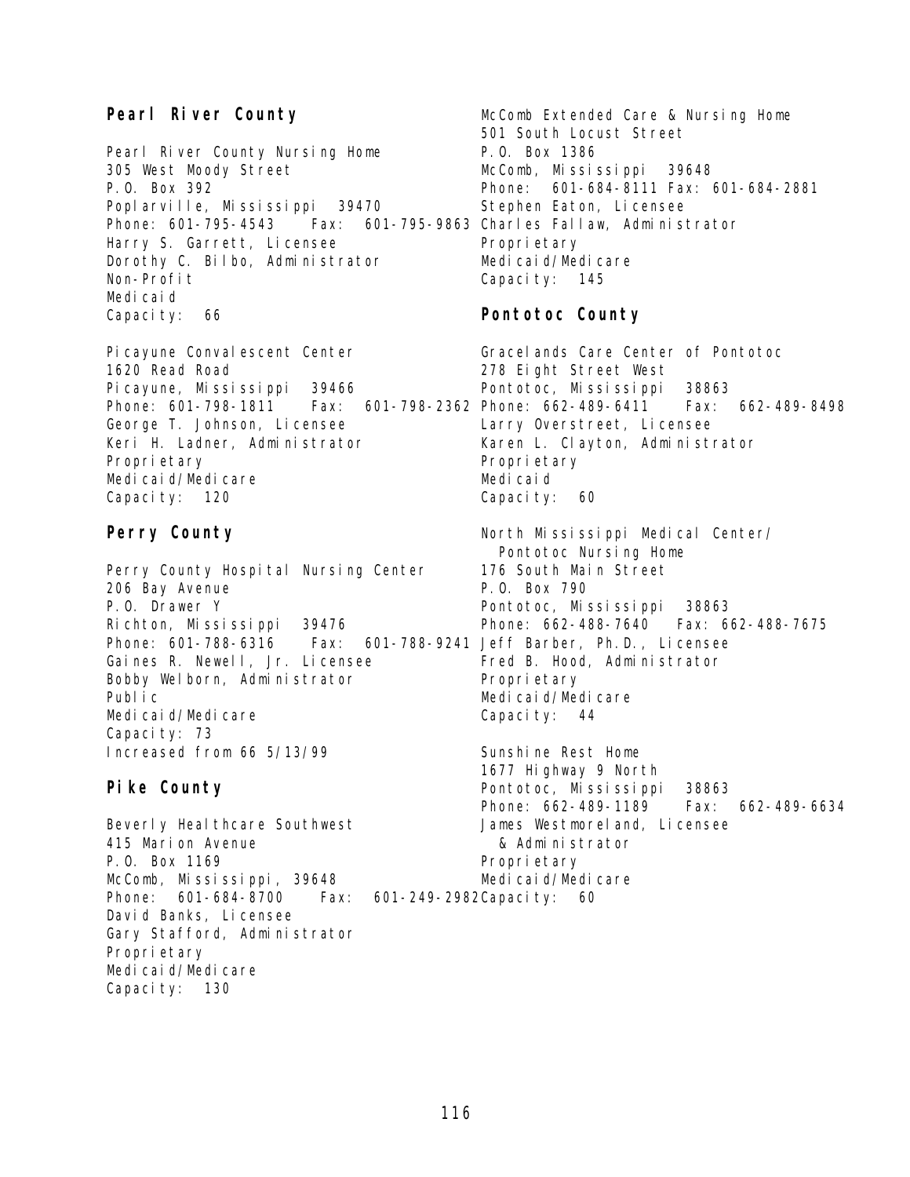## Pearl River County

Pearl River County Nursing Home
305 West Moody Street
P.O. Box 392
Poplarville, Mississippi 39470
Phone: 601-795-4543 Fax: 601-795-9863
Harry S. Garrett, Licensee
Dorothy C. Bilbo, Administrator
Non-Profit
Medicaid
Capacity: 66

Picayune Convalescent Center
1620 Read Road
Picayune, Mississippi 39466
Phone: 601-798-1811 Fax: 601-798-2362
George T. Johnson, Licensee
Keri H. Ladner, Administrator
Proprietary
Medicaid/Medicare
Capacity: 120

## Perry County

Perry County Hospital Nursing Center
206 Bay Avenue
P.O. Drawer Y
Richton, Mississippi 39476
Phone: 601-788-6316 Fax: 601-788-9241
Gaines R. Newell, Jr. Licensee
Bobby Welborn, Administrator
Public
Medicaid/Medicare
Capacity: 73
Increased from 66 5/13/99

## Pike County

Beverly Healthcare Southwest
415 Marion Avenue
P.O. Box 1169
McComb, Mississippi, 39648
Phone: 601-684-8700 Fax: 601-249-2982
David Banks, Licensee
Gary Stafford, Administrator
Proprietary
Medicaid/Medicare
Capacity: 130

McComb Extended Care & Nursing Home
501 South Locust Street
P.O. Box 1386
McComb, Mississippi 39648
Phone: 601-684-8111 Fax: 601-684-2881
Stephen Eaton, Licensee
Charles Fallaw, Administrator
Proprietary
Medicaid/Medicare
Capacity: 145

## Pontotoc County

Gracelands Care Center of Pontotoc
278 Eight Street West
Pontotoc, Mississippi 38863
Phone: 662-489-6411 Fax: 662-489-8498
Larry Overstreet, Licensee
Karen L. Clayton, Administrator
Proprietary
Medicaid
Capacity: 60

North Mississippi Medical Center/
Pontotoc Nursing Home
176 South Main Street
P.O. Box 790
Pontotoc, Mississippi 38863
Phone: 662-488-7640 Fax: 662-488-7675
Jeff Barber, Ph.D., Licensee
Fred B. Hood, Administrator
Proprietary
Medicaid/Medicare
Capacity: 44

Sunshine Rest Home
1677 Highway 9 North
Pontotoc, Mississippi 38863
Phone: 662-489-1189 Fax: 662-489-6634
James Westmoreland, Licensee
& Administrator
Proprietary
Medicaid/Medicare
Capacity: 60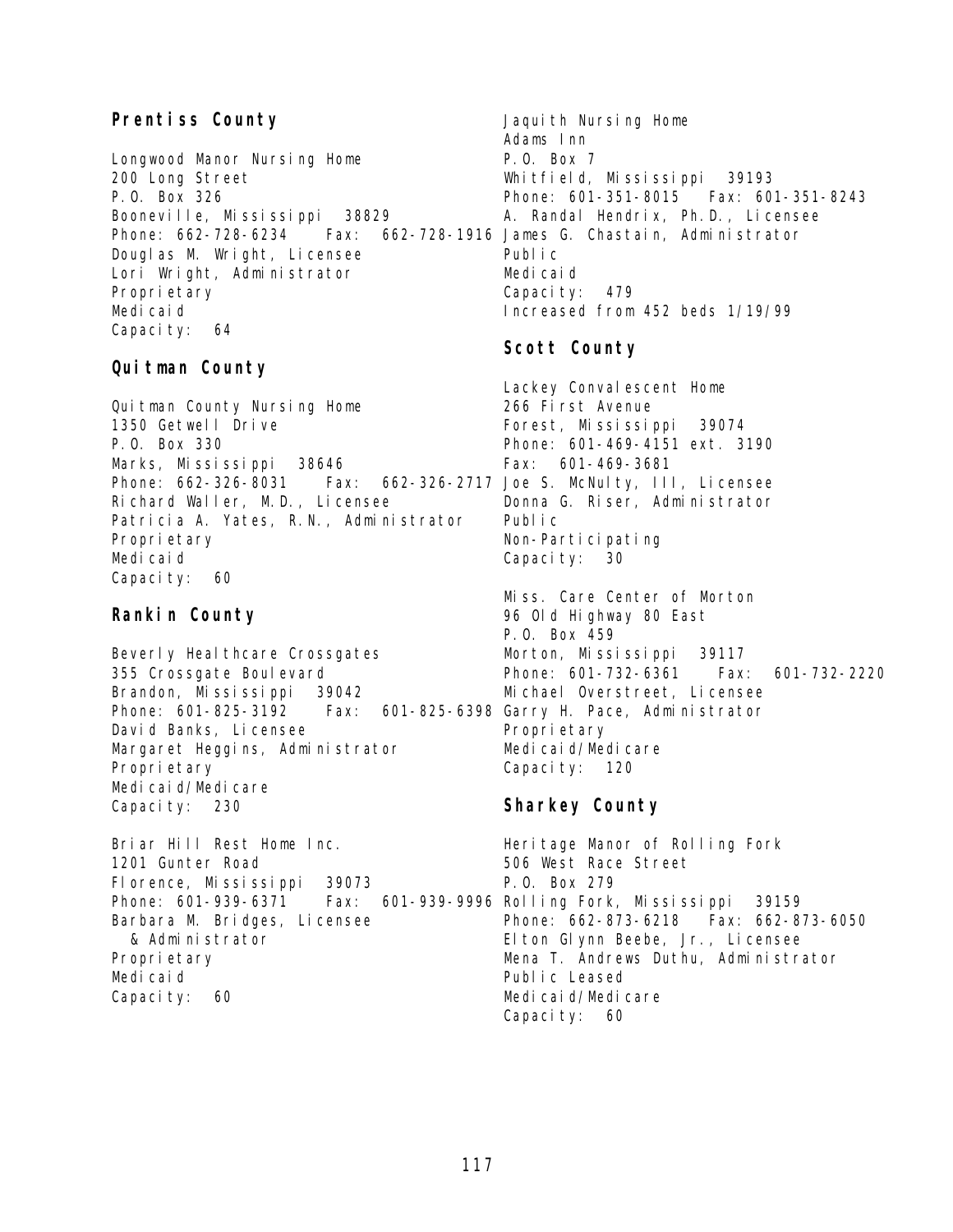## Prentiss County

Longwood Manor Nursing Home
200 Long Street
P.O. Box 326
Booneville, Mississippi 38829
Phone: 662-728-6234 Fax: 662-728-1916
Douglas M. Wright, Licensee
Lori Wright, Administrator
Proprietary
Medicaid
Capacity: 64

## Quitman County

Quitman County Nursing Home
1350 Getwell Drive
P.O. Box 330
Marks, Mississippi 38646
Phone: 662-326-8031 Fax: 662-326-2717
Richard Waller, M.D., Licensee
Patricia A. Yates, R.N., Administrator
Proprietary
Medicaid
Capacity: 60

## Rankin County

Beverly Healthcare Crossgates
355 Crossgate Boulevard
Brandon, Mississippi 39042
Phone: 601-825-3192 Fax: 601-825-6398
David Banks, Licensee
Margaret Heggins, Administrator
Proprietary
Medicaid/Medicare
Capacity: 230

Briar Hill Rest Home Inc.
1201 Gunter Road
Florence, Mississippi 39073
Phone: 601-939-6371 Fax: 601-939-9996
Barbara M. Bridges, Licensee
& Administrator
Proprietary
Medicaid
Capacity: 60

Jaquith Nursing Home
Adams Inn
P.O. Box 7
Whitfield, Mississippi 39193
Phone: 601-351-8015 Fax: 601-351-8243
A. Randal Hendrix, Ph.D., Licensee
James G. Chastain, Administrator
Public
Medicaid
Capacity: 479
Increased from 452 beds 1/19/99

## Scott County

Lackey Convalescent Home
266 First Avenue
Forest, Mississippi 39074
Phone: 601-469-4151 ext. 3190
Fax: 601-469-3681
Joe S. McNulty, III, Licensee
Donna G. Riser, Administrator
Public
Non-Participating
Capacity: 30

Miss. Care Center of Morton
96 Old Highway 80 East
P.O. Box 459
Morton, Mississippi 39117
Phone: 601-732-6361 Fax: 601-732-2220
Michael Overstreet, Licensee
Garry H. Pace, Administrator
Proprietary
Medicaid/Medicare
Capacity: 120

## Sharkey County

Heritage Manor of Rolling Fork
506 West Race Street
P.O. Box 279
Rolling Fork, Mississippi 39159
Phone: 662-873-6218 Fax: 662-873-6050
Elton Glynn Beebe, Jr., Licensee
Mena T. Andrews Duthu, Administrator
Public Leased
Medicaid/Medicare
Capacity: 60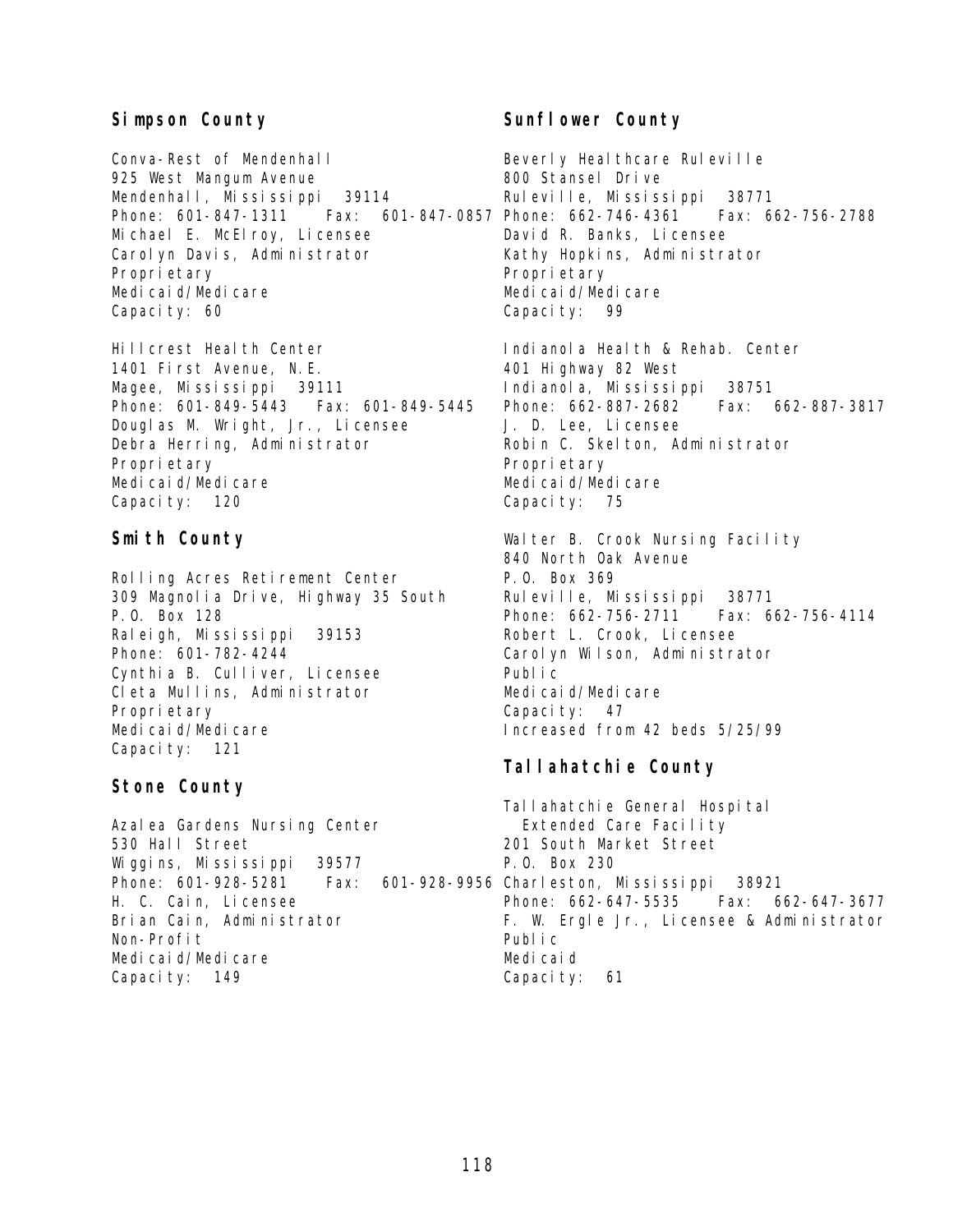## Simpson County

Conva-Rest of Mendenhall
925 West Mangum Avenue
Mendenhall, Mississippi 39114
Phone: 601-847-1311 Fax: 601-847-0857
Michael E. McElroy, Licensee
Carolyn Davis, Administrator
Proprietary
Medicaid/Medicare
Capacity: 60

Hillcrest Health Center
1401 First Avenue, N.E.
Magee, Mississippi 39111
Phone: 601-849-5443 Fax: 601-849-5445
Douglas M. Wright, Jr., Licensee
Debra Herring, Administrator
Proprietary
Medicaid/Medicare
Capacity: 120

## Smith County

Rolling Acres Retirement Center
309 Magnolia Drive, Highway 35 South
P.O. Box 128
Raleigh, Mississippi 39153
Phone: 601-782-4244
Cynthia B. Culliver, Licensee
Cleta Mullins, Administrator
Proprietary
Medicaid/Medicare
Capacity: 121

## Stone County

Azalea Gardens Nursing Center
530 Hall Street
Wiggins, Mississippi 39577
Phone: 601-928-5281 Fax: 601-928-9956
H. C. Cain, Licensee
Brian Cain, Administrator
Non-Profit
Medicaid/Medicare
Capacity: 149

## Sunflower County

Beverly Healthcare Ruleville
800 Stansel Drive
Ruleville, Mississippi 38771
Phone: 662-746-4361 Fax: 662-756-2788
David R. Banks, Licensee
Kathy Hopkins, Administrator
Proprietary
Medicaid/Medicare
Capacity: 99

Indianola Health & Rehab. Center
401 Highway 82 West
Indianola, Mississippi 38751
Phone: 662-887-2682 Fax: 662-887-3817
J. D. Lee, Licensee
Robin C. Skelton, Administrator
Proprietary
Medicaid/Medicare
Capacity: 75

Walter B. Crook Nursing Facility
840 North Oak Avenue
P.O. Box 369
Ruleville, Mississippi 38771
Phone: 662-756-2711 Fax: 662-756-4114
Robert L. Crook, Licensee
Carolyn Wilson, Administrator
Public
Medicaid/Medicare
Capacity: 47
Increased from 42 beds 5/25/99

## Tallahatchie County

Tallahatchie General Hospital
Extended Care Facility
201 South Market Street
P.O. Box 230
Charleston, Mississippi 38921
Phone: 662-647-5535 Fax: 662-647-3677
F. W. Ergle Jr., Licensee & Administrator
Public
Medicaid
Capacity: 61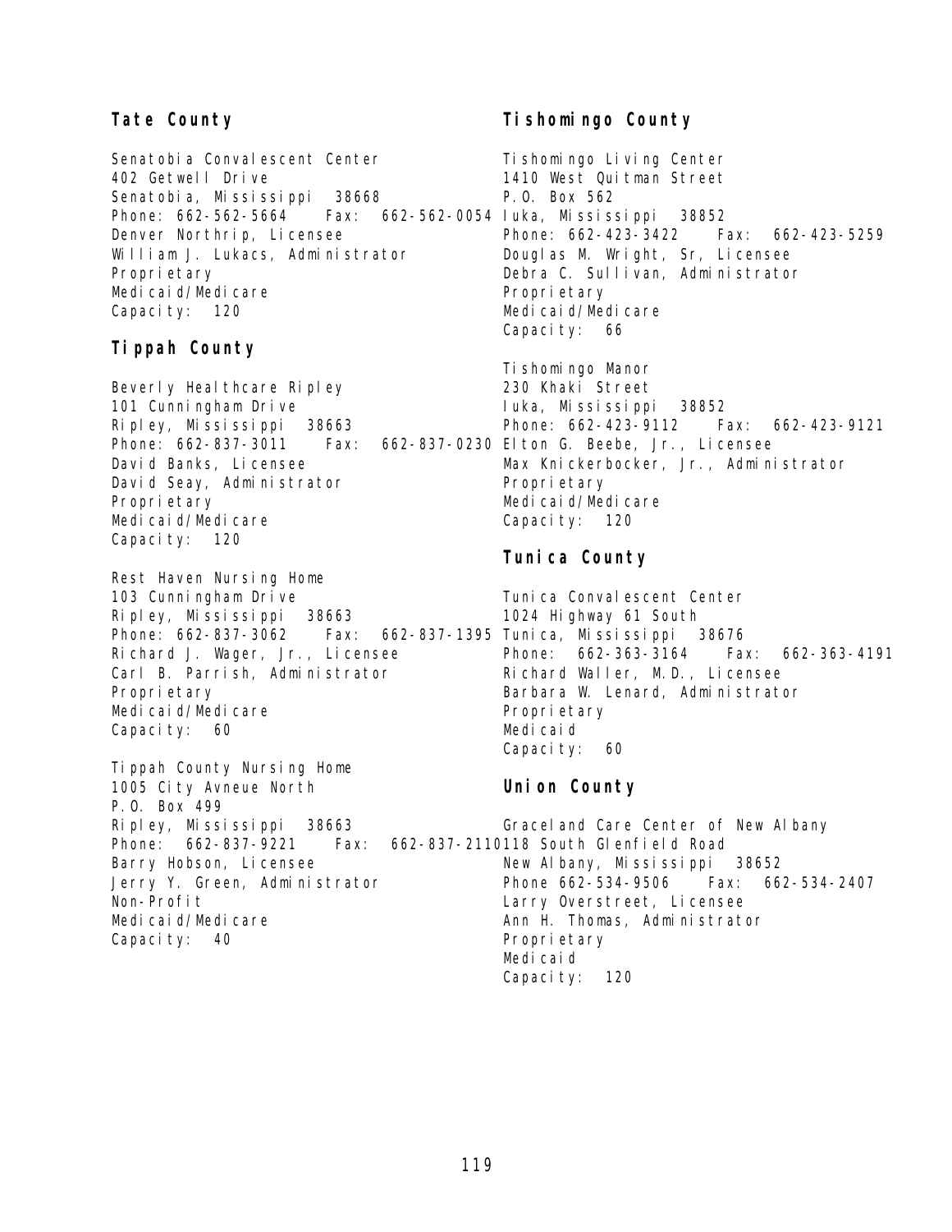### Tate County

Senatobia Convalescent Center
402 Getwell Drive
Senatobia, Mississippi 38668
Phone: 662-562-5664 Fax: 662-562-0054
Denver Northrip, Licensee
William J. Lukacs, Administrator
Proprietary
Medicaid/Medicare
Capacity: 120

### Tippah County

Beverly Healthcare Ripley
101 Cunningham Drive
Ripley, Mississippi 38663
Phone: 662-837-3011 Fax: 662-837-0230
David Banks, Licensee
David Seay, Administrator
Proprietary
Medicaid/Medicare
Capacity: 120

Rest Haven Nursing Home
103 Cunningham Drive
Ripley, Mississippi 38663
Phone: 662-837-3062 Fax: 662-837-1395
Richard J. Wager, Jr., Licensee
Carl B. Parrish, Administrator
Proprietary
Medicaid/Medicare
Capacity: 60

Tippah County Nursing Home
1005 City Avneue North
P.O. Box 499
Ripley, Mississippi 38663
Phone: 662-837-9221 Fax: 662-837-2110
Barry Hobson, Licensee
Jerry Y. Green, Administrator
Non-Profit
Medicaid/Medicare
Capacity: 40

### Tishomingo County

Tishomingo Living Center
1410 West Quitman Street
P.O. Box 562
Iuka, Mississippi 38852
Phone: 662-423-3422 Fax: 662-423-5259
Douglas M. Wright, Sr, Licensee
Debra C. Sullivan, Administrator
Proprietary
Medicaid/Medicare
Capacity: 66

Tishomingo Manor
230 Khaki Street
Iuka, Mississippi 38852
Phone: 662-423-9112 Fax: 662-423-9121
Elton G. Beebe, Jr., Licensee
Max Knickerbocker, Jr., Administrator
Proprietary
Medicaid/Medicare
Capacity: 120

### Tunica County

Tunica Convalescent Center
1024 Highway 61 South
Tunica, Mississippi 38676
Phone: 662-363-3164 Fax: 662-363-4191
Richard Waller, M.D., Licensee
Barbara W. Lenard, Administrator
Proprietary
Medicaid
Capacity: 60

### Union County

Graceland Care Center of New Albany
118 South Glenfield Road
New Albany, Mississippi 38652
Phone 662-534-9506 Fax: 662-534-2407
Larry Overstreet, Licensee
Ann H. Thomas, Administrator
Proprietary
Medicaid
Capacity: 120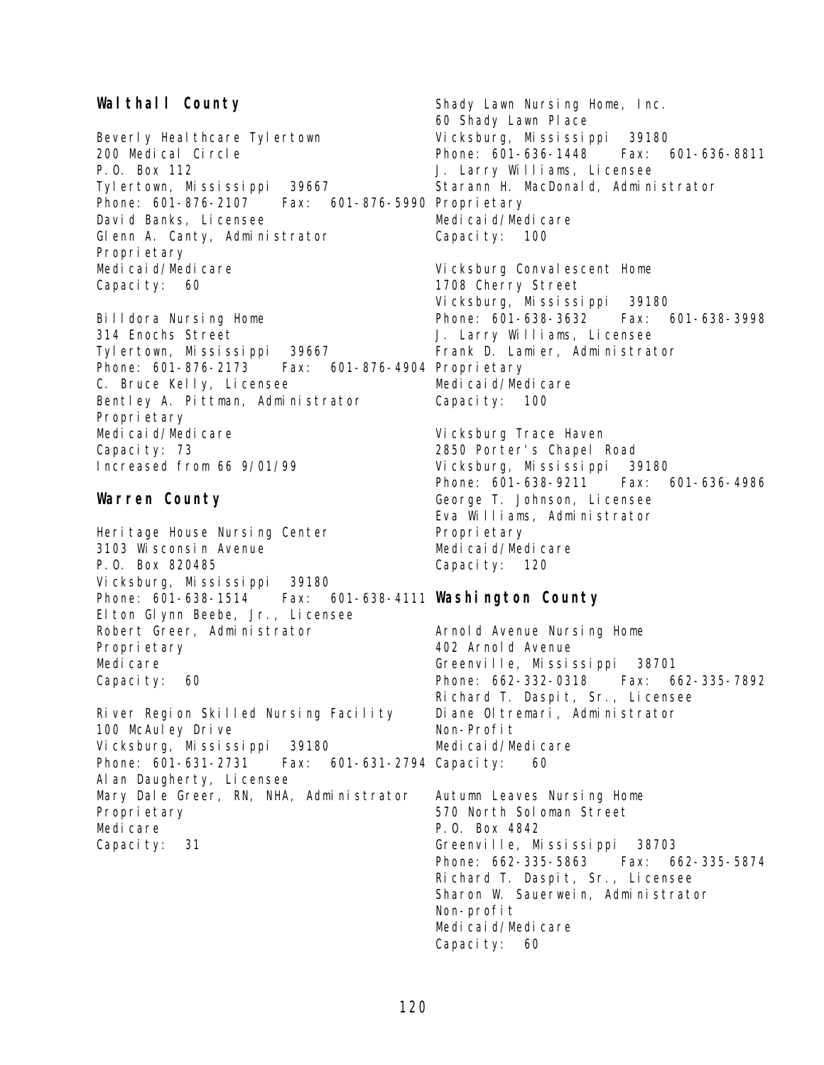## Walthall County

Beverly Healthcare Tylertown
200 Medical Circle
P.O. Box 112
Tylertown, Mississippi 39667
Phone: 601-876-2107 Fax: 601-876-5990
David Banks, Licensee
Glenn A. Canty, Administrator
Proprietary
Medicaid/Medicare
Capacity: 60

Billdora Nursing Home
314 Enochs Street
Tylertown, Mississippi 39667
Phone: 601-876-2173 Fax: 601-876-4904
C. Bruce Kelly, Licensee
Bentley A. Pittman, Administrator
Proprietary
Medicaid/Medicare
Capacity: 73
Increased from 66 9/01/99

## Warren County

Heritage House Nursing Center
3103 Wisconsin Avenue
P.O. Box 820485
Vicksburg, Mississippi 39180
Phone: 601-638-1514 Fax: 601-638-4111
Elton Glynn Beebe, Jr., Licensee
Robert Greer, Administrator
Proprietary
Medicare
Capacity: 60

River Region Skilled Nursing Facility
100 McAuley Drive
Vicksburg, Mississippi 39180
Phone: 601-631-2731 Fax: 601-631-2794
Alan Daugherty, Licensee
Mary Dale Greer, RN, NHA, Administrator
Proprietary
Medicare
Capacity: 31

Shady Lawn Nursing Home, Inc.
60 Shady Lawn Place
Vicksburg, Mississippi 39180
Phone: 601-636-1448 Fax: 601-636-8811
J. Larry Williams, Licensee
Starann H. MacDonald, Administrator
Proprietary
Medicaid/Medicare
Capacity: 100

Vicksburg Convalescent Home
1708 Cherry Street
Vicksburg, Mississippi 39180
Phone: 601-638-3632 Fax: 601-638-3998
J. Larry Williams, Licensee
Frank D. Lamier, Administrator
Proprietary
Medicaid/Medicare
Capacity: 100

Vicksburg Trace Haven
2850 Porter's Chapel Road
Vicksburg, Mississippi 39180
Phone: 601-638-9211 Fax: 601-636-4986
George T. Johnson, Licensee
Eva Williams, Administrator
Proprietary
Medicaid/Medicare
Capacity: 120

## Washington County

Arnold Avenue Nursing Home
402 Arnold Avenue
Greenville, Mississippi 38701
Phone: 662-332-0318 Fax: 662-335-7892
Richard T. Daspit, Sr., Licensee
Diane Oltremari, Administrator
Non-Profit
Medicaid/Medicare
Capacity: 60

Autumn Leaves Nursing Home
570 North Soloman Street
P.O. Box 4842
Greenville, Mississippi 38703
Phone: 662-335-5863 Fax: 662-335-5874
Richard T. Daspit, Sr., Licensee
Sharon W. Sauerwein, Administrator
Non-profit
Medicaid/Medicare
Capacity: 60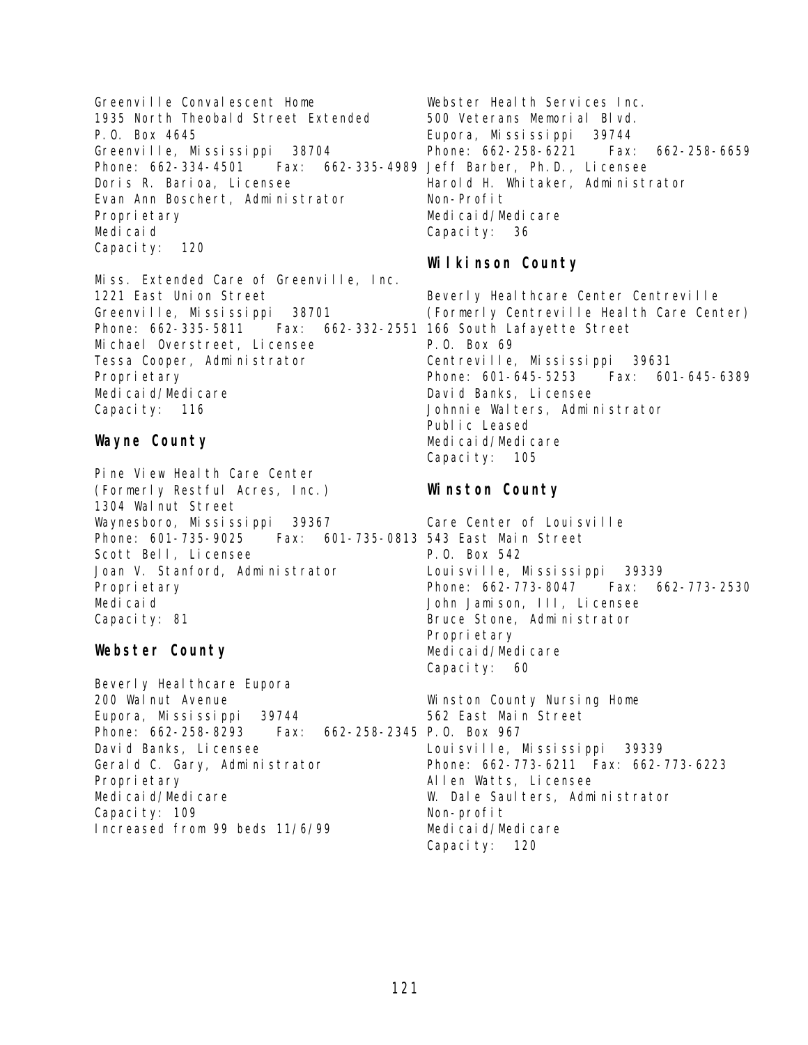Greenville Convalescent Home
1935 North Theobald Street Extended
P.O. Box 4645
Greenville, Mississippi 38704
Phone: 662-334-4501 Fax: 662-335-4989
Doris R. Barioa, Licensee
Evan Ann Boschert, Administrator
Proprietary
Medicaid
Capacity: 120

Miss. Extended Care of Greenville, Inc.
1221 East Union Street
Greenville, Mississippi 38701
Phone: 662-335-5811 Fax: 662-332-2551
Michael Overstreet, Licensee
Tessa Cooper, Administrator
Proprietary
Medicaid/Medicare
Capacity: 116

## Wayne County

Pine View Health Care Center
(Formerly Restful Acres, Inc.)
1304 Walnut Street
Waynesboro, Mississippi 39367
Phone: 601-735-9025 Fax: 601-735-0813
Scott Bell, Licensee
Joan V. Stanford, Administrator
Proprietary
Medicaid
Capacity: 81

## Webster County

Beverly Healthcare Eupora
200 Walnut Avenue
Eupora, Mississippi 39744
Phone: 662-258-8293 Fax: 662-258-2345
David Banks, Licensee
Gerald C. Gary, Administrator
Proprietary
Medicaid/Medicare
Capacity: 109
Increased from 99 beds 11/6/99

Webster Health Services Inc.
500 Veterans Memorial Blvd.
Eupora, Mississippi 39744
Phone: 662-258-6221 Fax: 662-258-6659
Jeff Barber, Ph.D., Licensee
Harold H. Whitaker, Administrator
Non-Profit
Medicaid/Medicare
Capacity: 36

## Wilkinson County

Beverly Healthcare Center Centreville
(Formerly Centreville Health Care Center)
166 South Lafayette Street
P.O. Box 69
Centreville, Mississippi 39631
Phone: 601-645-5253 Fax: 601-645-6389
David Banks, Licensee
Johnnie Walters, Administrator
Public Leased
Medicaid/Medicare
Capacity: 105

## Winston County

Care Center of Louisville
543 East Main Street
P.O. Box 542
Louisville, Mississippi 39339
Phone: 662-773-8047 Fax: 662-773-2530
John Jamison, III, Licensee
Bruce Stone, Administrator
Proprietary
Medicaid/Medicare
Capacity: 60

Winston County Nursing Home
562 East Main Street
P.O. Box 967
Louisville, Mississippi 39339
Phone: 662-773-6211 Fax: 662-773-6223
Allen Watts, Licensee
W. Dale Saulters, Administrator
Non-profit
Medicaid/Medicare
Capacity: 120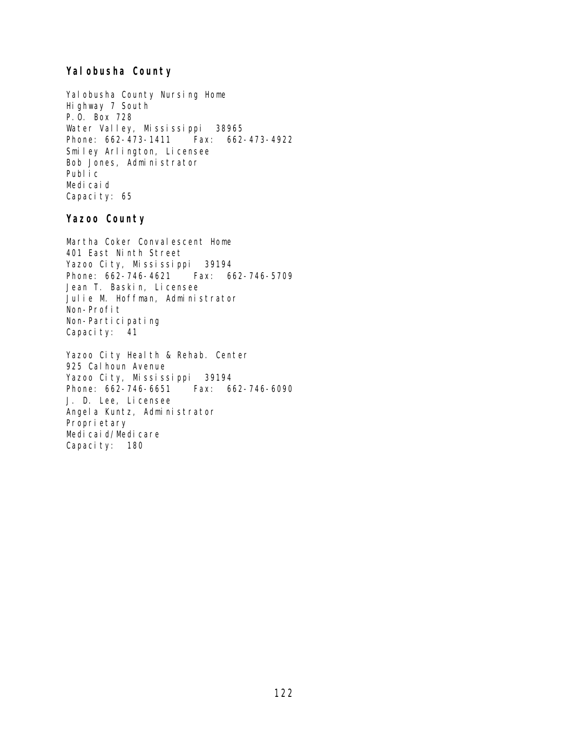### Yalobusha County

Yalobusha County Nursing Home
Highway 7 South
P.O. Box 728
Water Valley, Mississippi 38965
Phone: 662-473-1411 Fax: 662-473-4922
Smiley Arlington, Licensee
Bob Jones, Administrator
Public
Medicaid
Capacity: 65

### Yazoo County

Martha Coker Convalescent Home
401 East Ninth Street
Yazoo City, Mississippi 39194
Phone: 662-746-4621 Fax: 662-746-5709
Jean T. Baskin, Licensee
Julie M. Hoffman, Administrator
Non-Profit
Non-Participating
Capacity: 41

Yazoo City Health & Rehab. Center
925 Calhoun Avenue
Yazoo City, Mississippi 39194
Phone: 662-746-6651 Fax: 662-746-6090
J. D. Lee, Licensee
Angela Kuntz, Administrator
Proprietary
Medicaid/Medicare
Capacity: 180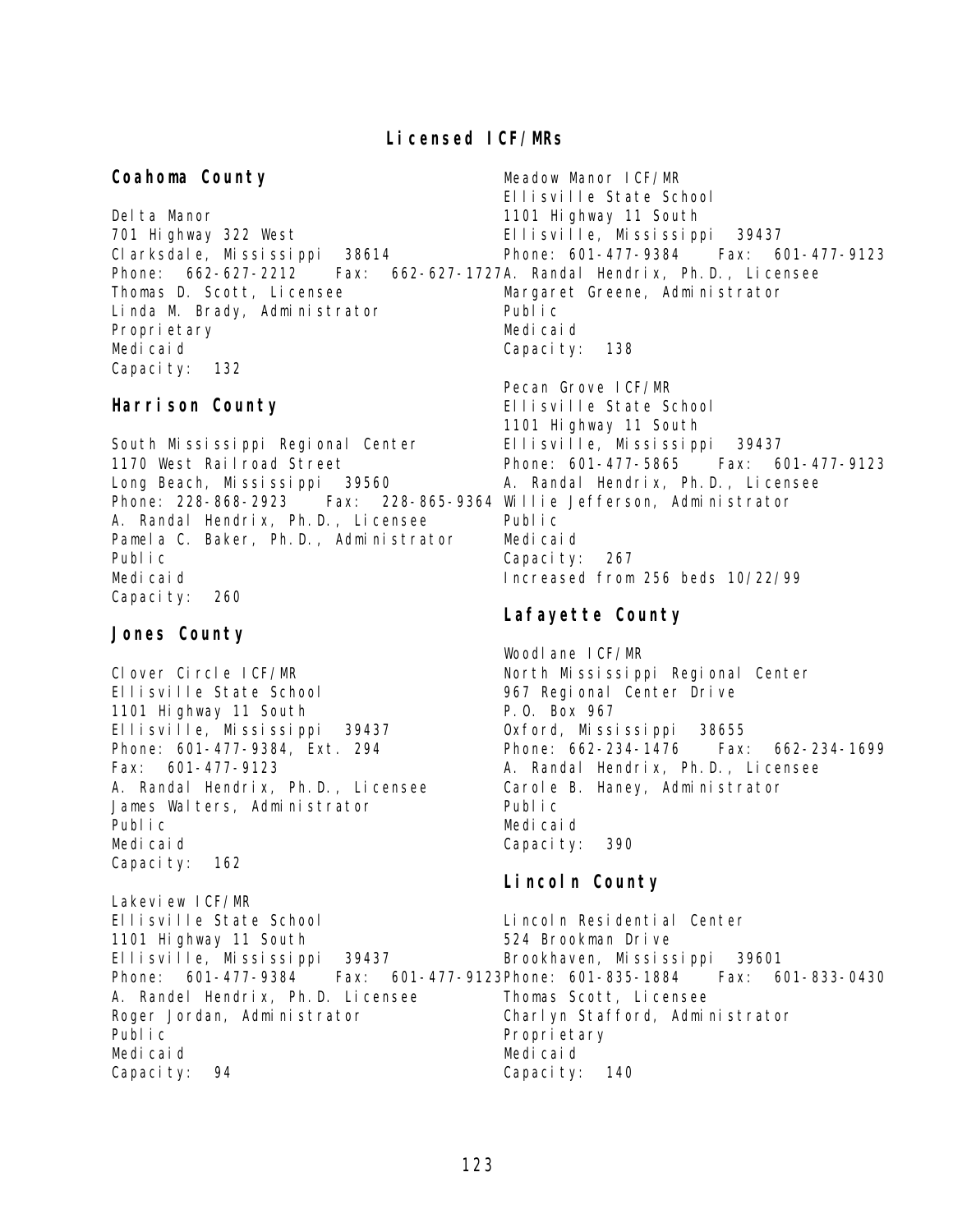# Licensed ICF/MRs

## Coahoma County

Delta Manor
701 Highway 322 West
Clarksdale, Mississippi 38614
Phone: 662-627-2212 Fax: 662-627-1727
Thomas D. Scott, Licensee
Linda M. Brady, Administrator
Proprietary
Medicaid
Capacity: 132

## Harrison County

South Mississippi Regional Center
1170 West Railroad Street
Long Beach, Mississippi 39560
Phone: 228-868-2923 Fax: 228-865-9364
A. Randal Hendrix, Ph.D., Licensee
Pamela C. Baker, Ph.D., Administrator
Public
Medicaid
Capacity: 260

## Jones County

Clover Circle ICF/MR
Ellisville State School
1101 Highway 11 South
Ellisville, Mississippi 39437
Phone: 601-477-9384, Ext. 294
Fax: 601-477-9123
A. Randal Hendrix, Ph.D., Licensee
James Walters, Administrator
Public
Medicaid
Capacity: 162

Lakeview ICF/MR
Ellisville State School
1101 Highway 11 South
Ellisville, Mississippi 39437
Phone: 601-477-9384 Fax: 601-477-9123
A. Randel Hendrix, Ph.D. Licensee
Roger Jordan, Administrator
Public
Medicaid
Capacity: 94

Meadow Manor ICF/MR
Ellisville State School
1101 Highway 11 South
Ellisville, Mississippi 39437
Phone: 601-477-9384 Fax: 601-477-9123
A. Randal Hendrix, Ph.D., Licensee
Margaret Greene, Administrator
Public
Medicaid
Capacity: 138

Pecan Grove ICF/MR
Ellisville State School
1101 Highway 11 South
Ellisville, Mississippi 39437
Phone: 601-477-5865 Fax: 601-477-9123
A. Randal Hendrix, Ph.D., Licensee
Willie Jefferson, Administrator
Public
Medicaid
Capacity: 267
Increased from 256 beds 10/22/99

## Lafayette County

Woodlane ICF/MR
North Mississippi Regional Center
967 Regional Center Drive
P.O. Box 967
Oxford, Mississippi 38655
Phone: 662-234-1476 Fax: 662-234-1699
A. Randal Hendrix, Ph.D., Licensee
Carole B. Haney, Administrator
Public
Medicaid
Capacity: 390

## Lincoln County

Lincoln Residential Center
524 Brookman Drive
Brookhaven, Mississippi 39601
Phone: 601-835-1884 Fax: 601-833-0430
Thomas Scott, Licensee
Charlyn Stafford, Administrator
Proprietary
Medicaid
Capacity: 140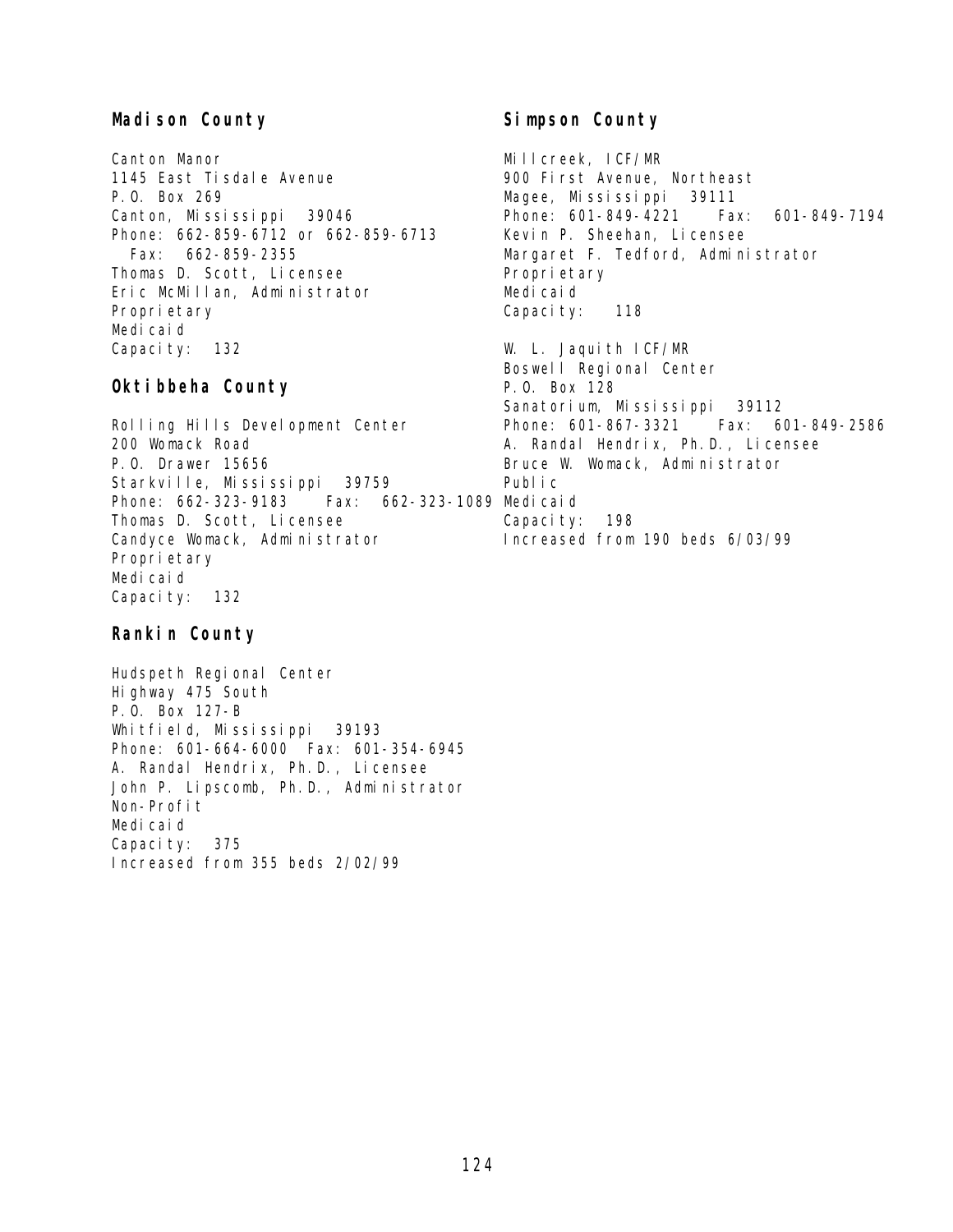## Madison County

Canton Manor
1145 East Tisdale Avenue
P.O. Box 269
Canton, Mississippi 39046
Phone: 662-859-6712 or 662-859-6713
Fax: 662-859-2355
Thomas D. Scott, Licensee
Eric McMillan, Administrator
Proprietary
Medicaid
Capacity: 132

## Oktibbeha County

Rolling Hills Development Center
200 Womack Road
P.O. Drawer 15656
Starkville, Mississippi 39759
Phone: 662-323-9183 Fax: 662-323-1089
Thomas D. Scott, Licensee
Candyce Womack, Administrator
Proprietary
Medicaid
Capacity: 132

## Rankin County

Hudspeth Regional Center
Highway 475 South
P.O. Box 127-B
Whitfield, Mississippi 39193
Phone: 601-664-6000 Fax: 601-354-6945
A. Randal Hendrix, Ph.D., Licensee
John P. Lipscomb, Ph.D., Administrator
Non-Profit
Medicaid
Capacity: 375
Increased from 355 beds 2/02/99

## Simpson County

Millcreek, ICF/MR
900 First Avenue, Northeast
Magee, Mississippi 39111
Phone: 601-849-4221 Fax: 601-849-7194
Kevin P. Sheehan, Licensee
Margaret F. Tedford, Administrator
Proprietary
Medicaid
Capacity: 118

W. L. Jaquith ICF/MR
Boswell Regional Center
P.O. Box 128
Sanatorium, Mississippi 39112
Phone: 601-867-3321 Fax: 601-849-2586
A. Randal Hendrix, Ph.D., Licensee
Bruce W. Womack, Administrator
Public
Medicaid
Capacity: 198
Increased from 190 beds 6/03/99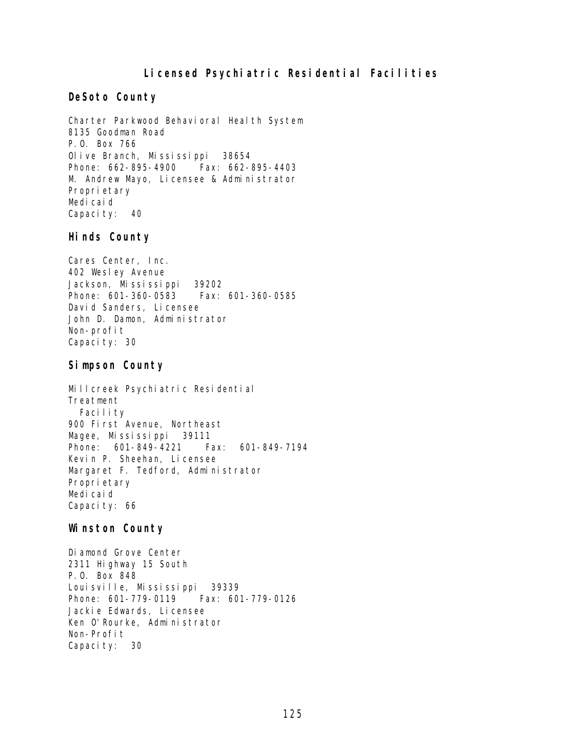## Licensed Psychiatric Residential Facilities

### DeSoto County

Charter Parkwood Behavioral Health System
8135 Goodman Road
P.O. Box 766
Olive Branch, Mississippi 38654
Phone: 662-895-4900 Fax: 662-895-4403
M. Andrew Mayo, Licensee & Administrator
Proprietary
Medicaid
Capacity: 40

### Hinds County

Cares Center, Inc.
402 Wesley Avenue
Jackson, Mississippi 39202
Phone: 601-360-0583 Fax: 601-360-0585
David Sanders, Licensee
John D. Damon, Administrator
Non-profit
Capacity: 30

### Simpson County

Millcreek Psychiatric Residential Treatment Facility
900 First Avenue, Northeast
Magee, Mississippi 39111
Phone: 601-849-4221 Fax: 601-849-7194
Kevin P. Sheehan, Licensee
Margaret F. Tedford, Administrator
Proprietary
Medicaid
Capacity: 66

### Winston County

Diamond Grove Center
2311 Highway 15 South
P.O. Box 848
Louisville, Mississippi 39339
Phone: 601-779-0119 Fax: 601-779-0126
Jackie Edwards, Licensee
Ken O'Rourke, Administrator
Non-Profit
Capacity: 30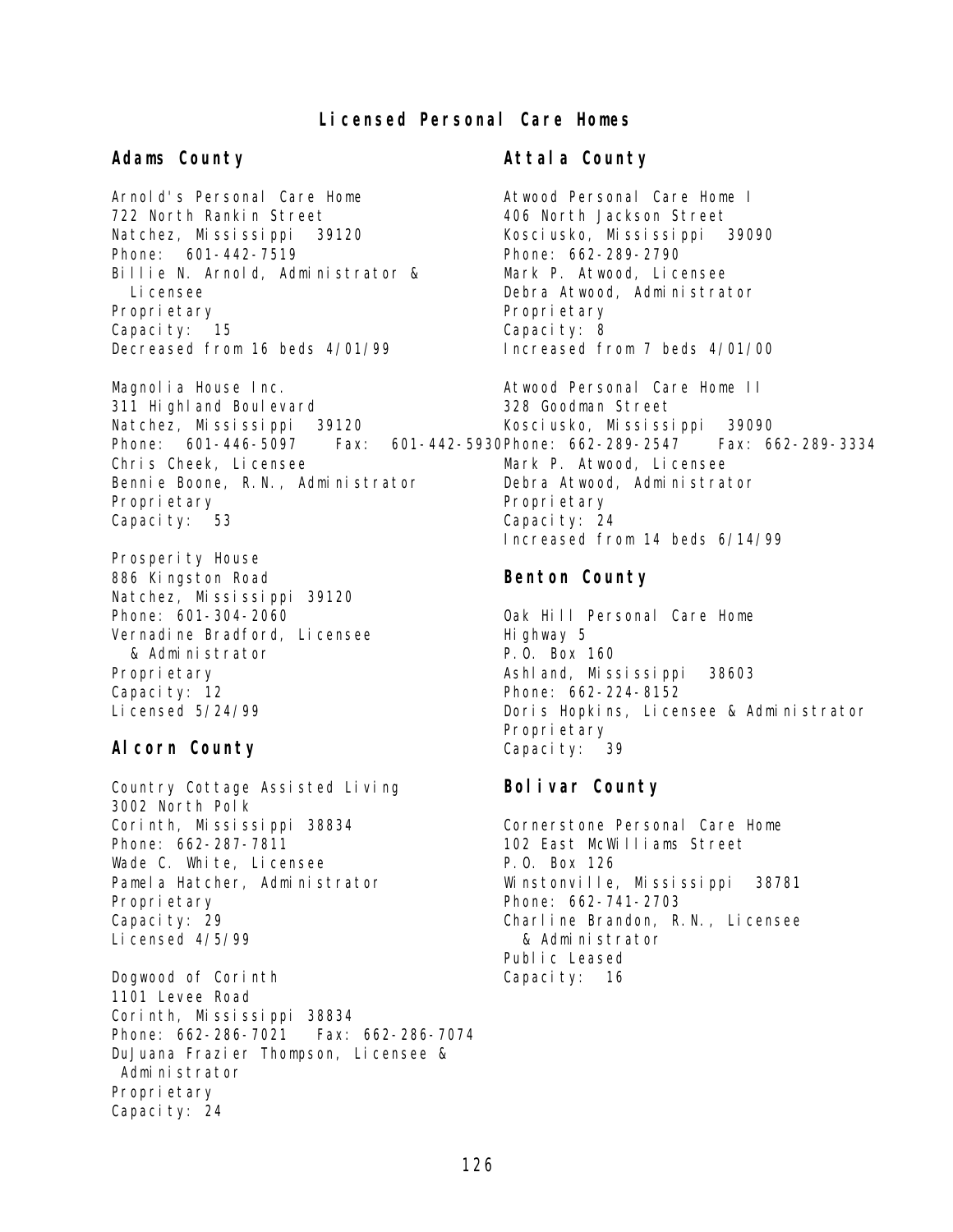# Licensed Personal Care Homes

## Adams County

Arnold's Personal Care Home
722 North Rankin Street
Natchez, Mississippi 39120
Phone: 601-442-7519
Billie N. Arnold, Administrator & Licensee
Proprietary
Capacity: 15
Decreased from 16 beds 4/01/99

Magnolia House Inc.
311 Highland Boulevard
Natchez, Mississippi 39120
Phone: 601-446-5097 Fax: 601-442-5930
Chris Cheek, Licensee
Bennie Boone, R.N., Administrator
Proprietary
Capacity: 53

Prosperity House
886 Kingston Road
Natchez, Mississippi 39120
Phone: 601-304-2060
Vernadine Bradford, Licensee & Administrator
Proprietary
Capacity: 12
Licensed 5/24/99

## Alcorn County

Country Cottage Assisted Living
3002 North Polk
Corinth, Mississippi 38834
Phone: 662-287-7811
Wade C. White, Licensee
Pamela Hatcher, Administrator
Proprietary
Capacity: 29
Licensed 4/5/99

Dogwood of Corinth
1101 Levee Road
Corinth, Mississippi 38834
Phone: 662-286-7021 Fax: 662-286-7074
DuJuana Frazier Thompson, Licensee & Administrator
Proprietary
Capacity: 24

## Attala County

Atwood Personal Care Home I
406 North Jackson Street
Kosciusko, Mississippi 39090
Phone: 662-289-2790
Mark P. Atwood, Licensee
Debra Atwood, Administrator
Proprietary
Capacity: 8
Increased from 7 beds 4/01/00

Atwood Personal Care Home II
328 Goodman Street
Kosciusko, Mississippi 39090
Phone: 662-289-2547 Fax: 662-289-3334
Mark P. Atwood, Licensee
Debra Atwood, Administrator
Proprietary
Capacity: 24
Increased from 14 beds 6/14/99

## Benton County

Oak Hill Personal Care Home
Highway 5
P.O. Box 160
Ashland, Mississippi 38603
Phone: 662-224-8152
Doris Hopkins, Licensee & Administrator
Proprietary
Capacity: 39

## Bolivar County

Cornerstone Personal Care Home
102 East McWilliams Street
P.O. Box 126
Winstonville, Mississippi 38781
Phone: 662-741-2703
Charline Brandon, R.N., Licensee & Administrator
Public Leased
Capacity: 16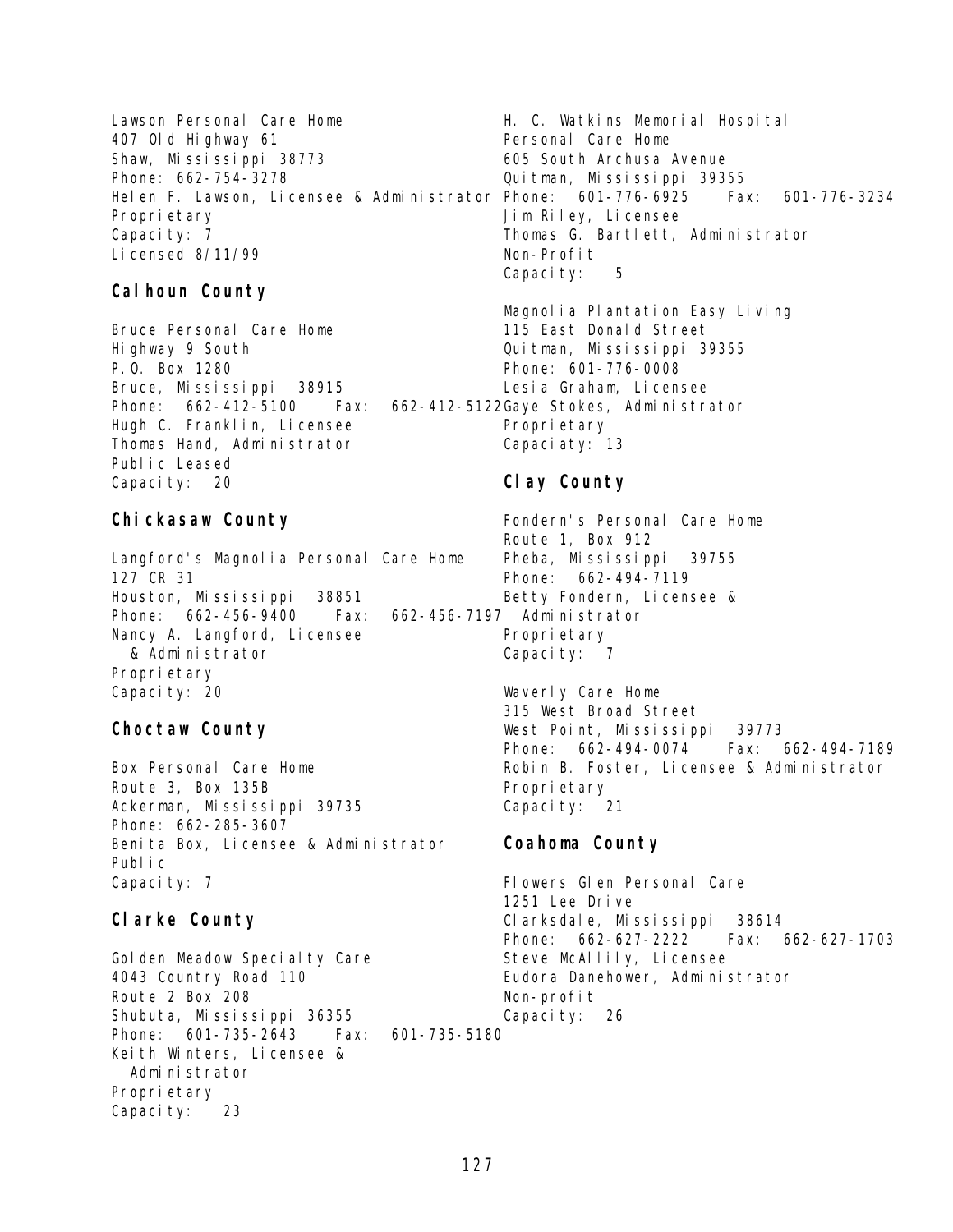Lawson Personal Care Home
407 Old Highway 61
Shaw, Mississippi 38773
Phone: 662-754-3278
Helen F. Lawson, Licensee & Administrator
Proprietary
Capacity: 7
Licensed 8/11/99

## Calhoun County

Bruce Personal Care Home
Highway 9 South
P.O. Box 1280
Bruce, Mississippi 38915
Phone: 662-412-5100 Fax: 662-412-5122
Hugh C. Franklin, Licensee
Thomas Hand, Administrator
Public Leased
Capacity: 20

## Chickasaw County

Langford's Magnolia Personal Care Home
127 CR 31
Houston, Mississippi 38851
Phone: 662-456-9400 Fax: 662-456-7197
Nancy A. Langford, Licensee & Administrator
Proprietary
Capacity: 20

## Choctaw County

Box Personal Care Home
Route 3, Box 135B
Ackerman, Mississippi 39735
Phone: 662-285-3607
Benita Box, Licensee & Administrator
Public
Capacity: 7

## Clarke County

Golden Meadow Specialty Care
4043 Country Road 110
Route 2 Box 208
Shubuta, Mississippi 36355
Phone: 601-735-2643 Fax: 601-735-5180
Keith Winters, Licensee & Administrator
Proprietary
Capacity: 23

H. C. Watkins Memorial Hospital
Personal Care Home
605 South Archusa Avenue
Quitman, Mississippi 39355
Phone: 601-776-6925 Fax: 601-776-3234
Jim Riley, Licensee
Thomas G. Bartlett, Administrator
Non-Profit
Capacity: 5

Magnolia Plantation Easy Living
115 East Donald Street
Quitman, Mississippi 39355
Phone: 601-776-0008
Lesia Graham, Licensee
Gaye Stokes, Administrator
Proprietary
Capaciaty: 13

## Clay County

Fondern's Personal Care Home
Route 1, Box 912
Pheba, Mississippi 39755
Phone: 662-494-7119
Betty Fondern, Licensee & Administrator
Proprietary
Capacity: 7

Waverly Care Home
315 West Broad Street
West Point, Mississippi 39773
Phone: 662-494-0074 Fax: 662-494-7189
Robin B. Foster, Licensee & Administrator
Proprietary
Capacity: 21

## Coahoma County

Flowers Glen Personal Care
1251 Lee Drive
Clarksdale, Mississippi 38614
Phone: 662-627-2222 Fax: 662-627-1703
Steve McAllily, Licensee
Eudora Danehower, Administrator
Non-profit
Capacity: 26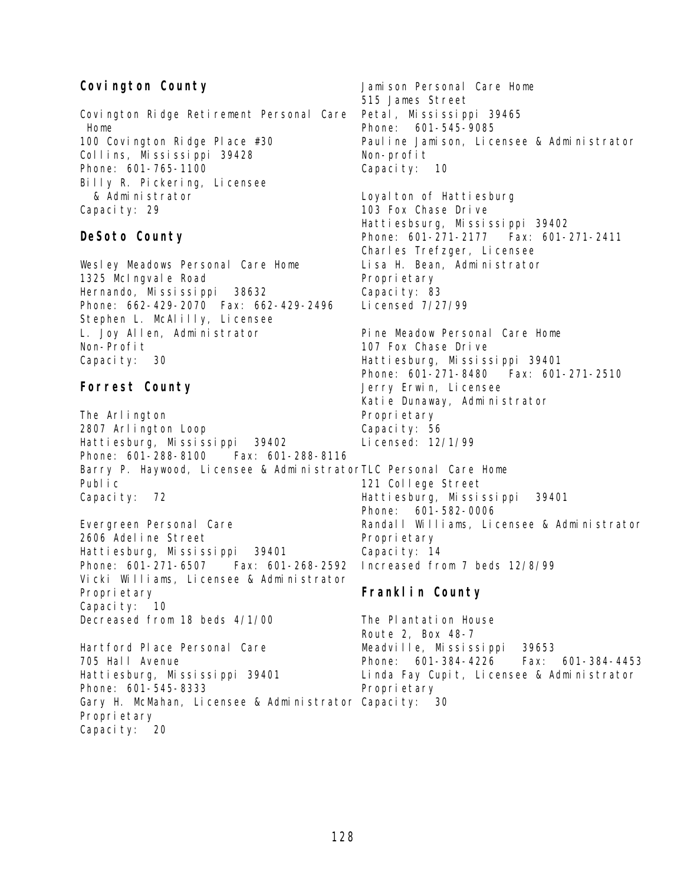## Covington County

Covington Ridge Retirement Personal Care Home
100 Covington Ridge Place #30
Collins, Mississippi 39428
Phone: 601-765-1100
Billy R. Pickering, Licensee & Administrator
Capacity: 29

## DeSoto County

Wesley Meadows Personal Care Home
1325 McIngvale Road
Hernando, Mississippi 38632
Phone: 662-429-2070 Fax: 662-429-2496
Stephen L. McAlilly, Licensee
L. Joy Allen, Administrator
Non-Profit
Capacity: 30

## Forrest County

The Arlington
2807 Arlington Loop
Hattiesburg, Mississippi 39402
Phone: 601-288-8100 Fax: 601-288-8116
Barry P. Haywood, Licensee & Administrator
Public
Capacity: 72

Evergreen Personal Care
2606 Adeline Street
Hattiesburg, Mississippi 39401
Phone: 601-271-6507 Fax: 601-268-2592
Vicki Williams, Licensee & Administrator
Proprietary
Capacity: 10
Decreased from 18 beds 4/1/00

Hartford Place Personal Care
705 Hall Avenue
Hattiesburg, Mississippi 39401
Phone: 601-545-8333
Gary H. McMahan, Licensee & Administrator
Proprietary
Capacity: 20

Jamison Personal Care Home
515 James Street
Petal, Mississippi 39465
Phone: 601-545-9085
Pauline Jamison, Licensee & Administrator
Non-profit
Capacity: 10

Loyalton of Hattiesburg
103 Fox Chase Drive
Hattiesbsurg, Mississippi 39402
Phone: 601-271-2177 Fax: 601-271-2411
Charles Trefzger, Licensee
Lisa H. Bean, Administrator
Proprietary
Capacity: 83
Licensed 7/27/99

Pine Meadow Personal Care Home
107 Fox Chase Drive
Hattiesburg, Mississippi 39401
Phone: 601-271-8480 Fax: 601-271-2510
Jerry Erwin, Licensee
Katie Dunaway, Administrator
Proprietary
Capacity: 56
Licensed: 12/1/99

TLC Personal Care Home
121 College Street
Hattiesburg, Mississippi 39401
Phone: 601-582-0006
Randall Williams, Licensee & Administrator
Proprietary
Capacity: 14
Increased from 7 beds 12/8/99

## Franklin County

The Plantation House
Route 2, Box 48-7
Meadville, Mississippi 39653
Phone: 601-384-4226 Fax: 601-384-4453
Linda Fay Cupit, Licensee & Administrator
Proprietary
Capacity: 30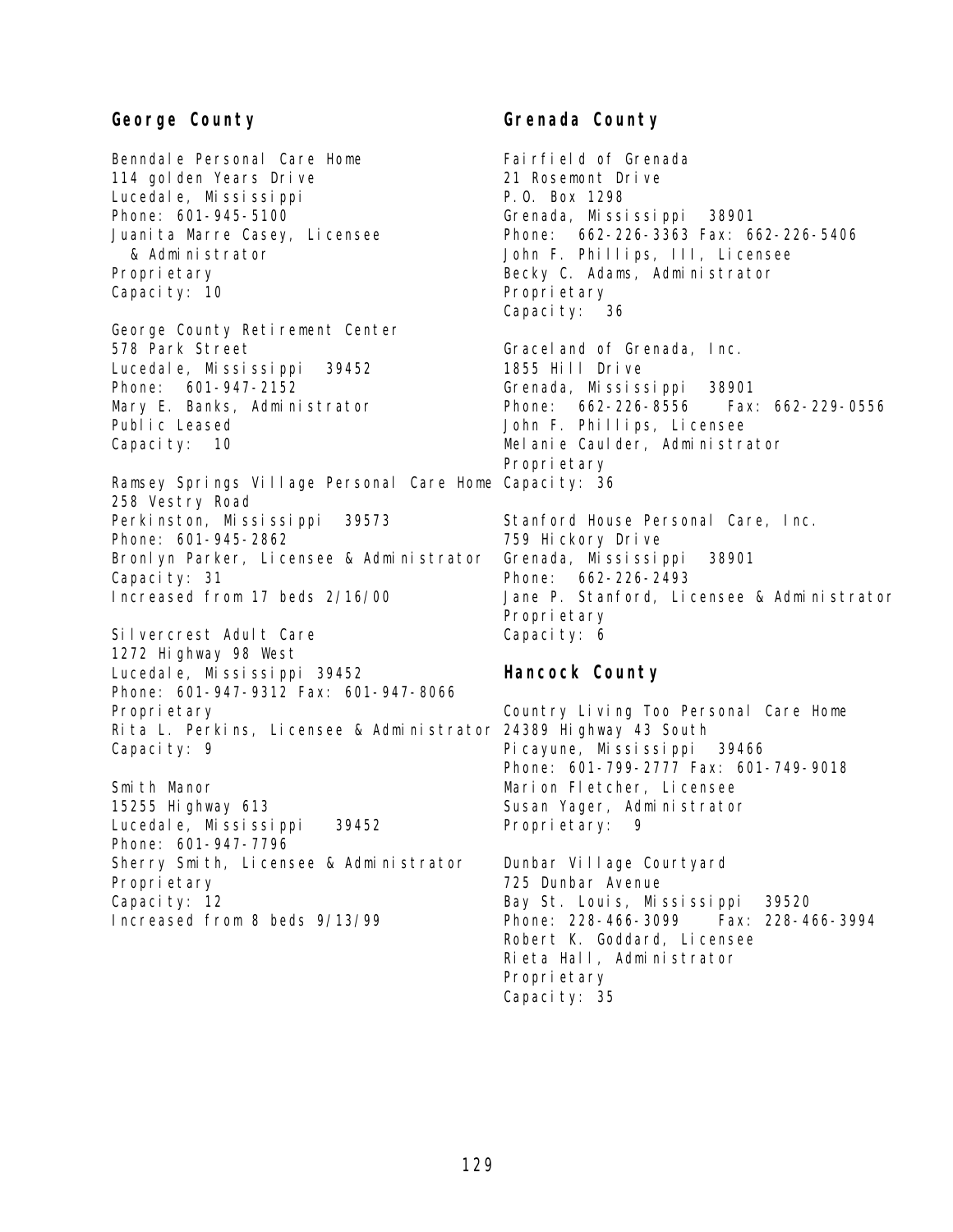## George County

Benndale Personal Care Home
114 golden Years Drive
Lucedale, Mississippi
Phone: 601-945-5100
Juanita Marre Casey, Licensee & Administrator
Proprietary
Capacity: 10

George County Retirement Center
578 Park Street
Lucedale, Mississippi 39452
Phone: 601-947-2152
Mary E. Banks, Administrator
Public Leased
Capacity: 10

Ramsey Springs Village Personal Care Home
258 Vestry Road
Perkinston, Mississippi 39573
Phone: 601-945-2862
Bronlyn Parker, Licensee & Administrator
Capacity: 31
Increased from 17 beds 2/16/00

Silvercrest Adult Care
1272 Highway 98 West
Lucedale, Mississippi 39452
Phone: 601-947-9312 Fax: 601-947-8066
Proprietary
Rita L. Perkins, Licensee & Administrator
Capacity: 9

Smith Manor
15255 Highway 613
Lucedale, Mississippi 39452
Phone: 601-947-7796
Sherry Smith, Licensee & Administrator
Proprietary
Capacity: 12
Increased from 8 beds 9/13/99

## Grenada County

Fairfield of Grenada
21 Rosemont Drive
P.O. Box 1298
Grenada, Mississippi 38901
Phone: 662-226-3363 Fax: 662-226-5406
John F. Phillips, III, Licensee
Becky C. Adams, Administrator
Proprietary
Capacity: 36

Graceland of Grenada, Inc.
1855 Hill Drive
Grenada, Mississippi 38901
Phone: 662-226-8556 Fax: 662-229-0556
John F. Phillips, Licensee
Melanie Caulder, Administrator
Proprietary
Capacity: 36

Stanford House Personal Care, Inc.
759 Hickory Drive
Grenada, Mississippi 38901
Phone: 662-226-2493
Jane P. Stanford, Licensee & Administrator
Proprietary
Capacity: 6

## Hancock County

Country Living Too Personal Care Home
24389 Highway 43 South
Picayune, Mississippi 39466
Phone: 601-799-2777 Fax: 601-749-9018
Marion Fletcher, Licensee
Susan Yager, Administrator
Proprietary: 9

Dunbar Village Courtyard
725 Dunbar Avenue
Bay St. Louis, Mississippi 39520
Phone: 228-466-3099 Fax: 228-466-3994
Robert K. Goddard, Licensee
Rieta Hall, Administrator
Proprietary
Capacity: 35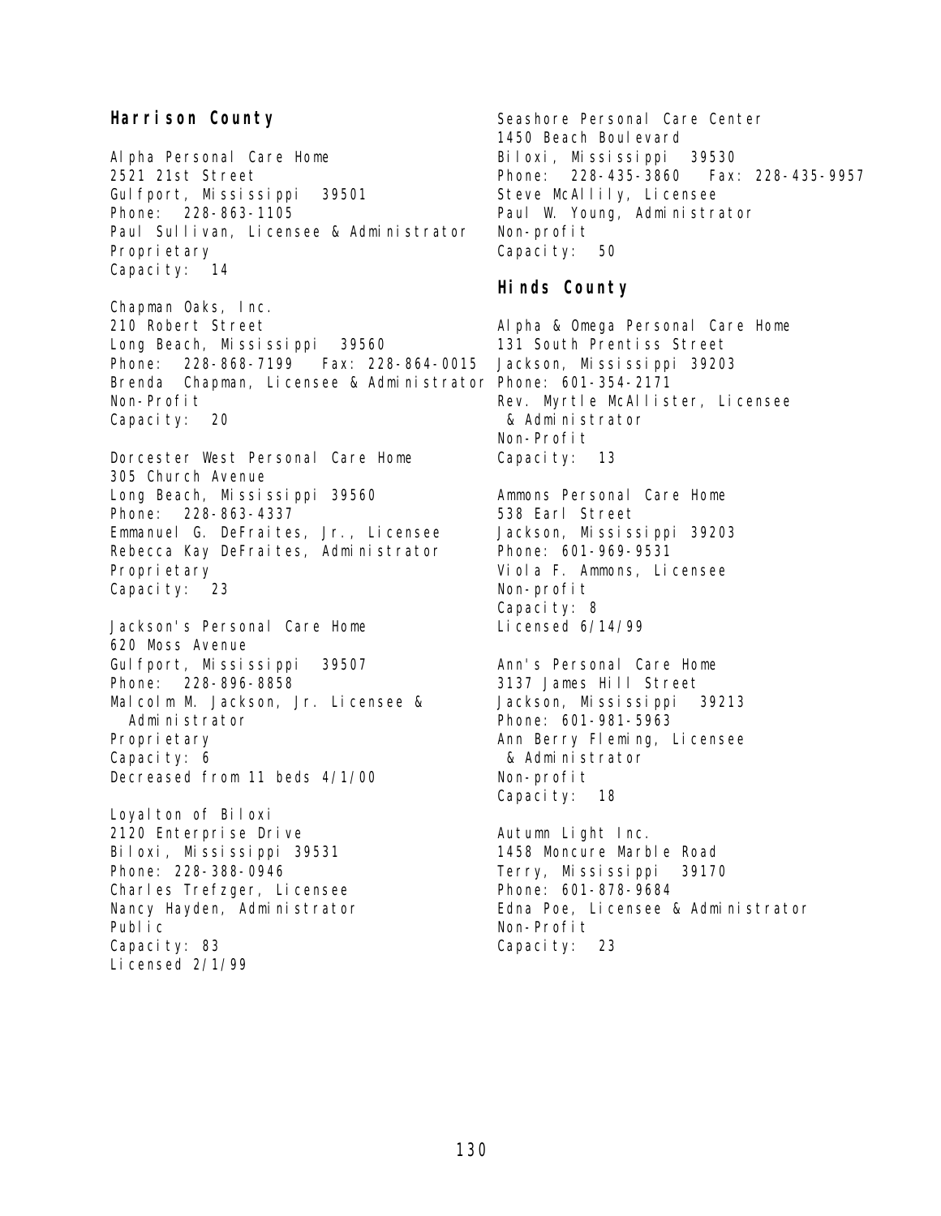## Harrison County

Alpha Personal Care Home
2521 21st Street
Gulfport, Mississippi 39501
Phone: 228-863-1105
Paul Sullivan, Licensee & Administrator
Proprietary
Capacity: 14

Chapman Oaks, Inc.
210 Robert Street
Long Beach, Mississippi 39560
Phone: 228-868-7199 Fax: 228-864-0015
Brenda Chapman, Licensee & Administrator
Non-Profit
Capacity: 20

Dorcester West Personal Care Home
305 Church Avenue
Long Beach, Mississippi 39560
Phone: 228-863-4337
Emmanuel G. DeFraites, Jr., Licensee
Rebecca Kay DeFraites, Administrator
Proprietary
Capacity: 23

Jackson's Personal Care Home
620 Moss Avenue
Gulfport, Mississippi 39507
Phone: 228-896-8858
Malcolm M. Jackson, Jr. Licensee & Administrator
Proprietary
Capacity: 6
Decreased from 11 beds 4/1/00

Loyalton of Biloxi
2120 Enterprise Drive
Biloxi, Mississippi 39531
Phone: 228-388-0946
Charles Trefzger, Licensee
Nancy Hayden, Administrator
Public
Capacity: 83
Licensed 2/1/99

Seashore Personal Care Center
1450 Beach Boulevard
Biloxi, Mississippi 39530
Phone: 228-435-3860 Fax: 228-435-9957
Steve McAllily, Licensee
Paul W. Young, Administrator
Non-profit
Capacity: 50

## Hinds County

Alpha & Omega Personal Care Home
131 South Prentiss Street
Jackson, Mississippi 39203
Phone: 601-354-2171
Rev. Myrtle McAllister, Licensee & Administrator
Non-Profit
Capacity: 13

Ammons Personal Care Home
538 Earl Street
Jackson, Mississippi 39203
Phone: 601-969-9531
Viola F. Ammons, Licensee
Non-profit
Capacity: 8
Licensed 6/14/99

Ann's Personal Care Home
3137 James Hill Street
Jackson, Mississippi 39213
Phone: 601-981-5963
Ann Berry Fleming, Licensee & Administrator
Non-profit
Capacity: 18

Autumn Light Inc.
1458 Moncure Marble Road
Terry, Mississippi 39170
Phone: 601-878-9684
Edna Poe, Licensee & Administrator
Non-Profit
Capacity: 23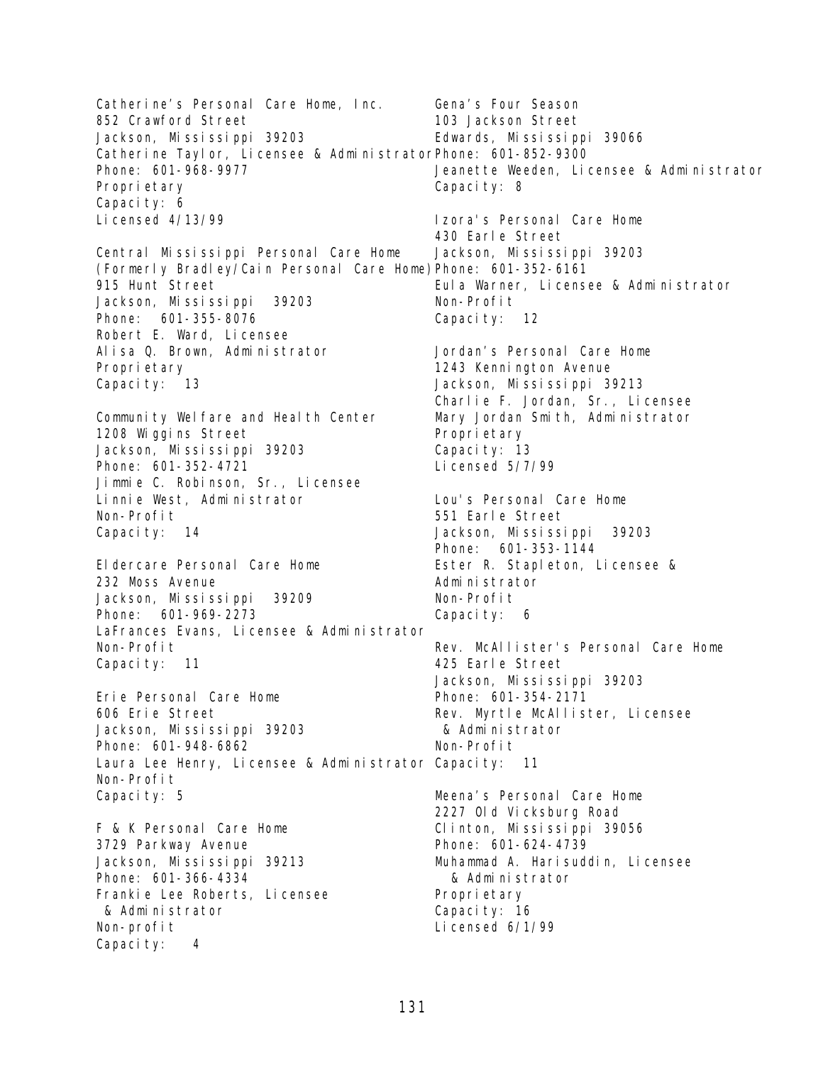Catherine's Personal Care Home, Inc.
852 Crawford Street
Jackson, Mississippi 39203
Catherine Taylor, Licensee & Administrator
Phone: 601-968-9977
Proprietary
Capacity: 6
Licensed 4/13/99

Central Mississippi Personal Care Home
(Formerly Bradley/Cain Personal Care Home)
915 Hunt Street
Jackson, Mississippi 39203
Phone: 601-355-8076
Robert E. Ward, Licensee
Alisa Q. Brown, Administrator
Proprietary
Capacity: 13

Community Welfare and Health Center
1208 Wiggins Street
Jackson, Mississippi 39203
Phone: 601-352-4721
Jimmie C. Robinson, Sr., Licensee
Linnie West, Administrator
Non-Profit
Capacity: 14

Eldercare Personal Care Home
232 Moss Avenue
Jackson, Mississippi 39209
Phone: 601-969-2273
LaFrances Evans, Licensee & Administrator
Non-Profit
Capacity: 11

Erie Personal Care Home
606 Erie Street
Jackson, Mississippi 39203
Phone: 601-948-6862
Laura Lee Henry, Licensee & Administrator
Non-Profit
Capacity: 5

F & K Personal Care Home
3729 Parkway Avenue
Jackson, Mississippi 39213
Phone: 601-366-4334
Frankie Lee Roberts, Licensee
& Administrator
Non-profit
Capacity: 4

Gena's Four Season
103 Jackson Street
Edwards, Mississippi 39066
Phone: 601-852-9300
Jeanette Weeden, Licensee & Administrator
Capacity: 8

Izora's Personal Care Home
430 Earle Street
Jackson, Mississippi 39203
Phone: 601-352-6161
Eula Warner, Licensee & Administrator
Non-Profit
Capacity: 12

Jordan's Personal Care Home
1243 Kennington Avenue
Jackson, Mississippi 39213
Charlie F. Jordan, Sr., Licensee
Mary Jordan Smith, Administrator
Proprietary
Capacity: 13
Licensed 5/7/99

Lou's Personal Care Home
551 Earle Street
Jackson, Mississippi 39203
Phone: 601-353-1144
Ester R. Stapleton, Licensee &
Administrator
Non-Profit
Capacity: 6

Rev. McAllister's Personal Care Home
425 Earle Street
Jackson, Mississippi 39203
Phone: 601-354-2171
Rev. Myrtle McAllister, Licensee
& Administrator
Non-Profit
Capacity: 11

Meena's Personal Care Home
2227 Old Vicksburg Road
Clinton, Mississippi 39056
Phone: 601-624-4739
Muhammad A. Harisuddin, Licensee
& Administrator
Proprietary
Capacity: 16
Licensed 6/1/99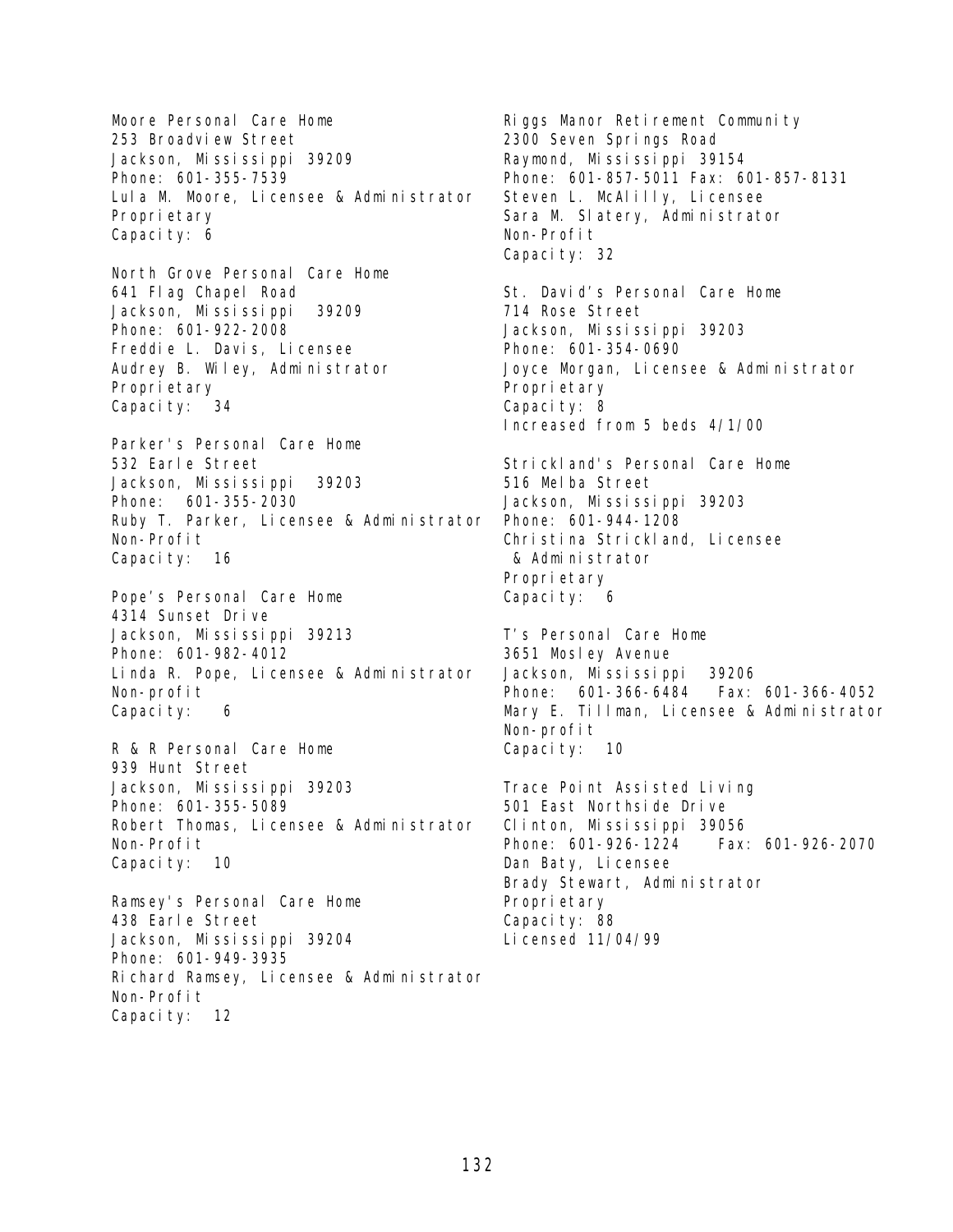Moore Personal Care Home
253 Broadview Street
Jackson, Mississippi 39209
Phone: 601-355-7539
Lula M. Moore, Licensee & Administrator
Proprietary
Capacity: 6

North Grove Personal Care Home
641 Flag Chapel Road
Jackson, Mississippi 39209
Phone: 601-922-2008
Freddie L. Davis, Licensee
Audrey B. Wiley, Administrator
Proprietary
Capacity: 34

Parker's Personal Care Home
532 Earle Street
Jackson, Mississippi 39203
Phone: 601-355-2030
Ruby T. Parker, Licensee & Administrator
Non-Profit
Capacity: 16

Pope's Personal Care Home
4314 Sunset Drive
Jackson, Mississippi 39213
Phone: 601-982-4012
Linda R. Pope, Licensee & Administrator
Non-profit
Capacity: 6

R & R Personal Care Home
939 Hunt Street
Jackson, Mississippi 39203
Phone: 601-355-5089
Robert Thomas, Licensee & Administrator
Non-Profit
Capacity: 10

Ramsey's Personal Care Home
438 Earle Street
Jackson, Mississippi 39204
Phone: 601-949-3935
Richard Ramsey, Licensee & Administrator
Non-Profit
Capacity: 12

Riggs Manor Retirement Community
2300 Seven Springs Road
Raymond, Mississippi 39154
Phone: 601-857-5011 Fax: 601-857-8131
Steven L. McAlilly, Licensee
Sara M. Slatery, Administrator
Non-Profit
Capacity: 32

St. David's Personal Care Home
714 Rose Street
Jackson, Mississippi 39203
Phone: 601-354-0690
Joyce Morgan, Licensee & Administrator
Proprietary
Capacity: 8
Increased from 5 beds 4/1/00

Strickland's Personal Care Home
516 Melba Street
Jackson, Mississippi 39203
Phone: 601-944-1208
Christina Strickland, Licensee & Administrator
Proprietary
Capacity: 6

T's Personal Care Home
3651 Mosley Avenue
Jackson, Mississippi 39206
Phone: 601-366-6484 Fax: 601-366-4052
Mary E. Tillman, Licensee & Administrator
Non-profit
Capacity: 10

Trace Point Assisted Living
501 East Northside Drive
Clinton, Mississippi 39056
Phone: 601-926-1224 Fax: 601-926-2070
Dan Baty, Licensee
Brady Stewart, Administrator
Proprietary
Capacity: 88
Licensed 11/04/99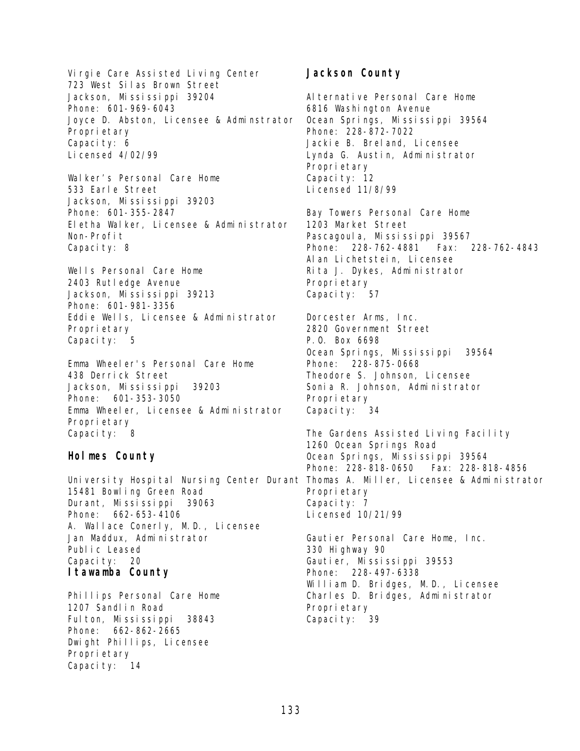Virgie Care Assisted Living Center
723 West Silas Brown Street
Jackson, Mississippi 39204
Phone: 601-969-6043
Joyce D. Abston, Licensee & Adminstrator
Proprietary
Capacity: 6
Licensed 4/02/99

Walker's Personal Care Home
533 Earle Street
Jackson, Mississippi 39203
Phone: 601-355-2847
Eletha Walker, Licensee & Administrator
Non-Profit
Capacity: 8

Wells Personal Care Home
2403 Rutledge Avenue
Jackson, Mississippi 39213
Phone: 601-981-3356
Eddie Wells, Licensee & Administrator
Proprietary
Capacity: 5

Emma Wheeler's Personal Care Home
438 Derrick Street
Jackson, Mississippi 39203
Phone: 601-353-3050
Emma Wheeler, Licensee & Administrator
Proprietary
Capacity: 8

## Holmes County

University Hospital Nursing Center Durant
15481 Bowling Green Road
Durant, Mississippi 39063
Phone: 662-653-4106
A. Wallace Conerly, M.D., Licensee
Jan Maddux, Administrator
Public Leased
Capacity: 20

## Itawamba County

Phillips Personal Care Home
1207 Sandlin Road
Fulton, Mississippi 38843
Phone: 662-862-2665
Dwight Phillips, Licensee
Proprietary
Capacity: 14

## Jackson County

Alternative Personal Care Home
6816 Washington Avenue
Ocean Springs, Mississippi 39564
Phone: 228-872-7022
Jackie B. Breland, Licensee
Lynda G. Austin, Administrator
Proprietary
Capacity: 12
Licensed 11/8/99

Bay Towers Personal Care Home
1203 Market Street
Pascagoula, Mississippi 39567
Phone: 228-762-4881 Fax: 228-762-4843
Alan Lichetstein, Licensee
Rita J. Dykes, Administrator
Proprietary
Capacity: 57

Dorcester Arms, Inc.
2820 Government Street
P.O. Box 6698
Ocean Springs, Mississippi 39564
Phone: 228-875-0668
Theodore S. Johnson, Licensee
Sonia R. Johnson, Administrator
Proprietary
Capacity: 34

The Gardens Assisted Living Facility
1260 Ocean Springs Road
Ocean Springs, Mississippi 39564
Phone: 228-818-0650 Fax: 228-818-4856
Thomas A. Miller, Licensee & Administrator
Proprietary
Capacity: 7
Licensed 10/21/99

Gautier Personal Care Home, Inc.
330 Highway 90
Gautier, Mississippi 39553
Phone: 228-497-6338
William D. Bridges, M.D., Licensee
Charles D. Bridges, Administrator
Proprietary
Capacity: 39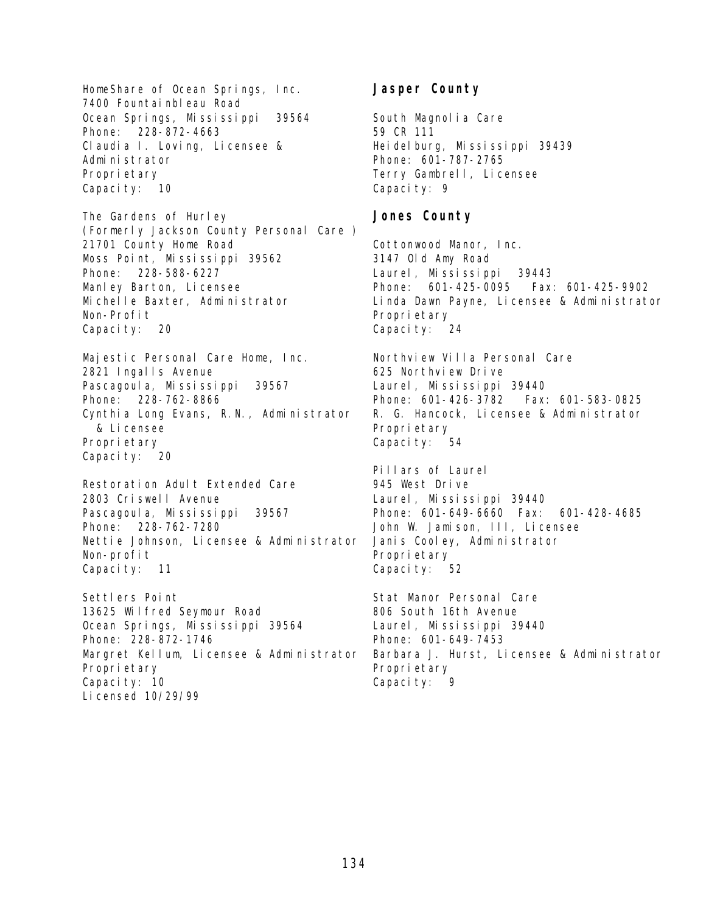HomeShare of Ocean Springs, Inc.
7400 Fountainbleau Road
Ocean Springs, Mississippi 39564
Phone: 228-872-4663
Claudia I. Loving, Licensee & Administrator
Proprietary
Capacity: 10

The Gardens of Hurley
(Formerly Jackson County Personal Care )
21701 County Home Road
Moss Point, Mississippi 39562
Phone: 228-588-6227
Manley Barton, Licensee
Michelle Baxter, Administrator
Non-Profit
Capacity: 20

Majestic Personal Care Home, Inc.
2821 Ingalls Avenue
Pascagoula, Mississippi 39567
Phone: 228-762-8866
Cynthia Long Evans, R.N., Administrator & Licensee
Proprietary
Capacity: 20

Restoration Adult Extended Care
2803 Criswell Avenue
Pascagoula, Mississippi 39567
Phone: 228-762-7280
Nettie Johnson, Licensee & Administrator
Non-profit
Capacity: 11

Settlers Point
13625 Wilfred Seymour Road
Ocean Springs, Mississippi 39564
Phone: 228-872-1746
Margret Kellum, Licensee & Administrator
Proprietary
Capacity: 10
Licensed 10/29/99

## Jasper County

South Magnolia Care
59 CR 111
Heidelburg, Mississippi 39439
Phone: 601-787-2765
Terry Gambrell, Licensee
Capacity: 9

## Jones County

Cottonwood Manor, Inc.
3147 Old Amy Road
Laurel, Mississippi 39443
Phone: 601-425-0095 Fax: 601-425-9902
Linda Dawn Payne, Licensee & Administrator
Proprietary
Capacity: 24

Northview Villa Personal Care
625 Northview Drive
Laurel, Mississippi 39440
Phone: 601-426-3782 Fax: 601-583-0825
R. G. Hancock, Licensee & Administrator
Proprietary
Capacity: 54

Pillars of Laurel
945 West Drive
Laurel, Mississippi 39440
Phone: 601-649-6660 Fax: 601-428-4685
John W. Jamison, III, Licensee
Janis Cooley, Administrator
Proprietary
Capacity: 52

Stat Manor Personal Care
806 South 16th Avenue
Laurel, Mississippi 39440
Phone: 601-649-7453
Barbara J. Hurst, Licensee & Administrator
Proprietary
Capacity: 9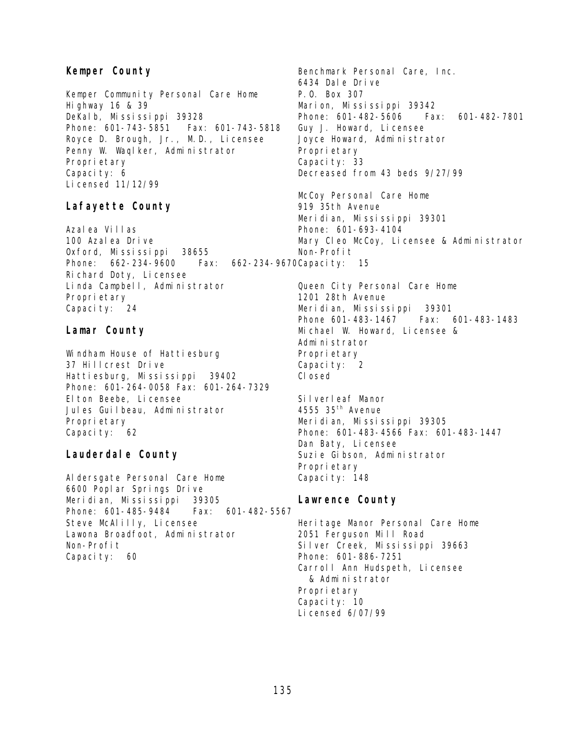## Kemper County

Kemper Community Personal Care Home
Highway 16 & 39
DeKalb, Mississippi 39328
Phone: 601-743-5851 Fax: 601-743-5818
Royce D. Brough, Jr., M.D., Licensee
Penny W. Waqlker, Administrator
Proprietary
Capacity: 6
Licensed 11/12/99

## Lafayette County

Azalea Villas
100 Azalea Drive
Oxford, Mississippi 38655
Phone: 662-234-9600 Fax: 662-234-9670
Richard Doty, Licensee
Linda Campbell, Administrator
Proprietary
Capacity: 24

## Lamar County

Windham House of Hattiesburg
37 Hillcrest Drive
Hattiesburg, Mississippi 39402
Phone: 601-264-0058 Fax: 601-264-7329
Elton Beebe, Licensee
Jules Guilbeau, Administrator
Proprietary
Capacity: 62

## Lauderdale County

Aldersgate Personal Care Home
6600 Poplar Springs Drive
Meridian, Mississippi 39305
Phone: 601-485-9484 Fax: 601-482-5567
Steve McAlilly, Licensee
Lawona Broadfoot, Administrator
Non-Profit
Capacity: 60

Benchmark Personal Care, Inc.
6434 Dale Drive
P.O. Box 307
Marion, Mississippi 39342
Phone: 601-482-5606 Fax: 601-482-7801
Guy J. Howard, Licensee
Joyce Howard, Administrator
Proprietary
Capacity: 33
Decreased from 43 beds 9/27/99

McCoy Personal Care Home
919 35th Avenue
Meridian, Mississippi 39301
Phone: 601-693-4104
Mary Cleo McCoy, Licensee & Administrator
Non-Profit
Capacity: 15

Queen City Personal Care Home
1201 28th Avenue
Meridian, Mississippi 39301
Phone 601-483-1467 Fax: 601-483-1483
Michael W. Howard, Licensee & Administrator
Proprietary
Capacity: 2
Closed

Silverleaf Manor
4555 35th Avenue
Meridian, Mississippi 39305
Phone: 601-483-4566 Fax: 601-483-1447
Dan Baty, Licensee
Suzie Gibson, Administrator
Proprietary
Capacity: 148

## Lawrence County

Heritage Manor Personal Care Home
2051 Ferguson Mill Road
Silver Creek, Mississippi 39663
Phone: 601-886-7251
Carroll Ann Hudspeth, Licensee & Administrator
Proprietary
Capacity: 10
Licensed 6/07/99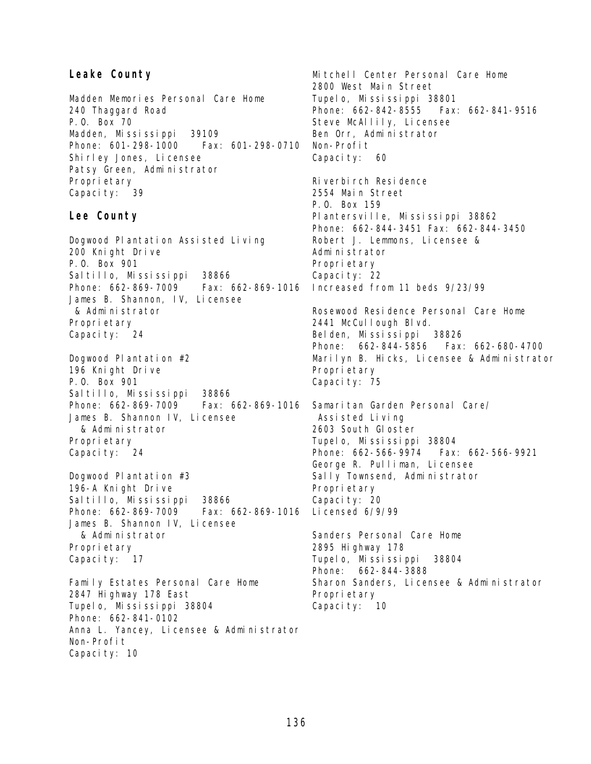## Leake County

Madden Memories Personal Care Home
240 Thaggard Road
P.O. Box 70
Madden, Mississippi 39109
Phone: 601-298-1000 Fax: 601-298-0710
Shirley Jones, Licensee
Patsy Green, Administrator
Proprietary
Capacity: 39

## Lee County

Dogwood Plantation Assisted Living
200 Knight Drive
P.O. Box 901
Saltillo, Mississippi 38866
Phone: 662-869-7009 Fax: 662-869-1016
James B. Shannon, IV, Licensee & Administrator
Proprietary
Capacity: 24

Dogwood Plantation #2
196 Knight Drive
P.O. Box 901
Saltillo, Mississippi 38866
Phone: 662-869-7009 Fax: 662-869-1016
James B. Shannon IV, Licensee & Administrator
Proprietary
Capacity: 24

Dogwood Plantation #3
196-A Knight Drive
Saltillo, Mississippi 38866
Phone: 662-869-7009 Fax: 662-869-1016
James B. Shannon IV, Licensee & Administrator
Proprietary
Capacity: 17

Family Estates Personal Care Home
2847 Highway 178 East
Tupelo, Mississippi 38804
Phone: 662-841-0102
Anna L. Yancey, Licensee & Administrator
Non-Profit
Capacity: 10

Mitchell Center Personal Care Home
2800 West Main Street
Tupelo, Mississippi 38801
Phone: 662-842-8555 Fax: 662-841-9516
Steve McAllily, Licensee
Ben Orr, Administrator
Non-Profit
Capacity: 60

Riverbirch Residence
2554 Main Street
P.O. Box 159
Plantersville, Mississippi 38862
Phone: 662-844-3451 Fax: 662-844-3450
Robert J. Lemmons, Licensee & Administrator
Proprietary
Capacity: 22
Increased from 11 beds 9/23/99

Rosewood Residence Personal Care Home
2441 McCullough Blvd.
Belden, Mississippi 38826
Phone: 662-844-5856 Fax: 662-680-4700
Marilyn B. Hicks, Licensee & Administrator
Proprietary
Capacity: 75

Samaritan Garden Personal Care/ Assisted Living
2603 South Gloster
Tupelo, Mississippi 38804
Phone: 662-566-9974 Fax: 662-566-9921
George R. Pulliman, Licensee
Sally Townsend, Administrator
Proprietary
Capacity: 20
Licensed 6/9/99

Sanders Personal Care Home
2895 Highway 178
Tupelo, Mississippi 38804
Phone: 662-844-3888
Sharon Sanders, Licensee & Administrator
Proprietary
Capacity: 10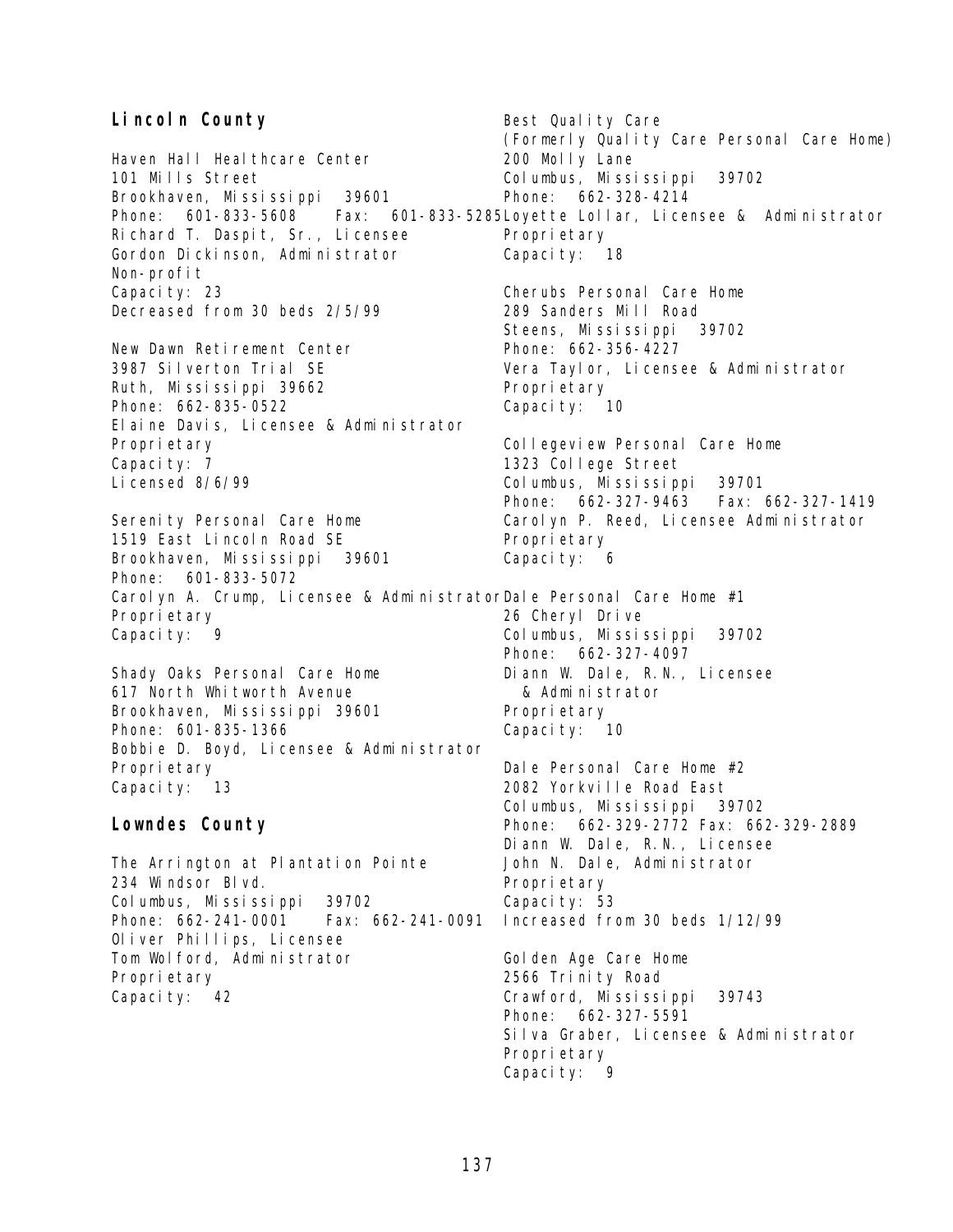## Lincoln County

Haven Hall Healthcare Center
101 Mills Street
Brookhaven, Mississippi 39601
Phone: 601-833-5608 Fax: 601-833-5285
Richard T. Daspit, Sr., Licensee
Gordon Dickinson, Administrator
Non-profit
Capacity: 23
Decreased from 30 beds 2/5/99

New Dawn Retirement Center
3987 Silverton Trial SE
Ruth, Mississippi 39662
Phone: 662-835-0522
Elaine Davis, Licensee & Administrator
Proprietary
Capacity: 7
Licensed 8/6/99

Serenity Personal Care Home
1519 East Lincoln Road SE
Brookhaven, Mississippi 39601
Phone: 601-833-5072
Carolyn A. Crump, Licensee & Administrator
Proprietary
Capacity: 9

Shady Oaks Personal Care Home
617 North Whitworth Avenue
Brookhaven, Mississippi 39601
Phone: 601-835-1366
Bobbie D. Boyd, Licensee & Administrator
Proprietary
Capacity: 13

## Lowndes County

The Arrington at Plantation Pointe
234 Windsor Blvd.
Columbus, Mississippi 39702
Phone: 662-241-0001 Fax: 662-241-0091
Oliver Phillips, Licensee
Tom Wolford, Administrator
Proprietary
Capacity: 42

Best Quality Care
(Formerly Quality Care Personal Care Home)
200 Molly Lane
Columbus, Mississippi 39702
Phone: 662-328-4214
Loyette Lollar, Licensee & Administrator
Proprietary
Capacity: 18

Cherubs Personal Care Home
289 Sanders Mill Road
Steens, Mississippi 39702
Phone: 662-356-4227
Vera Taylor, Licensee & Administrator
Proprietary
Capacity: 10

Collegeview Personal Care Home
1323 College Street
Columbus, Mississippi 39701
Phone: 662-327-9463 Fax: 662-327-1419
Carolyn P. Reed, Licensee Administrator
Proprietary
Capacity: 6

Dale Personal Care Home #1
26 Cheryl Drive
Columbus, Mississippi 39702
Phone: 662-327-4097
Diann W. Dale, R.N., Licensee & Administrator
Proprietary
Capacity: 10

Dale Personal Care Home #2
2082 Yorkville Road East
Columbus, Mississippi 39702
Phone: 662-329-2772 Fax: 662-329-2889
Diann W. Dale, R.N., Licensee
John N. Dale, Administrator
Proprietary
Capacity: 53
Increased from 30 beds 1/12/99

Golden Age Care Home
2566 Trinity Road
Crawford, Mississippi 39743
Phone: 662-327-5591
Silva Graber, Licensee & Administrator
Proprietary
Capacity: 9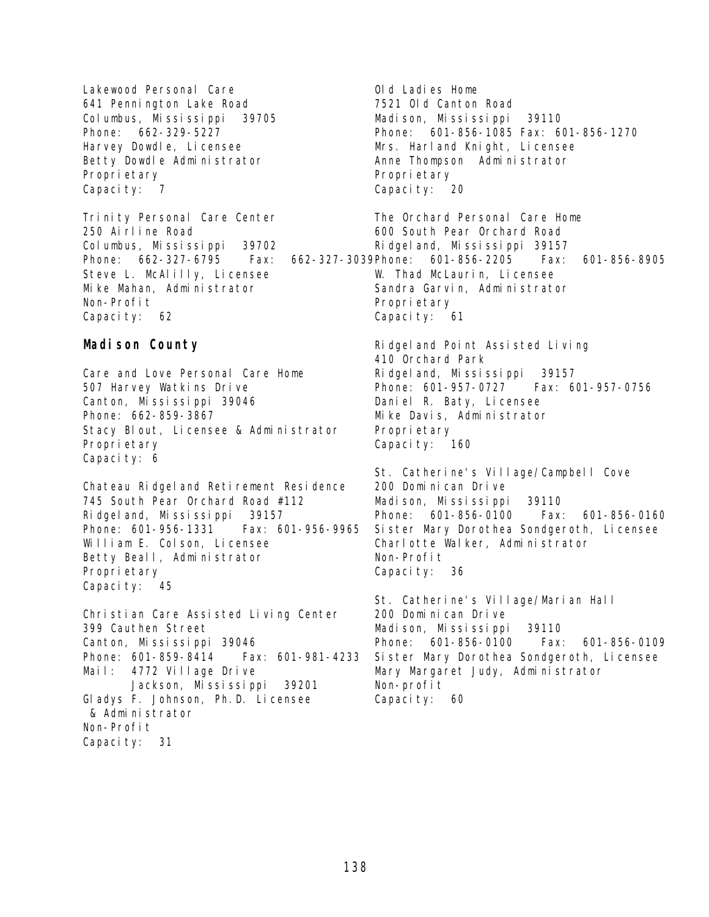Lakewood Personal Care
641 Pennington Lake Road
Columbus, Mississippi 39705
Phone: 662-329-5227
Harvey Dowdle, Licensee
Betty Dowdle Administrator
Proprietary
Capacity: 7

Trinity Personal Care Center
250 Airline Road
Columbus, Mississippi 39702
Phone: 662-327-6795 Fax: 662-327-3039
Steve L. McAlilly, Licensee
Mike Mahan, Administrator
Non-Profit
Capacity: 62

## Madison County

Care and Love Personal Care Home
507 Harvey Watkins Drive
Canton, Mississippi 39046
Phone: 662-859-3867
Stacy Blout, Licensee & Administrator
Proprietary
Capacity: 6

Chateau Ridgeland Retirement Residence
745 South Pear Orchard Road #112
Ridgeland, Mississippi 39157
Phone: 601-956-1331 Fax: 601-956-9965
William E. Colson, Licensee
Betty Beall, Administrator
Proprietary
Capacity: 45

Christian Care Assisted Living Center
399 Cauthen Street
Canton, Mississippi 39046
Phone: 601-859-8414 Fax: 601-981-4233
Mail: 4772 Village Drive
Jackson, Mississippi 39201
Gladys F. Johnson, Ph.D. Licensee & Administrator
Non-Profit
Capacity: 31

Old Ladies Home
7521 Old Canton Road
Madison, Mississippi 39110
Phone: 601-856-1085 Fax: 601-856-1270
Mrs. Harland Knight, Licensee
Anne Thompson Administrator
Proprietary
Capacity: 20

The Orchard Personal Care Home
600 South Pear Orchard Road
Ridgeland, Mississippi 39157
Phone: 601-856-2205 Fax: 601-856-8905
W. Thad McLaurin, Licensee
Sandra Garvin, Administrator
Proprietary
Capacity: 61

Ridgeland Point Assisted Living
410 Orchard Park
Ridgeland, Mississippi 39157
Phone: 601-957-0727 Fax: 601-957-0756
Daniel R. Baty, Licensee
Mike Davis, Administrator
Proprietary
Capacity: 160

St. Catherine's Village/Campbell Cove
200 Dominican Drive
Madison, Mississippi 39110
Phone: 601-856-0100 Fax: 601-856-0160
Sister Mary Dorothea Sondgeroth, Licensee
Charlotte Walker, Administrator
Non-Profit
Capacity: 36

St. Catherine's Village/Marian Hall
200 Dominican Drive
Madison, Mississippi 39110
Phone: 601-856-0100 Fax: 601-856-0109
Sister Mary Dorothea Sondgeroth, Licensee
Mary Margaret Judy, Administrator
Non-profit
Capacity: 60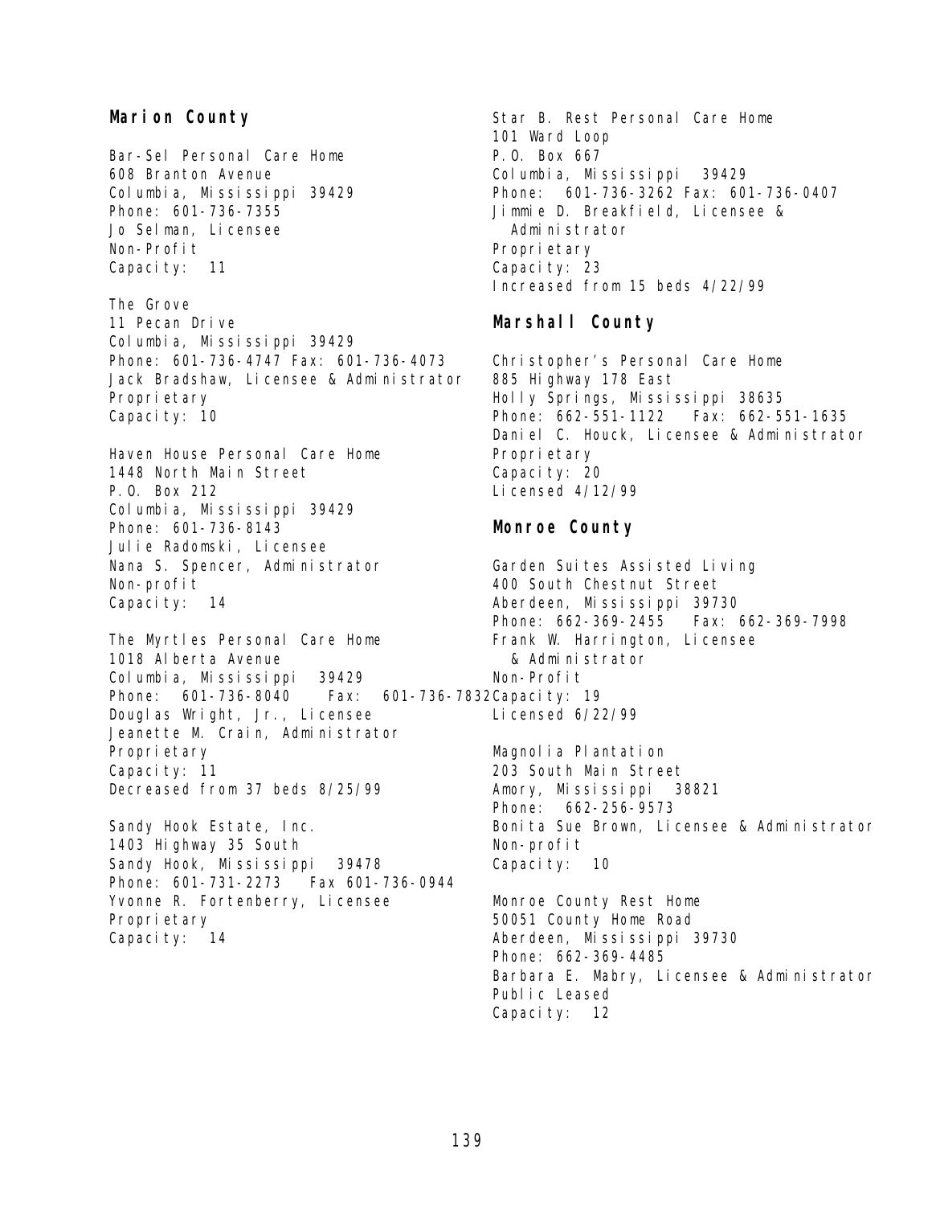## Marion County

Bar-Sel Personal Care Home
608 Branton Avenue
Columbia, Mississippi 39429
Phone: 601-736-7355
Jo Selman, Licensee
Non-Profit
Capacity: 11

The Grove
11 Pecan Drive
Columbia, Mississippi 39429
Phone: 601-736-4747 Fax: 601-736-4073
Jack Bradshaw, Licensee & Administrator
Proprietary
Capacity: 10

Haven House Personal Care Home
1448 North Main Street
P.O. Box 212
Columbia, Mississippi 39429
Phone: 601-736-8143
Julie Radomski, Licensee
Nana S. Spencer, Administrator
Non-profit
Capacity: 14

The Myrtles Personal Care Home
1018 Alberta Avenue
Columbia, Mississippi 39429
Phone: 601-736-8040 Fax: 601-736-7832
Douglas Wright, Jr., Licensee
Jeanette M. Crain, Administrator
Proprietary
Capacity: 11
Decreased from 37 beds 8/25/99

Sandy Hook Estate, Inc.
1403 Highway 35 South
Sandy Hook, Mississippi 39478
Phone: 601-731-2273 Fax 601-736-0944
Yvonne R. Fortenberry, Licensee
Proprietary
Capacity: 14

Star B. Rest Personal Care Home
101 Ward Loop
P.O. Box 667
Columbia, Mississippi 39429
Phone: 601-736-3262 Fax: 601-736-0407
Jimmie D. Breakfield, Licensee & Administrator
Proprietary
Capacity: 23
Increased from 15 beds 4/22/99

## Marshall County

Christopher's Personal Care Home
885 Highway 178 East
Holly Springs, Mississippi 38635
Phone: 662-551-1122 Fax: 662-551-1635
Daniel C. Houck, Licensee & Administrator
Proprietary
Capacity: 20
Licensed 4/12/99

## Monroe County

Garden Suites Assisted Living
400 South Chestnut Street
Aberdeen, Mississippi 39730
Phone: 662-369-2455 Fax: 662-369-7998
Frank W. Harrington, Licensee & Administrator
Non-Profit
Capacity: 19
Licensed 6/22/99

Magnolia Plantation
203 South Main Street
Amory, Mississippi 38821
Phone: 662-256-9573
Bonita Sue Brown, Licensee & Administrator
Non-profit
Capacity: 10

Monroe County Rest Home
50051 County Home Road
Aberdeen, Mississippi 39730
Phone: 662-369-4485
Barbara E. Mabry, Licensee & Administrator
Public Leased
Capacity: 12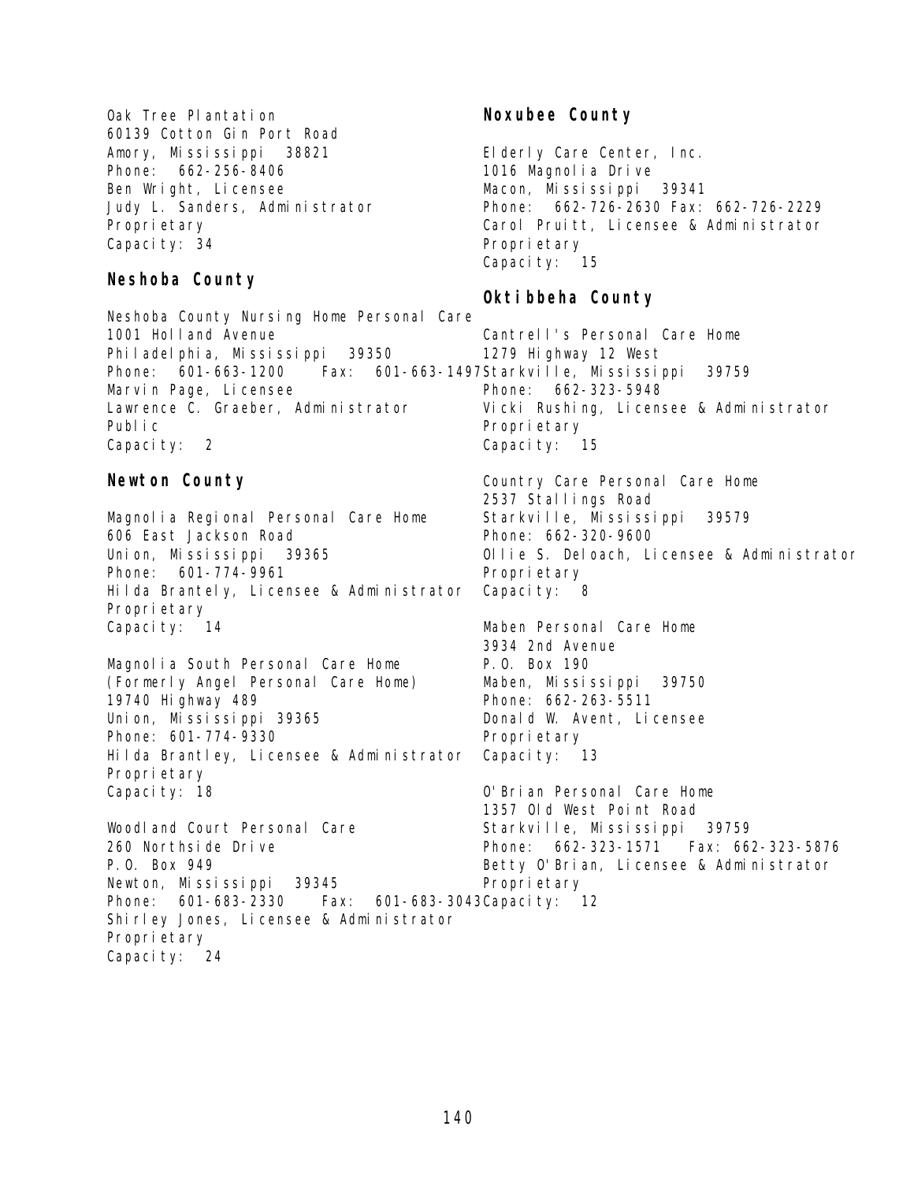Oak Tree Plantation
60139 Cotton Gin Port Road
Amory, Mississippi 38821
Phone: 662-256-8406
Ben Wright, Licensee
Judy L. Sanders, Administrator
Proprietary
Capacity: 34

## Neshoba County

Neshoba County Nursing Home Personal Care
1001 Holland Avenue
Philadelphia, Mississippi 39350
Phone: 601-663-1200 Fax: 601-663-1497
Marvin Page, Licensee
Lawrence C. Graeber, Administrator
Public
Capacity: 2

## Newton County

Magnolia Regional Personal Care Home
606 East Jackson Road
Union, Mississippi 39365
Phone: 601-774-9961
Hilda Brantely, Licensee & Administrator
Proprietary
Capacity: 14

Magnolia South Personal Care Home
(Formerly Angel Personal Care Home)
19740 Highway 489
Union, Mississippi 39365
Phone: 601-774-9330
Hilda Brantley, Licensee & Administrator
Proprietary
Capacity: 18

Woodland Court Personal Care
260 Northside Drive
P.O. Box 949
Newton, Mississippi 39345
Phone: 601-683-2330 Fax: 601-683-3043
Shirley Jones, Licensee & Administrator
Proprietary
Capacity: 24

## Noxubee County

Elderly Care Center, Inc.
1016 Magnolia Drive
Macon, Mississippi 39341
Phone: 662-726-2630 Fax: 662-726-2229
Carol Pruitt, Licensee & Administrator
Proprietary
Capacity: 15

## Oktibbeha County

Cantrell's Personal Care Home
1279 Highway 12 West
Starkville, Mississippi 39759
Phone: 662-323-5948
Vicki Rushing, Licensee & Administrator
Proprietary
Capacity: 15

Country Care Personal Care Home
2537 Stallings Road
Starkville, Mississippi 39579
Phone: 662-320-9600
Ollie S. Deloach, Licensee & Administrator
Proprietary
Capacity: 8

Maben Personal Care Home
3934 2nd Avenue
P.O. Box 190
Maben, Mississippi 39750
Phone: 662-263-5511
Donald W. Avent, Licensee
Proprietary
Capacity: 13

O'Brian Personal Care Home
1357 Old West Point Road
Starkville, Mississippi 39759
Phone: 662-323-1571 Fax: 662-323-5876
Betty O'Brian, Licensee & Administrator
Proprietary
Capacity: 12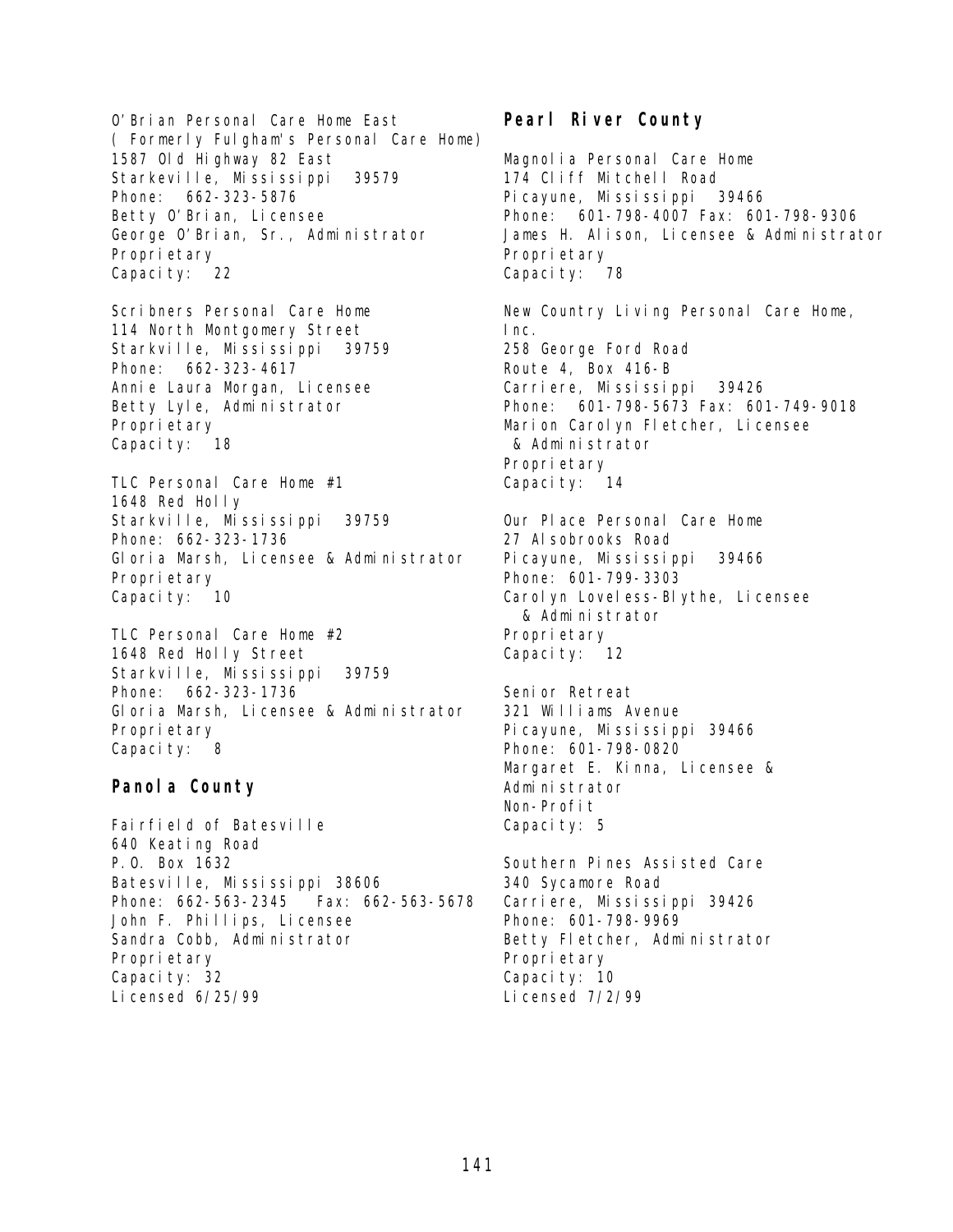O'Brian Personal Care Home East
( Formerly Fulgham's Personal Care Home)
1587 Old Highway 82 East
Starkeville, Mississippi 39579
Phone: 662-323-5876
Betty O'Brian, Licensee
George O'Brian, Sr., Administrator
Proprietary
Capacity: 22

Scribners Personal Care Home
114 North Montgomery Street
Starkville, Mississippi 39759
Phone: 662-323-4617
Annie Laura Morgan, Licensee
Betty Lyle, Administrator
Proprietary
Capacity: 18

TLC Personal Care Home #1
1648 Red Holly
Starkville, Mississippi 39759
Phone: 662-323-1736
Gloria Marsh, Licensee & Administrator
Proprietary
Capacity: 10

TLC Personal Care Home #2
1648 Red Holly Street
Starkville, Mississippi 39759
Phone: 662-323-1736
Gloria Marsh, Licensee & Administrator
Proprietary
Capacity: 8

## Panola County

Fairfield of Batesville
640 Keating Road
P.O. Box 1632
Batesville, Mississippi 38606
Phone: 662-563-2345 Fax: 662-563-5678
John F. Phillips, Licensee
Sandra Cobb, Administrator
Proprietary
Capacity: 32
Licensed 6/25/99

## Pearl River County

Magnolia Personal Care Home
174 Cliff Mitchell Road
Picayune, Mississippi 39466
Phone: 601-798-4007 Fax: 601-798-9306
James H. Alison, Licensee & Administrator
Proprietary
Capacity: 78

New Country Living Personal Care Home, Inc.
258 George Ford Road
Route 4, Box 416-B
Carriere, Mississippi 39426
Phone: 601-798-5673 Fax: 601-749-9018
Marion Carolyn Fletcher, Licensee
& Administrator
Proprietary
Capacity: 14

Our Place Personal Care Home
27 Alsobrooks Road
Picayune, Mississippi 39466
Phone: 601-799-3303
Carolyn Loveless-Blythe, Licensee
& Administrator
Proprietary
Capacity: 12

Senior Retreat
321 Williams Avenue
Picayune, Mississippi 39466
Phone: 601-798-0820
Margaret E. Kinna, Licensee &
Administrator
Non-Profit
Capacity: 5

Southern Pines Assisted Care
340 Sycamore Road
Carriere, Mississippi 39426
Phone: 601-798-9969
Betty Fletcher, Administrator
Proprietary
Capacity: 10
Licensed 7/2/99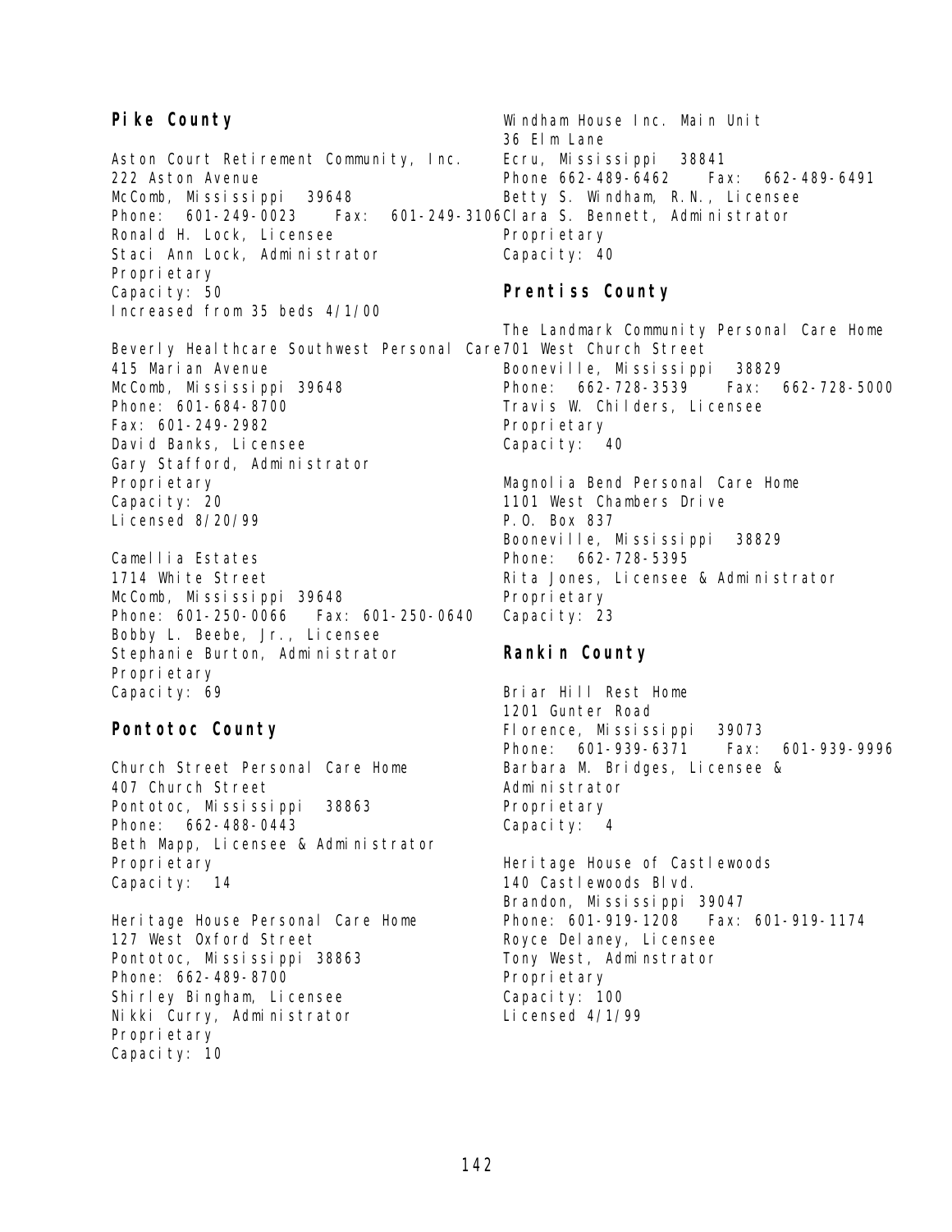## Pike County

Aston Court Retirement Community, Inc.
222 Aston Avenue
McComb, Mississippi 39648
Phone: 601-249-0023 Fax: 601-249-3106
Ronald H. Lock, Licensee
Staci Ann Lock, Administrator
Proprietary
Capacity: 50
Increased from 35 beds 4/1/00

Beverly Healthcare Southwest Personal Care
415 Marian Avenue
McComb, Mississippi 39648
Phone: 601-684-8700
Fax: 601-249-2982
David Banks, Licensee
Gary Stafford, Administrator
Proprietary
Capacity: 20
Licensed 8/20/99

Camellia Estates
1714 White Street
McComb, Mississippi 39648
Phone: 601-250-0066 Fax: 601-250-0640
Bobby L. Beebe, Jr., Licensee
Stephanie Burton, Administrator
Proprietary
Capacity: 69

## Pontotoc County

Church Street Personal Care Home
407 Church Street
Pontotoc, Mississippi 38863
Phone: 662-488-0443
Beth Mapp, Licensee & Administrator
Proprietary
Capacity: 14

Heritage House Personal Care Home
127 West Oxford Street
Pontotoc, Mississippi 38863
Phone: 662-489-8700
Shirley Bingham, Licensee
Nikki Curry, Administrator
Proprietary
Capacity: 10

Windham House Inc. Main Unit
36 Elm Lane
Ecru, Mississippi 38841
Phone 662-489-6462 Fax: 662-489-6491
Betty S. Windham, R.N., Licensee
Clara S. Bennett, Administrator
Proprietary
Capacity: 40

## Prentiss County

The Landmark Community Personal Care Home
701 West Church Street
Booneville, Mississippi 38829
Phone: 662-728-3539 Fax: 662-728-5000
Travis W. Childers, Licensee
Proprietary
Capacity: 40

Magnolia Bend Personal Care Home
1101 West Chambers Drive
P.O. Box 837
Booneville, Mississippi 38829
Phone: 662-728-5395
Rita Jones, Licensee & Administrator
Proprietary
Capacity: 23

## Rankin County

Briar Hill Rest Home
1201 Gunter Road
Florence, Mississippi 39073
Phone: 601-939-6371 Fax: 601-939-9996
Barbara M. Bridges, Licensee & Administrator
Proprietary
Capacity: 4

Heritage House of Castlewoods
140 Castlewoods Blvd.
Brandon, Mississippi 39047
Phone: 601-919-1208 Fax: 601-919-1174
Royce Delaney, Licensee
Tony West, Adminstrator
Proprietary
Capacity: 100
Licensed 4/1/99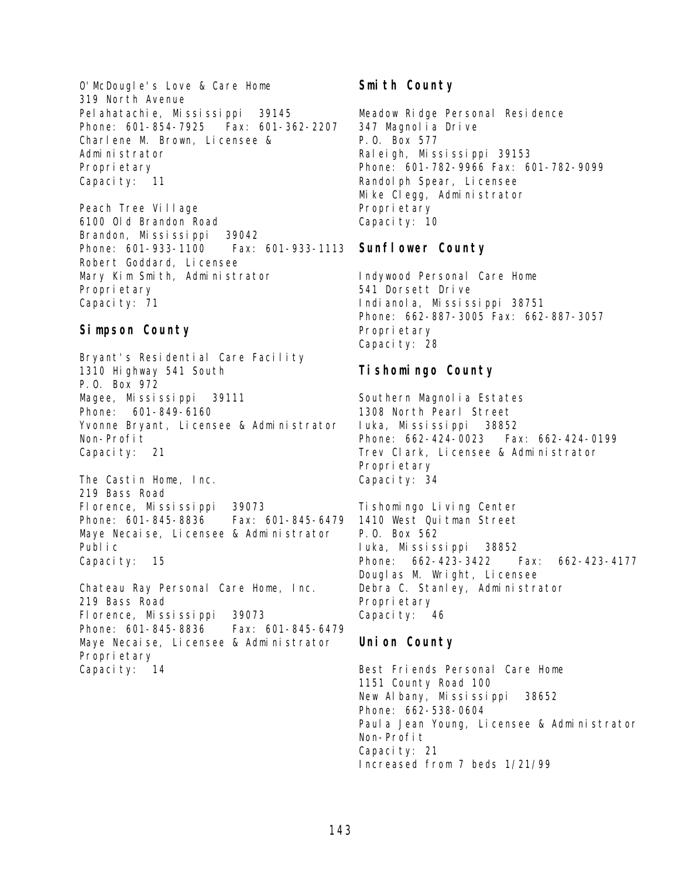O'McDougle's Love & Care Home
319 North Avenue
Pelahatachie, Mississippi 39145
Phone: 601-854-7925 Fax: 601-362-2207
Charlene M. Brown, Licensee & Administrator
Proprietary
Capacity: 11

Peach Tree Village
6100 Old Brandon Road
Brandon, Mississippi 39042
Phone: 601-933-1100 Fax: 601-933-1113
Robert Goddard, Licensee
Mary Kim Smith, Administrator
Proprietary
Capacity: 71

## Simpson County

Bryant's Residential Care Facility
1310 Highway 541 South
P.O. Box 972
Magee, Mississippi 39111
Phone: 601-849-6160
Yvonne Bryant, Licensee & Administrator
Non-Profit
Capacity: 21

The Castin Home, Inc.
219 Bass Road
Florence, Mississippi 39073
Phone: 601-845-8836 Fax: 601-845-6479
Maye Necaise, Licensee & Administrator
Public
Capacity: 15

Chateau Ray Personal Care Home, Inc.
219 Bass Road
Florence, Mississippi 39073
Phone: 601-845-8836 Fax: 601-845-6479
Maye Necaise, Licensee & Administrator
Proprietary
Capacity: 14

## Smith County

Meadow Ridge Personal Residence
347 Magnolia Drive
P.O. Box 577
Raleigh, Mississippi 39153
Phone: 601-782-9966 Fax: 601-782-9099
Randolph Spear, Licensee
Mike Clegg, Administrator
Proprietary
Capacity: 10

## Sunflower County

Indywood Personal Care Home
541 Dorsett Drive
Indianola, Mississippi 38751
Phone: 662-887-3005 Fax: 662-887-3057
Proprietary
Capacity: 28

## Tishomingo County

Southern Magnolia Estates
1308 North Pearl Street
Iuka, Mississippi 38852
Phone: 662-424-0023 Fax: 662-424-0199
Trev Clark, Licensee & Administrator
Proprietary
Capacity: 34

Tishomingo Living Center
1410 West Quitman Street
P.O. Box 562
Iuka, Mississippi 38852
Phone: 662-423-3422 Fax: 662-423-4177
Douglas M. Wright, Licensee
Debra C. Stanley, Administrator
Proprietary
Capacity: 46

## Union County

Best Friends Personal Care Home
1151 County Road 100
New Albany, Mississippi 38652
Phone: 662-538-0604
Paula Jean Young, Licensee & Administrator
Non-Profit
Capacity: 21
Increased from 7 beds 1/21/99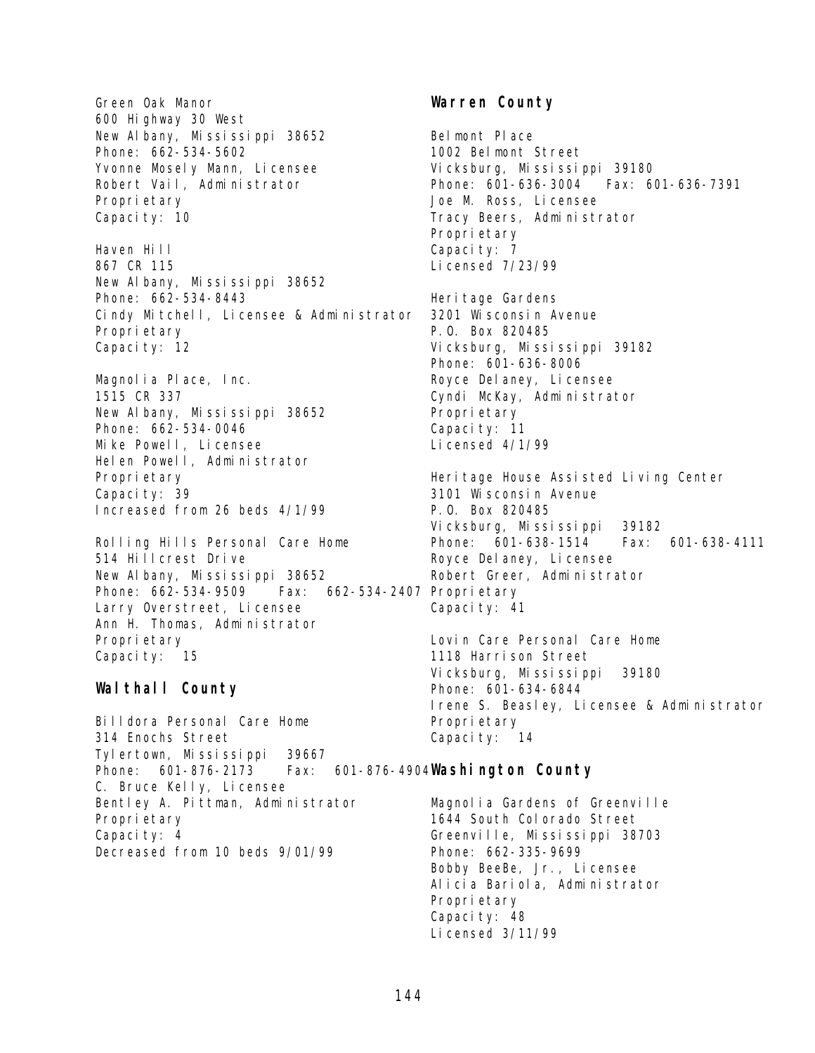Green Oak Manor
600 Highway 30 West
New Albany, Mississippi 38652
Phone: 662-534-5602
Yvonne Mosely Mann, Licensee
Robert Vail, Administrator
Proprietary
Capacity: 10

Haven Hill
867 CR 115
New Albany, Mississippi 38652
Phone: 662-534-8443
Cindy Mitchell, Licensee & Administrator
Proprietary
Capacity: 12

Magnolia Place, Inc.
1515 CR 337
New Albany, Mississippi 38652
Phone: 662-534-0046
Mike Powell, Licensee
Helen Powell, Administrator
Proprietary
Capacity: 39
Increased from 26 beds 4/1/99

Rolling Hills Personal Care Home
514 Hillcrest Drive
New Albany, Mississippi 38652
Phone: 662-534-9509 Fax: 662-534-2407
Larry Overstreet, Licensee
Ann H. Thomas, Administrator
Proprietary
Capacity: 15

## Walthall County

Billdora Personal Care Home
314 Enochs Street
Tylertown, Mississippi 39667
Phone: 601-876-2173 Fax: 601-876-4904
C. Bruce Kelly, Licensee
Bentley A. Pittman, Administrator
Proprietary
Capacity: 4
Decreased from 10 beds 9/01/99

## Warren County

Belmont Place
1002 Belmont Street
Vicksburg, Mississippi 39180
Phone: 601-636-3004 Fax: 601-636-7391
Joe M. Ross, Licensee
Tracy Beers, Administrator
Proprietary
Capacity: 7
Licensed 7/23/99

Heritage Gardens
3201 Wisconsin Avenue
P.O. Box 820485
Vicksburg, Mississippi 39182
Phone: 601-636-8006
Royce Delaney, Licensee
Cyndi McKay, Administrator
Proprietary
Capacity: 11
Licensed 4/1/99

Heritage House Assisted Living Center
3101 Wisconsin Avenue
P.O. Box 820485
Vicksburg, Mississippi 39182
Phone: 601-638-1514 Fax: 601-638-4111
Royce Delaney, Licensee
Robert Greer, Administrator
Proprietary
Capacity: 41

Lovin Care Personal Care Home
1118 Harrison Street
Vicksburg, Mississippi 39180
Phone: 601-634-6844
Irene S. Beasley, Licensee & Administrator
Proprietary
Capacity: 14

## Washington County

Magnolia Gardens of Greenville
1644 South Colorado Street
Greenville, Mississippi 38703
Phone: 662-335-9699
Bobby BeeBe, Jr., Licensee
Alicia Bariola, Administrator
Proprietary
Capacity: 48
Licensed 3/11/99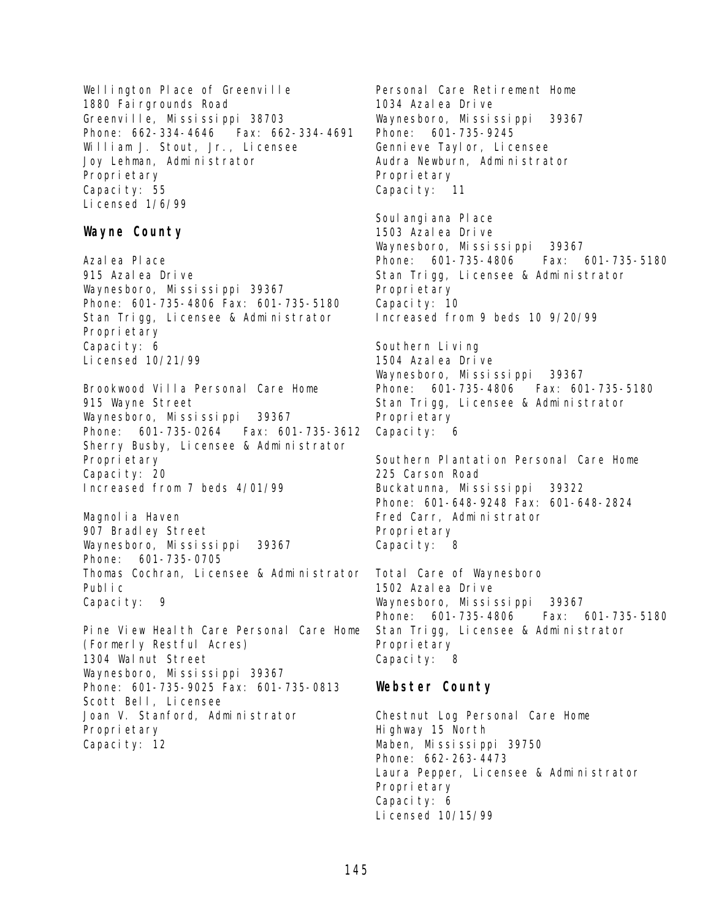Wellington Place of Greenville
1880 Fairgrounds Road
Greenville, Mississippi 38703
Phone: 662-334-4646 Fax: 662-334-4691
William J. Stout, Jr., Licensee
Joy Lehman, Administrator
Proprietary
Capacity: 55
Licensed 1/6/99

## Wayne County

Azalea Place
915 Azalea Drive
Waynesboro, Mississippi 39367
Phone: 601-735-4806 Fax: 601-735-5180
Stan Trigg, Licensee & Administrator
Proprietary
Capacity: 6
Licensed 10/21/99

Brookwood Villa Personal Care Home
915 Wayne Street
Waynesboro, Mississippi 39367
Phone: 601-735-0264 Fax: 601-735-3612
Sherry Busby, Licensee & Administrator
Proprietary
Capacity: 20
Increased from 7 beds 4/01/99

Magnolia Haven
907 Bradley Street
Waynesboro, Mississippi 39367
Phone: 601-735-0705
Thomas Cochran, Licensee & Administrator
Public
Capacity: 9

Pine View Health Care Personal Care Home
(Formerly Restful Acres)
1304 Walnut Street
Waynesboro, Mississippi 39367
Phone: 601-735-9025 Fax: 601-735-0813
Scott Bell, Licensee
Joan V. Stanford, Administrator
Proprietary
Capacity: 12

Personal Care Retirement Home
1034 Azalea Drive
Waynesboro, Mississippi 39367
Phone: 601-735-9245
Gennieve Taylor, Licensee
Audra Newburn, Administrator
Proprietary
Capacity: 11

Soulangiana Place
1503 Azalea Drive
Waynesboro, Mississippi 39367
Phone: 601-735-4806 Fax: 601-735-5180
Stan Trigg, Licensee & Administrator
Proprietary
Capacity: 10
Increased from 9 beds 10 9/20/99

Southern Living
1504 Azalea Drive
Waynesboro, Mississippi 39367
Phone: 601-735-4806 Fax: 601-735-5180
Stan Trigg, Licensee & Administrator
Proprietary
Capacity: 6

Southern Plantation Personal Care Home
225 Carson Road
Buckatunna, Mississippi 39322
Phone: 601-648-9248 Fax: 601-648-2824
Fred Carr, Administrator
Proprietary
Capacity: 8

Total Care of Waynesboro
1502 Azalea Drive
Waynesboro, Mississippi 39367
Phone: 601-735-4806 Fax: 601-735-5180
Stan Trigg, Licensee & Administrator
Proprietary
Capacity: 8

## Webster County

Chestnut Log Personal Care Home
Highway 15 North
Maben, Mississippi 39750
Phone: 662-263-4473
Laura Pepper, Licensee & Administrator
Proprietary
Capacity: 6
Licensed 10/15/99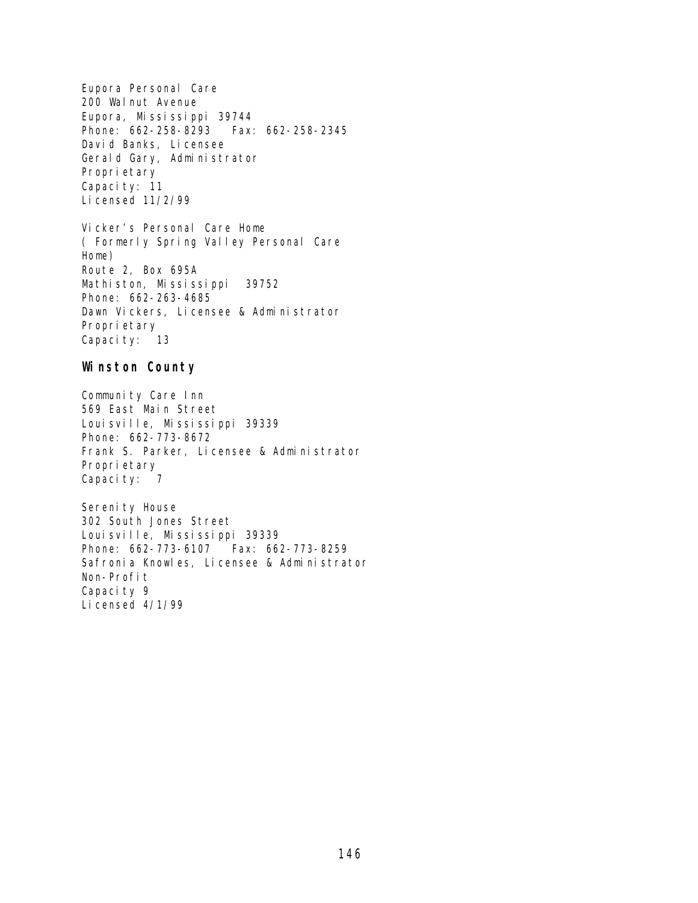Eupora Personal Care
200 Walnut Avenue
Eupora, Mississippi 39744
Phone: 662-258-8293 Fax: 662-258-2345
David Banks, Licensee
Gerald Gary, Administrator
Proprietary
Capacity: 11
Licensed 11/2/99

Vicker's Personal Care Home
( Formerly Spring Valley Personal Care Home)
Route 2, Box 695A
Mathiston, Mississippi 39752
Phone: 662-263-4685
Dawn Vickers, Licensee & Administrator
Proprietary
Capacity: 13

**Winston County**

Community Care Inn
569 East Main Street
Louisville, Mississippi 39339
Phone: 662-773-8672
Frank S. Parker, Licensee & Administrator
Proprietary
Capacity: 7

Serenity House
302 South Jones Street
Louisville, Mississippi 39339
Phone: 662-773-6107 Fax: 662-773-8259
Safronia Knowles, Licensee & Administrator
Non-Profit
Capacity 9
Licensed 4/1/99